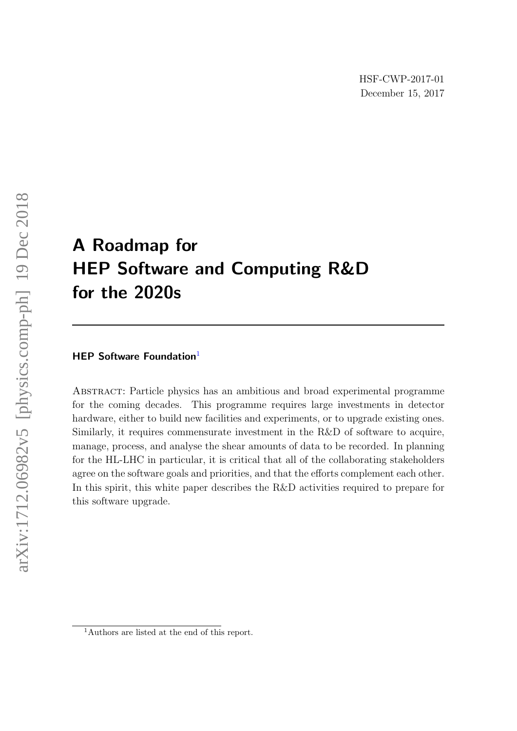HSF-CWP-2017-01
December 15, 2017

# A Roadmap for HEP Software and Computing R&D for the 2020s

**HEP Software Foundation**[1]

Abstract: Particle physics has an ambitious and broad experimental programme for the coming decades. This programme requires large investments in detector hardware, either to build new facilities and experiments, or to upgrade existing ones. Similarly, it requires commensurate investment in the R&D of software to acquire, manage, process, and analyse the shear amounts of data to be recorded. In planning for the HL-LHC in particular, it is critical that all of the collaborating stakeholders agree on the software goals and priorities, and that the efforts complement each other. In this spirit, this white paper describes the R&D activities required to prepare for this software upgrade.

[1] Authors are listed at the end of this report.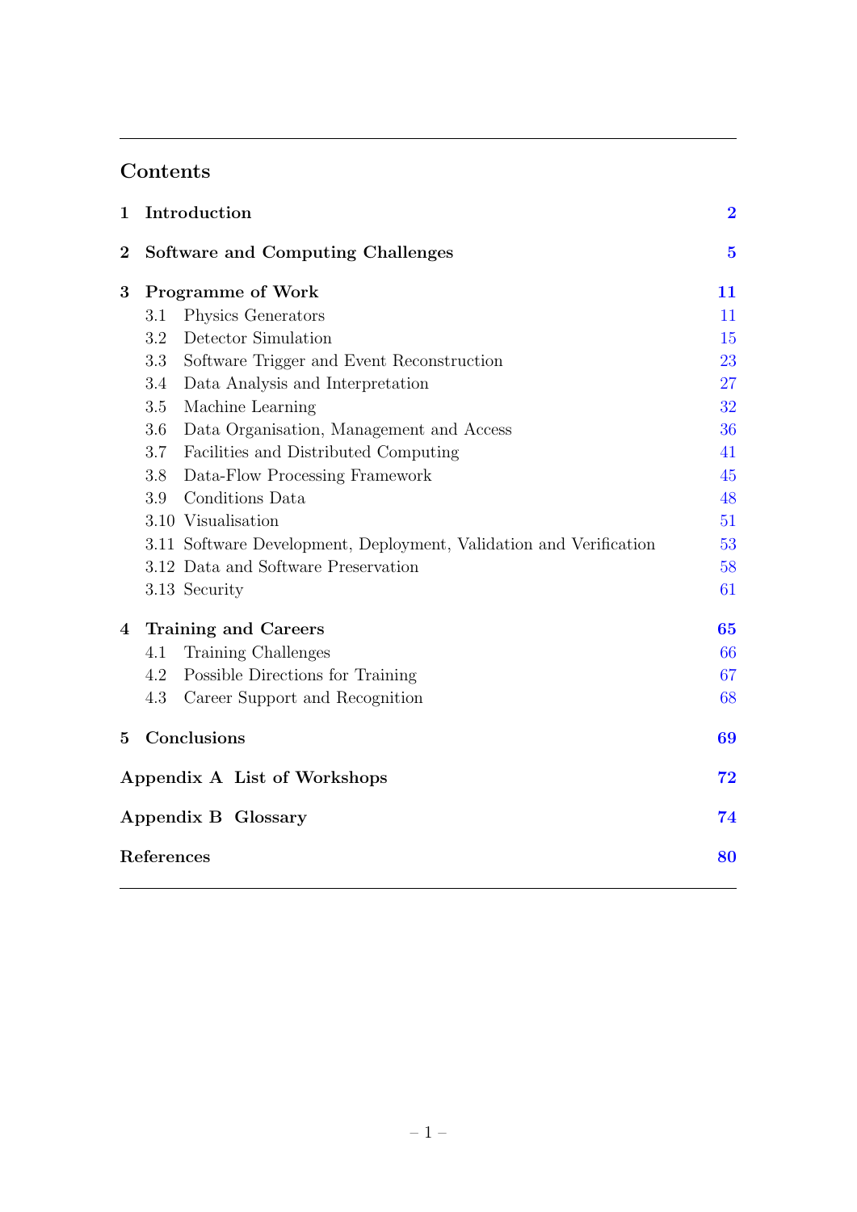## Contents

- **1 Introduction** — 2
- **2 Software and Computing Challenges** — 5
- **3 Programme of Work** — 11
  - 3.1 Physics Generators — 11
  - 3.2 Detector Simulation — 15
  - 3.3 Software Trigger and Event Reconstruction — 23
  - 3.4 Data Analysis and Interpretation — 27
  - 3.5 Machine Learning — 32
  - 3.6 Data Organisation, Management and Access — 36
  - 3.7 Facilities and Distributed Computing — 41
  - 3.8 Data-Flow Processing Framework — 45
  - 3.9 Conditions Data — 48
  - 3.10 Visualisation — 51
  - 3.11 Software Development, Deployment, Validation and Verification — 53
  - 3.12 Data and Software Preservation — 58
  - 3.13 Security — 61
- **4 Training and Careers** — 65
  - 4.1 Training Challenges — 66
  - 4.2 Possible Directions for Training — 67
  - 4.3 Career Support and Recognition — 68
- **5 Conclusions** — 69
- **Appendix A List of Workshops** — 72
- **Appendix B Glossary** — 74
- **References** — 80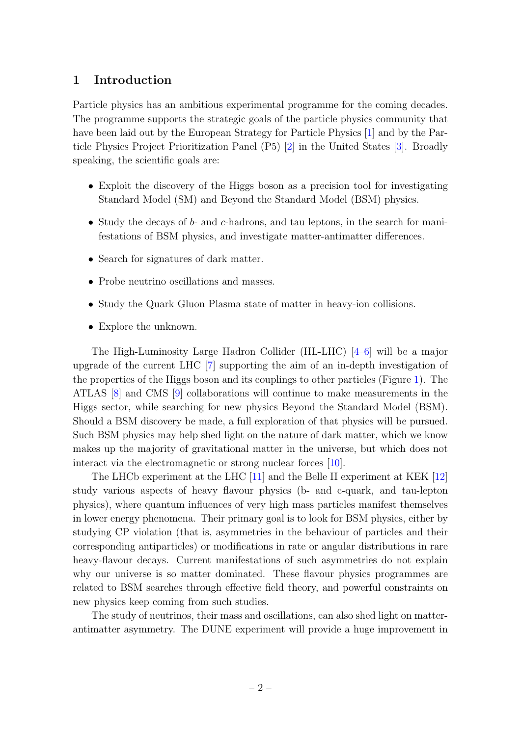## 1 Introduction

Particle physics has an ambitious experimental programme for the coming decades. The programme supports the strategic goals of the particle physics community that have been laid out by the European Strategy for Particle Physics [1] and by the Particle Physics Project Prioritization Panel (P5) [2] in the United States [3]. Broadly speaking, the scientific goals are:

- Exploit the discovery of the Higgs boson as a precision tool for investigating Standard Model (SM) and Beyond the Standard Model (BSM) physics.
- Study the decays of $b$- and $c$-hadrons, and tau leptons, in the search for manifestations of BSM physics, and investigate matter-antimatter differences.
- Search for signatures of dark matter.
- Probe neutrino oscillations and masses.
- Study the Quark Gluon Plasma state of matter in heavy-ion collisions.
- Explore the unknown.

The High-Luminosity Large Hadron Collider (HL-LHC) [4–6] will be a major upgrade of the current LHC [7] supporting the aim of an in-depth investigation of the properties of the Higgs boson and its couplings to other particles (Figure 1). The ATLAS [8] and CMS [9] collaborations will continue to make measurements in the Higgs sector, while searching for new physics Beyond the Standard Model (BSM). Should a BSM discovery be made, a full exploration of that physics will be pursued. Such BSM physics may help shed light on the nature of dark matter, which we know makes up the majority of gravitational matter in the universe, but which does not interact via the electromagnetic or strong nuclear forces [10].

The LHCb experiment at the LHC [11] and the Belle II experiment at KEK [12] study various aspects of heavy flavour physics (b- and c-quark, and tau-lepton physics), where quantum influences of very high mass particles manifest themselves in lower energy phenomena. Their primary goal is to look for BSM physics, either by studying CP violation (that is, asymmetries in the behaviour of particles and their corresponding antiparticles) or modifications in rate or angular distributions in rare heavy-flavour decays. Current manifestations of such asymmetries do not explain why our universe is so matter dominated. These flavour physics programmes are related to BSM searches through effective field theory, and powerful constraints on new physics keep coming from such studies.

The study of neutrinos, their mass and oscillations, can also shed light on matter-antimatter asymmetry. The DUNE experiment will provide a huge improvement in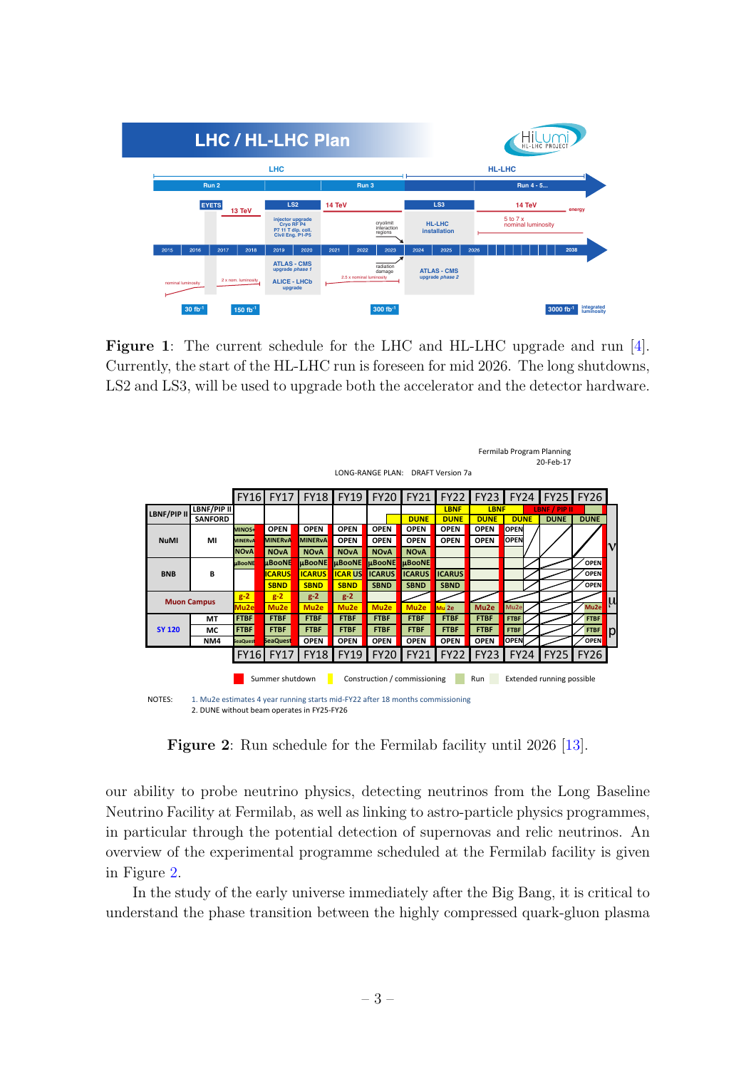**Figure 1**: The current schedule for the LHC and HL-LHC upgrade and run [4]. Currently, the start of the HL-LHC run is foreseen for mid 2026. The long shutdowns, LS2 and LS3, will be used to upgrade both the accelerator and the detector hardware.

**Figure 2**: Run schedule for the Fermilab facility until 2026 [13].

our ability to probe neutrino physics, detecting neutrinos from the Long Baseline Neutrino Facility at Fermilab, as well as linking to astro-particle physics programmes, in particular through the potential detection of supernovas and relic neutrinos. An overview of the experimental programme scheduled at the Fermilab facility is given in Figure 2.

In the study of the early universe immediately after the Big Bang, it is critical to understand the phase transition between the highly compressed quark-gluon plasma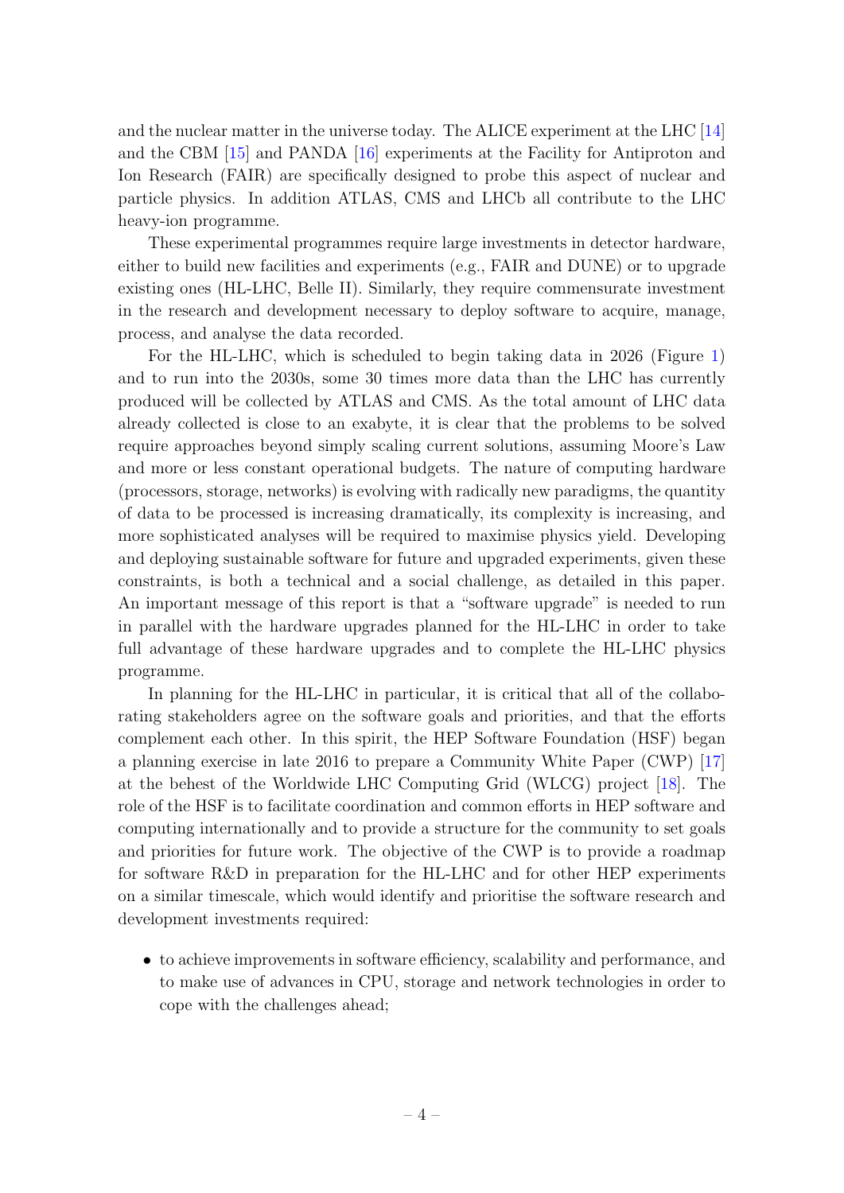and the nuclear matter in the universe today. The ALICE experiment at the LHC [14] and the CBM [15] and PANDA [16] experiments at the Facility for Antiproton and Ion Research (FAIR) are specifically designed to probe this aspect of nuclear and particle physics. In addition ATLAS, CMS and LHCb all contribute to the LHC heavy-ion programme.

These experimental programmes require large investments in detector hardware, either to build new facilities and experiments (e.g., FAIR and DUNE) or to upgrade existing ones (HL-LHC, Belle II). Similarly, they require commensurate investment in the research and development necessary to deploy software to acquire, manage, process, and analyse the data recorded.

For the HL-LHC, which is scheduled to begin taking data in 2026 (Figure 1) and to run into the 2030s, some 30 times more data than the LHC has currently produced will be collected by ATLAS and CMS. As the total amount of LHC data already collected is close to an exabyte, it is clear that the problems to be solved require approaches beyond simply scaling current solutions, assuming Moore's Law and more or less constant operational budgets. The nature of computing hardware (processors, storage, networks) is evolving with radically new paradigms, the quantity of data to be processed is increasing dramatically, its complexity is increasing, and more sophisticated analyses will be required to maximise physics yield. Developing and deploying sustainable software for future and upgraded experiments, given these constraints, is both a technical and a social challenge, as detailed in this paper. An important message of this report is that a "software upgrade" is needed to run in parallel with the hardware upgrades planned for the HL-LHC in order to take full advantage of these hardware upgrades and to complete the HL-LHC physics programme.

In planning for the HL-LHC in particular, it is critical that all of the collaborating stakeholders agree on the software goals and priorities, and that the efforts complement each other. In this spirit, the HEP Software Foundation (HSF) began a planning exercise in late 2016 to prepare a Community White Paper (CWP) [17] at the behest of the Worldwide LHC Computing Grid (WLCG) project [18]. The role of the HSF is to facilitate coordination and common efforts in HEP software and computing internationally and to provide a structure for the community to set goals and priorities for future work. The objective of the CWP is to provide a roadmap for software R&D in preparation for the HL-LHC and for other HEP experiments on a similar timescale, which would identify and prioritise the software research and development investments required:

- to achieve improvements in software efficiency, scalability and performance, and to make use of advances in CPU, storage and network technologies in order to cope with the challenges ahead;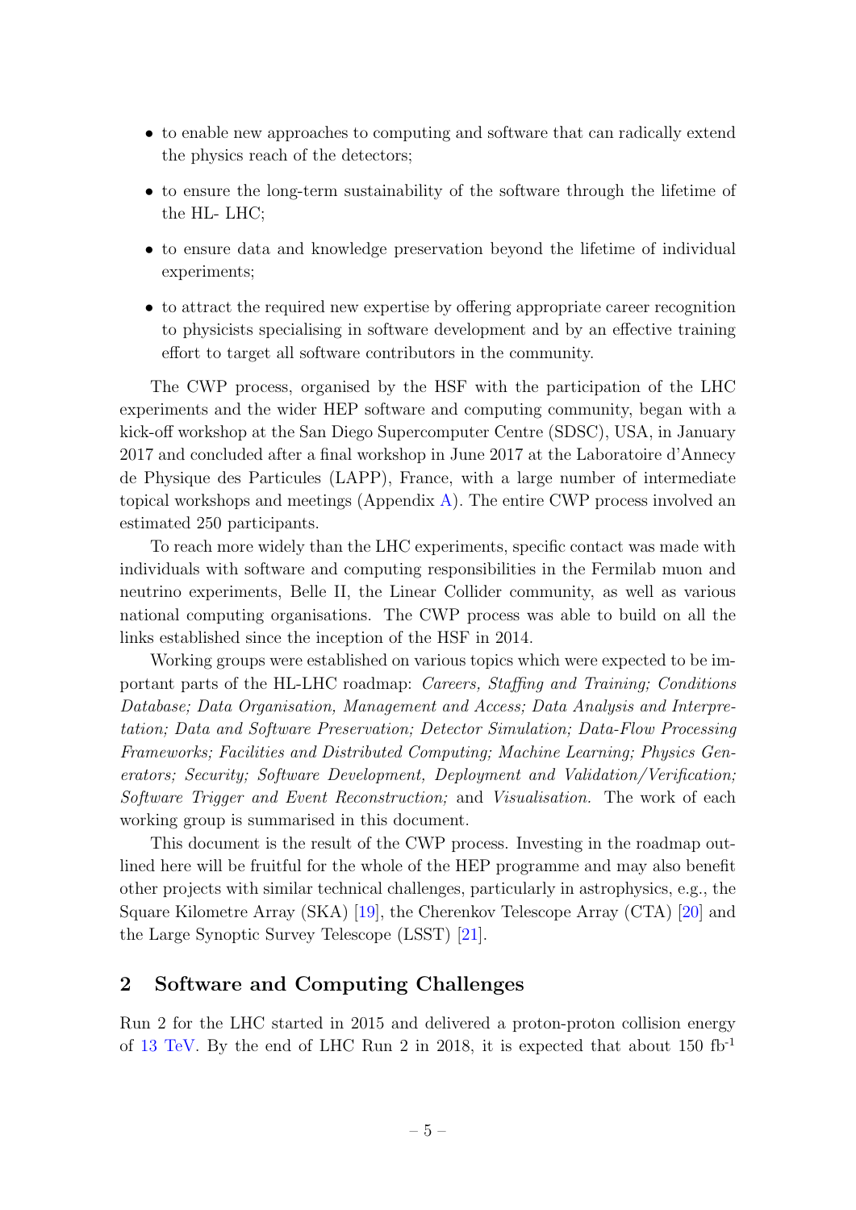- to enable new approaches to computing and software that can radically extend the physics reach of the detectors;
- to ensure the long-term sustainability of the software through the lifetime of the HL- LHC;
- to ensure data and knowledge preservation beyond the lifetime of individual experiments;
- to attract the required new expertise by offering appropriate career recognition to physicists specialising in software development and by an effective training effort to target all software contributors in the community.

The CWP process, organised by the HSF with the participation of the LHC experiments and the wider HEP software and computing community, began with a kick-off workshop at the San Diego Supercomputer Centre (SDSC), USA, in January 2017 and concluded after a final workshop in June 2017 at the Laboratoire d'Annecy de Physique des Particules (LAPP), France, with a large number of intermediate topical workshops and meetings (Appendix A). The entire CWP process involved an estimated 250 participants.

To reach more widely than the LHC experiments, specific contact was made with individuals with software and computing responsibilities in the Fermilab muon and neutrino experiments, Belle II, the Linear Collider community, as well as various national computing organisations. The CWP process was able to build on all the links established since the inception of the HSF in 2014.

Working groups were established on various topics which were expected to be important parts of the HL-LHC roadmap: *Careers, Staffing and Training; Conditions Database; Data Organisation, Management and Access; Data Analysis and Interpretation; Data and Software Preservation; Detector Simulation; Data-Flow Processing Frameworks; Facilities and Distributed Computing; Machine Learning; Physics Generators; Security; Software Development, Deployment and Validation/Verification; Software Trigger and Event Reconstruction;* and *Visualisation.* The work of each working group is summarised in this document.

This document is the result of the CWP process. Investing in the roadmap outlined here will be fruitful for the whole of the HEP programme and may also benefit other projects with similar technical challenges, particularly in astrophysics, e.g., the Square Kilometre Array (SKA) [19], the Cherenkov Telescope Array (CTA) [20] and the Large Synoptic Survey Telescope (LSST) [21].

## 2 Software and Computing Challenges

Run 2 for the LHC started in 2015 and delivered a proton-proton collision energy of 13 TeV. By the end of LHC Run 2 in 2018, it is expected that about 150 $\text{fb}^{-1}$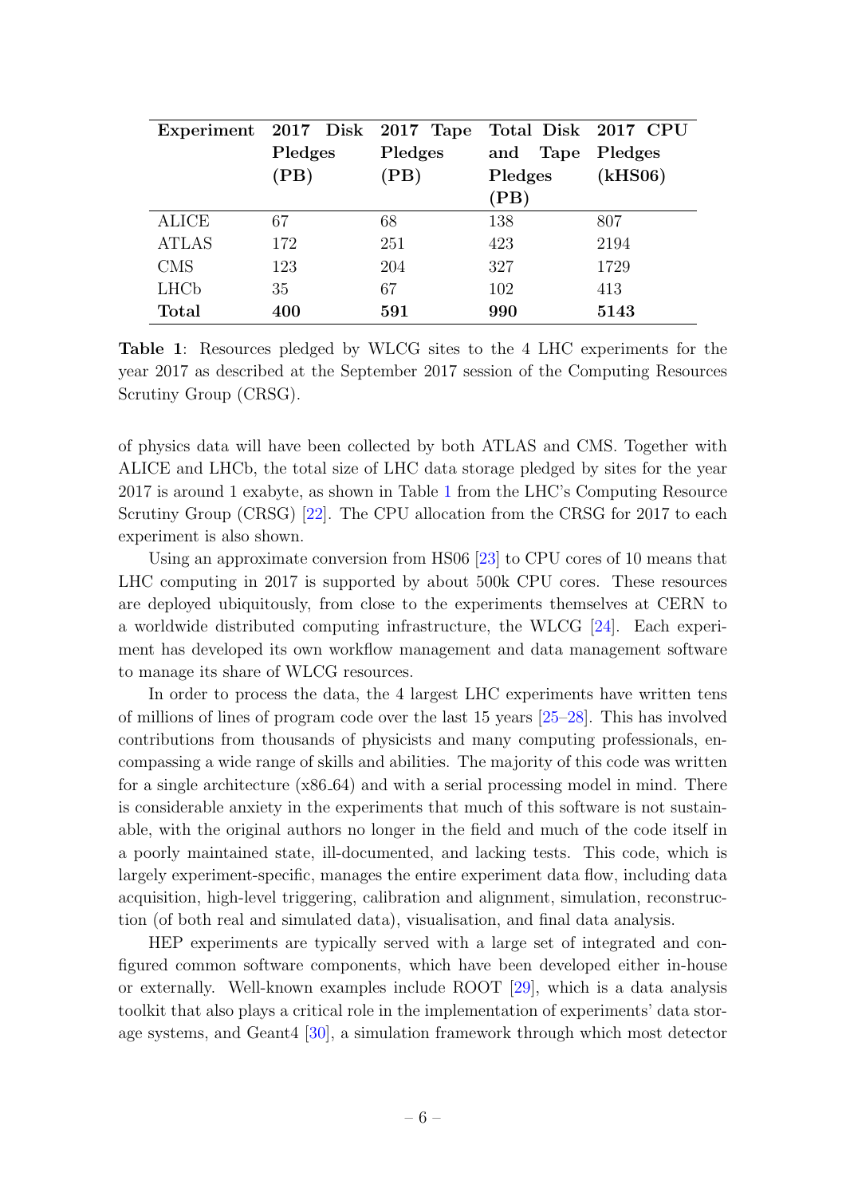| **Experiment** | **2017 Disk Pledges (PB)** | **2017 Tape Pledges (PB)** | **Total Disk and Tape Pledges (PB)** | **2017 CPU Pledges (kHS06)** |
|---|---|---|---|---|
| ALICE | 67 | 68 | 138 | 807 |
| ATLAS | 172 | 251 | 423 | 2194 |
| CMS | 123 | 204 | 327 | 1729 |
| LHCb | 35 | 67 | 102 | 413 |
| **Total** | **400** | **591** | **990** | **5143** |

**Table 1**: Resources pledged by WLCG sites to the 4 LHC experiments for the year 2017 as described at the September 2017 session of the Computing Resources Scrutiny Group (CRSG).

of physics data will have been collected by both ATLAS and CMS. Together with ALICE and LHCb, the total size of LHC data storage pledged by sites for the year 2017 is around 1 exabyte, as shown in Table 1 from the LHC's Computing Resource Scrutiny Group (CRSG) [22]. The CPU allocation from the CRSG for 2017 to each experiment is also shown.

Using an approximate conversion from HS06 [23] to CPU cores of 10 means that LHC computing in 2017 is supported by about 500k CPU cores. These resources are deployed ubiquitously, from close to the experiments themselves at CERN to a worldwide distributed computing infrastructure, the WLCG [24]. Each experiment has developed its own workflow management and data management software to manage its share of WLCG resources.

In order to process the data, the 4 largest LHC experiments have written tens of millions of lines of program code over the last 15 years [25–28]. This has involved contributions from thousands of physicists and many computing professionals, encompassing a wide range of skills and abilities. The majority of this code was written for a single architecture (x86_64) and with a serial processing model in mind. There is considerable anxiety in the experiments that much of this software is not sustainable, with the original authors no longer in the field and much of the code itself in a poorly maintained state, ill-documented, and lacking tests. This code, which is largely experiment-specific, manages the entire experiment data flow, including data acquisition, high-level triggering, calibration and alignment, simulation, reconstruction (of both real and simulated data), visualisation, and final data analysis.

HEP experiments are typically served with a large set of integrated and configured common software components, which have been developed either in-house or externally. Well-known examples include ROOT [29], which is a data analysis toolkit that also plays a critical role in the implementation of experiments' data storage systems, and Geant4 [30], a simulation framework through which most detector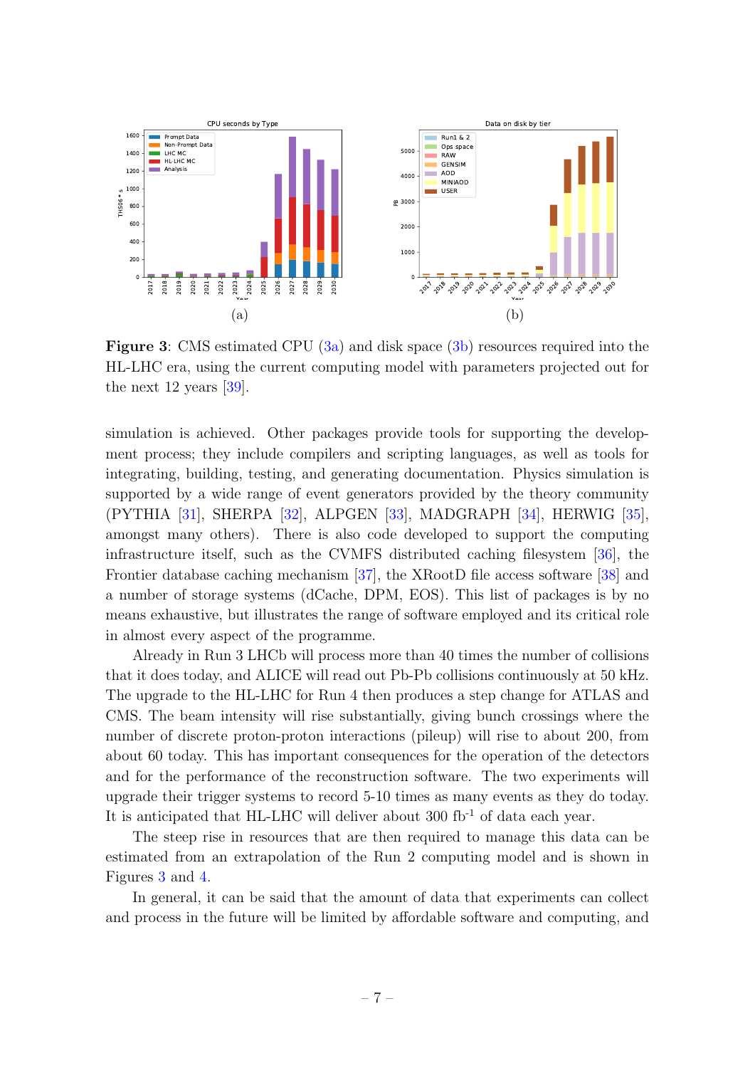Figure 3: CMS estimated CPU (3a) and disk space (3b) resources required into the HL-LHC era, using the current computing model with parameters projected out for the next 12 years [39].

simulation is achieved. Other packages provide tools for supporting the development process; they include compilers and scripting languages, as well as tools for integrating, building, testing, and generating documentation. Physics simulation is supported by a wide range of event generators provided by the theory community (PYTHIA [31], SHERPA [32], ALPGEN [33], MADGRAPH [34], HERWIG [35], amongst many others). There is also code developed to support the computing infrastructure itself, such as the CVMFS distributed caching filesystem [36], the Frontier database caching mechanism [37], the XRootD file access software [38] and a number of storage systems (dCache, DPM, EOS). This list of packages is by no means exhaustive, but illustrates the range of software employed and its critical role in almost every aspect of the programme.

Already in Run 3 LHCb will process more than 40 times the number of collisions that it does today, and ALICE will read out Pb-Pb collisions continuously at 50 kHz. The upgrade to the HL-LHC for Run 4 then produces a step change for ATLAS and CMS. The beam intensity will rise substantially, giving bunch crossings where the number of discrete proton-proton interactions (pileup) will rise to about 200, from about 60 today. This has important consequences for the operation of the detectors and for the performance of the reconstruction software. The two experiments will upgrade their trigger systems to record 5-10 times as many events as they do today. It is anticipated that HL-LHC will deliver about 300 $\text{fb}^{-1}$ of data each year.

The steep rise in resources that are then required to manage this data can be estimated from an extrapolation of the Run 2 computing model and is shown in Figures 3 and 4.

In general, it can be said that the amount of data that experiments can collect and process in the future will be limited by affordable software and computing, and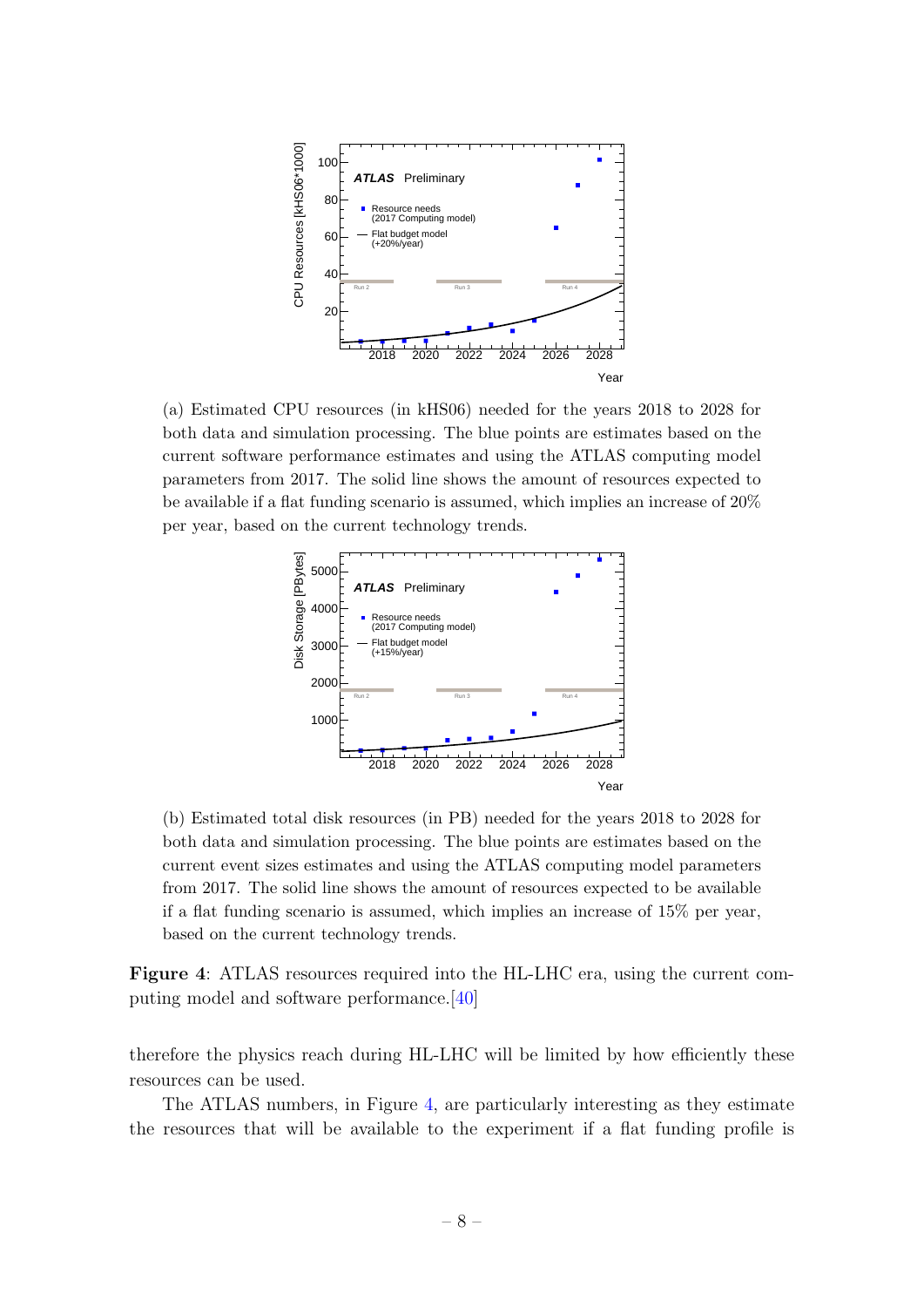(a) Estimated CPU resources (in kHS06) needed for the years 2018 to 2028 for both data and simulation processing. The blue points are estimates based on the current software performance estimates and using the ATLAS computing model parameters from 2017. The solid line shows the amount of resources expected to be available if a flat funding scenario is assumed, which implies an increase of 20% per year, based on the current technology trends.

(b) Estimated total disk resources (in PB) needed for the years 2018 to 2028 for both data and simulation processing. The blue points are estimates based on the current event sizes estimates and using the ATLAS computing model parameters from 2017. The solid line shows the amount of resources expected to be available if a flat funding scenario is assumed, which implies an increase of 15% per year, based on the current technology trends.

**Figure 4**: ATLAS resources required into the HL-LHC era, using the current computing model and software performance.[40]

therefore the physics reach during HL-LHC will be limited by how efficiently these resources can be used.

The ATLAS numbers, in Figure 4, are particularly interesting as they estimate the resources that will be available to the experiment if a flat funding profile is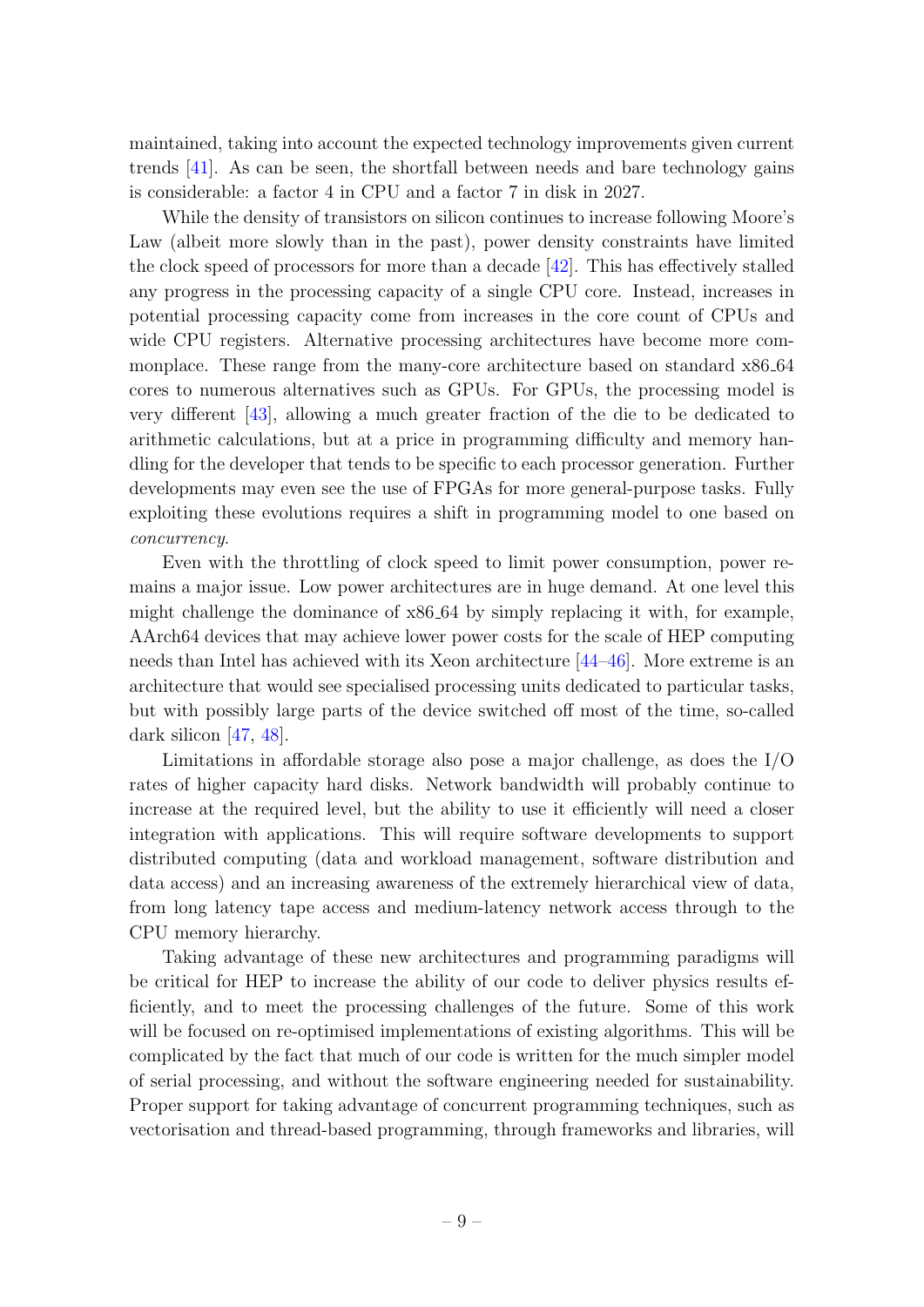maintained, taking into account the expected technology improvements given current trends [41]. As can be seen, the shortfall between needs and bare technology gains is considerable: a factor 4 in CPU and a factor 7 in disk in 2027.

While the density of transistors on silicon continues to increase following Moore's Law (albeit more slowly than in the past), power density constraints have limited the clock speed of processors for more than a decade [42]. This has effectively stalled any progress in the processing capacity of a single CPU core. Instead, increases in potential processing capacity come from increases in the core count of CPUs and wide CPU registers. Alternative processing architectures have become more commonplace. These range from the many-core architecture based on standard x86_64 cores to numerous alternatives such as GPUs. For GPUs, the processing model is very different [43], allowing a much greater fraction of the die to be dedicated to arithmetic calculations, but at a price in programming difficulty and memory handling for the developer that tends to be specific to each processor generation. Further developments may even see the use of FPGAs for more general-purpose tasks. Fully exploiting these evolutions requires a shift in programming model to one based on *concurrency*.

Even with the throttling of clock speed to limit power consumption, power remains a major issue. Low power architectures are in huge demand. At one level this might challenge the dominance of x86_64 by simply replacing it with, for example, AArch64 devices that may achieve lower power costs for the scale of HEP computing needs than Intel has achieved with its Xeon architecture [44–46]. More extreme is an architecture that would see specialised processing units dedicated to particular tasks, but with possibly large parts of the device switched off most of the time, so-called dark silicon [47, 48].

Limitations in affordable storage also pose a major challenge, as does the I/O rates of higher capacity hard disks. Network bandwidth will probably continue to increase at the required level, but the ability to use it efficiently will need a closer integration with applications. This will require software developments to support distributed computing (data and workload management, software distribution and data access) and an increasing awareness of the extremely hierarchical view of data, from long latency tape access and medium-latency network access through to the CPU memory hierarchy.

Taking advantage of these new architectures and programming paradigms will be critical for HEP to increase the ability of our code to deliver physics results efficiently, and to meet the processing challenges of the future. Some of this work will be focused on re-optimised implementations of existing algorithms. This will be complicated by the fact that much of our code is written for the much simpler model of serial processing, and without the software engineering needed for sustainability. Proper support for taking advantage of concurrent programming techniques, such as vectorisation and thread-based programming, through frameworks and libraries, will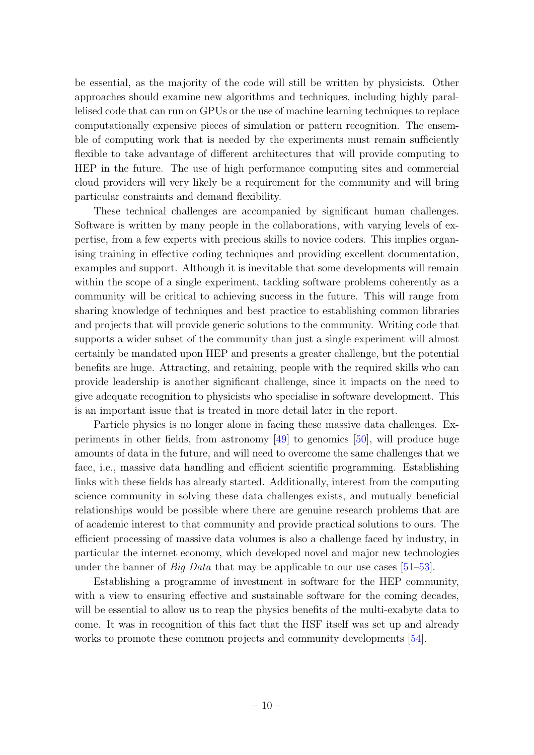be essential, as the majority of the code will still be written by physicists. Other approaches should examine new algorithms and techniques, including highly parallelised code that can run on GPUs or the use of machine learning techniques to replace computationally expensive pieces of simulation or pattern recognition. The ensemble of computing work that is needed by the experiments must remain sufficiently flexible to take advantage of different architectures that will provide computing to HEP in the future. The use of high performance computing sites and commercial cloud providers will very likely be a requirement for the community and will bring particular constraints and demand flexibility.

These technical challenges are accompanied by significant human challenges. Software is written by many people in the collaborations, with varying levels of expertise, from a few experts with precious skills to novice coders. This implies organising training in effective coding techniques and providing excellent documentation, examples and support. Although it is inevitable that some developments will remain within the scope of a single experiment, tackling software problems coherently as a community will be critical to achieving success in the future. This will range from sharing knowledge of techniques and best practice to establishing common libraries and projects that will provide generic solutions to the community. Writing code that supports a wider subset of the community than just a single experiment will almost certainly be mandated upon HEP and presents a greater challenge, but the potential benefits are huge. Attracting, and retaining, people with the required skills who can provide leadership is another significant challenge, since it impacts on the need to give adequate recognition to physicists who specialise in software development. This is an important issue that is treated in more detail later in the report.

Particle physics is no longer alone in facing these massive data challenges. Experiments in other fields, from astronomy [49] to genomics [50], will produce huge amounts of data in the future, and will need to overcome the same challenges that we face, i.e., massive data handling and efficient scientific programming. Establishing links with these fields has already started. Additionally, interest from the computing science community in solving these data challenges exists, and mutually beneficial relationships would be possible where there are genuine research problems that are of academic interest to that community and provide practical solutions to ours. The efficient processing of massive data volumes is also a challenge faced by industry, in particular the internet economy, which developed novel and major new technologies under the banner of *Big Data* that may be applicable to our use cases [51–53].

Establishing a programme of investment in software for the HEP community, with a view to ensuring effective and sustainable software for the coming decades, will be essential to allow us to reap the physics benefits of the multi-exabyte data to come. It was in recognition of this fact that the HSF itself was set up and already works to promote these common projects and community developments [54].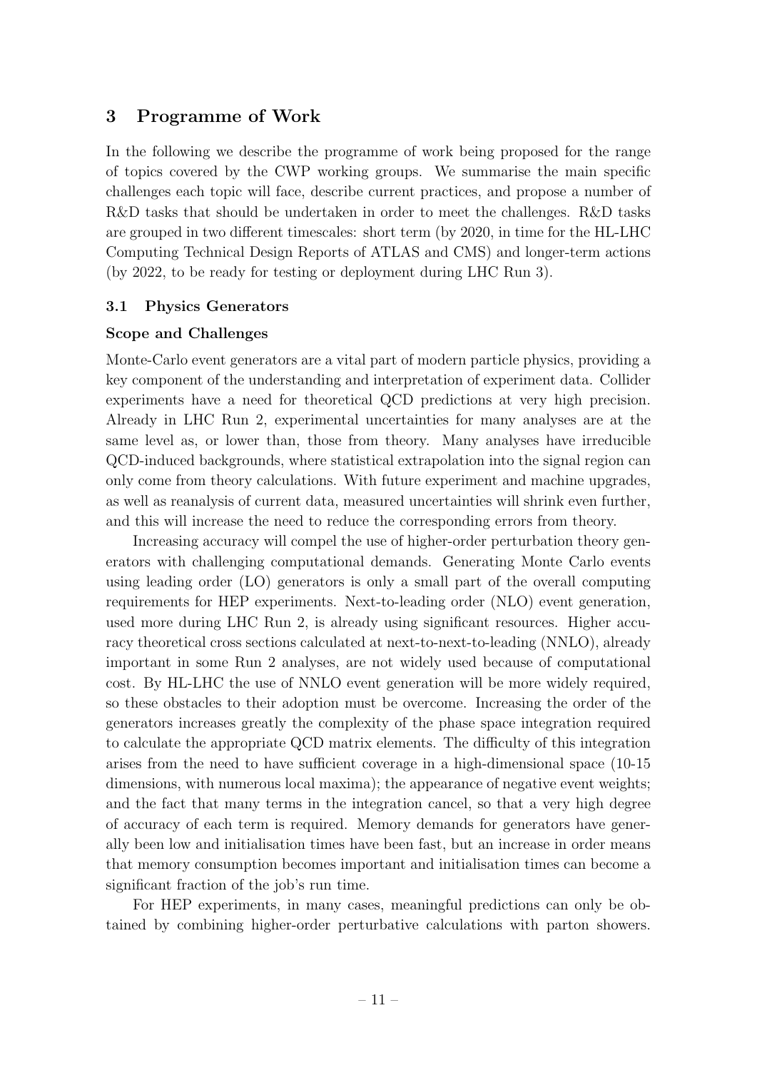## 3 Programme of Work

In the following we describe the programme of work being proposed for the range of topics covered by the CWP working groups. We summarise the main specific challenges each topic will face, describe current practices, and propose a number of R&D tasks that should be undertaken in order to meet the challenges. R&D tasks are grouped in two different timescales: short term (by 2020, in time for the HL-LHC Computing Technical Design Reports of ATLAS and CMS) and longer-term actions (by 2022, to be ready for testing or deployment during LHC Run 3).

### 3.1 Physics Generators

#### Scope and Challenges

Monte-Carlo event generators are a vital part of modern particle physics, providing a key component of the understanding and interpretation of experiment data. Collider experiments have a need for theoretical QCD predictions at very high precision. Already in LHC Run 2, experimental uncertainties for many analyses are at the same level as, or lower than, those from theory. Many analyses have irreducible QCD-induced backgrounds, where statistical extrapolation into the signal region can only come from theory calculations. With future experiment and machine upgrades, as well as reanalysis of current data, measured uncertainties will shrink even further, and this will increase the need to reduce the corresponding errors from theory.

Increasing accuracy will compel the use of higher-order perturbation theory generators with challenging computational demands. Generating Monte Carlo events using leading order (LO) generators is only a small part of the overall computing requirements for HEP experiments. Next-to-leading order (NLO) event generation, used more during LHC Run 2, is already using significant resources. Higher accuracy theoretical cross sections calculated at next-to-next-to-leading (NNLO), already important in some Run 2 analyses, are not widely used because of computational cost. By HL-LHC the use of NNLO event generation will be more widely required, so these obstacles to their adoption must be overcome. Increasing the order of the generators increases greatly the complexity of the phase space integration required to calculate the appropriate QCD matrix elements. The difficulty of this integration arises from the need to have sufficient coverage in a high-dimensional space (10-15 dimensions, with numerous local maxima); the appearance of negative event weights; and the fact that many terms in the integration cancel, so that a very high degree of accuracy of each term is required. Memory demands for generators have generally been low and initialisation times have been fast, but an increase in order means that memory consumption becomes important and initialisation times can become a significant fraction of the job's run time.

For HEP experiments, in many cases, meaningful predictions can only be obtained by combining higher-order perturbative calculations with parton showers.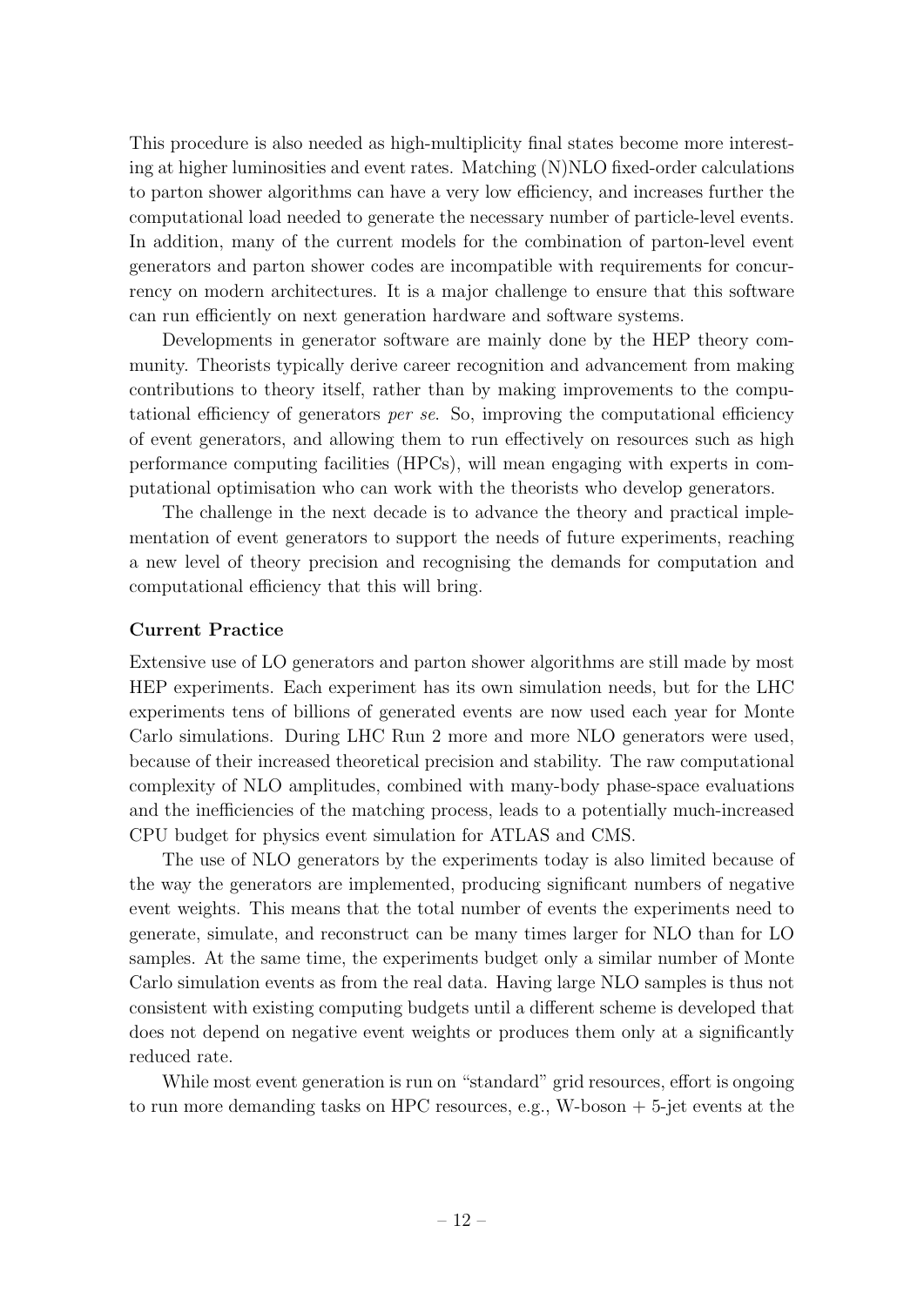This procedure is also needed as high-multiplicity final states become more interesting at higher luminosities and event rates. Matching (N)NLO fixed-order calculations to parton shower algorithms can have a very low efficiency, and increases further the computational load needed to generate the necessary number of particle-level events. In addition, many of the current models for the combination of parton-level event generators and parton shower codes are incompatible with requirements for concurrency on modern architectures. It is a major challenge to ensure that this software can run efficiently on next generation hardware and software systems.

Developments in generator software are mainly done by the HEP theory community. Theorists typically derive career recognition and advancement from making contributions to theory itself, rather than by making improvements to the computational efficiency of generators *per se*. So, improving the computational efficiency of event generators, and allowing them to run effectively on resources such as high performance computing facilities (HPCs), will mean engaging with experts in computational optimisation who can work with the theorists who develop generators.

The challenge in the next decade is to advance the theory and practical implementation of event generators to support the needs of future experiments, reaching a new level of theory precision and recognising the demands for computation and computational efficiency that this will bring.

**Current Practice**

Extensive use of LO generators and parton shower algorithms are still made by most HEP experiments. Each experiment has its own simulation needs, but for the LHC experiments tens of billions of generated events are now used each year for Monte Carlo simulations. During LHC Run 2 more and more NLO generators were used, because of their increased theoretical precision and stability. The raw computational complexity of NLO amplitudes, combined with many-body phase-space evaluations and the inefficiencies of the matching process, leads to a potentially much-increased CPU budget for physics event simulation for ATLAS and CMS.

The use of NLO generators by the experiments today is also limited because of the way the generators are implemented, producing significant numbers of negative event weights. This means that the total number of events the experiments need to generate, simulate, and reconstruct can be many times larger for NLO than for LO samples. At the same time, the experiments budget only a similar number of Monte Carlo simulation events as from the real data. Having large NLO samples is thus not consistent with existing computing budgets until a different scheme is developed that does not depend on negative event weights or produces them only at a significantly reduced rate.

While most event generation is run on "standard" grid resources, effort is ongoing to run more demanding tasks on HPC resources, e.g., W-boson + 5-jet events at the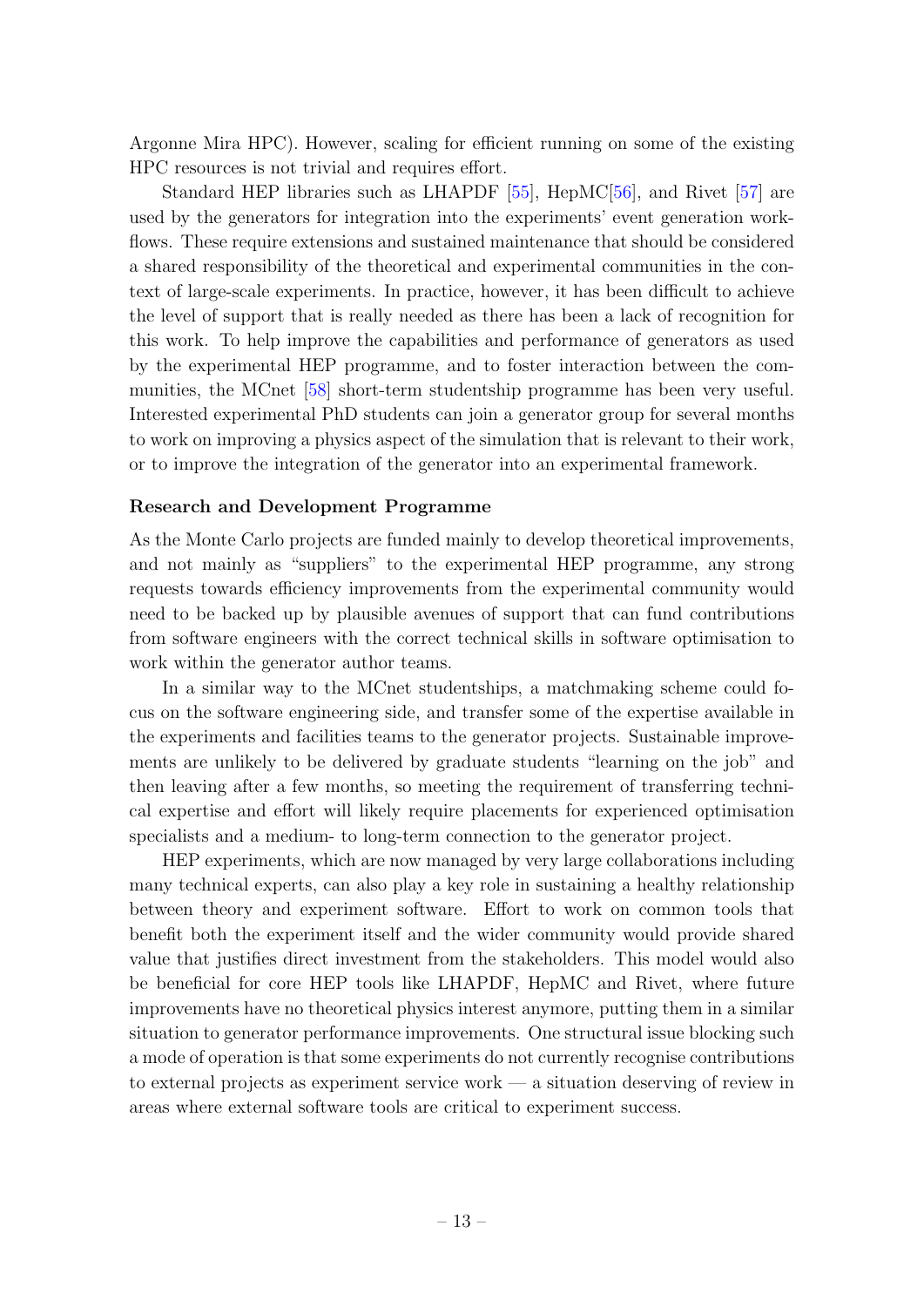Argonne Mira HPC). However, scaling for efficient running on some of the existing HPC resources is not trivial and requires effort.

Standard HEP libraries such as LHAPDF [55], HepMC[56], and Rivet [57] are used by the generators for integration into the experiments' event generation workflows. These require extensions and sustained maintenance that should be considered a shared responsibility of the theoretical and experimental communities in the context of large-scale experiments. In practice, however, it has been difficult to achieve the level of support that is really needed as there has been a lack of recognition for this work. To help improve the capabilities and performance of generators as used by the experimental HEP programme, and to foster interaction between the communities, the MCnet [58] short-term studentship programme has been very useful. Interested experimental PhD students can join a generator group for several months to work on improving a physics aspect of the simulation that is relevant to their work, or to improve the integration of the generator into an experimental framework.

**Research and Development Programme**

As the Monte Carlo projects are funded mainly to develop theoretical improvements, and not mainly as "suppliers" to the experimental HEP programme, any strong requests towards efficiency improvements from the experimental community would need to be backed up by plausible avenues of support that can fund contributions from software engineers with the correct technical skills in software optimisation to work within the generator author teams.

In a similar way to the MCnet studentships, a matchmaking scheme could focus on the software engineering side, and transfer some of the expertise available in the experiments and facilities teams to the generator projects. Sustainable improvements are unlikely to be delivered by graduate students "learning on the job" and then leaving after a few months, so meeting the requirement of transferring technical expertise and effort will likely require placements for experienced optimisation specialists and a medium- to long-term connection to the generator project.

HEP experiments, which are now managed by very large collaborations including many technical experts, can also play a key role in sustaining a healthy relationship between theory and experiment software. Effort to work on common tools that benefit both the experiment itself and the wider community would provide shared value that justifies direct investment from the stakeholders. This model would also be beneficial for core HEP tools like LHAPDF, HepMC and Rivet, where future improvements have no theoretical physics interest anymore, putting them in a similar situation to generator performance improvements. One structural issue blocking such a mode of operation is that some experiments do not currently recognise contributions to external projects as experiment service work — a situation deserving of review in areas where external software tools are critical to experiment success.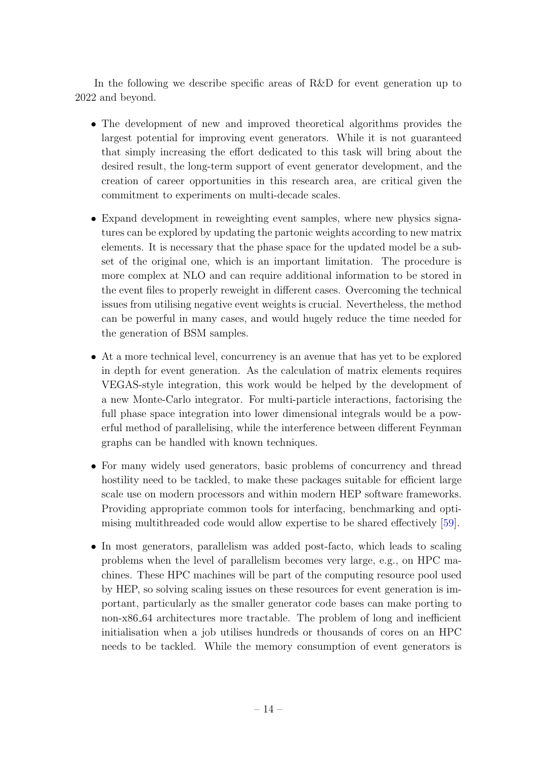In the following we describe specific areas of R&D for event generation up to 2022 and beyond.

- The development of new and improved theoretical algorithms provides the largest potential for improving event generators. While it is not guaranteed that simply increasing the effort dedicated to this task will bring about the desired result, the long-term support of event generator development, and the creation of career opportunities in this research area, are critical given the commitment to experiments on multi-decade scales.
- Expand development in reweighting event samples, where new physics signatures can be explored by updating the partonic weights according to new matrix elements. It is necessary that the phase space for the updated model be a subset of the original one, which is an important limitation. The procedure is more complex at NLO and can require additional information to be stored in the event files to properly reweight in different cases. Overcoming the technical issues from utilising negative event weights is crucial. Nevertheless, the method can be powerful in many cases, and would hugely reduce the time needed for the generation of BSM samples.
- At a more technical level, concurrency is an avenue that has yet to be explored in depth for event generation. As the calculation of matrix elements requires VEGAS-style integration, this work would be helped by the development of a new Monte-Carlo integrator. For multi-particle interactions, factorising the full phase space integration into lower dimensional integrals would be a powerful method of parallelising, while the interference between different Feynman graphs can be handled with known techniques.
- For many widely used generators, basic problems of concurrency and thread hostility need to be tackled, to make these packages suitable for efficient large scale use on modern processors and within modern HEP software frameworks. Providing appropriate common tools for interfacing, benchmarking and optimising multithreaded code would allow expertise to be shared effectively [59].
- In most generators, parallelism was added post-facto, which leads to scaling problems when the level of parallelism becomes very large, e.g., on HPC machines. These HPC machines will be part of the computing resource pool used by HEP, so solving scaling issues on these resources for event generation is important, particularly as the smaller generator code bases can make porting to non-x86_64 architectures more tractable. The problem of long and inefficient initialisation when a job utilises hundreds or thousands of cores on an HPC needs to be tackled. While the memory consumption of event generators is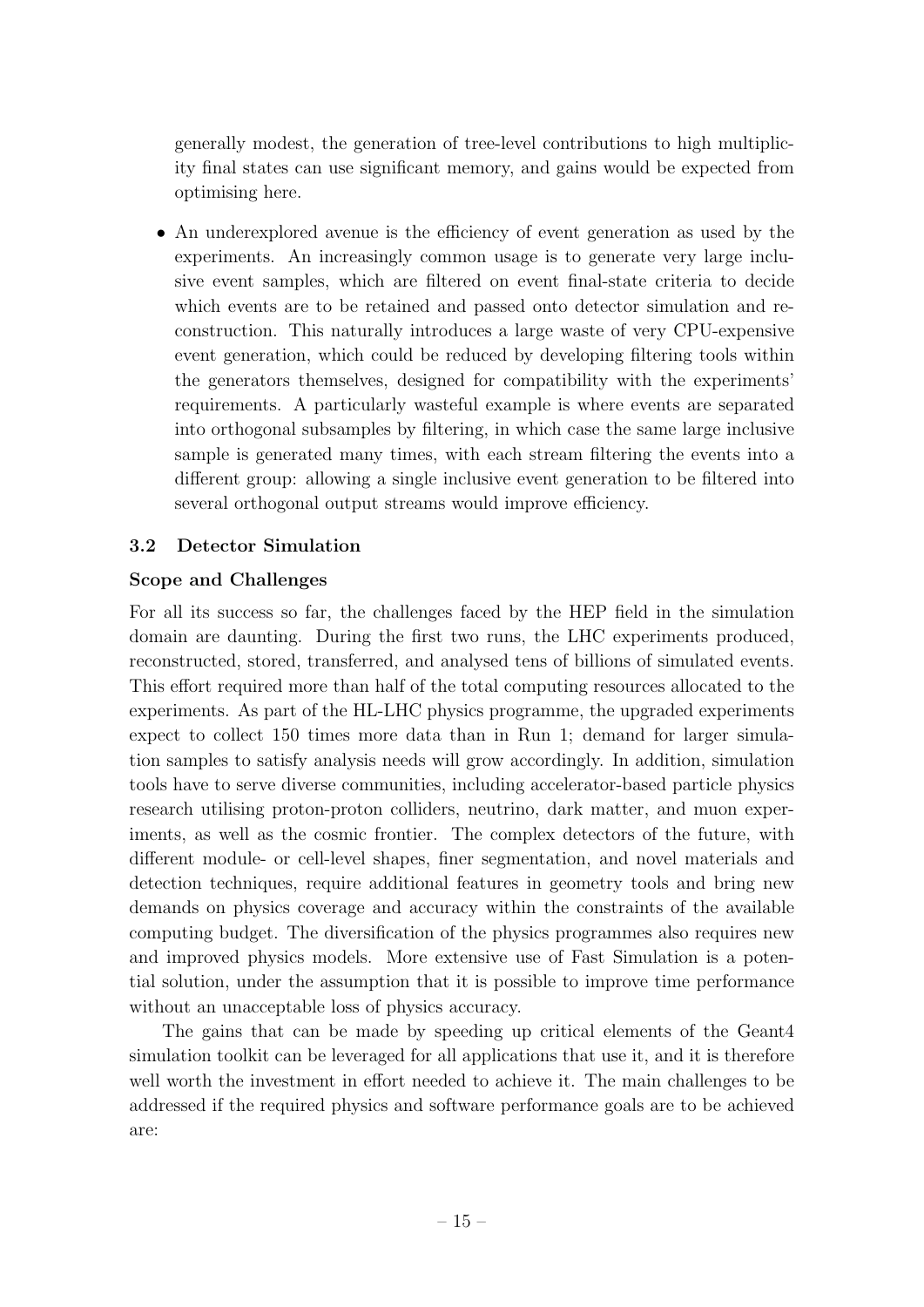generally modest, the generation of tree-level contributions to high multiplicity final states can use significant memory, and gains would be expected from optimising here.

- An underexplored avenue is the efficiency of event generation as used by the experiments. An increasingly common usage is to generate very large inclusive event samples, which are filtered on event final-state criteria to decide which events are to be retained and passed onto detector simulation and reconstruction. This naturally introduces a large waste of very CPU-expensive event generation, which could be reduced by developing filtering tools within the generators themselves, designed for compatibility with the experiments' requirements. A particularly wasteful example is where events are separated into orthogonal subsamples by filtering, in which case the same large inclusive sample is generated many times, with each stream filtering the events into a different group: allowing a single inclusive event generation to be filtered into several orthogonal output streams would improve efficiency.

### 3.2 Detector Simulation

#### Scope and Challenges

For all its success so far, the challenges faced by the HEP field in the simulation domain are daunting. During the first two runs, the LHC experiments produced, reconstructed, stored, transferred, and analysed tens of billions of simulated events. This effort required more than half of the total computing resources allocated to the experiments. As part of the HL-LHC physics programme, the upgraded experiments expect to collect 150 times more data than in Run 1; demand for larger simulation samples to satisfy analysis needs will grow accordingly. In addition, simulation tools have to serve diverse communities, including accelerator-based particle physics research utilising proton-proton colliders, neutrino, dark matter, and muon experiments, as well as the cosmic frontier. The complex detectors of the future, with different module- or cell-level shapes, finer segmentation, and novel materials and detection techniques, require additional features in geometry tools and bring new demands on physics coverage and accuracy within the constraints of the available computing budget. The diversification of the physics programmes also requires new and improved physics models. More extensive use of Fast Simulation is a potential solution, under the assumption that it is possible to improve time performance without an unacceptable loss of physics accuracy.

The gains that can be made by speeding up critical elements of the Geant4 simulation toolkit can be leveraged for all applications that use it, and it is therefore well worth the investment in effort needed to achieve it. The main challenges to be addressed if the required physics and software performance goals are to be achieved are: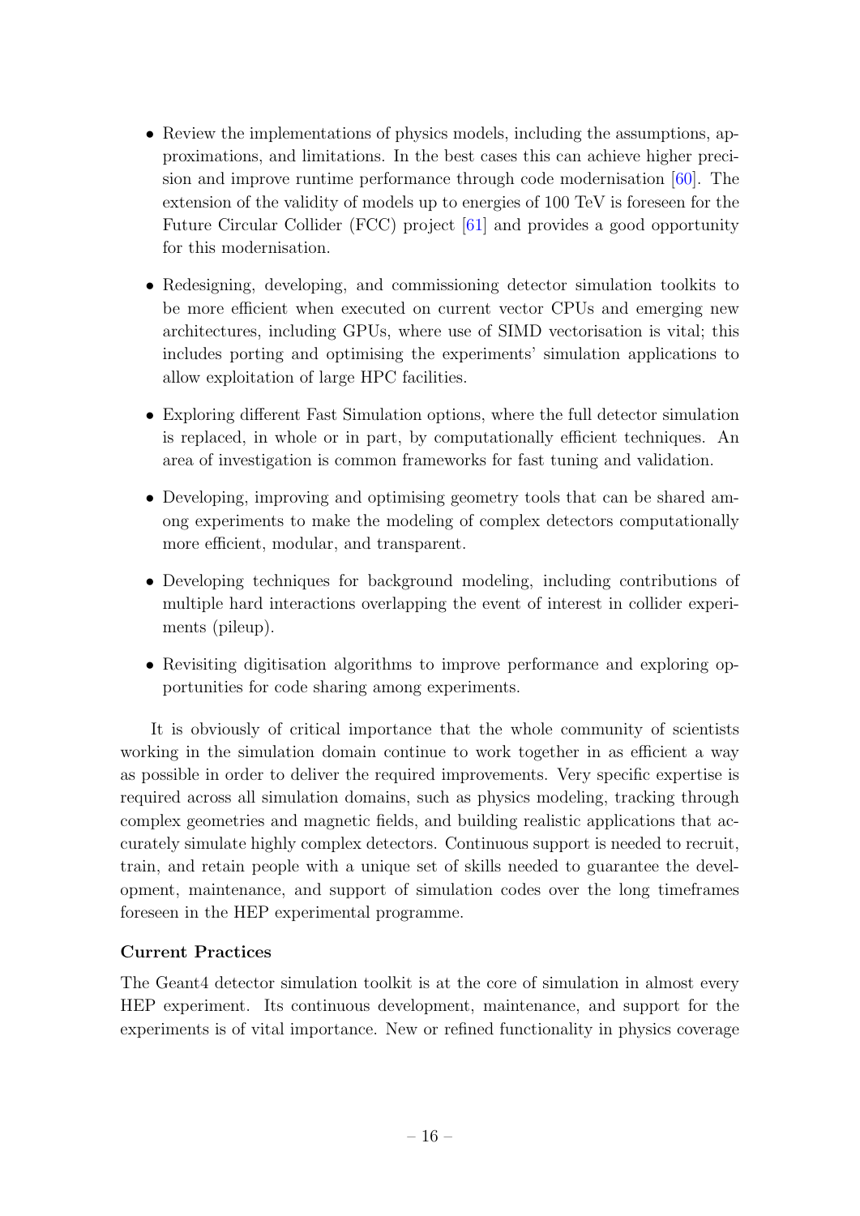- Review the implementations of physics models, including the assumptions, approximations, and limitations. In the best cases this can achieve higher precision and improve runtime performance through code modernisation [60]. The extension of the validity of models up to energies of 100 TeV is foreseen for the Future Circular Collider (FCC) project [61] and provides a good opportunity for this modernisation.
- Redesigning, developing, and commissioning detector simulation toolkits to be more efficient when executed on current vector CPUs and emerging new architectures, including GPUs, where use of SIMD vectorisation is vital; this includes porting and optimising the experiments' simulation applications to allow exploitation of large HPC facilities.
- Exploring different Fast Simulation options, where the full detector simulation is replaced, in whole or in part, by computationally efficient techniques. An area of investigation is common frameworks for fast tuning and validation.
- Developing, improving and optimising geometry tools that can be shared among experiments to make the modeling of complex detectors computationally more efficient, modular, and transparent.
- Developing techniques for background modeling, including contributions of multiple hard interactions overlapping the event of interest in collider experiments (pileup).
- Revisiting digitisation algorithms to improve performance and exploring opportunities for code sharing among experiments.

It is obviously of critical importance that the whole community of scientists working in the simulation domain continue to work together in as efficient a way as possible in order to deliver the required improvements. Very specific expertise is required across all simulation domains, such as physics modeling, tracking through complex geometries and magnetic fields, and building realistic applications that accurately simulate highly complex detectors. Continuous support is needed to recruit, train, and retain people with a unique set of skills needed to guarantee the development, maintenance, and support of simulation codes over the long timeframes foreseen in the HEP experimental programme.

**Current Practices**

The Geant4 detector simulation toolkit is at the core of simulation in almost every HEP experiment. Its continuous development, maintenance, and support for the experiments is of vital importance. New or refined functionality in physics coverage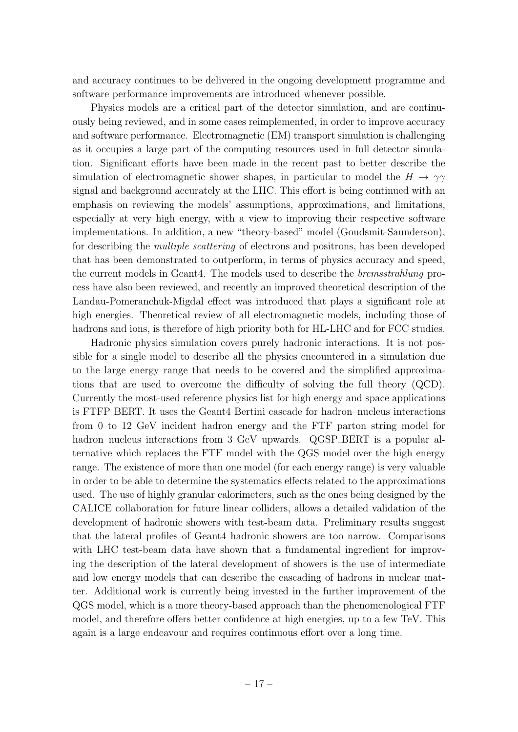and accuracy continues to be delivered in the ongoing development programme and software performance improvements are introduced whenever possible.

Physics models are a critical part of the detector simulation, and are continuously being reviewed, and in some cases reimplemented, in order to improve accuracy and software performance. Electromagnetic (EM) transport simulation is challenging as it occupies a large part of the computing resources used in full detector simulation. Significant efforts have been made in the recent past to better describe the simulation of electromagnetic shower shapes, in particular to model the $H \rightarrow \gamma\gamma$ signal and background accurately at the LHC. This effort is being continued with an emphasis on reviewing the models' assumptions, approximations, and limitations, especially at very high energy, with a view to improving their respective software implementations. In addition, a new "theory-based" model (Goudsmit-Saunderson), for describing the *multiple scattering* of electrons and positrons, has been developed that has been demonstrated to outperform, in terms of physics accuracy and speed, the current models in Geant4. The models used to describe the *bremsstrahlung* process have also been reviewed, and recently an improved theoretical description of the Landau-Pomeranchuk-Migdal effect was introduced that plays a significant role at high energies. Theoretical review of all electromagnetic models, including those of hadrons and ions, is therefore of high priority both for HL-LHC and for FCC studies.

Hadronic physics simulation covers purely hadronic interactions. It is not possible for a single model to describe all the physics encountered in a simulation due to the large energy range that needs to be covered and the simplified approximations that are used to overcome the difficulty of solving the full theory (QCD). Currently the most-used reference physics list for high energy and space applications is FTFP_BERT. It uses the Geant4 Bertini cascade for hadron–nucleus interactions from 0 to 12 GeV incident hadron energy and the FTF parton string model for hadron–nucleus interactions from 3 GeV upwards. QGSP_BERT is a popular alternative which replaces the FTF model with the QGS model over the high energy range. The existence of more than one model (for each energy range) is very valuable in order to be able to determine the systematics effects related to the approximations used. The use of highly granular calorimeters, such as the ones being designed by the CALICE collaboration for future linear colliders, allows a detailed validation of the development of hadronic showers with test-beam data. Preliminary results suggest that the lateral profiles of Geant4 hadronic showers are too narrow. Comparisons with LHC test-beam data have shown that a fundamental ingredient for improving the description of the lateral development of showers is the use of intermediate and low energy models that can describe the cascading of hadrons in nuclear matter. Additional work is currently being invested in the further improvement of the QGS model, which is a more theory-based approach than the phenomenological FTF model, and therefore offers better confidence at high energies, up to a few TeV. This again is a large endeavour and requires continuous effort over a long time.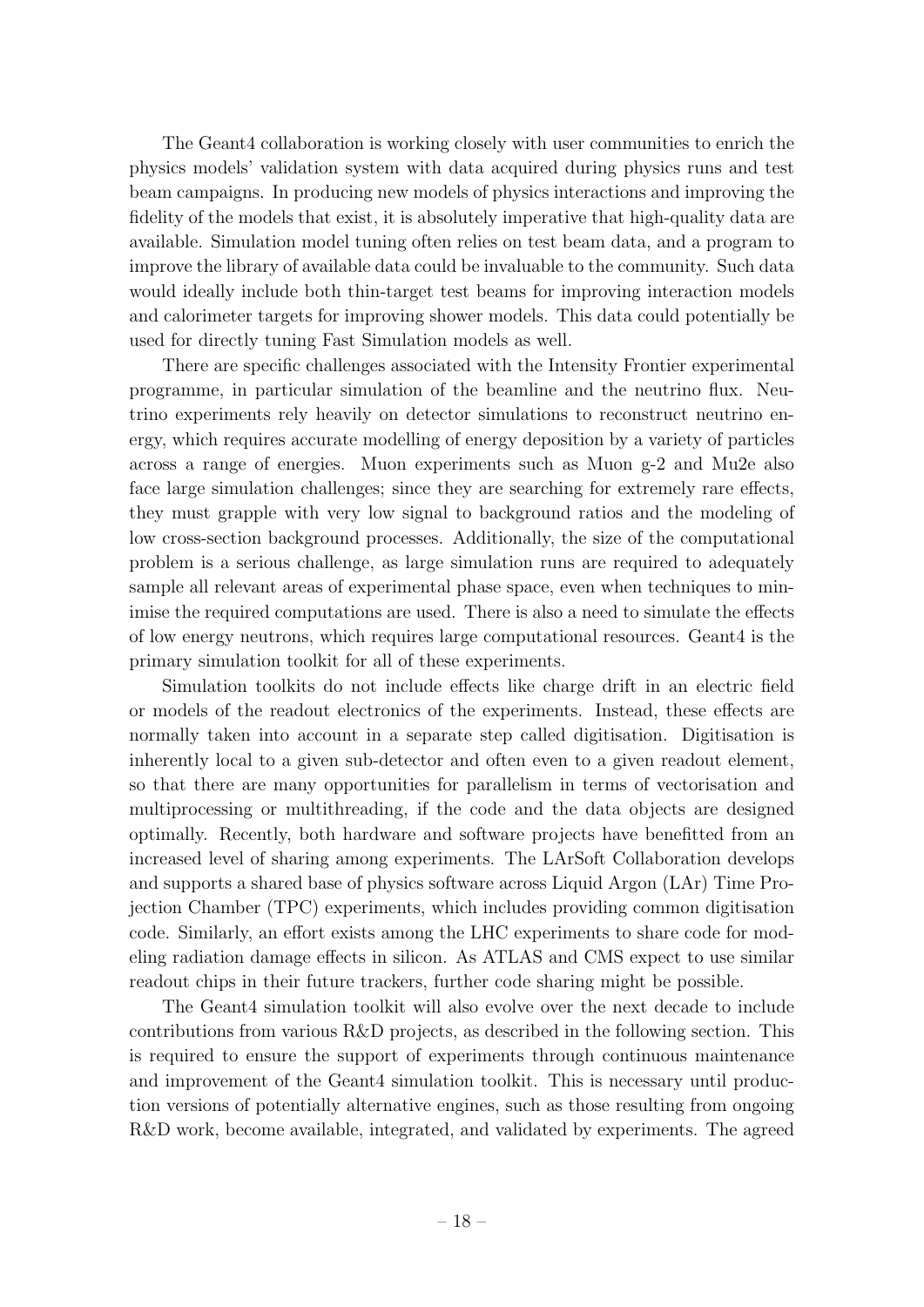The Geant4 collaboration is working closely with user communities to enrich the physics models' validation system with data acquired during physics runs and test beam campaigns. In producing new models of physics interactions and improving the fidelity of the models that exist, it is absolutely imperative that high-quality data are available. Simulation model tuning often relies on test beam data, and a program to improve the library of available data could be invaluable to the community. Such data would ideally include both thin-target test beams for improving interaction models and calorimeter targets for improving shower models. This data could potentially be used for directly tuning Fast Simulation models as well.

There are specific challenges associated with the Intensity Frontier experimental programme, in particular simulation of the beamline and the neutrino flux. Neutrino experiments rely heavily on detector simulations to reconstruct neutrino energy, which requires accurate modelling of energy deposition by a variety of particles across a range of energies. Muon experiments such as Muon g-2 and Mu2e also face large simulation challenges; since they are searching for extremely rare effects, they must grapple with very low signal to background ratios and the modeling of low cross-section background processes. Additionally, the size of the computational problem is a serious challenge, as large simulation runs are required to adequately sample all relevant areas of experimental phase space, even when techniques to minimise the required computations are used. There is also a need to simulate the effects of low energy neutrons, which requires large computational resources. Geant4 is the primary simulation toolkit for all of these experiments.

Simulation toolkits do not include effects like charge drift in an electric field or models of the readout electronics of the experiments. Instead, these effects are normally taken into account in a separate step called digitisation. Digitisation is inherently local to a given sub-detector and often even to a given readout element, so that there are many opportunities for parallelism in terms of vectorisation and multiprocessing or multithreading, if the code and the data objects are designed optimally. Recently, both hardware and software projects have benefitted from an increased level of sharing among experiments. The LArSoft Collaboration develops and supports a shared base of physics software across Liquid Argon (LAr) Time Projection Chamber (TPC) experiments, which includes providing common digitisation code. Similarly, an effort exists among the LHC experiments to share code for modeling radiation damage effects in silicon. As ATLAS and CMS expect to use similar readout chips in their future trackers, further code sharing might be possible.

The Geant4 simulation toolkit will also evolve over the next decade to include contributions from various R&D projects, as described in the following section. This is required to ensure the support of experiments through continuous maintenance and improvement of the Geant4 simulation toolkit. This is necessary until production versions of potentially alternative engines, such as those resulting from ongoing R&D work, become available, integrated, and validated by experiments. The agreed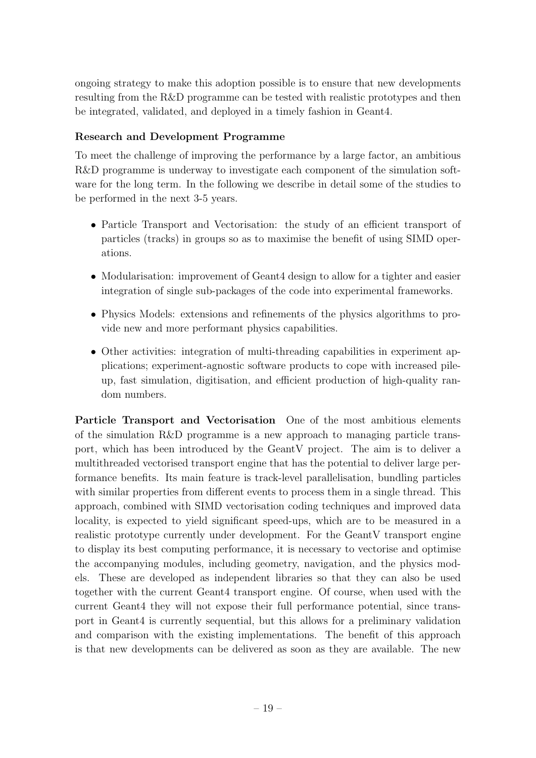ongoing strategy to make this adoption possible is to ensure that new developments resulting from the R&D programme can be tested with realistic prototypes and then be integrated, validated, and deployed in a timely fashion in Geant4.

#### Research and Development Programme

To meet the challenge of improving the performance by a large factor, an ambitious R&D programme is underway to investigate each component of the simulation software for the long term. In the following we describe in detail some of the studies to be performed in the next 3-5 years.

- Particle Transport and Vectorisation: the study of an efficient transport of particles (tracks) in groups so as to maximise the benefit of using SIMD operations.
- Modularisation: improvement of Geant4 design to allow for a tighter and easier integration of single sub-packages of the code into experimental frameworks.
- Physics Models: extensions and refinements of the physics algorithms to provide new and more performant physics capabilities.
- Other activities: integration of multi-threading capabilities in experiment applications; experiment-agnostic software products to cope with increased pileup, fast simulation, digitisation, and efficient production of high-quality random numbers.

**Particle Transport and Vectorisation** One of the most ambitious elements of the simulation R&D programme is a new approach to managing particle transport, which has been introduced by the GeantV project. The aim is to deliver a multithreaded vectorised transport engine that has the potential to deliver large performance benefits. Its main feature is track-level parallelisation, bundling particles with similar properties from different events to process them in a single thread. This approach, combined with SIMD vectorisation coding techniques and improved data locality, is expected to yield significant speed-ups, which are to be measured in a realistic prototype currently under development. For the GeantV transport engine to display its best computing performance, it is necessary to vectorise and optimise the accompanying modules, including geometry, navigation, and the physics models. These are developed as independent libraries so that they can also be used together with the current Geant4 transport engine. Of course, when used with the current Geant4 they will not expose their full performance potential, since transport in Geant4 is currently sequential, but this allows for a preliminary validation and comparison with the existing implementations. The benefit of this approach is that new developments can be delivered as soon as they are available. The new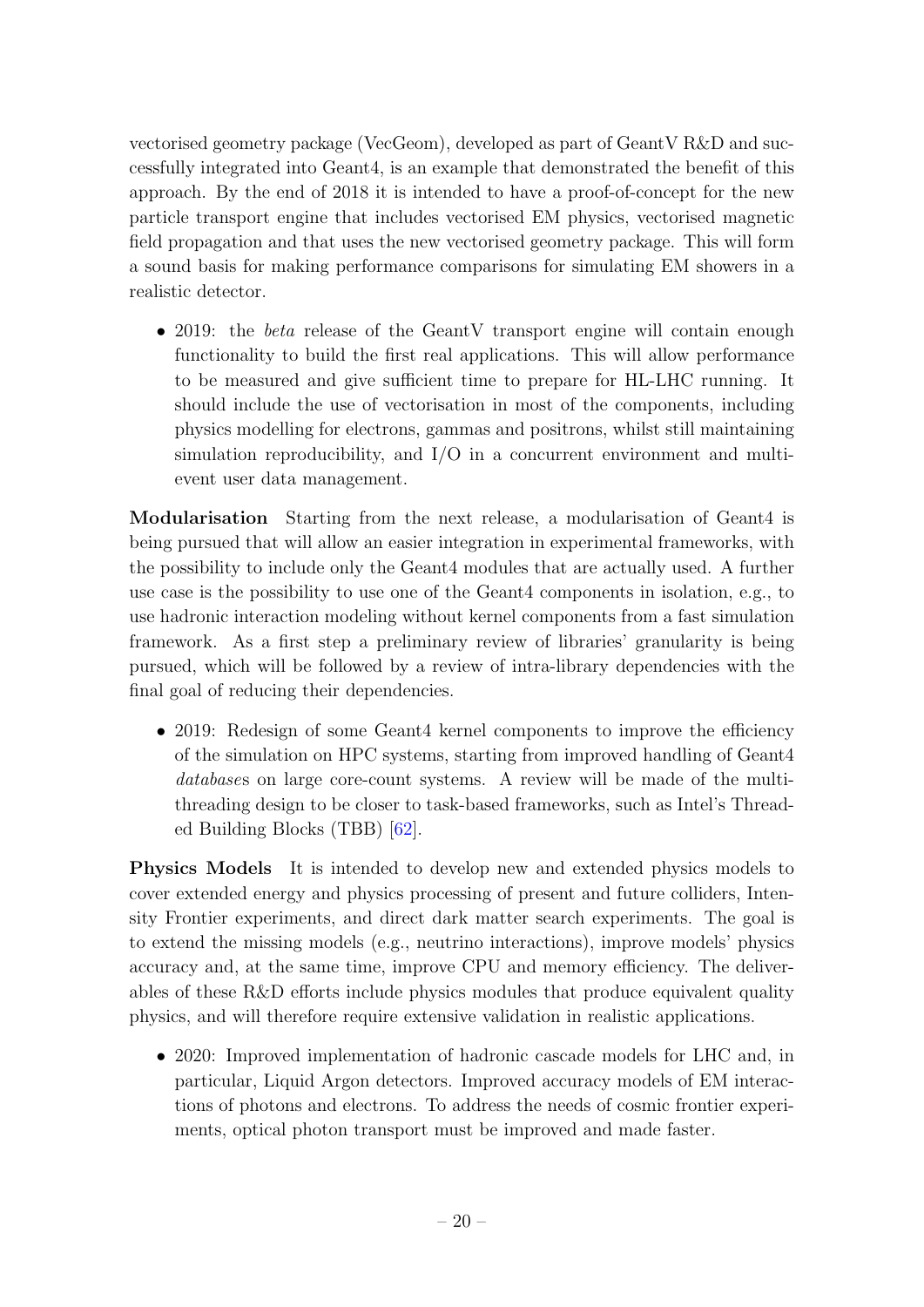vectorised geometry package (VecGeom), developed as part of GeantV R&D and successfully integrated into Geant4, is an example that demonstrated the benefit of this approach. By the end of 2018 it is intended to have a proof-of-concept for the new particle transport engine that includes vectorised EM physics, vectorised magnetic field propagation and that uses the new vectorised geometry package. This will form a sound basis for making performance comparisons for simulating EM showers in a realistic detector.

- 2019: the *beta* release of the GeantV transport engine will contain enough functionality to build the first real applications. This will allow performance to be measured and give sufficient time to prepare for HL-LHC running. It should include the use of vectorisation in most of the components, including physics modelling for electrons, gammas and positrons, whilst still maintaining simulation reproducibility, and I/O in a concurrent environment and multi-event user data management.

**Modularisation** Starting from the next release, a modularisation of Geant4 is being pursued that will allow an easier integration in experimental frameworks, with the possibility to include only the Geant4 modules that are actually used. A further use case is the possibility to use one of the Geant4 components in isolation, e.g., to use hadronic interaction modeling without kernel components from a fast simulation framework. As a first step a preliminary review of libraries' granularity is being pursued, which will be followed by a review of intra-library dependencies with the final goal of reducing their dependencies.

- 2019: Redesign of some Geant4 kernel components to improve the efficiency of the simulation on HPC systems, starting from improved handling of Geant4 *database*s on large core-count systems. A review will be made of the multi-threading design to be closer to task-based frameworks, such as Intel's Threaded Building Blocks (TBB) [62].

**Physics Models** It is intended to develop new and extended physics models to cover extended energy and physics processing of present and future colliders, Intensity Frontier experiments, and direct dark matter search experiments. The goal is to extend the missing models (e.g., neutrino interactions), improve models' physics accuracy and, at the same time, improve CPU and memory efficiency. The deliverables of these R&D efforts include physics modules that produce equivalent quality physics, and will therefore require extensive validation in realistic applications.

- 2020: Improved implementation of hadronic cascade models for LHC and, in particular, Liquid Argon detectors. Improved accuracy models of EM interactions of photons and electrons. To address the needs of cosmic frontier experiments, optical photon transport must be improved and made faster.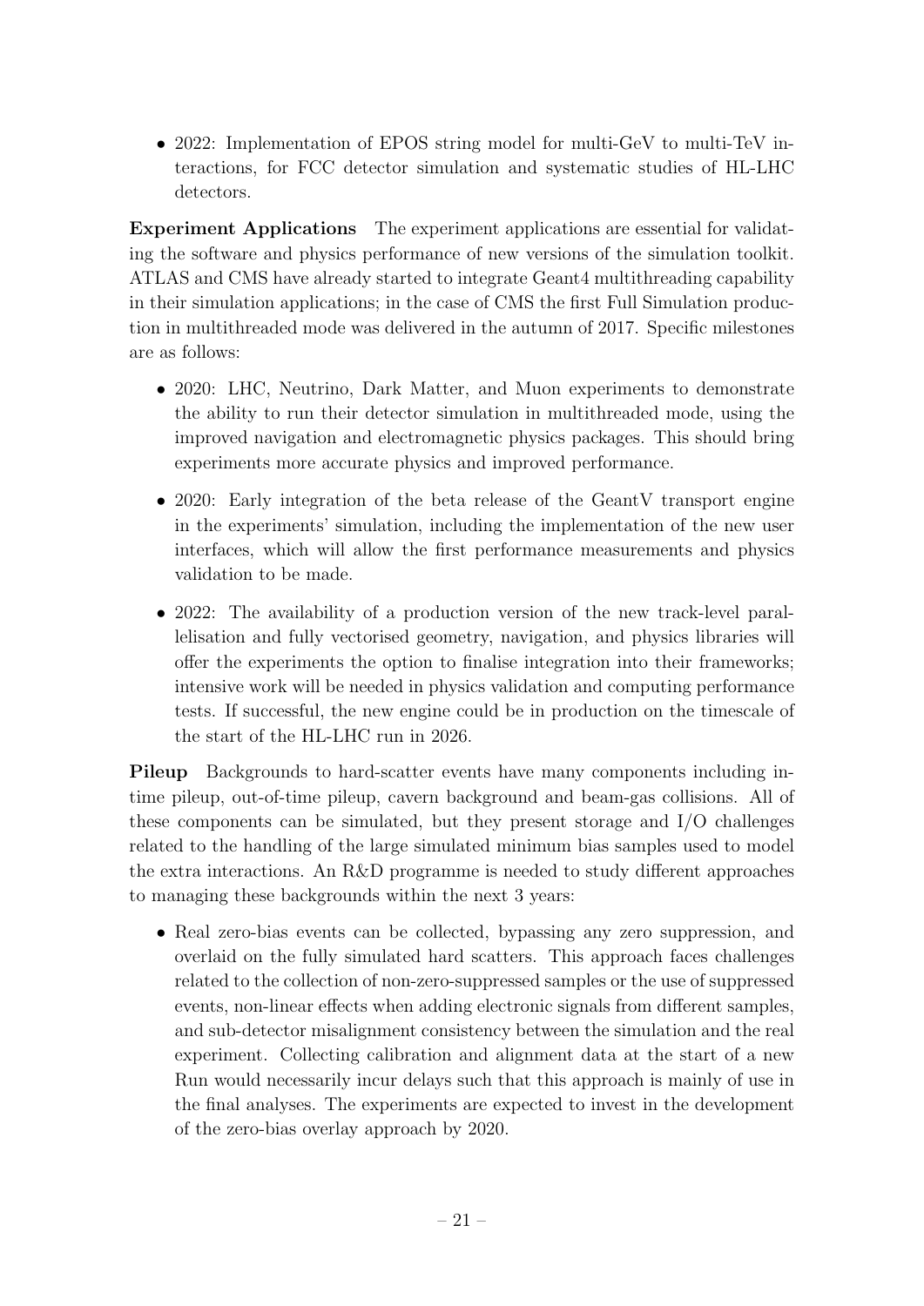- 2022: Implementation of EPOS string model for multi-GeV to multi-TeV interactions, for FCC detector simulation and systematic studies of HL-LHC detectors.

**Experiment Applications** The experiment applications are essential for validating the software and physics performance of new versions of the simulation toolkit. ATLAS and CMS have already started to integrate Geant4 multithreading capability in their simulation applications; in the case of CMS the first Full Simulation production in multithreaded mode was delivered in the autumn of 2017. Specific milestones are as follows:

- 2020: LHC, Neutrino, Dark Matter, and Muon experiments to demonstrate the ability to run their detector simulation in multithreaded mode, using the improved navigation and electromagnetic physics packages. This should bring experiments more accurate physics and improved performance.
- 2020: Early integration of the beta release of the GeantV transport engine in the experiments' simulation, including the implementation of the new user interfaces, which will allow the first performance measurements and physics validation to be made.
- 2022: The availability of a production version of the new track-level parallelisation and fully vectorised geometry, navigation, and physics libraries will offer the experiments the option to finalise integration into their frameworks; intensive work will be needed in physics validation and computing performance tests. If successful, the new engine could be in production on the timescale of the start of the HL-LHC run in 2026.

**Pileup** Backgrounds to hard-scatter events have many components including in-time pileup, out-of-time pileup, cavern background and beam-gas collisions. All of these components can be simulated, but they present storage and I/O challenges related to the handling of the large simulated minimum bias samples used to model the extra interactions. An R&D programme is needed to study different approaches to managing these backgrounds within the next 3 years:

- Real zero-bias events can be collected, bypassing any zero suppression, and overlaid on the fully simulated hard scatters. This approach faces challenges related to the collection of non-zero-suppressed samples or the use of suppressed events, non-linear effects when adding electronic signals from different samples, and sub-detector misalignment consistency between the simulation and the real experiment. Collecting calibration and alignment data at the start of a new Run would necessarily incur delays such that this approach is mainly of use in the final analyses. The experiments are expected to invest in the development of the zero-bias overlay approach by 2020.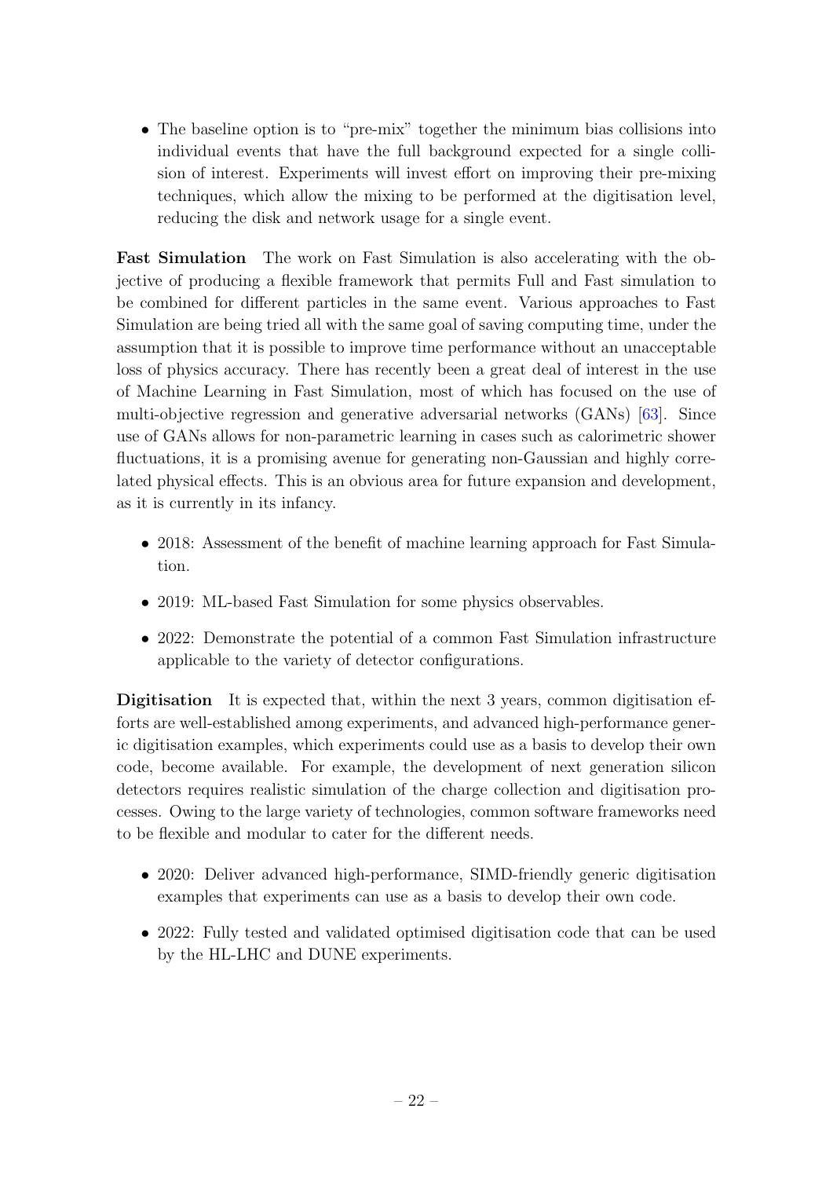- The baseline option is to "pre-mix" together the minimum bias collisions into individual events that have the full background expected for a single collision of interest. Experiments will invest effort on improving their pre-mixing techniques, which allow the mixing to be performed at the digitisation level, reducing the disk and network usage for a single event.

**Fast Simulation** The work on Fast Simulation is also accelerating with the objective of producing a flexible framework that permits Full and Fast simulation to be combined for different particles in the same event. Various approaches to Fast Simulation are being tried all with the same goal of saving computing time, under the assumption that it is possible to improve time performance without an unacceptable loss of physics accuracy. There has recently been a great deal of interest in the use of Machine Learning in Fast Simulation, most of which has focused on the use of multi-objective regression and generative adversarial networks (GANs) [63]. Since use of GANs allows for non-parametric learning in cases such as calorimetric shower fluctuations, it is a promising avenue for generating non-Gaussian and highly correlated physical effects. This is an obvious area for future expansion and development, as it is currently in its infancy.

- 2018: Assessment of the benefit of machine learning approach for Fast Simulation.
- 2019: ML-based Fast Simulation for some physics observables.
- 2022: Demonstrate the potential of a common Fast Simulation infrastructure applicable to the variety of detector configurations.

**Digitisation** It is expected that, within the next 3 years, common digitisation efforts are well-established among experiments, and advanced high-performance generic digitisation examples, which experiments could use as a basis to develop their own code, become available. For example, the development of next generation silicon detectors requires realistic simulation of the charge collection and digitisation processes. Owing to the large variety of technologies, common software frameworks need to be flexible and modular to cater for the different needs.

- 2020: Deliver advanced high-performance, SIMD-friendly generic digitisation examples that experiments can use as a basis to develop their own code.
- 2022: Fully tested and validated optimised digitisation code that can be used by the HL-LHC and DUNE experiments.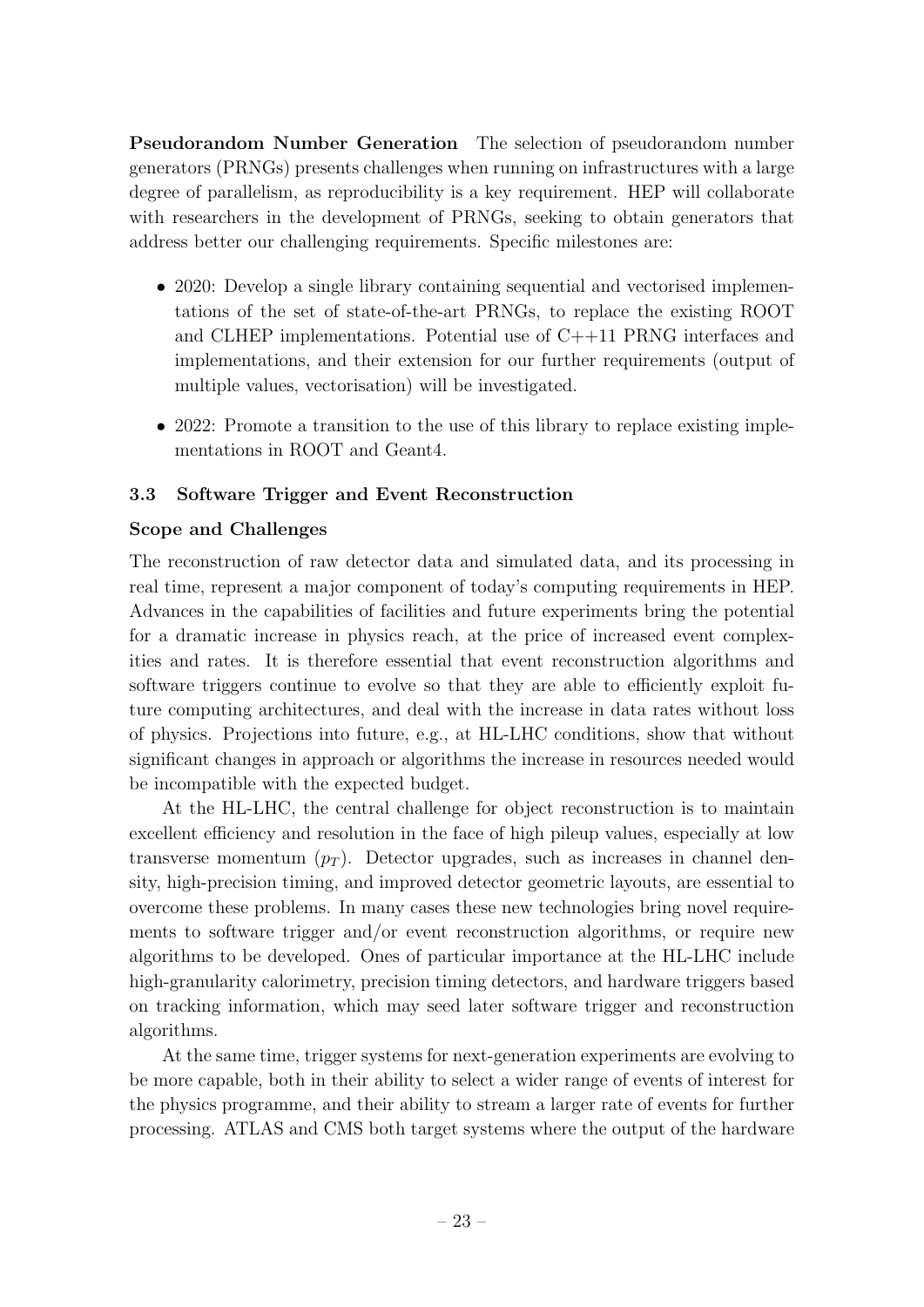**Pseudorandom Number Generation** The selection of pseudorandom number generators (PRNGs) presents challenges when running on infrastructures with a large degree of parallelism, as reproducibility is a key requirement. HEP will collaborate with researchers in the development of PRNGs, seeking to obtain generators that address better our challenging requirements. Specific milestones are:

- 2020: Develop a single library containing sequential and vectorised implementations of the set of state-of-the-art PRNGs, to replace the existing ROOT and CLHEP implementations. Potential use of C++11 PRNG interfaces and implementations, and their extension for our further requirements (output of multiple values, vectorisation) will be investigated.
- 2022: Promote a transition to the use of this library to replace existing implementations in ROOT and Geant4.

### 3.3 Software Trigger and Event Reconstruction

#### Scope and Challenges

The reconstruction of raw detector data and simulated data, and its processing in real time, represent a major component of today's computing requirements in HEP. Advances in the capabilities of facilities and future experiments bring the potential for a dramatic increase in physics reach, at the price of increased event complexities and rates. It is therefore essential that event reconstruction algorithms and software triggers continue to evolve so that they are able to efficiently exploit future computing architectures, and deal with the increase in data rates without loss of physics. Projections into future, e.g., at HL-LHC conditions, show that without significant changes in approach or algorithms the increase in resources needed would be incompatible with the expected budget.

At the HL-LHC, the central challenge for object reconstruction is to maintain excellent efficiency and resolution in the face of high pileup values, especially at low transverse momentum ($p_T$). Detector upgrades, such as increases in channel density, high-precision timing, and improved detector geometric layouts, are essential to overcome these problems. In many cases these new technologies bring novel requirements to software trigger and/or event reconstruction algorithms, or require new algorithms to be developed. Ones of particular importance at the HL-LHC include high-granularity calorimetry, precision timing detectors, and hardware triggers based on tracking information, which may seed later software trigger and reconstruction algorithms.

At the same time, trigger systems for next-generation experiments are evolving to be more capable, both in their ability to select a wider range of events of interest for the physics programme, and their ability to stream a larger rate of events for further processing. ATLAS and CMS both target systems where the output of the hardware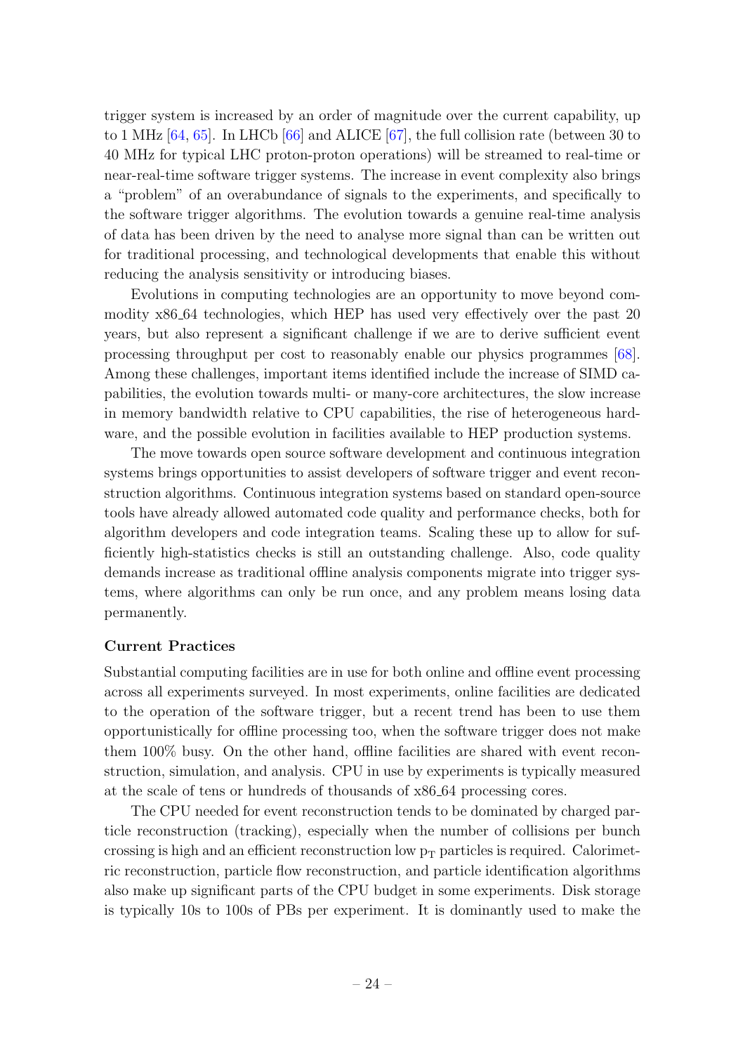trigger system is increased by an order of magnitude over the current capability, up to 1 MHz [64, 65]. In LHCb [66] and ALICE [67], the full collision rate (between 30 to 40 MHz for typical LHC proton-proton operations) will be streamed to real-time or near-real-time software trigger systems. The increase in event complexity also brings a "problem" of an overabundance of signals to the experiments, and specifically to the software trigger algorithms. The evolution towards a genuine real-time analysis of data has been driven by the need to analyse more signal than can be written out for traditional processing, and technological developments that enable this without reducing the analysis sensitivity or introducing biases.

Evolutions in computing technologies are an opportunity to move beyond commodity x86_64 technologies, which HEP has used very effectively over the past 20 years, but also represent a significant challenge if we are to derive sufficient event processing throughput per cost to reasonably enable our physics programmes [68]. Among these challenges, important items identified include the increase of SIMD capabilities, the evolution towards multi- or many-core architectures, the slow increase in memory bandwidth relative to CPU capabilities, the rise of heterogeneous hardware, and the possible evolution in facilities available to HEP production systems.

The move towards open source software development and continuous integration systems brings opportunities to assist developers of software trigger and event reconstruction algorithms. Continuous integration systems based on standard open-source tools have already allowed automated code quality and performance checks, both for algorithm developers and code integration teams. Scaling these up to allow for sufficiently high-statistics checks is still an outstanding challenge. Also, code quality demands increase as traditional offline analysis components migrate into trigger systems, where algorithms can only be run once, and any problem means losing data permanently.

**Current Practices**

Substantial computing facilities are in use for both online and offline event processing across all experiments surveyed. In most experiments, online facilities are dedicated to the operation of the software trigger, but a recent trend has been to use them opportunistically for offline processing too, when the software trigger does not make them 100% busy. On the other hand, offline facilities are shared with event reconstruction, simulation, and analysis. CPU in use by experiments is typically measured at the scale of tens or hundreds of thousands of x86_64 processing cores.

The CPU needed for event reconstruction tends to be dominated by charged particle reconstruction (tracking), especially when the number of collisions per bunch crossing is high and an efficient reconstruction low $p_T$ particles is required. Calorimetric reconstruction, particle flow reconstruction, and particle identification algorithms also make up significant parts of the CPU budget in some experiments. Disk storage is typically 10s to 100s of PBs per experiment. It is dominantly used to make the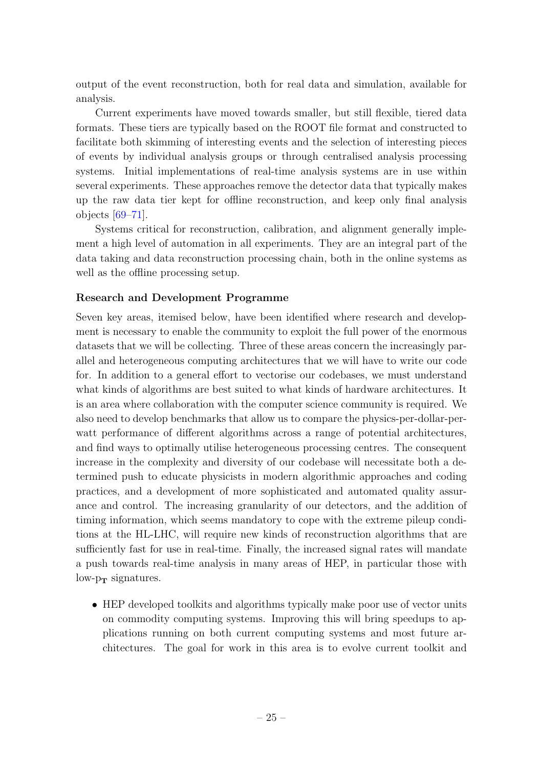output of the event reconstruction, both for real data and simulation, available for analysis.

Current experiments have moved towards smaller, but still flexible, tiered data formats. These tiers are typically based on the ROOT file format and constructed to facilitate both skimming of interesting events and the selection of interesting pieces of events by individual analysis groups or through centralised analysis processing systems. Initial implementations of real-time analysis systems are in use within several experiments. These approaches remove the detector data that typically makes up the raw data tier kept for offline reconstruction, and keep only final analysis objects [69–71].

Systems critical for reconstruction, calibration, and alignment generally implement a high level of automation in all experiments. They are an integral part of the data taking and data reconstruction processing chain, both in the online systems as well as the offline processing setup.

**Research and Development Programme**

Seven key areas, itemised below, have been identified where research and development is necessary to enable the community to exploit the full power of the enormous datasets that we will be collecting. Three of these areas concern the increasingly parallel and heterogeneous computing architectures that we will have to write our code for. In addition to a general effort to vectorise our codebases, we must understand what kinds of algorithms are best suited to what kinds of hardware architectures. It is an area where collaboration with the computer science community is required. We also need to develop benchmarks that allow us to compare the physics-per-dollar-per-watt performance of different algorithms across a range of potential architectures, and find ways to optimally utilise heterogeneous processing centres. The consequent increase in the complexity and diversity of our codebase will necessitate both a determined push to educate physicists in modern algorithmic approaches and coding practices, and a development of more sophisticated and automated quality assurance and control. The increasing granularity of our detectors, and the addition of timing information, which seems mandatory to cope with the extreme pileup conditions at the HL-LHC, will require new kinds of reconstruction algorithms that are sufficiently fast for use in real-time. Finally, the increased signal rates will mandate a push towards real-time analysis in many areas of HEP, in particular those with low-$p_T$ signatures.

- HEP developed toolkits and algorithms typically make poor use of vector units on commodity computing systems. Improving this will bring speedups to applications running on both current computing systems and most future architectures. The goal for work in this area is to evolve current toolkit and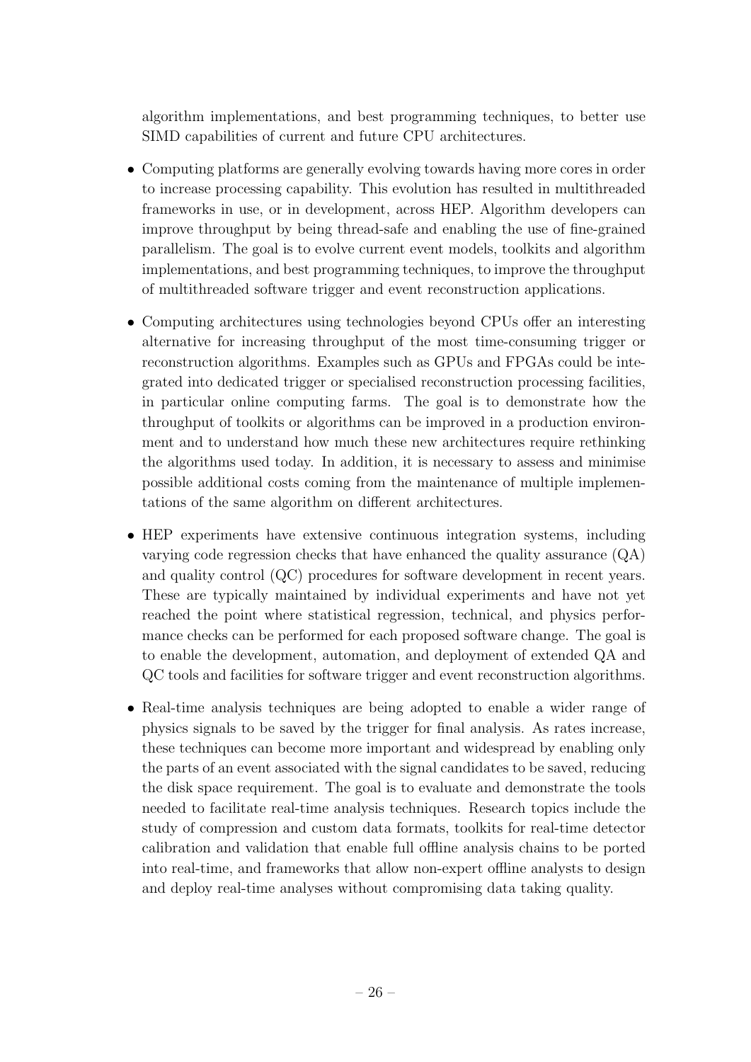algorithm implementations, and best programming techniques, to better use SIMD capabilities of current and future CPU architectures.

- Computing platforms are generally evolving towards having more cores in order to increase processing capability. This evolution has resulted in multithreaded frameworks in use, or in development, across HEP. Algorithm developers can improve throughput by being thread-safe and enabling the use of fine-grained parallelism. The goal is to evolve current event models, toolkits and algorithm implementations, and best programming techniques, to improve the throughput of multithreaded software trigger and event reconstruction applications.
- Computing architectures using technologies beyond CPUs offer an interesting alternative for increasing throughput of the most time-consuming trigger or reconstruction algorithms. Examples such as GPUs and FPGAs could be integrated into dedicated trigger or specialised reconstruction processing facilities, in particular online computing farms. The goal is to demonstrate how the throughput of toolkits or algorithms can be improved in a production environment and to understand how much these new architectures require rethinking the algorithms used today. In addition, it is necessary to assess and minimise possible additional costs coming from the maintenance of multiple implementations of the same algorithm on different architectures.
- HEP experiments have extensive continuous integration systems, including varying code regression checks that have enhanced the quality assurance (QA) and quality control (QC) procedures for software development in recent years. These are typically maintained by individual experiments and have not yet reached the point where statistical regression, technical, and physics performance checks can be performed for each proposed software change. The goal is to enable the development, automation, and deployment of extended QA and QC tools and facilities for software trigger and event reconstruction algorithms.
- Real-time analysis techniques are being adopted to enable a wider range of physics signals to be saved by the trigger for final analysis. As rates increase, these techniques can become more important and widespread by enabling only the parts of an event associated with the signal candidates to be saved, reducing the disk space requirement. The goal is to evaluate and demonstrate the tools needed to facilitate real-time analysis techniques. Research topics include the study of compression and custom data formats, toolkits for real-time detector calibration and validation that enable full offline analysis chains to be ported into real-time, and frameworks that allow non-expert offline analysts to design and deploy real-time analyses without compromising data taking quality.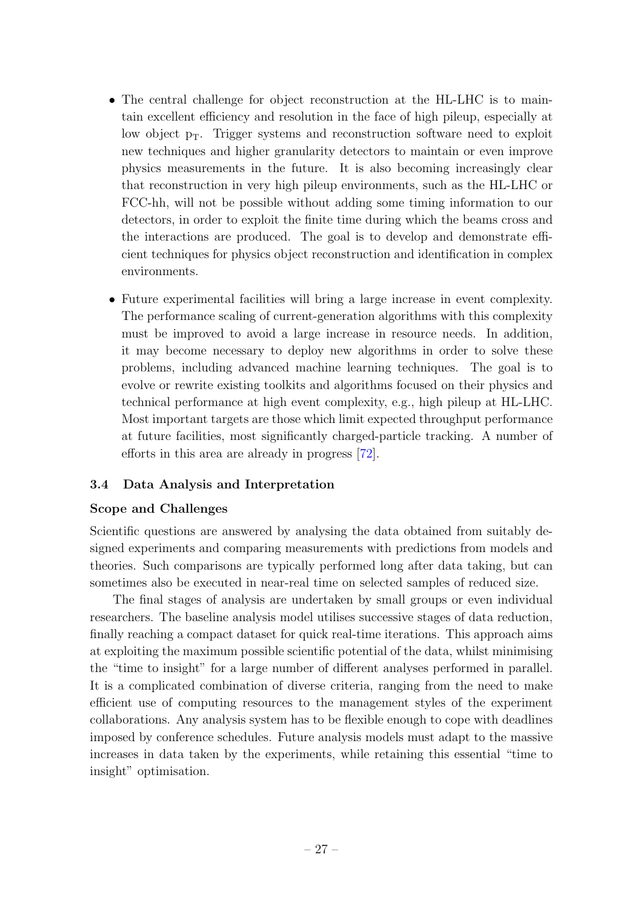- The central challenge for object reconstruction at the HL-LHC is to maintain excellent efficiency and resolution in the face of high pileup, especially at low object $p_T$. Trigger systems and reconstruction software need to exploit new techniques and higher granularity detectors to maintain or even improve physics measurements in the future. It is also becoming increasingly clear that reconstruction in very high pileup environments, such as the HL-LHC or FCC-hh, will not be possible without adding some timing information to our detectors, in order to exploit the finite time during which the beams cross and the interactions are produced. The goal is to develop and demonstrate efficient techniques for physics object reconstruction and identification in complex environments.

- Future experimental facilities will bring a large increase in event complexity. The performance scaling of current-generation algorithms with this complexity must be improved to avoid a large increase in resource needs. In addition, it may become necessary to deploy new algorithms in order to solve these problems, including advanced machine learning techniques. The goal is to evolve or rewrite existing toolkits and algorithms focused on their physics and technical performance at high event complexity, e.g., high pileup at HL-LHC. Most important targets are those which limit expected throughput performance at future facilities, most significantly charged-particle tracking. A number of efforts in this area are already in progress [72].

### 3.4 Data Analysis and Interpretation

**Scope and Challenges**

Scientific questions are answered by analysing the data obtained from suitably designed experiments and comparing measurements with predictions from models and theories. Such comparisons are typically performed long after data taking, but can sometimes also be executed in near-real time on selected samples of reduced size.

The final stages of analysis are undertaken by small groups or even individual researchers. The baseline analysis model utilises successive stages of data reduction, finally reaching a compact dataset for quick real-time iterations. This approach aims at exploiting the maximum possible scientific potential of the data, whilst minimising the "time to insight" for a large number of different analyses performed in parallel. It is a complicated combination of diverse criteria, ranging from the need to make efficient use of computing resources to the management styles of the experiment collaborations. Any analysis system has to be flexible enough to cope with deadlines imposed by conference schedules. Future analysis models must adapt to the massive increases in data taken by the experiments, while retaining this essential "time to insight" optimisation.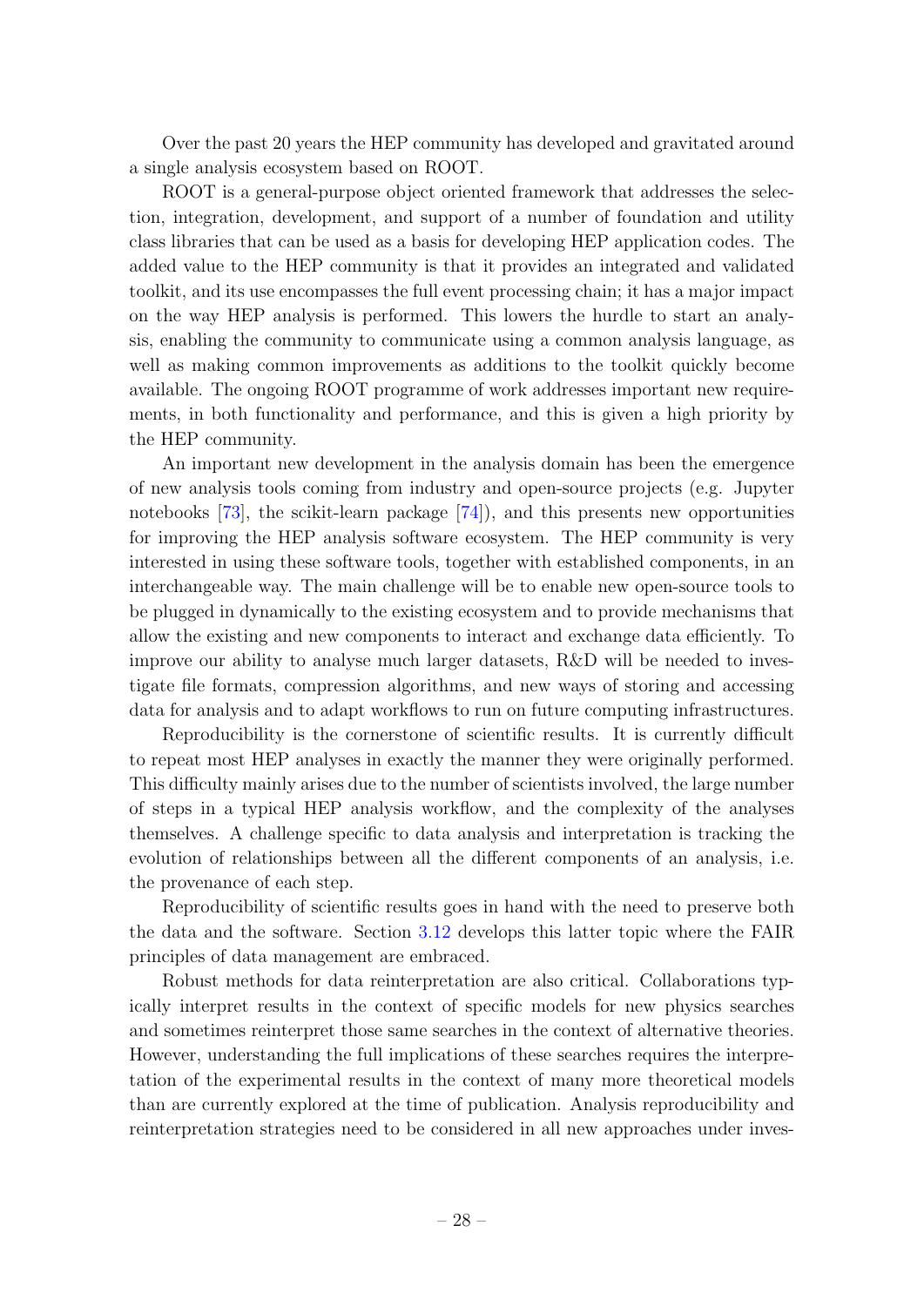Over the past 20 years the HEP community has developed and gravitated around a single analysis ecosystem based on ROOT.

ROOT is a general-purpose object oriented framework that addresses the selection, integration, development, and support of a number of foundation and utility class libraries that can be used as a basis for developing HEP application codes. The added value to the HEP community is that it provides an integrated and validated toolkit, and its use encompasses the full event processing chain; it has a major impact on the way HEP analysis is performed. This lowers the hurdle to start an analysis, enabling the community to communicate using a common analysis language, as well as making common improvements as additions to the toolkit quickly become available. The ongoing ROOT programme of work addresses important new requirements, in both functionality and performance, and this is given a high priority by the HEP community.

An important new development in the analysis domain has been the emergence of new analysis tools coming from industry and open-source projects (e.g. Jupyter notebooks [73], the scikit-learn package [74]), and this presents new opportunities for improving the HEP analysis software ecosystem. The HEP community is very interested in using these software tools, together with established components, in an interchangeable way. The main challenge will be to enable new open-source tools to be plugged in dynamically to the existing ecosystem and to provide mechanisms that allow the existing and new components to interact and exchange data efficiently. To improve our ability to analyse much larger datasets, R&D will be needed to investigate file formats, compression algorithms, and new ways of storing and accessing data for analysis and to adapt workflows to run on future computing infrastructures.

Reproducibility is the cornerstone of scientific results. It is currently difficult to repeat most HEP analyses in exactly the manner they were originally performed. This difficulty mainly arises due to the number of scientists involved, the large number of steps in a typical HEP analysis workflow, and the complexity of the analyses themselves. A challenge specific to data analysis and interpretation is tracking the evolution of relationships between all the different components of an analysis, i.e. the provenance of each step.

Reproducibility of scientific results goes in hand with the need to preserve both the data and the software. Section 3.12 develops this latter topic where the FAIR principles of data management are embraced.

Robust methods for data reinterpretation are also critical. Collaborations typically interpret results in the context of specific models for new physics searches and sometimes reinterpret those same searches in the context of alternative theories. However, understanding the full implications of these searches requires the interpretation of the experimental results in the context of many more theoretical models than are currently explored at the time of publication. Analysis reproducibility and reinterpretation strategies need to be considered in all new approaches under inves-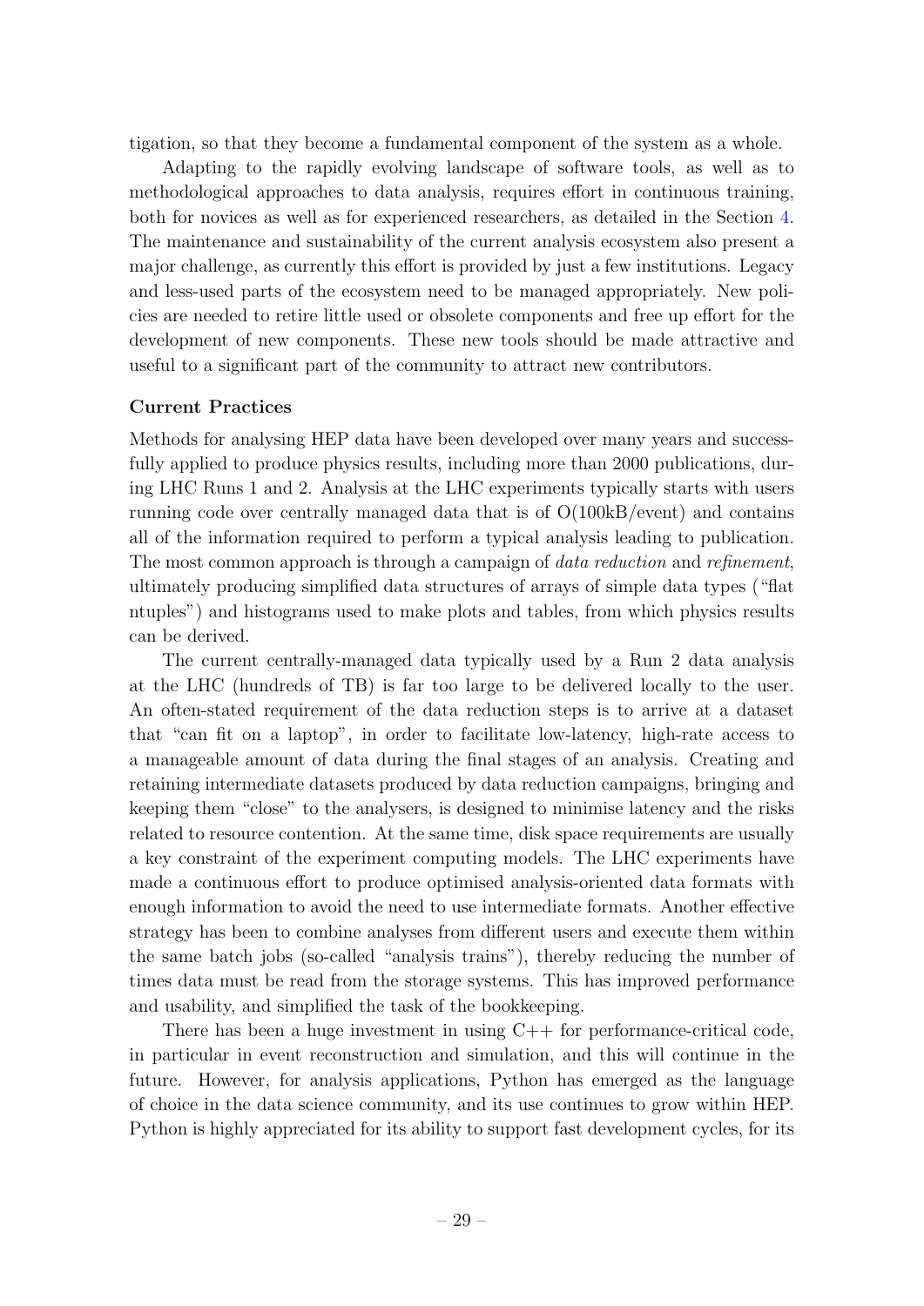tigation, so that they become a fundamental component of the system as a whole.

Adapting to the rapidly evolving landscape of software tools, as well as to methodological approaches to data analysis, requires effort in continuous training, both for novices as well as for experienced researchers, as detailed in the Section 4. The maintenance and sustainability of the current analysis ecosystem also present a major challenge, as currently this effort is provided by just a few institutions. Legacy and less-used parts of the ecosystem need to be managed appropriately. New policies are needed to retire little used or obsolete components and free up effort for the development of new components. These new tools should be made attractive and useful to a significant part of the community to attract new contributors.

**Current Practices**

Methods for analysing HEP data have been developed over many years and successfully applied to produce physics results, including more than 2000 publications, during LHC Runs 1 and 2. Analysis at the LHC experiments typically starts with users running code over centrally managed data that is of O(100kB/event) and contains all of the information required to perform a typical analysis leading to publication. The most common approach is through a campaign of *data reduction* and *refinement*, ultimately producing simplified data structures of arrays of simple data types ("flat ntuples") and histograms used to make plots and tables, from which physics results can be derived.

The current centrally-managed data typically used by a Run 2 data analysis at the LHC (hundreds of TB) is far too large to be delivered locally to the user. An often-stated requirement of the data reduction steps is to arrive at a dataset that "can fit on a laptop", in order to facilitate low-latency, high-rate access to a manageable amount of data during the final stages of an analysis. Creating and retaining intermediate datasets produced by data reduction campaigns, bringing and keeping them "close" to the analysers, is designed to minimise latency and the risks related to resource contention. At the same time, disk space requirements are usually a key constraint of the experiment computing models. The LHC experiments have made a continuous effort to produce optimised analysis-oriented data formats with enough information to avoid the need to use intermediate formats. Another effective strategy has been to combine analyses from different users and execute them within the same batch jobs (so-called "analysis trains"), thereby reducing the number of times data must be read from the storage systems. This has improved performance and usability, and simplified the task of the bookkeeping.

There has been a huge investment in using C++ for performance-critical code, in particular in event reconstruction and simulation, and this will continue in the future. However, for analysis applications, Python has emerged as the language of choice in the data science community, and its use continues to grow within HEP. Python is highly appreciated for its ability to support fast development cycles, for its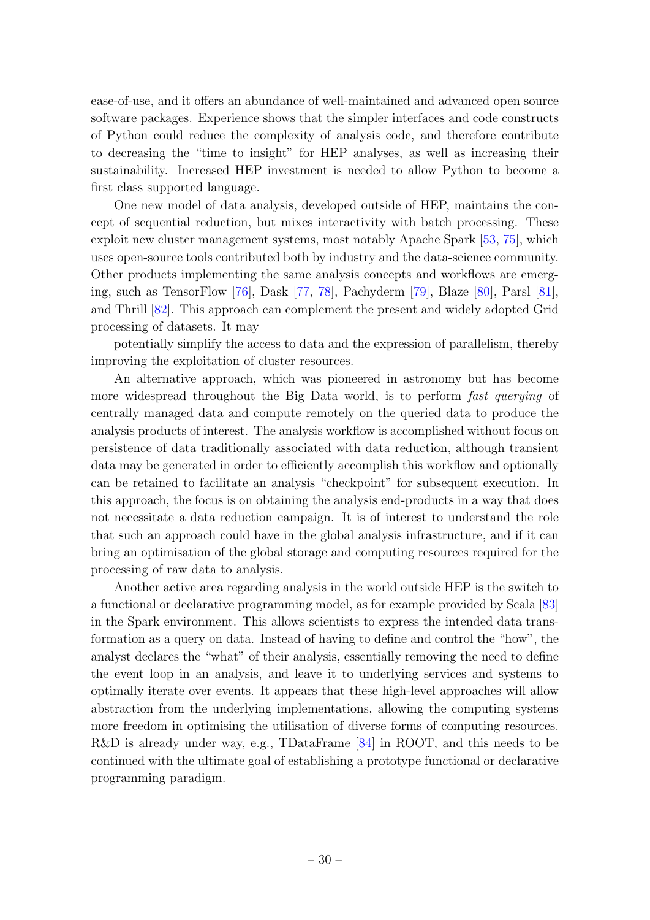ease-of-use, and it offers an abundance of well-maintained and advanced open source software packages. Experience shows that the simpler interfaces and code constructs of Python could reduce the complexity of analysis code, and therefore contribute to decreasing the "time to insight" for HEP analyses, as well as increasing their sustainability. Increased HEP investment is needed to allow Python to become a first class supported language.

One new model of data analysis, developed outside of HEP, maintains the concept of sequential reduction, but mixes interactivity with batch processing. These exploit new cluster management systems, most notably Apache Spark [53, 75], which uses open-source tools contributed both by industry and the data-science community. Other products implementing the same analysis concepts and workflows are emerging, such as TensorFlow [76], Dask [77, 78], Pachyderm [79], Blaze [80], Parsl [81], and Thrill [82]. This approach can complement the present and widely adopted Grid processing of datasets. It may

potentially simplify the access to data and the expression of parallelism, thereby improving the exploitation of cluster resources.

An alternative approach, which was pioneered in astronomy but has become more widespread throughout the Big Data world, is to perform *fast querying* of centrally managed data and compute remotely on the queried data to produce the analysis products of interest. The analysis workflow is accomplished without focus on persistence of data traditionally associated with data reduction, although transient data may be generated in order to efficiently accomplish this workflow and optionally can be retained to facilitate an analysis "checkpoint" for subsequent execution. In this approach, the focus is on obtaining the analysis end-products in a way that does not necessitate a data reduction campaign. It is of interest to understand the role that such an approach could have in the global analysis infrastructure, and if it can bring an optimisation of the global storage and computing resources required for the processing of raw data to analysis.

Another active area regarding analysis in the world outside HEP is the switch to a functional or declarative programming model, as for example provided by Scala [83] in the Spark environment. This allows scientists to express the intended data transformation as a query on data. Instead of having to define and control the "how", the analyst declares the "what" of their analysis, essentially removing the need to define the event loop in an analysis, and leave it to underlying services and systems to optimally iterate over events. It appears that these high-level approaches will allow abstraction from the underlying implementations, allowing the computing systems more freedom in optimising the utilisation of diverse forms of computing resources. R&D is already under way, e.g., TDataFrame [84] in ROOT, and this needs to be continued with the ultimate goal of establishing a prototype functional or declarative programming paradigm.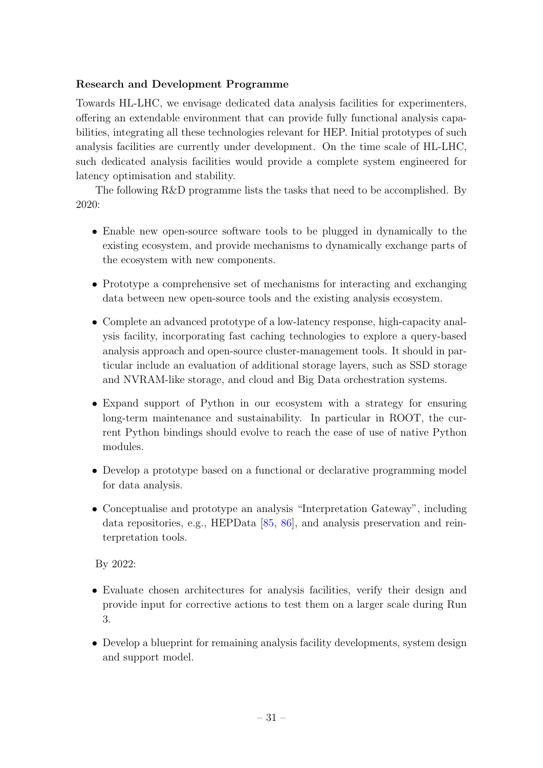**Research and Development Programme**

Towards HL-LHC, we envisage dedicated data analysis facilities for experimenters, offering an extendable environment that can provide fully functional analysis capabilities, integrating all these technologies relevant for HEP. Initial prototypes of such analysis facilities are currently under development. On the time scale of HL-LHC, such dedicated analysis facilities would provide a complete system engineered for latency optimisation and stability.

The following R&D programme lists the tasks that need to be accomplished. By 2020:

- Enable new open-source software tools to be plugged in dynamically to the existing ecosystem, and provide mechanisms to dynamically exchange parts of the ecosystem with new components.
- Prototype a comprehensive set of mechanisms for interacting and exchanging data between new open-source tools and the existing analysis ecosystem.
- Complete an advanced prototype of a low-latency response, high-capacity analysis facility, incorporating fast caching technologies to explore a query-based analysis approach and open-source cluster-management tools. It should in particular include an evaluation of additional storage layers, such as SSD storage and NVRAM-like storage, and cloud and Big Data orchestration systems.
- Expand support of Python in our ecosystem with a strategy for ensuring long-term maintenance and sustainability. In particular in ROOT, the current Python bindings should evolve to reach the ease of use of native Python modules.
- Develop a prototype based on a functional or declarative programming model for data analysis.
- Conceptualise and prototype an analysis "Interpretation Gateway", including data repositories, e.g., HEPData [85, 86], and analysis preservation and reinterpretation tools.

By 2022:

- Evaluate chosen architectures for analysis facilities, verify their design and provide input for corrective actions to test them on a larger scale during Run 3.
- Develop a blueprint for remaining analysis facility developments, system design and support model.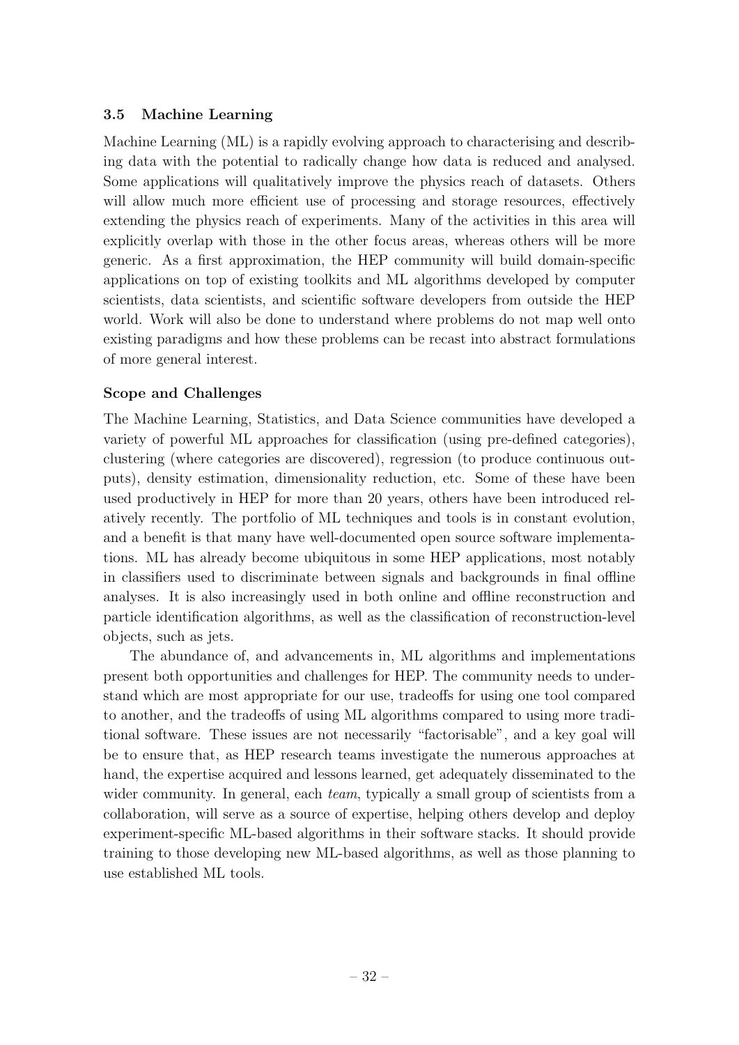### 3.5 Machine Learning

Machine Learning (ML) is a rapidly evolving approach to characterising and describing data with the potential to radically change how data is reduced and analysed. Some applications will qualitatively improve the physics reach of datasets. Others will allow much more efficient use of processing and storage resources, effectively extending the physics reach of experiments. Many of the activities in this area will explicitly overlap with those in the other focus areas, whereas others will be more generic. As a first approximation, the HEP community will build domain-specific applications on top of existing toolkits and ML algorithms developed by computer scientists, data scientists, and scientific software developers from outside the HEP world. Work will also be done to understand where problems do not map well onto existing paradigms and how these problems can be recast into abstract formulations of more general interest.

#### Scope and Challenges

The Machine Learning, Statistics, and Data Science communities have developed a variety of powerful ML approaches for classification (using pre-defined categories), clustering (where categories are discovered), regression (to produce continuous outputs), density estimation, dimensionality reduction, etc. Some of these have been used productively in HEP for more than 20 years, others have been introduced relatively recently. The portfolio of ML techniques and tools is in constant evolution, and a benefit is that many have well-documented open source software implementations. ML has already become ubiquitous in some HEP applications, most notably in classifiers used to discriminate between signals and backgrounds in final offline analyses. It is also increasingly used in both online and offline reconstruction and particle identification algorithms, as well as the classification of reconstruction-level objects, such as jets.

The abundance of, and advancements in, ML algorithms and implementations present both opportunities and challenges for HEP. The community needs to understand which are most appropriate for our use, tradeoffs for using one tool compared to another, and the tradeoffs of using ML algorithms compared to using more traditional software. These issues are not necessarily "factorisable", and a key goal will be to ensure that, as HEP research teams investigate the numerous approaches at hand, the expertise acquired and lessons learned, get adequately disseminated to the wider community. In general, each *team*, typically a small group of scientists from a collaboration, will serve as a source of expertise, helping others develop and deploy experiment-specific ML-based algorithms in their software stacks. It should provide training to those developing new ML-based algorithms, as well as those planning to use established ML tools.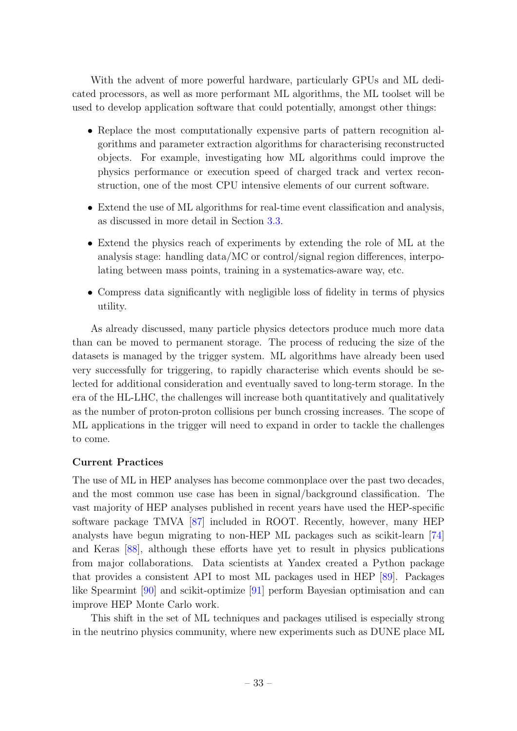With the advent of more powerful hardware, particularly GPUs and ML dedicated processors, as well as more performant ML algorithms, the ML toolset will be used to develop application software that could potentially, amongst other things:

- Replace the most computationally expensive parts of pattern recognition algorithms and parameter extraction algorithms for characterising reconstructed objects. For example, investigating how ML algorithms could improve the physics performance or execution speed of charged track and vertex reconstruction, one of the most CPU intensive elements of our current software.
- Extend the use of ML algorithms for real-time event classification and analysis, as discussed in more detail in Section 3.3.
- Extend the physics reach of experiments by extending the role of ML at the analysis stage: handling data/MC or control/signal region differences, interpolating between mass points, training in a systematics-aware way, etc.
- Compress data significantly with negligible loss of fidelity in terms of physics utility.

As already discussed, many particle physics detectors produce much more data than can be moved to permanent storage. The process of reducing the size of the datasets is managed by the trigger system. ML algorithms have already been used very successfully for triggering, to rapidly characterise which events should be selected for additional consideration and eventually saved to long-term storage. In the era of the HL-LHC, the challenges will increase both quantitatively and qualitatively as the number of proton-proton collisions per bunch crossing increases. The scope of ML applications in the trigger will need to expand in order to tackle the challenges to come.

**Current Practices**

The use of ML in HEP analyses has become commonplace over the past two decades, and the most common use case has been in signal/background classification. The vast majority of HEP analyses published in recent years have used the HEP-specific software package TMVA [87] included in ROOT. Recently, however, many HEP analysts have begun migrating to non-HEP ML packages such as scikit-learn [74] and Keras [88], although these efforts have yet to result in physics publications from major collaborations. Data scientists at Yandex created a Python package that provides a consistent API to most ML packages used in HEP [89]. Packages like Spearmint [90] and scikit-optimize [91] perform Bayesian optimisation and can improve HEP Monte Carlo work.

This shift in the set of ML techniques and packages utilised is especially strong in the neutrino physics community, where new experiments such as DUNE place ML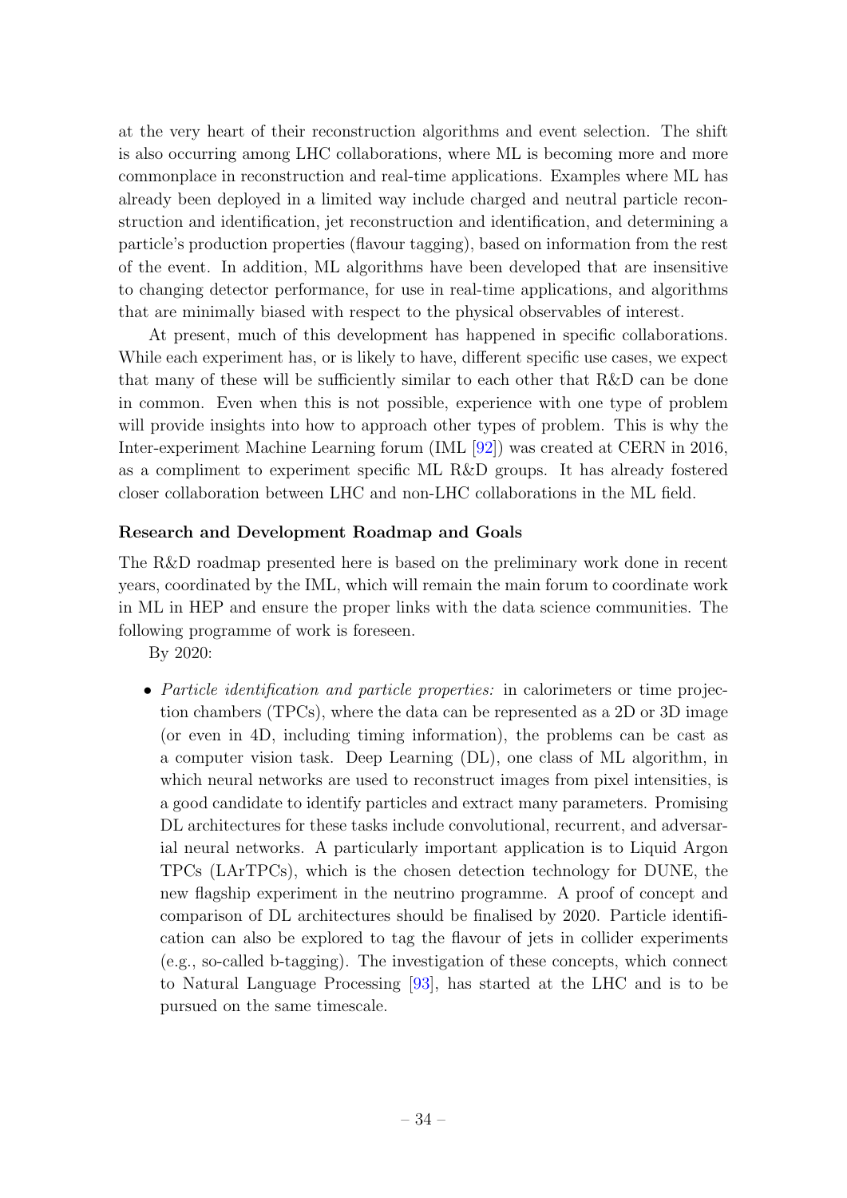at the very heart of their reconstruction algorithms and event selection. The shift is also occurring among LHC collaborations, where ML is becoming more and more commonplace in reconstruction and real-time applications. Examples where ML has already been deployed in a limited way include charged and neutral particle reconstruction and identification, jet reconstruction and identification, and determining a particle's production properties (flavour tagging), based on information from the rest of the event. In addition, ML algorithms have been developed that are insensitive to changing detector performance, for use in real-time applications, and algorithms that are minimally biased with respect to the physical observables of interest.

At present, much of this development has happened in specific collaborations. While each experiment has, or is likely to have, different specific use cases, we expect that many of these will be sufficiently similar to each other that R&D can be done in common. Even when this is not possible, experience with one type of problem will provide insights into how to approach other types of problem. This is why the Inter-experiment Machine Learning forum (IML [92]) was created at CERN in 2016, as a compliment to experiment specific ML R&D groups. It has already fostered closer collaboration between LHC and non-LHC collaborations in the ML field.

### Research and Development Roadmap and Goals

The R&D roadmap presented here is based on the preliminary work done in recent years, coordinated by the IML, which will remain the main forum to coordinate work in ML in HEP and ensure the proper links with the data science communities. The following programme of work is foreseen.

By 2020:

- *Particle identification and particle properties:* in calorimeters or time projection chambers (TPCs), where the data can be represented as a 2D or 3D image (or even in 4D, including timing information), the problems can be cast as a computer vision task. Deep Learning (DL), one class of ML algorithm, in which neural networks are used to reconstruct images from pixel intensities, is a good candidate to identify particles and extract many parameters. Promising DL architectures for these tasks include convolutional, recurrent, and adversarial neural networks. A particularly important application is to Liquid Argon TPCs (LArTPCs), which is the chosen detection technology for DUNE, the new flagship experiment in the neutrino programme. A proof of concept and comparison of DL architectures should be finalised by 2020. Particle identification can also be explored to tag the flavour of jets in collider experiments (e.g., so-called b-tagging). The investigation of these concepts, which connect to Natural Language Processing [93], has started at the LHC and is to be pursued on the same timescale.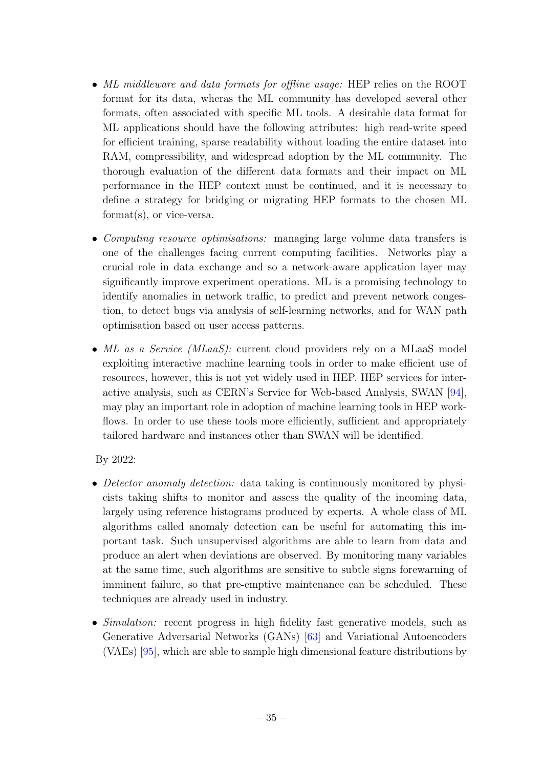- *ML middleware and data formats for offline usage:* HEP relies on the ROOT format for its data, wheras the ML community has developed several other formats, often associated with specific ML tools. A desirable data format for ML applications should have the following attributes: high read-write speed for efficient training, sparse readability without loading the entire dataset into RAM, compressibility, and widespread adoption by the ML community. The thorough evaluation of the different data formats and their impact on ML performance in the HEP context must be continued, and it is necessary to define a strategy for bridging or migrating HEP formats to the chosen ML format(s), or vice-versa.

- *Computing resource optimisations:* managing large volume data transfers is one of the challenges facing current computing facilities. Networks play a crucial role in data exchange and so a network-aware application layer may significantly improve experiment operations. ML is a promising technology to identify anomalies in network traffic, to predict and prevent network congestion, to detect bugs via analysis of self-learning networks, and for WAN path optimisation based on user access patterns.

- *ML as a Service (MLaaS):* current cloud providers rely on a MLaaS model exploiting interactive machine learning tools in order to make efficient use of resources, however, this is not yet widely used in HEP. HEP services for interactive analysis, such as CERN's Service for Web-based Analysis, SWAN [94], may play an important role in adoption of machine learning tools in HEP workflows. In order to use these tools more efficiently, sufficient and appropriately tailored hardware and instances other than SWAN will be identified.

By 2022:

- *Detector anomaly detection:* data taking is continuously monitored by physicists taking shifts to monitor and assess the quality of the incoming data, largely using reference histograms produced by experts. A whole class of ML algorithms called anomaly detection can be useful for automating this important task. Such unsupervised algorithms are able to learn from data and produce an alert when deviations are observed. By monitoring many variables at the same time, such algorithms are sensitive to subtle signs forewarning of imminent failure, so that pre-emptive maintenance can be scheduled. These techniques are already used in industry.

- *Simulation:* recent progress in high fidelity fast generative models, such as Generative Adversarial Networks (GANs) [63] and Variational Autoencoders (VAEs) [95], which are able to sample high dimensional feature distributions by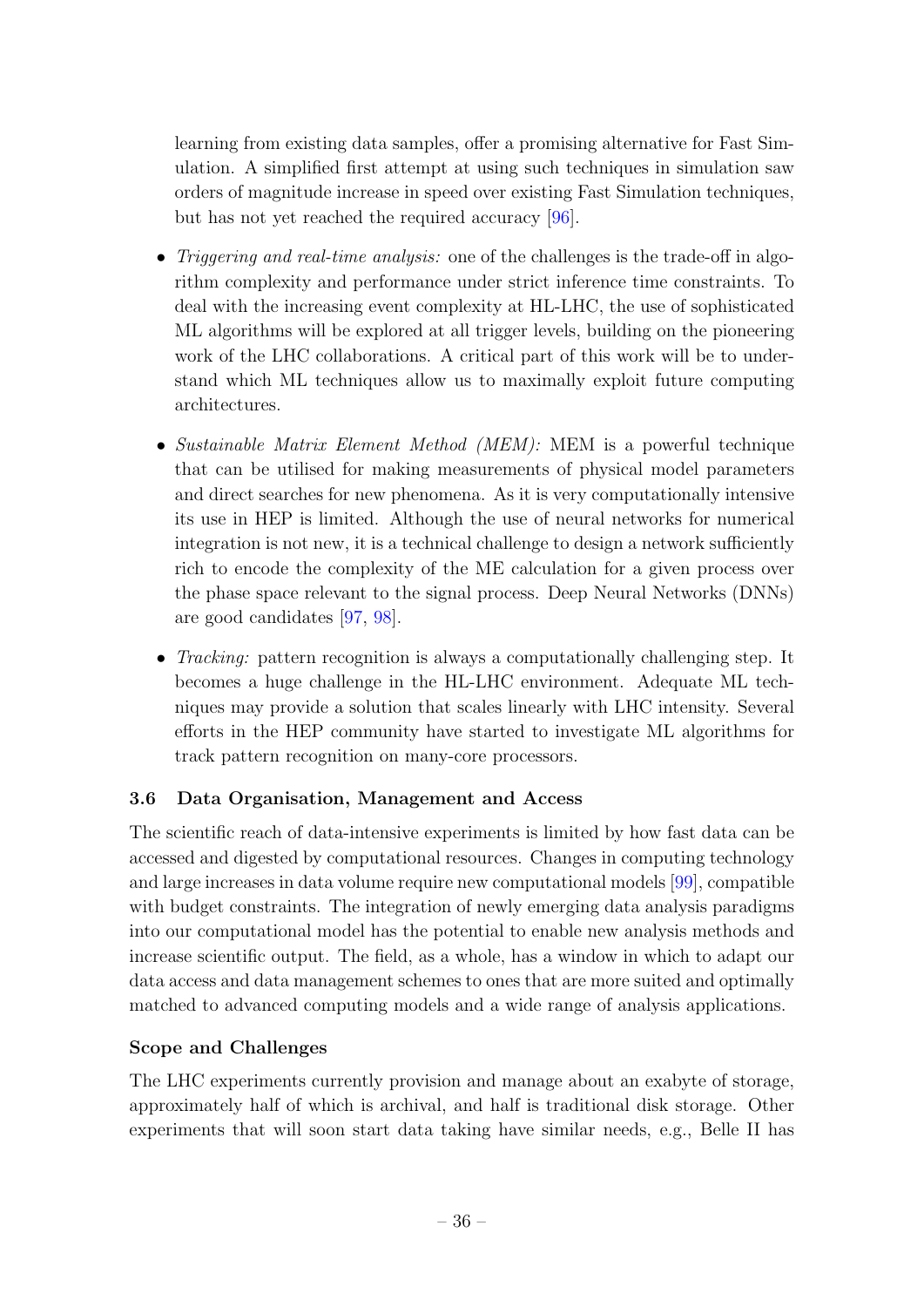learning from existing data samples, offer a promising alternative for Fast Simulation. A simplified first attempt at using such techniques in simulation saw orders of magnitude increase in speed over existing Fast Simulation techniques, but has not yet reached the required accuracy [96].

- *Triggering and real-time analysis:* one of the challenges is the trade-off in algorithm complexity and performance under strict inference time constraints. To deal with the increasing event complexity at HL-LHC, the use of sophisticated ML algorithms will be explored at all trigger levels, building on the pioneering work of the LHC collaborations. A critical part of this work will be to understand which ML techniques allow us to maximally exploit future computing architectures.
- *Sustainable Matrix Element Method (MEM):* MEM is a powerful technique that can be utilised for making measurements of physical model parameters and direct searches for new phenomena. As it is very computationally intensive its use in HEP is limited. Although the use of neural networks for numerical integration is not new, it is a technical challenge to design a network sufficiently rich to encode the complexity of the ME calculation for a given process over the phase space relevant to the signal process. Deep Neural Networks (DNNs) are good candidates [97, 98].
- *Tracking:* pattern recognition is always a computationally challenging step. It becomes a huge challenge in the HL-LHC environment. Adequate ML techniques may provide a solution that scales linearly with LHC intensity. Several efforts in the HEP community have started to investigate ML algorithms for track pattern recognition on many-core processors.

### 3.6 Data Organisation, Management and Access

The scientific reach of data-intensive experiments is limited by how fast data can be accessed and digested by computational resources. Changes in computing technology and large increases in data volume require new computational models [99], compatible with budget constraints. The integration of newly emerging data analysis paradigms into our computational model has the potential to enable new analysis methods and increase scientific output. The field, as a whole, has a window in which to adapt our data access and data management schemes to ones that are more suited and optimally matched to advanced computing models and a wide range of analysis applications.

#### Scope and Challenges

The LHC experiments currently provision and manage about an exabyte of storage, approximately half of which is archival, and half is traditional disk storage. Other experiments that will soon start data taking have similar needs, e.g., Belle II has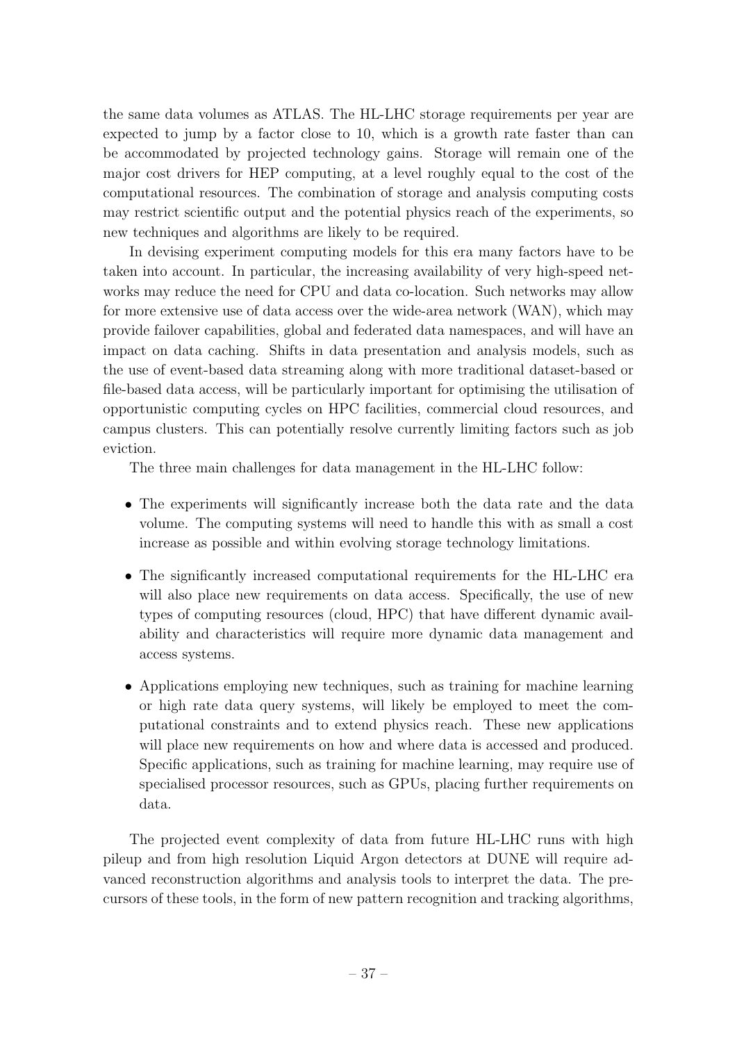the same data volumes as ATLAS. The HL-LHC storage requirements per year are expected to jump by a factor close to 10, which is a growth rate faster than can be accommodated by projected technology gains. Storage will remain one of the major cost drivers for HEP computing, at a level roughly equal to the cost of the computational resources. The combination of storage and analysis computing costs may restrict scientific output and the potential physics reach of the experiments, so new techniques and algorithms are likely to be required.

In devising experiment computing models for this era many factors have to be taken into account. In particular, the increasing availability of very high-speed networks may reduce the need for CPU and data co-location. Such networks may allow for more extensive use of data access over the wide-area network (WAN), which may provide failover capabilities, global and federated data namespaces, and will have an impact on data caching. Shifts in data presentation and analysis models, such as the use of event-based data streaming along with more traditional dataset-based or file-based data access, will be particularly important for optimising the utilisation of opportunistic computing cycles on HPC facilities, commercial cloud resources, and campus clusters. This can potentially resolve currently limiting factors such as job eviction.

The three main challenges for data management in the HL-LHC follow:

- The experiments will significantly increase both the data rate and the data volume. The computing systems will need to handle this with as small a cost increase as possible and within evolving storage technology limitations.
- The significantly increased computational requirements for the HL-LHC era will also place new requirements on data access. Specifically, the use of new types of computing resources (cloud, HPC) that have different dynamic availability and characteristics will require more dynamic data management and access systems.
- Applications employing new techniques, such as training for machine learning or high rate data query systems, will likely be employed to meet the computational constraints and to extend physics reach. These new applications will place new requirements on how and where data is accessed and produced. Specific applications, such as training for machine learning, may require use of specialised processor resources, such as GPUs, placing further requirements on data.

The projected event complexity of data from future HL-LHC runs with high pileup and from high resolution Liquid Argon detectors at DUNE will require advanced reconstruction algorithms and analysis tools to interpret the data. The precursors of these tools, in the form of new pattern recognition and tracking algorithms,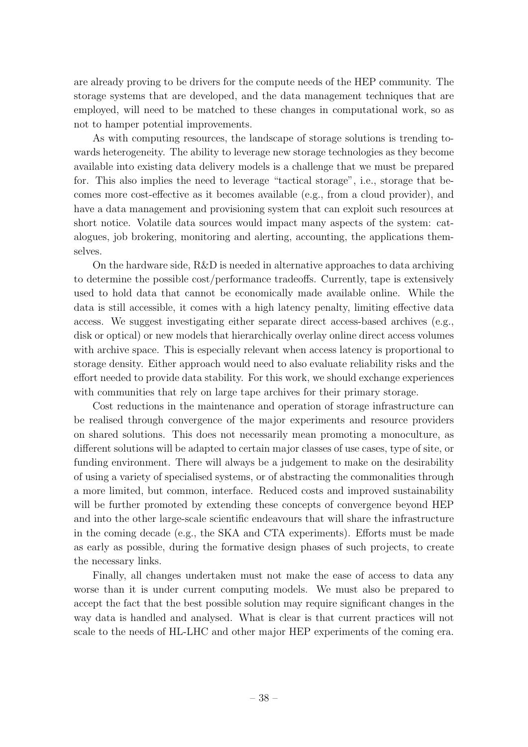are already proving to be drivers for the compute needs of the HEP community. The storage systems that are developed, and the data management techniques that are employed, will need to be matched to these changes in computational work, so as not to hamper potential improvements.

As with computing resources, the landscape of storage solutions is trending towards heterogeneity. The ability to leverage new storage technologies as they become available into existing data delivery models is a challenge that we must be prepared for. This also implies the need to leverage "tactical storage", i.e., storage that becomes more cost-effective as it becomes available (e.g., from a cloud provider), and have a data management and provisioning system that can exploit such resources at short notice. Volatile data sources would impact many aspects of the system: catalogues, job brokering, monitoring and alerting, accounting, the applications themselves.

On the hardware side, R&D is needed in alternative approaches to data archiving to determine the possible cost/performance tradeoffs. Currently, tape is extensively used to hold data that cannot be economically made available online. While the data is still accessible, it comes with a high latency penalty, limiting effective data access. We suggest investigating either separate direct access-based archives (e.g., disk or optical) or new models that hierarchically overlay online direct access volumes with archive space. This is especially relevant when access latency is proportional to storage density. Either approach would need to also evaluate reliability risks and the effort needed to provide data stability. For this work, we should exchange experiences with communities that rely on large tape archives for their primary storage.

Cost reductions in the maintenance and operation of storage infrastructure can be realised through convergence of the major experiments and resource providers on shared solutions. This does not necessarily mean promoting a monoculture, as different solutions will be adapted to certain major classes of use cases, type of site, or funding environment. There will always be a judgement to make on the desirability of using a variety of specialised systems, or of abstracting the commonalities through a more limited, but common, interface. Reduced costs and improved sustainability will be further promoted by extending these concepts of convergence beyond HEP and into the other large-scale scientific endeavours that will share the infrastructure in the coming decade (e.g., the SKA and CTA experiments). Efforts must be made as early as possible, during the formative design phases of such projects, to create the necessary links.

Finally, all changes undertaken must not make the ease of access to data any worse than it is under current computing models. We must also be prepared to accept the fact that the best possible solution may require significant changes in the way data is handled and analysed. What is clear is that current practices will not scale to the needs of HL-LHC and other major HEP experiments of the coming era.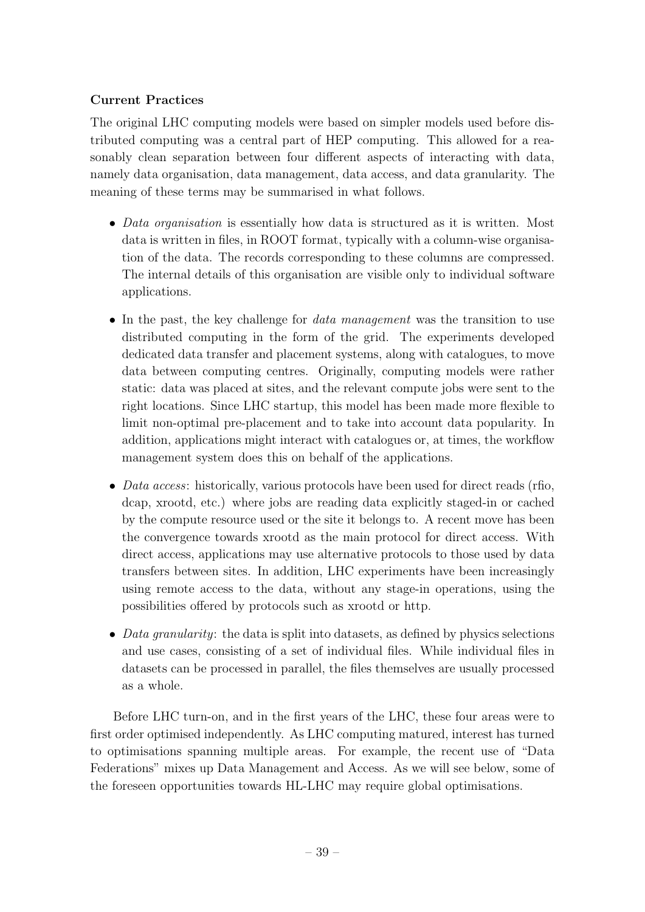**Current Practices**

The original LHC computing models were based on simpler models used before distributed computing was a central part of HEP computing. This allowed for a reasonably clean separation between four different aspects of interacting with data, namely data organisation, data management, data access, and data granularity. The meaning of these terms may be summarised in what follows.

- *Data organisation* is essentially how data is structured as it is written. Most data is written in files, in ROOT format, typically with a column-wise organisation of the data. The records corresponding to these columns are compressed. The internal details of this organisation are visible only to individual software applications.
- In the past, the key challenge for *data management* was the transition to use distributed computing in the form of the grid. The experiments developed dedicated data transfer and placement systems, along with catalogues, to move data between computing centres. Originally, computing models were rather static: data was placed at sites, and the relevant compute jobs were sent to the right locations. Since LHC startup, this model has been made more flexible to limit non-optimal pre-placement and to take into account data popularity. In addition, applications might interact with catalogues or, at times, the workflow management system does this on behalf of the applications.
- *Data access*: historically, various protocols have been used for direct reads (rfio, dcap, xrootd, etc.) where jobs are reading data explicitly staged-in or cached by the compute resource used or the site it belongs to. A recent move has been the convergence towards xrootd as the main protocol for direct access. With direct access, applications may use alternative protocols to those used by data transfers between sites. In addition, LHC experiments have been increasingly using remote access to the data, without any stage-in operations, using the possibilities offered by protocols such as xrootd or http.
- *Data granularity*: the data is split into datasets, as defined by physics selections and use cases, consisting of a set of individual files. While individual files in datasets can be processed in parallel, the files themselves are usually processed as a whole.

Before LHC turn-on, and in the first years of the LHC, these four areas were to first order optimised independently. As LHC computing matured, interest has turned to optimisations spanning multiple areas. For example, the recent use of "Data Federations" mixes up Data Management and Access. As we will see below, some of the foreseen opportunities towards HL-LHC may require global optimisations.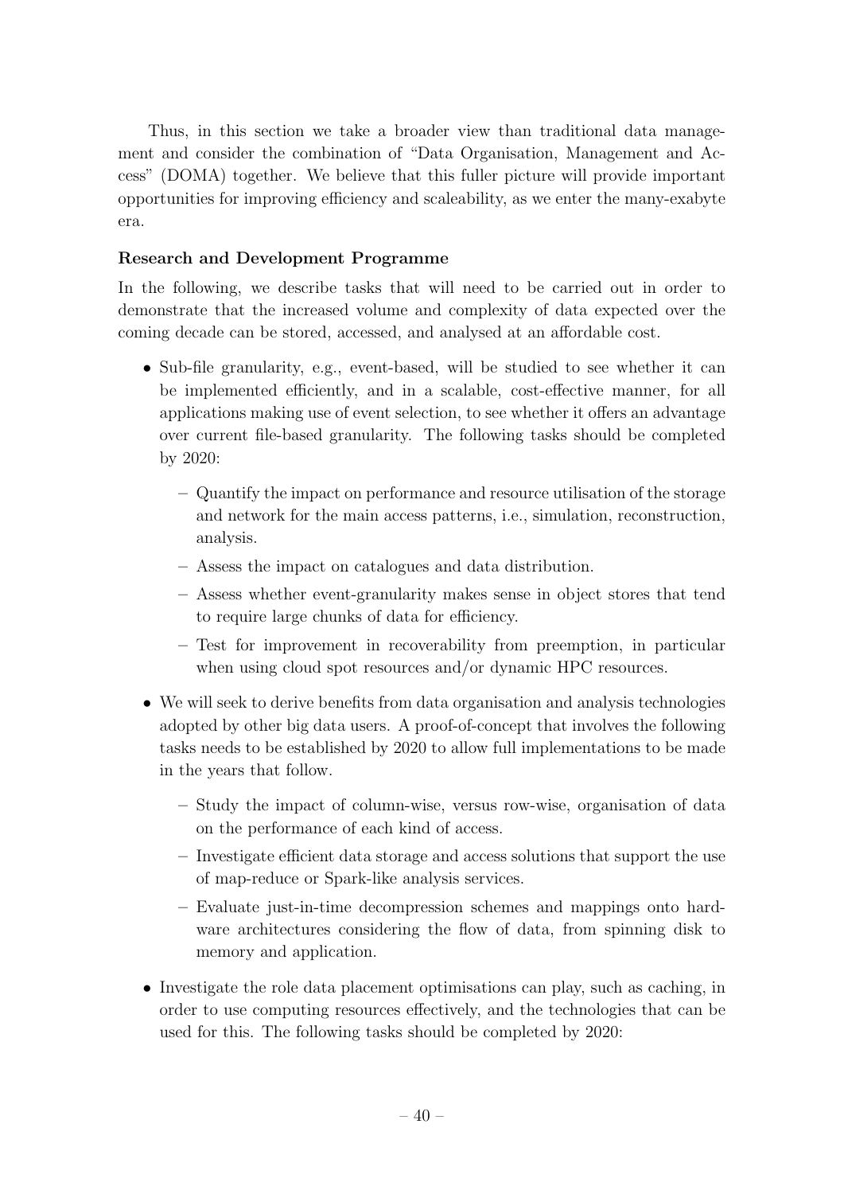Thus, in this section we take a broader view than traditional data management and consider the combination of "Data Organisation, Management and Access" (DOMA) together. We believe that this fuller picture will provide important opportunities for improving efficiency and scaleability, as we enter the many-exabyte era.

**Research and Development Programme**

In the following, we describe tasks that will need to be carried out in order to demonstrate that the increased volume and complexity of data expected over the coming decade can be stored, accessed, and analysed at an affordable cost.

- Sub-file granularity, e.g., event-based, will be studied to see whether it can be implemented efficiently, and in a scalable, cost-effective manner, for all applications making use of event selection, to see whether it offers an advantage over current file-based granularity. The following tasks should be completed by 2020:
  - Quantify the impact on performance and resource utilisation of the storage and network for the main access patterns, i.e., simulation, reconstruction, analysis.
  - Assess the impact on catalogues and data distribution.
  - Assess whether event-granularity makes sense in object stores that tend to require large chunks of data for efficiency.
  - Test for improvement in recoverability from preemption, in particular when using cloud spot resources and/or dynamic HPC resources.
- We will seek to derive benefits from data organisation and analysis technologies adopted by other big data users. A proof-of-concept that involves the following tasks needs to be established by 2020 to allow full implementations to be made in the years that follow.
  - Study the impact of column-wise, versus row-wise, organisation of data on the performance of each kind of access.
  - Investigate efficient data storage and access solutions that support the use of map-reduce or Spark-like analysis services.
  - Evaluate just-in-time decompression schemes and mappings onto hardware architectures considering the flow of data, from spinning disk to memory and application.
- Investigate the role data placement optimisations can play, such as caching, in order to use computing resources effectively, and the technologies that can be used for this. The following tasks should be completed by 2020: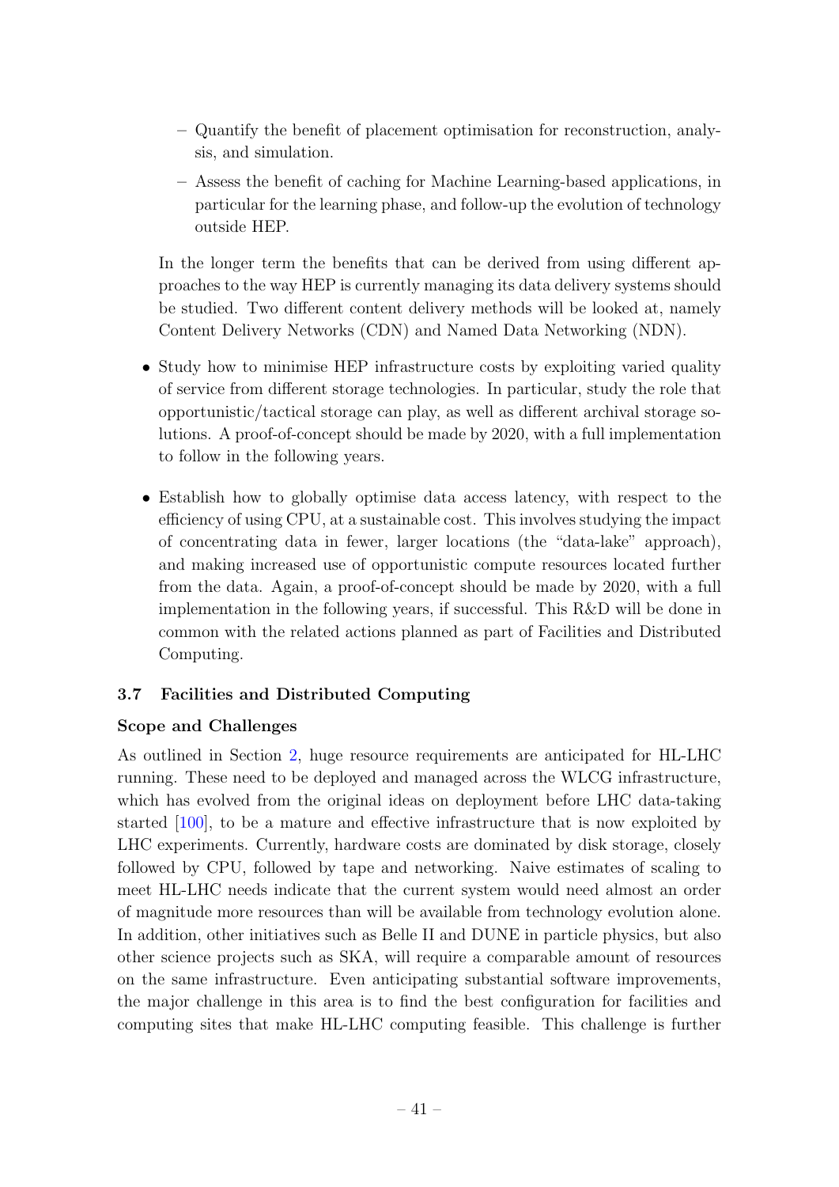- Quantify the benefit of placement optimisation for reconstruction, analysis, and simulation.
  - Assess the benefit of caching for Machine Learning-based applications, in particular for the learning phase, and follow-up the evolution of technology outside HEP.

  In the longer term the benefits that can be derived from using different approaches to the way HEP is currently managing its data delivery systems should be studied. Two different content delivery methods will be looked at, namely Content Delivery Networks (CDN) and Named Data Networking (NDN).

- Study how to minimise HEP infrastructure costs by exploiting varied quality of service from different storage technologies. In particular, study the role that opportunistic/tactical storage can play, as well as different archival storage solutions. A proof-of-concept should be made by 2020, with a full implementation to follow in the following years.

- Establish how to globally optimise data access latency, with respect to the efficiency of using CPU, at a sustainable cost. This involves studying the impact of concentrating data in fewer, larger locations (the "data-lake" approach), and making increased use of opportunistic compute resources located further from the data. Again, a proof-of-concept should be made by 2020, with a full implementation in the following years, if successful. This R&D will be done in common with the related actions planned as part of Facilities and Distributed Computing.

### 3.7 Facilities and Distributed Computing

**Scope and Challenges**

As outlined in Section 2, huge resource requirements are anticipated for HL-LHC running. These need to be deployed and managed across the WLCG infrastructure, which has evolved from the original ideas on deployment before LHC data-taking started [100], to be a mature and effective infrastructure that is now exploited by LHC experiments. Currently, hardware costs are dominated by disk storage, closely followed by CPU, followed by tape and networking. Naive estimates of scaling to meet HL-LHC needs indicate that the current system would need almost an order of magnitude more resources than will be available from technology evolution alone. In addition, other initiatives such as Belle II and DUNE in particle physics, but also other science projects such as SKA, will require a comparable amount of resources on the same infrastructure. Even anticipating substantial software improvements, the major challenge in this area is to find the best configuration for facilities and computing sites that make HL-LHC computing feasible. This challenge is further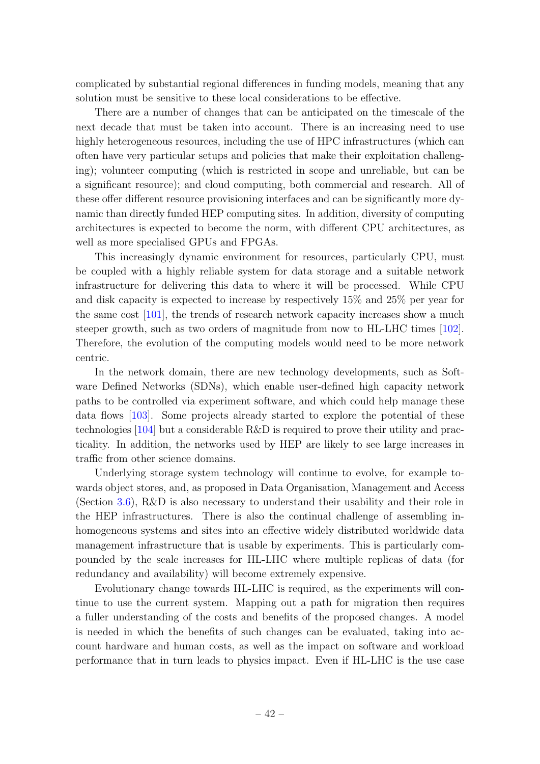complicated by substantial regional differences in funding models, meaning that any solution must be sensitive to these local considerations to be effective.

There are a number of changes that can be anticipated on the timescale of the next decade that must be taken into account. There is an increasing need to use highly heterogeneous resources, including the use of HPC infrastructures (which can often have very particular setups and policies that make their exploitation challenging); volunteer computing (which is restricted in scope and unreliable, but can be a significant resource); and cloud computing, both commercial and research. All of these offer different resource provisioning interfaces and can be significantly more dynamic than directly funded HEP computing sites. In addition, diversity of computing architectures is expected to become the norm, with different CPU architectures, as well as more specialised GPUs and FPGAs.

This increasingly dynamic environment for resources, particularly CPU, must be coupled with a highly reliable system for data storage and a suitable network infrastructure for delivering this data to where it will be processed. While CPU and disk capacity is expected to increase by respectively 15% and 25% per year for the same cost [101], the trends of research network capacity increases show a much steeper growth, such as two orders of magnitude from now to HL-LHC times [102]. Therefore, the evolution of the computing models would need to be more network centric.

In the network domain, there are new technology developments, such as Software Defined Networks (SDNs), which enable user-defined high capacity network paths to be controlled via experiment software, and which could help manage these data flows [103]. Some projects already started to explore the potential of these technologies [104] but a considerable R&D is required to prove their utility and practicality. In addition, the networks used by HEP are likely to see large increases in traffic from other science domains.

Underlying storage system technology will continue to evolve, for example towards object stores, and, as proposed in Data Organisation, Management and Access (Section 3.6), R&D is also necessary to understand their usability and their role in the HEP infrastructures. There is also the continual challenge of assembling inhomogeneous systems and sites into an effective widely distributed worldwide data management infrastructure that is usable by experiments. This is particularly compounded by the scale increases for HL-LHC where multiple replicas of data (for redundancy and availability) will become extremely expensive.

Evolutionary change towards HL-LHC is required, as the experiments will continue to use the current system. Mapping out a path for migration then requires a fuller understanding of the costs and benefits of the proposed changes. A model is needed in which the benefits of such changes can be evaluated, taking into account hardware and human costs, as well as the impact on software and workload performance that in turn leads to physics impact. Even if HL-LHC is the use case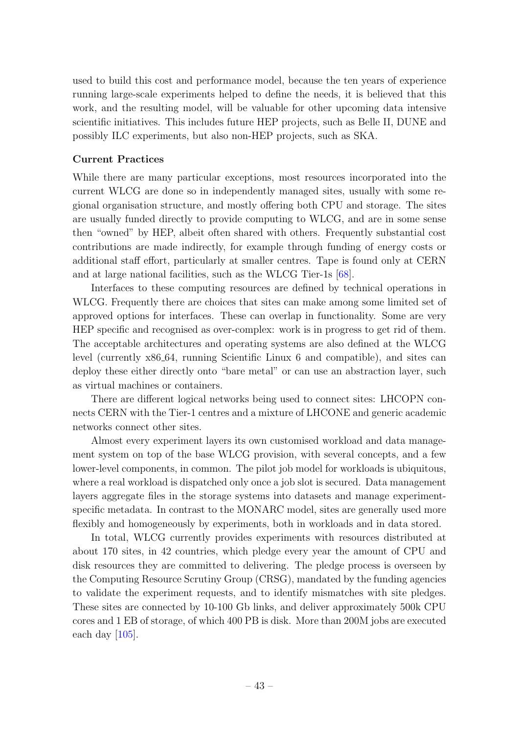used to build this cost and performance model, because the ten years of experience running large-scale experiments helped to define the needs, it is believed that this work, and the resulting model, will be valuable for other upcoming data intensive scientific initiatives. This includes future HEP projects, such as Belle II, DUNE and possibly ILC experiments, but also non-HEP projects, such as SKA.

**Current Practices**

While there are many particular exceptions, most resources incorporated into the current WLCG are done so in independently managed sites, usually with some regional organisation structure, and mostly offering both CPU and storage. The sites are usually funded directly to provide computing to WLCG, and are in some sense then "owned" by HEP, albeit often shared with others. Frequently substantial cost contributions are made indirectly, for example through funding of energy costs or additional staff effort, particularly at smaller centres. Tape is found only at CERN and at large national facilities, such as the WLCG Tier-1s [68].

Interfaces to these computing resources are defined by technical operations in WLCG. Frequently there are choices that sites can make among some limited set of approved options for interfaces. These can overlap in functionality. Some are very HEP specific and recognised as over-complex: work is in progress to get rid of them. The acceptable architectures and operating systems are also defined at the WLCG level (currently x86_64, running Scientific Linux 6 and compatible), and sites can deploy these either directly onto "bare metal" or can use an abstraction layer, such as virtual machines or containers.

There are different logical networks being used to connect sites: LHCOPN connects CERN with the Tier-1 centres and a mixture of LHCONE and generic academic networks connect other sites.

Almost every experiment layers its own customised workload and data management system on top of the base WLCG provision, with several concepts, and a few lower-level components, in common. The pilot job model for workloads is ubiquitous, where a real workload is dispatched only once a job slot is secured. Data management layers aggregate files in the storage systems into datasets and manage experiment-specific metadata. In contrast to the MONARC model, sites are generally used more flexibly and homogeneously by experiments, both in workloads and in data stored.

In total, WLCG currently provides experiments with resources distributed at about 170 sites, in 42 countries, which pledge every year the amount of CPU and disk resources they are committed to delivering. The pledge process is overseen by the Computing Resource Scrutiny Group (CRSG), mandated by the funding agencies to validate the experiment requests, and to identify mismatches with site pledges. These sites are connected by 10-100 Gb links, and deliver approximately 500k CPU cores and 1 EB of storage, of which 400 PB is disk. More than 200M jobs are executed each day [105].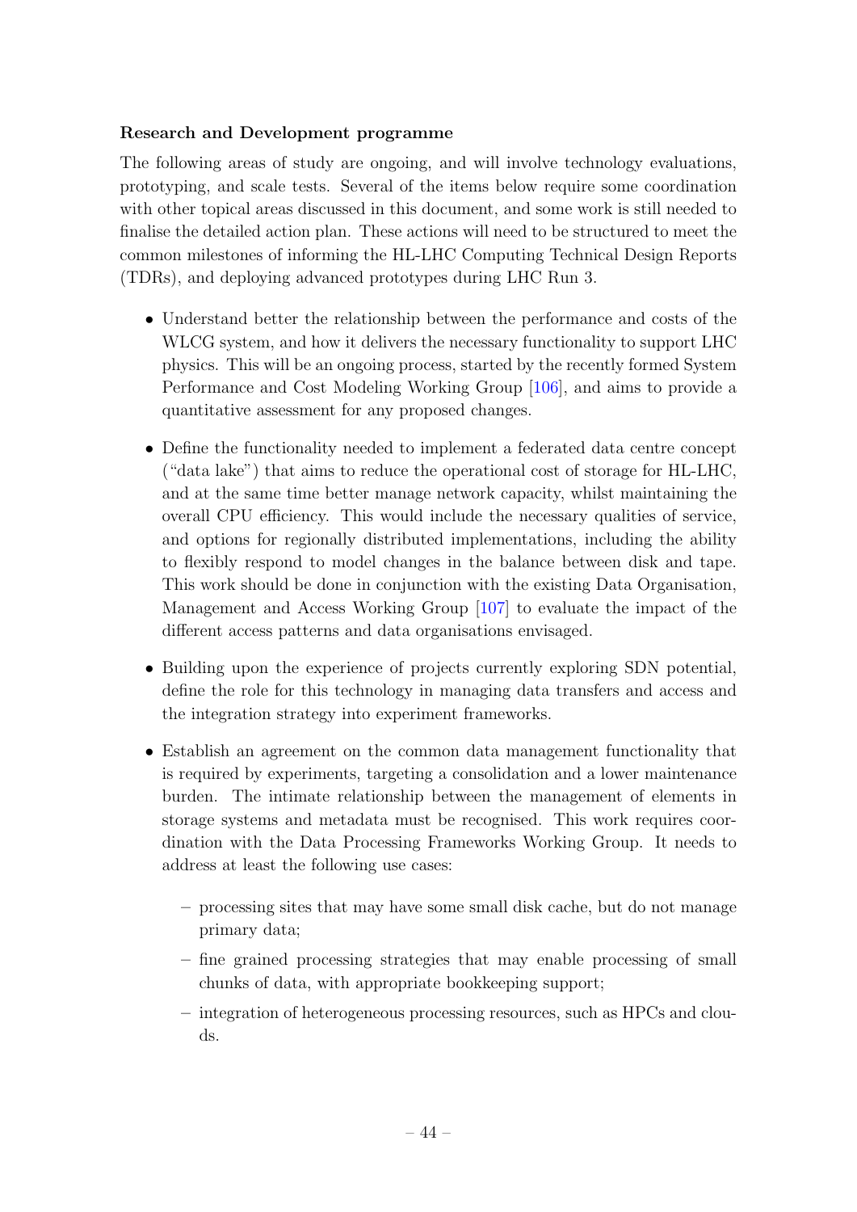**Research and Development programme**

The following areas of study are ongoing, and will involve technology evaluations, prototyping, and scale tests. Several of the items below require some coordination with other topical areas discussed in this document, and some work is still needed to finalise the detailed action plan. These actions will need to be structured to meet the common milestones of informing the HL-LHC Computing Technical Design Reports (TDRs), and deploying advanced prototypes during LHC Run 3.

- Understand better the relationship between the performance and costs of the WLCG system, and how it delivers the necessary functionality to support LHC physics. This will be an ongoing process, started by the recently formed System Performance and Cost Modeling Working Group [106], and aims to provide a quantitative assessment for any proposed changes.

- Define the functionality needed to implement a federated data centre concept ("data lake") that aims to reduce the operational cost of storage for HL-LHC, and at the same time better manage network capacity, whilst maintaining the overall CPU efficiency. This would include the necessary qualities of service, and options for regionally distributed implementations, including the ability to flexibly respond to model changes in the balance between disk and tape. This work should be done in conjunction with the existing Data Organisation, Management and Access Working Group [107] to evaluate the impact of the different access patterns and data organisations envisaged.

- Building upon the experience of projects currently exploring SDN potential, define the role for this technology in managing data transfers and access and the integration strategy into experiment frameworks.

- Establish an agreement on the common data management functionality that is required by experiments, targeting a consolidation and a lower maintenance burden. The intimate relationship between the management of elements in storage systems and metadata must be recognised. This work requires coordination with the Data Processing Frameworks Working Group. It needs to address at least the following use cases:

  - processing sites that may have some small disk cache, but do not manage primary data;
  - fine grained processing strategies that may enable processing of small chunks of data, with appropriate bookkeeping support;
  - integration of heterogeneous processing resources, such as HPCs and clouds.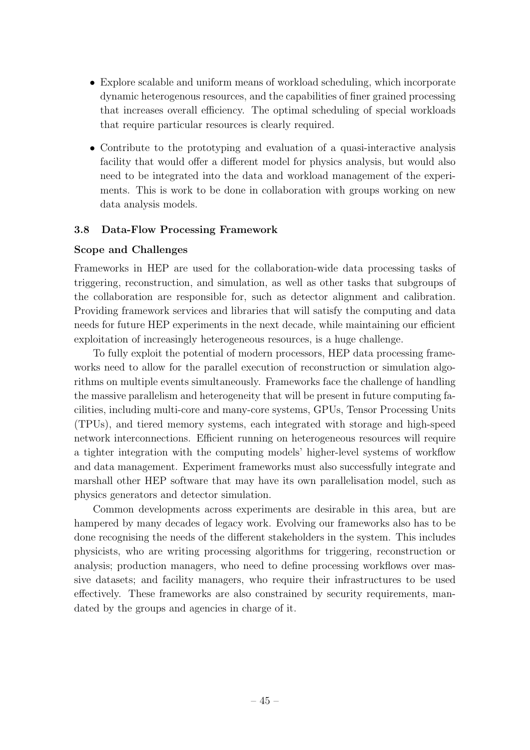- Explore scalable and uniform means of workload scheduling, which incorporate dynamic heterogenous resources, and the capabilities of finer grained processing that increases overall efficiency. The optimal scheduling of special workloads that require particular resources is clearly required.
- Contribute to the prototyping and evaluation of a quasi-interactive analysis facility that would offer a different model for physics analysis, but would also need to be integrated into the data and workload management of the experiments. This is work to be done in collaboration with groups working on new data analysis models.

### 3.8 Data-Flow Processing Framework

**Scope and Challenges**

Frameworks in HEP are used for the collaboration-wide data processing tasks of triggering, reconstruction, and simulation, as well as other tasks that subgroups of the collaboration are responsible for, such as detector alignment and calibration. Providing framework services and libraries that will satisfy the computing and data needs for future HEP experiments in the next decade, while maintaining our efficient exploitation of increasingly heterogeneous resources, is a huge challenge.

To fully exploit the potential of modern processors, HEP data processing frameworks need to allow for the parallel execution of reconstruction or simulation algorithms on multiple events simultaneously. Frameworks face the challenge of handling the massive parallelism and heterogeneity that will be present in future computing facilities, including multi-core and many-core systems, GPUs, Tensor Processing Units (TPUs), and tiered memory systems, each integrated with storage and high-speed network interconnections. Efficient running on heterogeneous resources will require a tighter integration with the computing models' higher-level systems of workflow and data management. Experiment frameworks must also successfully integrate and marshall other HEP software that may have its own parallelisation model, such as physics generators and detector simulation.

Common developments across experiments are desirable in this area, but are hampered by many decades of legacy work. Evolving our frameworks also has to be done recognising the needs of the different stakeholders in the system. This includes physicists, who are writing processing algorithms for triggering, reconstruction or analysis; production managers, who need to define processing workflows over massive datasets; and facility managers, who require their infrastructures to be used effectively. These frameworks are also constrained by security requirements, mandated by the groups and agencies in charge of it.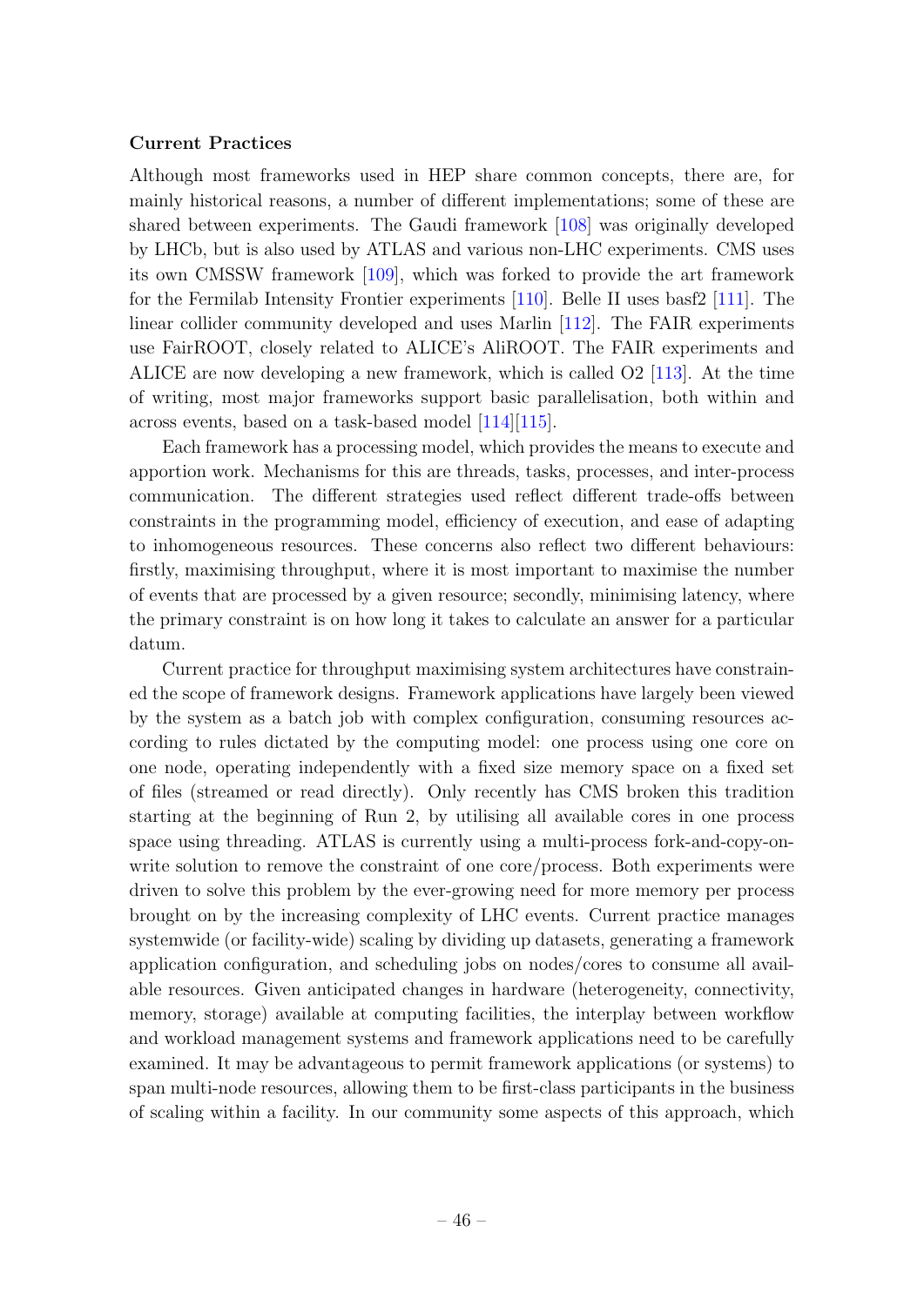### Current Practices

Although most frameworks used in HEP share common concepts, there are, for mainly historical reasons, a number of different implementations; some of these are shared between experiments. The Gaudi framework [108] was originally developed by LHCb, but is also used by ATLAS and various non-LHC experiments. CMS uses its own CMSSW framework [109], which was forked to provide the art framework for the Fermilab Intensity Frontier experiments [110]. Belle II uses basf2 [111]. The linear collider community developed and uses Marlin [112]. The FAIR experiments use FairROOT, closely related to ALICE's AliROOT. The FAIR experiments and ALICE are now developing a new framework, which is called O2 [113]. At the time of writing, most major frameworks support basic parallelisation, both within and across events, based on a task-based model [114][115].

Each framework has a processing model, which provides the means to execute and apportion work. Mechanisms for this are threads, tasks, processes, and inter-process communication. The different strategies used reflect different trade-offs between constraints in the programming model, efficiency of execution, and ease of adapting to inhomogeneous resources. These concerns also reflect two different behaviours: firstly, maximising throughput, where it is most important to maximise the number of events that are processed by a given resource; secondly, minimising latency, where the primary constraint is on how long it takes to calculate an answer for a particular datum.

Current practice for throughput maximising system architectures have constrained the scope of framework designs. Framework applications have largely been viewed by the system as a batch job with complex configuration, consuming resources according to rules dictated by the computing model: one process using one core on one node, operating independently with a fixed size memory space on a fixed set of files (streamed or read directly). Only recently has CMS broken this tradition starting at the beginning of Run 2, by utilising all available cores in one process space using threading. ATLAS is currently using a multi-process fork-and-copy-on-write solution to remove the constraint of one core/process. Both experiments were driven to solve this problem by the ever-growing need for more memory per process brought on by the increasing complexity of LHC events. Current practice manages systemwide (or facility-wide) scaling by dividing up datasets, generating a framework application configuration, and scheduling jobs on nodes/cores to consume all available resources. Given anticipated changes in hardware (heterogeneity, connectivity, memory, storage) available at computing facilities, the interplay between workflow and workload management systems and framework applications need to be carefully examined. It may be advantageous to permit framework applications (or systems) to span multi-node resources, allowing them to be first-class participants in the business of scaling within a facility. In our community some aspects of this approach, which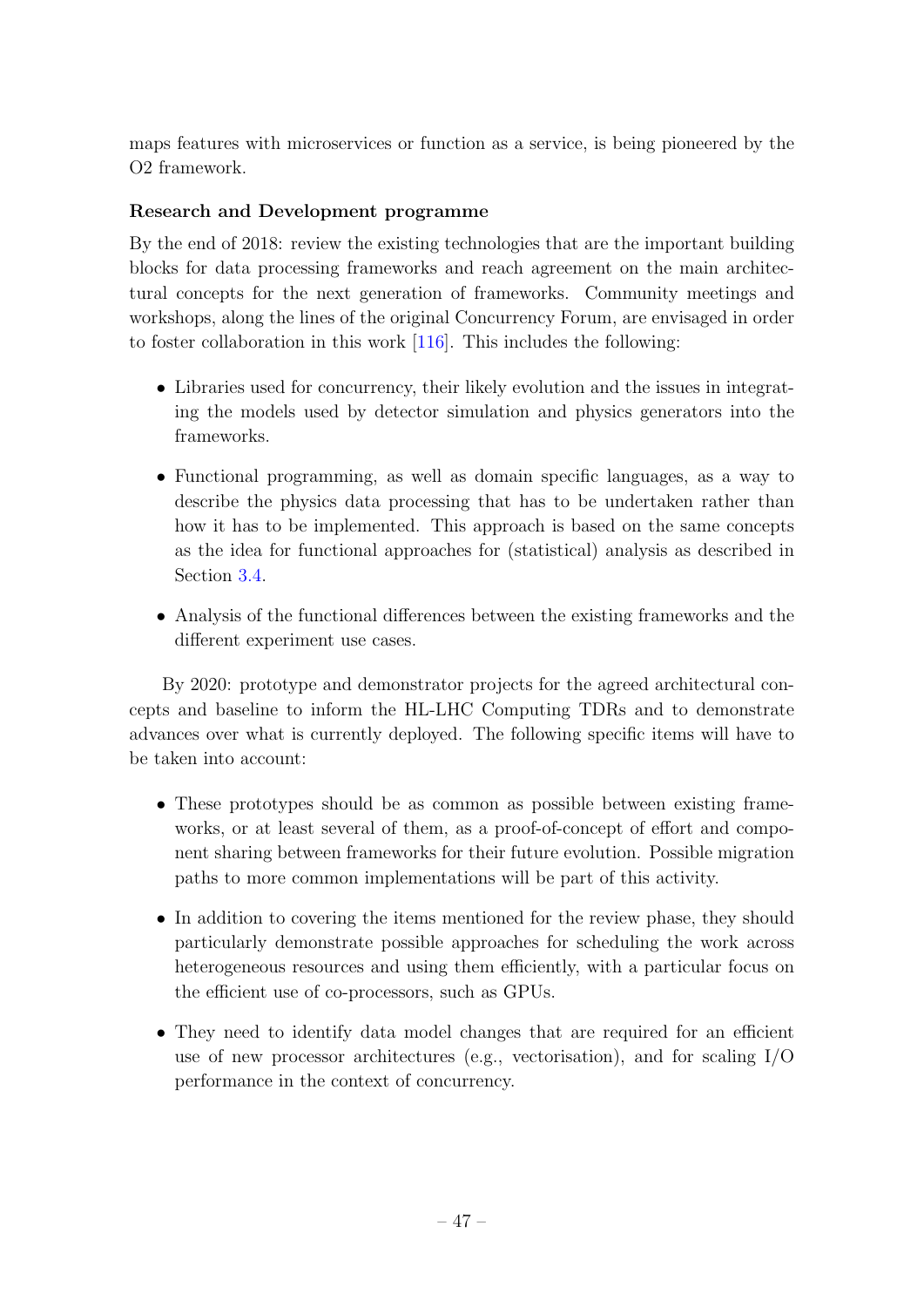maps features with microservices or function as a service, is being pioneered by the O2 framework.

**Research and Development programme**

By the end of 2018: review the existing technologies that are the important building blocks for data processing frameworks and reach agreement on the main architectural concepts for the next generation of frameworks. Community meetings and workshops, along the lines of the original Concurrency Forum, are envisaged in order to foster collaboration in this work [116]. This includes the following:

- Libraries used for concurrency, their likely evolution and the issues in integrating the models used by detector simulation and physics generators into the frameworks.
- Functional programming, as well as domain specific languages, as a way to describe the physics data processing that has to be undertaken rather than how it has to be implemented. This approach is based on the same concepts as the idea for functional approaches for (statistical) analysis as described in Section 3.4.
- Analysis of the functional differences between the existing frameworks and the different experiment use cases.

By 2020: prototype and demonstrator projects for the agreed architectural concepts and baseline to inform the HL-LHC Computing TDRs and to demonstrate advances over what is currently deployed. The following specific items will have to be taken into account:

- These prototypes should be as common as possible between existing frameworks, or at least several of them, as a proof-of-concept of effort and component sharing between frameworks for their future evolution. Possible migration paths to more common implementations will be part of this activity.
- In addition to covering the items mentioned for the review phase, they should particularly demonstrate possible approaches for scheduling the work across heterogeneous resources and using them efficiently, with a particular focus on the efficient use of co-processors, such as GPUs.
- They need to identify data model changes that are required for an efficient use of new processor architectures (e.g., vectorisation), and for scaling I/O performance in the context of concurrency.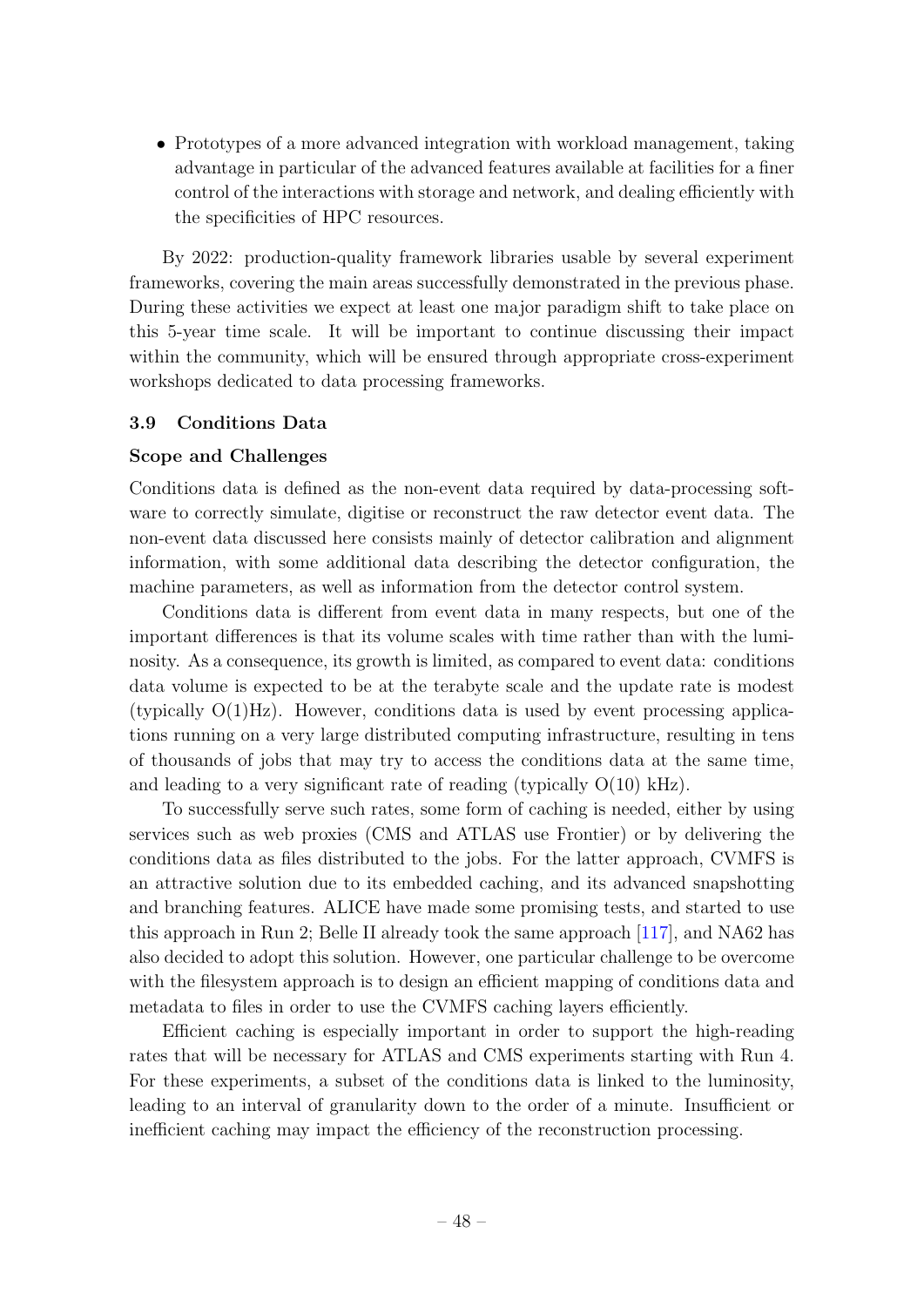- Prototypes of a more advanced integration with workload management, taking advantage in particular of the advanced features available at facilities for a finer control of the interactions with storage and network, and dealing efficiently with the specificities of HPC resources.

By 2022: production-quality framework libraries usable by several experiment frameworks, covering the main areas successfully demonstrated in the previous phase. During these activities we expect at least one major paradigm shift to take place on this 5-year time scale. It will be important to continue discussing their impact within the community, which will be ensured through appropriate cross-experiment workshops dedicated to data processing frameworks.

### 3.9 Conditions Data

#### Scope and Challenges

Conditions data is defined as the non-event data required by data-processing software to correctly simulate, digitise or reconstruct the raw detector event data. The non-event data discussed here consists mainly of detector calibration and alignment information, with some additional data describing the detector configuration, the machine parameters, as well as information from the detector control system.

Conditions data is different from event data in many respects, but one of the important differences is that its volume scales with time rather than with the luminosity. As a consequence, its growth is limited, as compared to event data: conditions data volume is expected to be at the terabyte scale and the update rate is modest (typically O(1)Hz). However, conditions data is used by event processing applications running on a very large distributed computing infrastructure, resulting in tens of thousands of jobs that may try to access the conditions data at the same time, and leading to a very significant rate of reading (typically O(10) kHz).

To successfully serve such rates, some form of caching is needed, either by using services such as web proxies (CMS and ATLAS use Frontier) or by delivering the conditions data as files distributed to the jobs. For the latter approach, CVMFS is an attractive solution due to its embedded caching, and its advanced snapshotting and branching features. ALICE have made some promising tests, and started to use this approach in Run 2; Belle II already took the same approach [117], and NA62 has also decided to adopt this solution. However, one particular challenge to be overcome with the filesystem approach is to design an efficient mapping of conditions data and metadata to files in order to use the CVMFS caching layers efficiently.

Efficient caching is especially important in order to support the high-reading rates that will be necessary for ATLAS and CMS experiments starting with Run 4. For these experiments, a subset of the conditions data is linked to the luminosity, leading to an interval of granularity down to the order of a minute. Insufficient or inefficient caching may impact the efficiency of the reconstruction processing.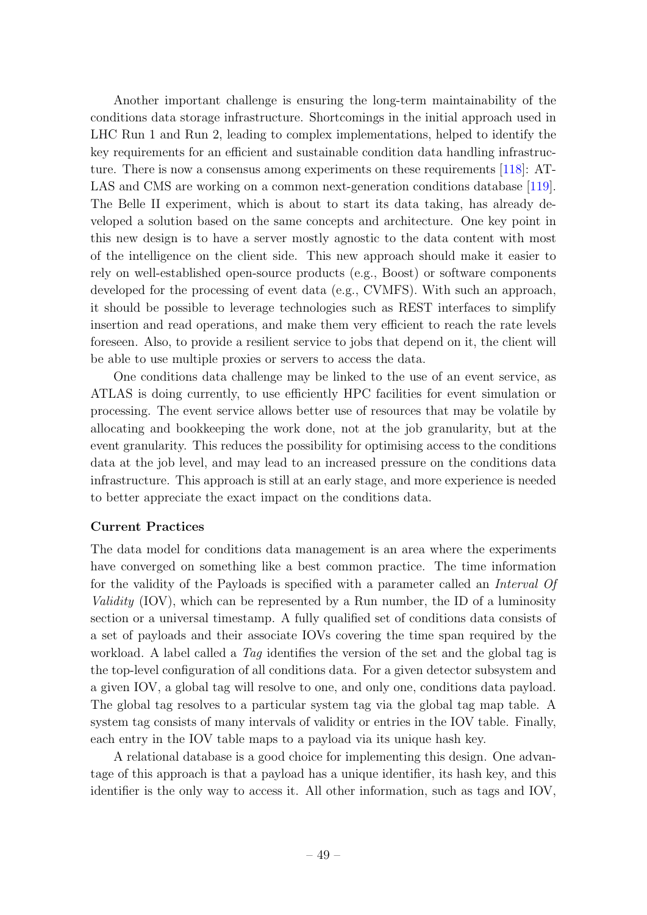Another important challenge is ensuring the long-term maintainability of the conditions data storage infrastructure. Shortcomings in the initial approach used in LHC Run 1 and Run 2, leading to complex implementations, helped to identify the key requirements for an efficient and sustainable condition data handling infrastructure. There is now a consensus among experiments on these requirements [118]: ATLAS and CMS are working on a common next-generation conditions database [119]. The Belle II experiment, which is about to start its data taking, has already developed a solution based on the same concepts and architecture. One key point in this new design is to have a server mostly agnostic to the data content with most of the intelligence on the client side. This new approach should make it easier to rely on well-established open-source products (e.g., Boost) or software components developed for the processing of event data (e.g., CVMFS). With such an approach, it should be possible to leverage technologies such as REST interfaces to simplify insertion and read operations, and make them very efficient to reach the rate levels foreseen. Also, to provide a resilient service to jobs that depend on it, the client will be able to use multiple proxies or servers to access the data.

One conditions data challenge may be linked to the use of an event service, as ATLAS is doing currently, to use efficiently HPC facilities for event simulation or processing. The event service allows better use of resources that may be volatile by allocating and bookkeeping the work done, not at the job granularity, but at the event granularity. This reduces the possibility for optimising access to the conditions data at the job level, and may lead to an increased pressure on the conditions data infrastructure. This approach is still at an early stage, and more experience is needed to better appreciate the exact impact on the conditions data.

**Current Practices**

The data model for conditions data management is an area where the experiments have converged on something like a best common practice. The time information for the validity of the Payloads is specified with a parameter called an *Interval Of Validity* (IOV), which can be represented by a Run number, the ID of a luminosity section or a universal timestamp. A fully qualified set of conditions data consists of a set of payloads and their associate IOVs covering the time span required by the workload. A label called a *Tag* identifies the version of the set and the global tag is the top-level configuration of all conditions data. For a given detector subsystem and a given IOV, a global tag will resolve to one, and only one, conditions data payload. The global tag resolves to a particular system tag via the global tag map table. A system tag consists of many intervals of validity or entries in the IOV table. Finally, each entry in the IOV table maps to a payload via its unique hash key.

A relational database is a good choice for implementing this design. One advantage of this approach is that a payload has a unique identifier, its hash key, and this identifier is the only way to access it. All other information, such as tags and IOV,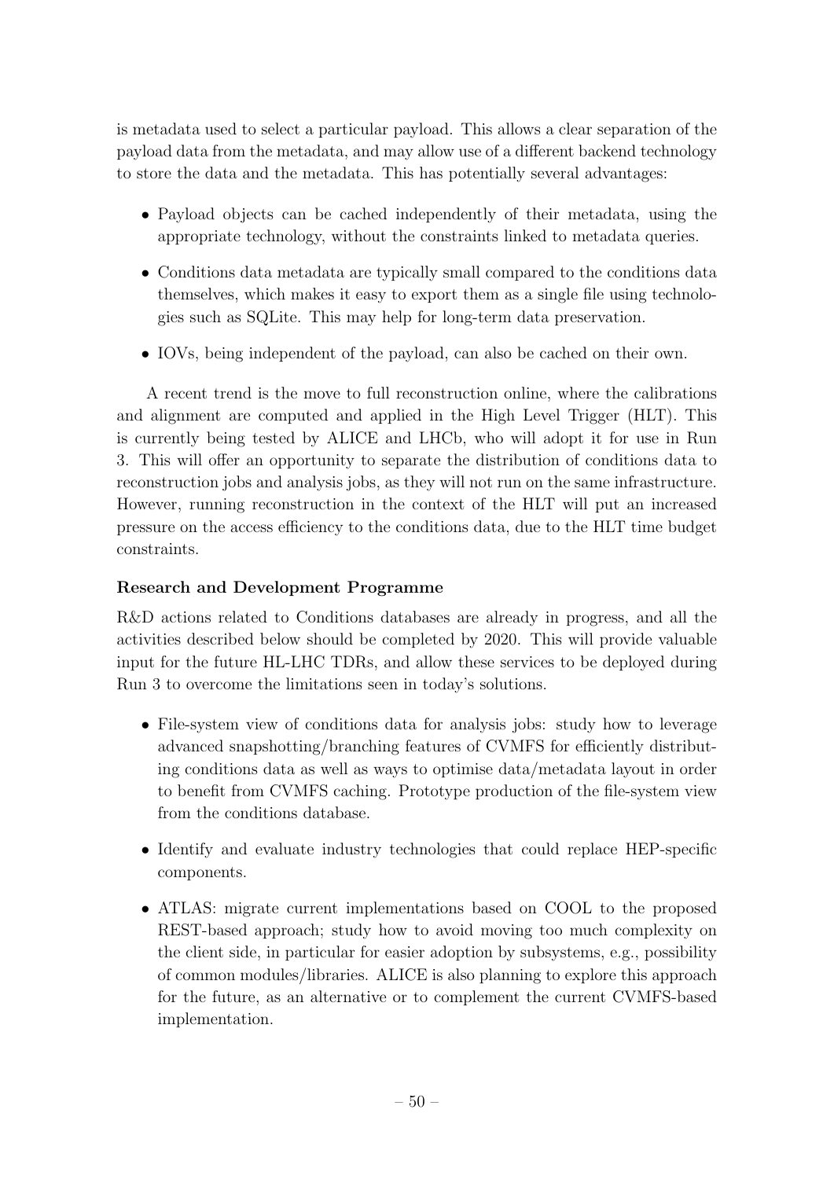is metadata used to select a particular payload. This allows a clear separation of the payload data from the metadata, and may allow use of a different backend technology to store the data and the metadata. This has potentially several advantages:

- Payload objects can be cached independently of their metadata, using the appropriate technology, without the constraints linked to metadata queries.
- Conditions data metadata are typically small compared to the conditions data themselves, which makes it easy to export them as a single file using technologies such as SQLite. This may help for long-term data preservation.
- IOVs, being independent of the payload, can also be cached on their own.

A recent trend is the move to full reconstruction online, where the calibrations and alignment are computed and applied in the High Level Trigger (HLT). This is currently being tested by ALICE and LHCb, who will adopt it for use in Run 3. This will offer an opportunity to separate the distribution of conditions data to reconstruction jobs and analysis jobs, as they will not run on the same infrastructure. However, running reconstruction in the context of the HLT will put an increased pressure on the access efficiency to the conditions data, due to the HLT time budget constraints.

**Research and Development Programme**

R&D actions related to Conditions databases are already in progress, and all the activities described below should be completed by 2020. This will provide valuable input for the future HL-LHC TDRs, and allow these services to be deployed during Run 3 to overcome the limitations seen in today's solutions.

- File-system view of conditions data for analysis jobs: study how to leverage advanced snapshotting/branching features of CVMFS for efficiently distributing conditions data as well as ways to optimise data/metadata layout in order to benefit from CVMFS caching. Prototype production of the file-system view from the conditions database.
- Identify and evaluate industry technologies that could replace HEP-specific components.
- ATLAS: migrate current implementations based on COOL to the proposed REST-based approach; study how to avoid moving too much complexity on the client side, in particular for easier adoption by subsystems, e.g., possibility of common modules/libraries. ALICE is also planning to explore this approach for the future, as an alternative or to complement the current CVMFS-based implementation.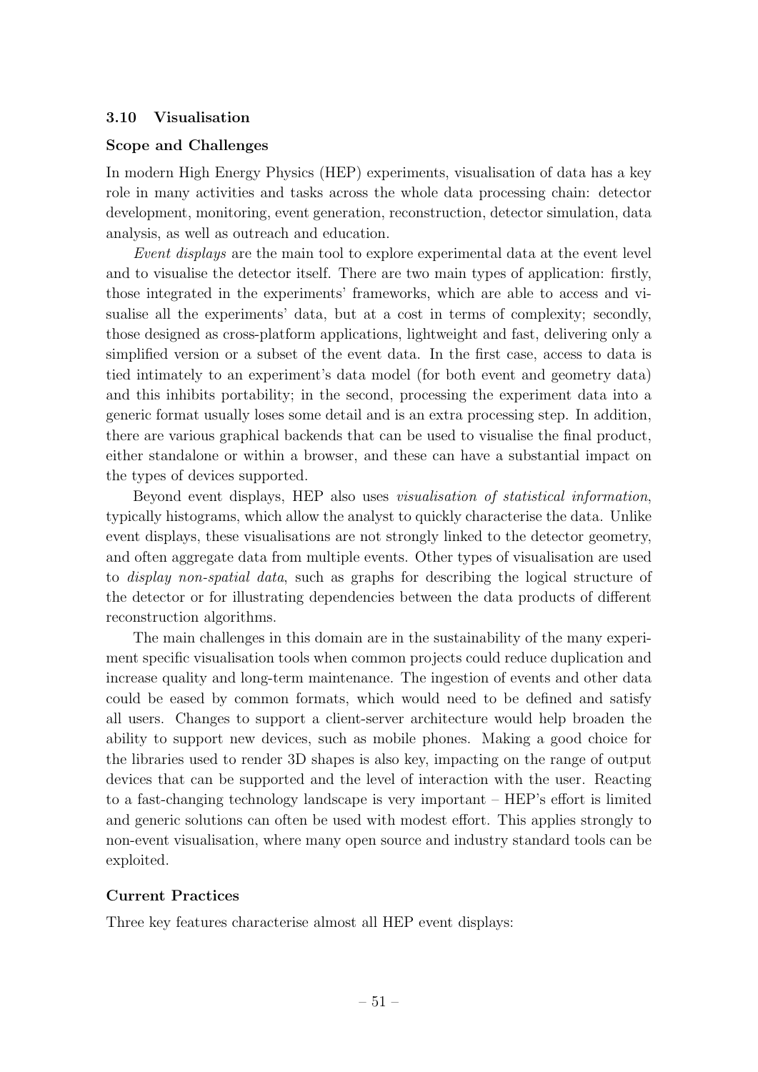### 3.10 Visualisation

#### Scope and Challenges

In modern High Energy Physics (HEP) experiments, visualisation of data has a key role in many activities and tasks across the whole data processing chain: detector development, monitoring, event generation, reconstruction, detector simulation, data analysis, as well as outreach and education.

*Event displays* are the main tool to explore experimental data at the event level and to visualise the detector itself. There are two main types of application: firstly, those integrated in the experiments' frameworks, which are able to access and visualise all the experiments' data, but at a cost in terms of complexity; secondly, those designed as cross-platform applications, lightweight and fast, delivering only a simplified version or a subset of the event data. In the first case, access to data is tied intimately to an experiment's data model (for both event and geometry data) and this inhibits portability; in the second, processing the experiment data into a generic format usually loses some detail and is an extra processing step. In addition, there are various graphical backends that can be used to visualise the final product, either standalone or within a browser, and these can have a substantial impact on the types of devices supported.

Beyond event displays, HEP also uses *visualisation of statistical information*, typically histograms, which allow the analyst to quickly characterise the data. Unlike event displays, these visualisations are not strongly linked to the detector geometry, and often aggregate data from multiple events. Other types of visualisation are used to *display non-spatial data*, such as graphs for describing the logical structure of the detector or for illustrating dependencies between the data products of different reconstruction algorithms.

The main challenges in this domain are in the sustainability of the many experiment specific visualisation tools when common projects could reduce duplication and increase quality and long-term maintenance. The ingestion of events and other data could be eased by common formats, which would need to be defined and satisfy all users. Changes to support a client-server architecture would help broaden the ability to support new devices, such as mobile phones. Making a good choice for the libraries used to render 3D shapes is also key, impacting on the range of output devices that can be supported and the level of interaction with the user. Reacting to a fast-changing technology landscape is very important – HEP's effort is limited and generic solutions can often be used with modest effort. This applies strongly to non-event visualisation, where many open source and industry standard tools can be exploited.

#### Current Practices

Three key features characterise almost all HEP event displays: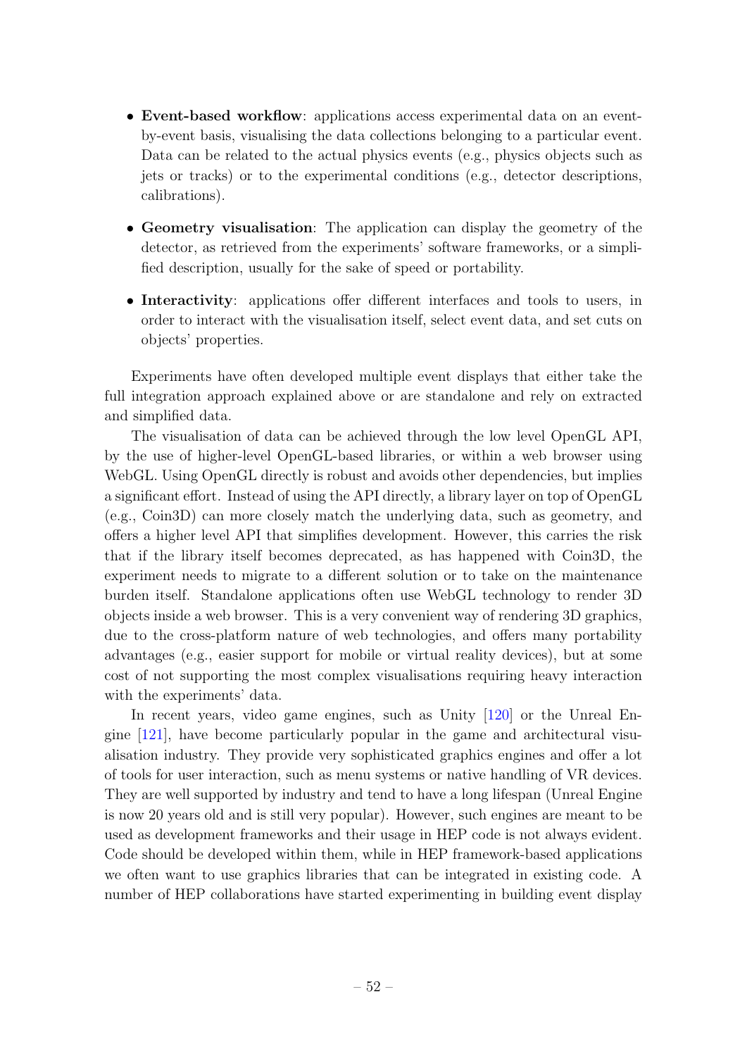- **Event-based workflow**: applications access experimental data on an event-by-event basis, visualising the data collections belonging to a particular event. Data can be related to the actual physics events (e.g., physics objects such as jets or tracks) or to the experimental conditions (e.g., detector descriptions, calibrations).
- **Geometry visualisation**: The application can display the geometry of the detector, as retrieved from the experiments' software frameworks, or a simplified description, usually for the sake of speed or portability.
- **Interactivity**: applications offer different interfaces and tools to users, in order to interact with the visualisation itself, select event data, and set cuts on objects' properties.

Experiments have often developed multiple event displays that either take the full integration approach explained above or are standalone and rely on extracted and simplified data.

The visualisation of data can be achieved through the low level OpenGL API, by the use of higher-level OpenGL-based libraries, or within a web browser using WebGL. Using OpenGL directly is robust and avoids other dependencies, but implies a significant effort. Instead of using the API directly, a library layer on top of OpenGL (e.g., Coin3D) can more closely match the underlying data, such as geometry, and offers a higher level API that simplifies development. However, this carries the risk that if the library itself becomes deprecated, as has happened with Coin3D, the experiment needs to migrate to a different solution or to take on the maintenance burden itself. Standalone applications often use WebGL technology to render 3D objects inside a web browser. This is a very convenient way of rendering 3D graphics, due to the cross-platform nature of web technologies, and offers many portability advantages (e.g., easier support for mobile or virtual reality devices), but at some cost of not supporting the most complex visualisations requiring heavy interaction with the experiments' data.

In recent years, video game engines, such as Unity [120] or the Unreal Engine [121], have become particularly popular in the game and architectural visualisation industry. They provide very sophisticated graphics engines and offer a lot of tools for user interaction, such as menu systems or native handling of VR devices. They are well supported by industry and tend to have a long lifespan (Unreal Engine is now 20 years old and is still very popular). However, such engines are meant to be used as development frameworks and their usage in HEP code is not always evident. Code should be developed within them, while in HEP framework-based applications we often want to use graphics libraries that can be integrated in existing code. A number of HEP collaborations have started experimenting in building event display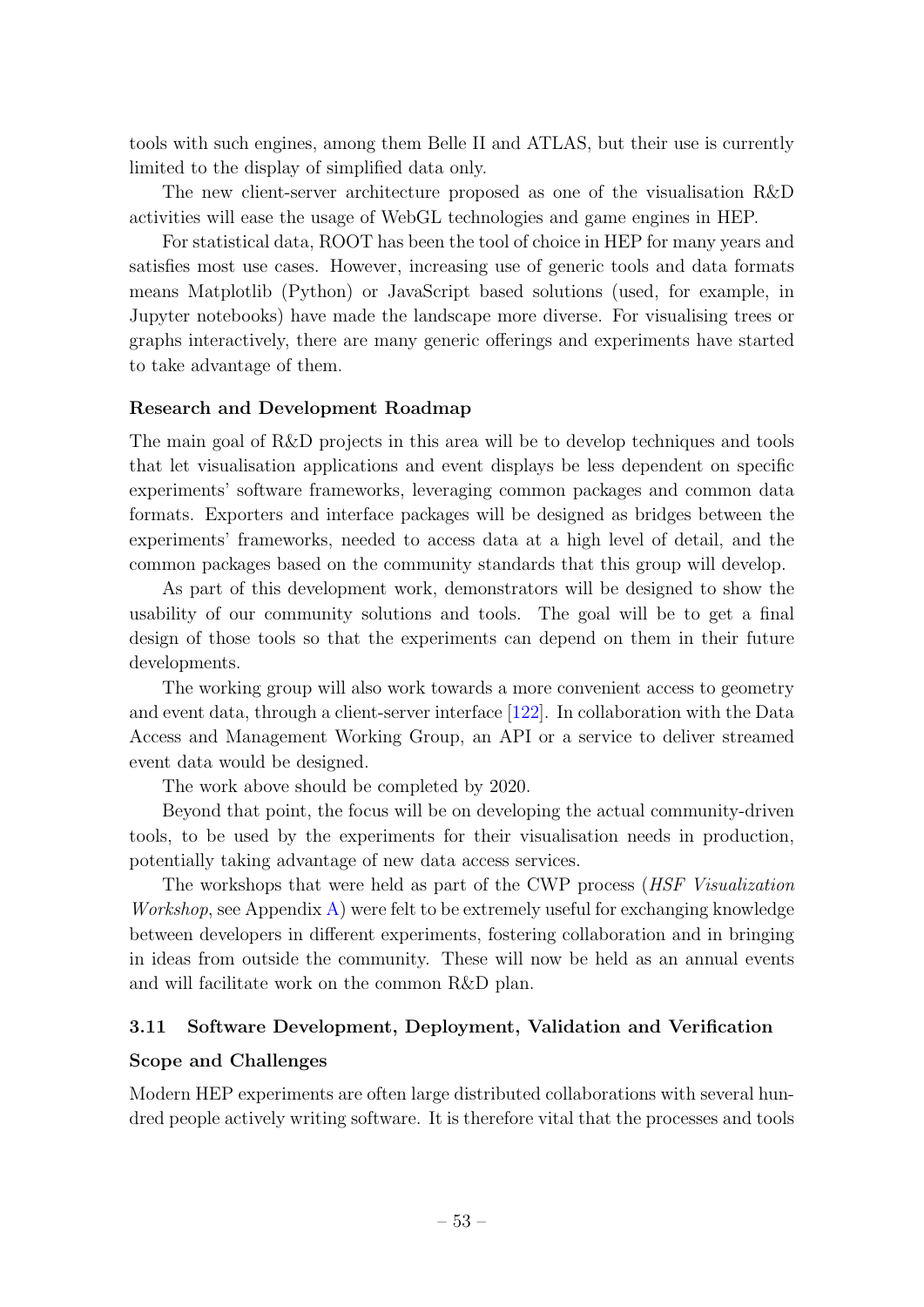tools with such engines, among them Belle II and ATLAS, but their use is currently limited to the display of simplified data only.

The new client-server architecture proposed as one of the visualisation R&D activities will ease the usage of WebGL technologies and game engines in HEP.

For statistical data, ROOT has been the tool of choice in HEP for many years and satisfies most use cases. However, increasing use of generic tools and data formats means Matplotlib (Python) or JavaScript based solutions (used, for example, in Jupyter notebooks) have made the landscape more diverse. For visualising trees or graphs interactively, there are many generic offerings and experiments have started to take advantage of them.

#### Research and Development Roadmap

The main goal of R&D projects in this area will be to develop techniques and tools that let visualisation applications and event displays be less dependent on specific experiments' software frameworks, leveraging common packages and common data formats. Exporters and interface packages will be designed as bridges between the experiments' frameworks, needed to access data at a high level of detail, and the common packages based on the community standards that this group will develop.

As part of this development work, demonstrators will be designed to show the usability of our community solutions and tools. The goal will be to get a final design of those tools so that the experiments can depend on them in their future developments.

The working group will also work towards a more convenient access to geometry and event data, through a client-server interface [122]. In collaboration with the Data Access and Management Working Group, an API or a service to deliver streamed event data would be designed.

The work above should be completed by 2020.

Beyond that point, the focus will be on developing the actual community-driven tools, to be used by the experiments for their visualisation needs in production, potentially taking advantage of new data access services.

The workshops that were held as part of the CWP process (*HSF Visualization Workshop*, see Appendix A) were felt to be extremely useful for exchanging knowledge between developers in different experiments, fostering collaboration and in bringing in ideas from outside the community. These will now be held as an annual events and will facilitate work on the common R&D plan.

### 3.11 Software Development, Deployment, Validation and Verification

#### Scope and Challenges

Modern HEP experiments are often large distributed collaborations with several hundred people actively writing software. It is therefore vital that the processes and tools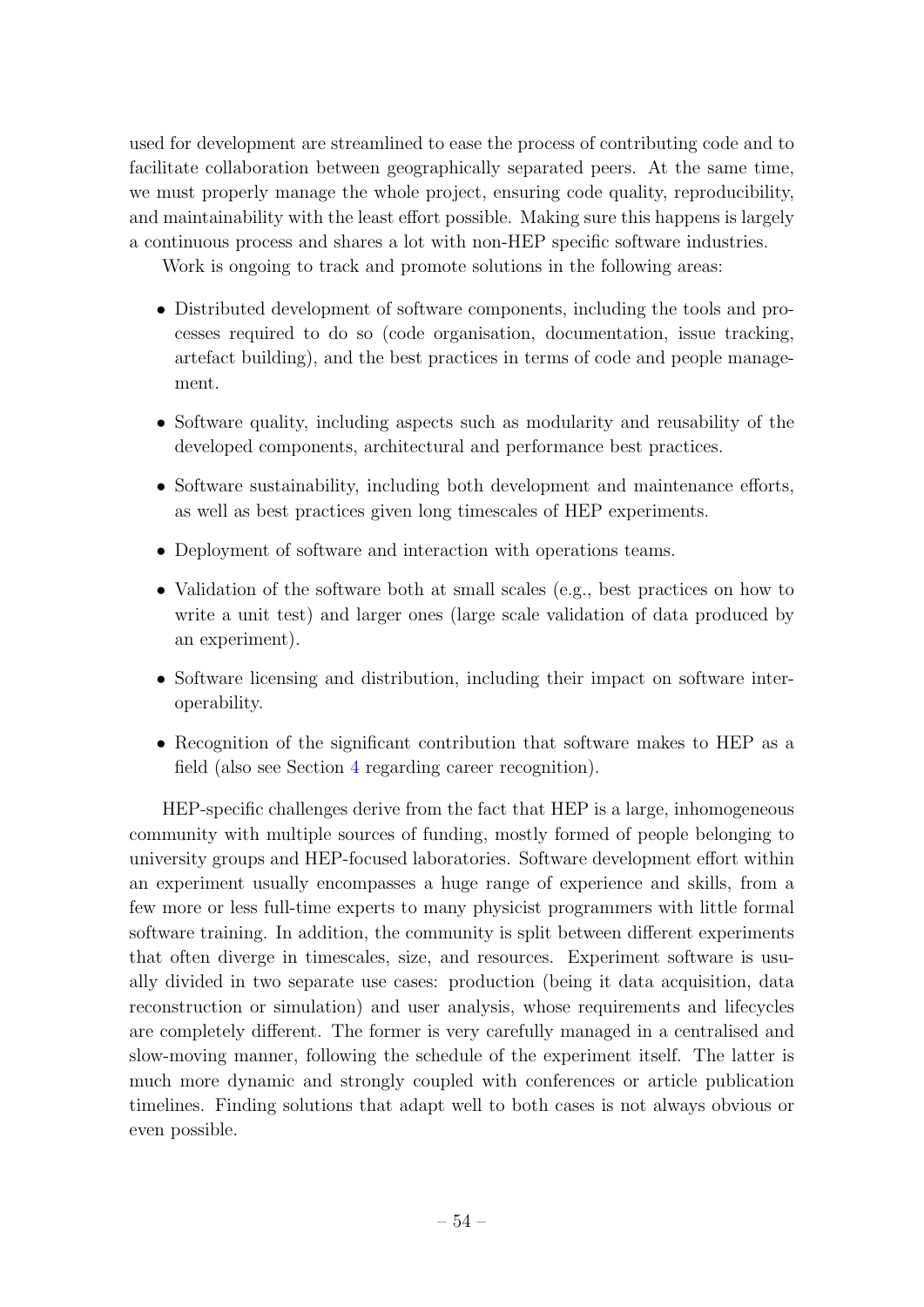used for development are streamlined to ease the process of contributing code and to facilitate collaboration between geographically separated peers. At the same time, we must properly manage the whole project, ensuring code quality, reproducibility, and maintainability with the least effort possible. Making sure this happens is largely a continuous process and shares a lot with non-HEP specific software industries.

Work is ongoing to track and promote solutions in the following areas:

- Distributed development of software components, including the tools and processes required to do so (code organisation, documentation, issue tracking, artefact building), and the best practices in terms of code and people management.
- Software quality, including aspects such as modularity and reusability of the developed components, architectural and performance best practices.
- Software sustainability, including both development and maintenance efforts, as well as best practices given long timescales of HEP experiments.
- Deployment of software and interaction with operations teams.
- Validation of the software both at small scales (e.g., best practices on how to write a unit test) and larger ones (large scale validation of data produced by an experiment).
- Software licensing and distribution, including their impact on software interoperability.
- Recognition of the significant contribution that software makes to HEP as a field (also see Section 4 regarding career recognition).

HEP-specific challenges derive from the fact that HEP is a large, inhomogeneous community with multiple sources of funding, mostly formed of people belonging to university groups and HEP-focused laboratories. Software development effort within an experiment usually encompasses a huge range of experience and skills, from a few more or less full-time experts to many physicist programmers with little formal software training. In addition, the community is split between different experiments that often diverge in timescales, size, and resources. Experiment software is usually divided in two separate use cases: production (being it data acquisition, data reconstruction or simulation) and user analysis, whose requirements and lifecycles are completely different. The former is very carefully managed in a centralised and slow-moving manner, following the schedule of the experiment itself. The latter is much more dynamic and strongly coupled with conferences or article publication timelines. Finding solutions that adapt well to both cases is not always obvious or even possible.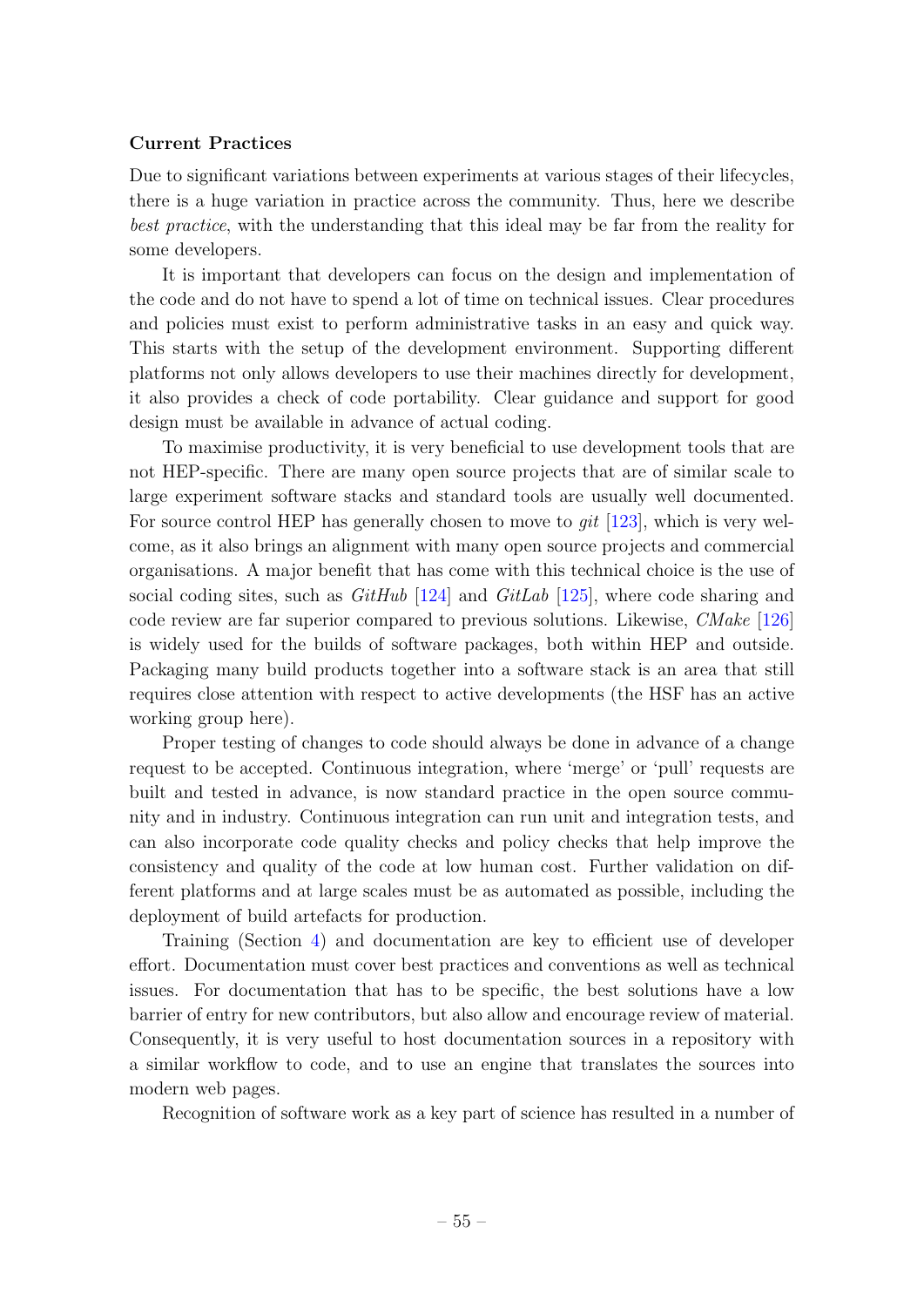**Current Practices**

Due to significant variations between experiments at various stages of their lifecycles, there is a huge variation in practice across the community. Thus, here we describe *best practice*, with the understanding that this ideal may be far from the reality for some developers.

It is important that developers can focus on the design and implementation of the code and do not have to spend a lot of time on technical issues. Clear procedures and policies must exist to perform administrative tasks in an easy and quick way. This starts with the setup of the development environment. Supporting different platforms not only allows developers to use their machines directly for development, it also provides a check of code portability. Clear guidance and support for good design must be available in advance of actual coding.

To maximise productivity, it is very beneficial to use development tools that are not HEP-specific. There are many open source projects that are of similar scale to large experiment software stacks and standard tools are usually well documented. For source control HEP has generally chosen to move to *git* [123], which is very welcome, as it also brings an alignment with many open source projects and commercial organisations. A major benefit that has come with this technical choice is the use of social coding sites, such as *GitHub* [124] and *GitLab* [125], where code sharing and code review are far superior compared to previous solutions. Likewise, *CMake* [126] is widely used for the builds of software packages, both within HEP and outside. Packaging many build products together into a software stack is an area that still requires close attention with respect to active developments (the HSF has an active working group here).

Proper testing of changes to code should always be done in advance of a change request to be accepted. Continuous integration, where 'merge' or 'pull' requests are built and tested in advance, is now standard practice in the open source community and in industry. Continuous integration can run unit and integration tests, and can also incorporate code quality checks and policy checks that help improve the consistency and quality of the code at low human cost. Further validation on different platforms and at large scales must be as automated as possible, including the deployment of build artefacts for production.

Training (Section 4) and documentation are key to efficient use of developer effort. Documentation must cover best practices and conventions as well as technical issues. For documentation that has to be specific, the best solutions have a low barrier of entry for new contributors, but also allow and encourage review of material. Consequently, it is very useful to host documentation sources in a repository with a similar workflow to code, and to use an engine that translates the sources into modern web pages.

Recognition of software work as a key part of science has resulted in a number of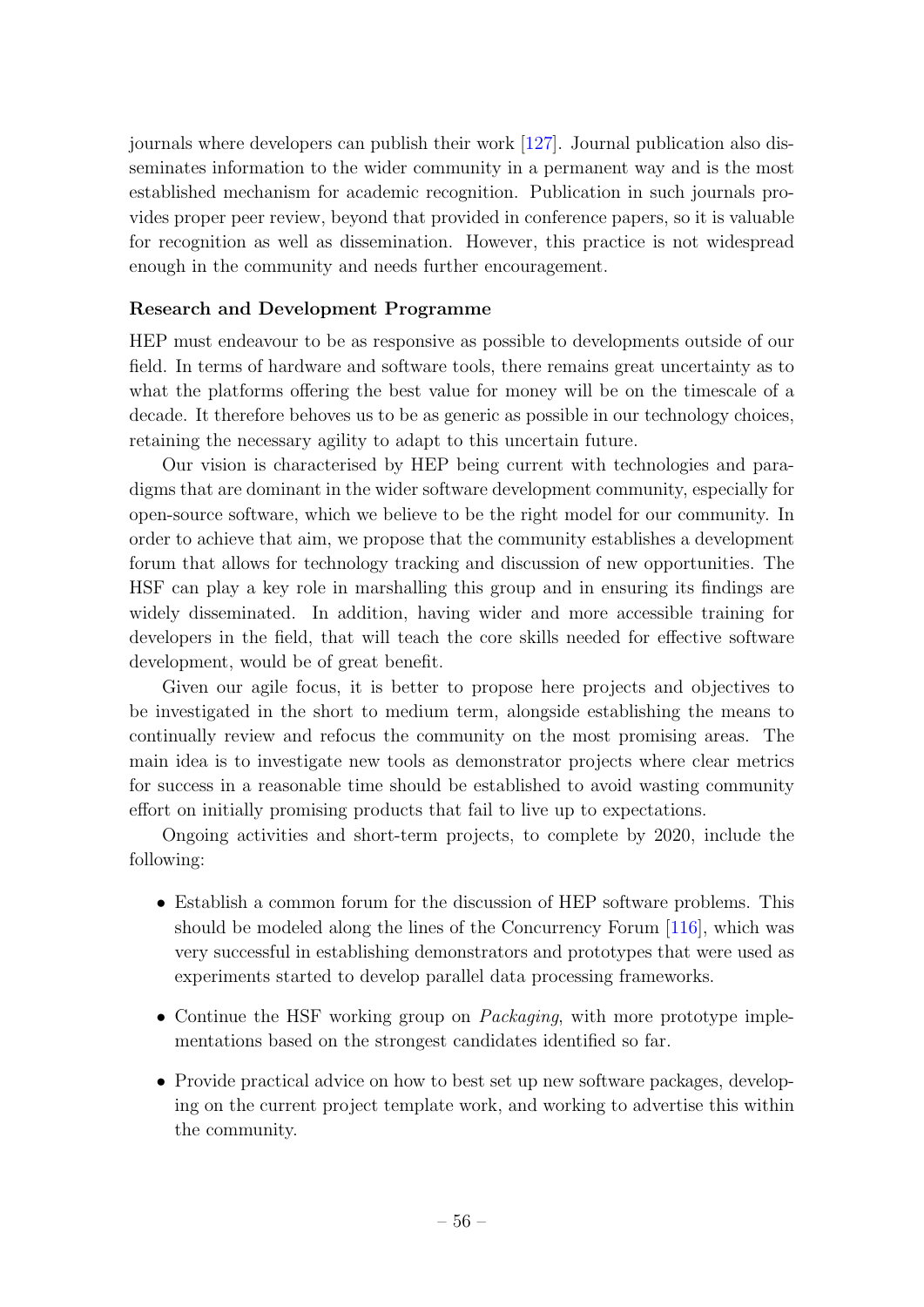journals where developers can publish their work [127]. Journal publication also disseminates information to the wider community in a permanent way and is the most established mechanism for academic recognition. Publication in such journals provides proper peer review, beyond that provided in conference papers, so it is valuable for recognition as well as dissemination. However, this practice is not widespread enough in the community and needs further encouragement.

**Research and Development Programme**

HEP must endeavour to be as responsive as possible to developments outside of our field. In terms of hardware and software tools, there remains great uncertainty as to what the platforms offering the best value for money will be on the timescale of a decade. It therefore behoves us to be as generic as possible in our technology choices, retaining the necessary agility to adapt to this uncertain future.

Our vision is characterised by HEP being current with technologies and paradigms that are dominant in the wider software development community, especially for open-source software, which we believe to be the right model for our community. In order to achieve that aim, we propose that the community establishes a development forum that allows for technology tracking and discussion of new opportunities. The HSF can play a key role in marshalling this group and in ensuring its findings are widely disseminated. In addition, having wider and more accessible training for developers in the field, that will teach the core skills needed for effective software development, would be of great benefit.

Given our agile focus, it is better to propose here projects and objectives to be investigated in the short to medium term, alongside establishing the means to continually review and refocus the community on the most promising areas. The main idea is to investigate new tools as demonstrator projects where clear metrics for success in a reasonable time should be established to avoid wasting community effort on initially promising products that fail to live up to expectations.

Ongoing activities and short-term projects, to complete by 2020, include the following:

- Establish a common forum for the discussion of HEP software problems. This should be modeled along the lines of the Concurrency Forum [116], which was very successful in establishing demonstrators and prototypes that were used as experiments started to develop parallel data processing frameworks.
- Continue the HSF working group on *Packaging*, with more prototype implementations based on the strongest candidates identified so far.
- Provide practical advice on how to best set up new software packages, developing on the current project template work, and working to advertise this within the community.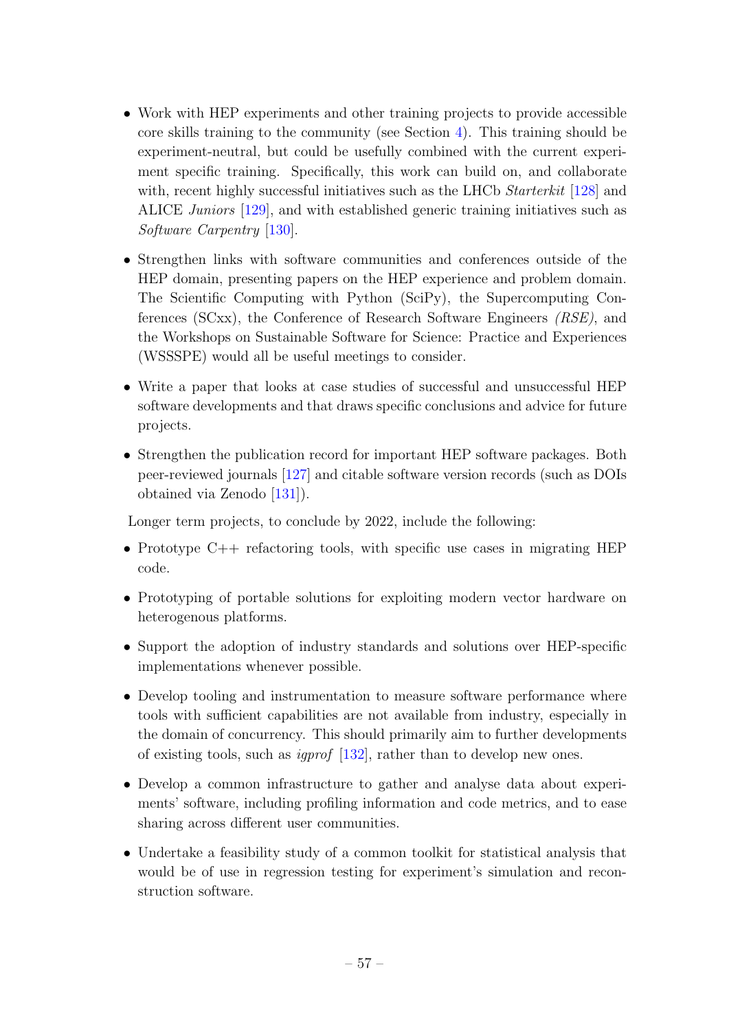- Work with HEP experiments and other training projects to provide accessible core skills training to the community (see Section 4). This training should be experiment-neutral, but could be usefully combined with the current experiment specific training. Specifically, this work can build on, and collaborate with, recent highly successful initiatives such as the LHCb *Starterkit* [128] and ALICE *Juniors* [129], and with established generic training initiatives such as *Software Carpentry* [130].

- Strengthen links with software communities and conferences outside of the HEP domain, presenting papers on the HEP experience and problem domain. The Scientific Computing with Python (SciPy), the Supercomputing Conferences (SCxx), the Conference of Research Software Engineers *(RSE)*, and the Workshops on Sustainable Software for Science: Practice and Experiences (WSSSPE) would all be useful meetings to consider.

- Write a paper that looks at case studies of successful and unsuccessful HEP software developments and that draws specific conclusions and advice for future projects.

- Strengthen the publication record for important HEP software packages. Both peer-reviewed journals [127] and citable software version records (such as DOIs obtained via Zenodo [131]).

Longer term projects, to conclude by 2022, include the following:

- Prototype C++ refactoring tools, with specific use cases in migrating HEP code.

- Prototyping of portable solutions for exploiting modern vector hardware on heterogenous platforms.

- Support the adoption of industry standards and solutions over HEP-specific implementations whenever possible.

- Develop tooling and instrumentation to measure software performance where tools with sufficient capabilities are not available from industry, especially in the domain of concurrency. This should primarily aim to further developments of existing tools, such as *igprof* [132], rather than to develop new ones.

- Develop a common infrastructure to gather and analyse data about experiments' software, including profiling information and code metrics, and to ease sharing across different user communities.

- Undertake a feasibility study of a common toolkit for statistical analysis that would be of use in regression testing for experiment's simulation and reconstruction software.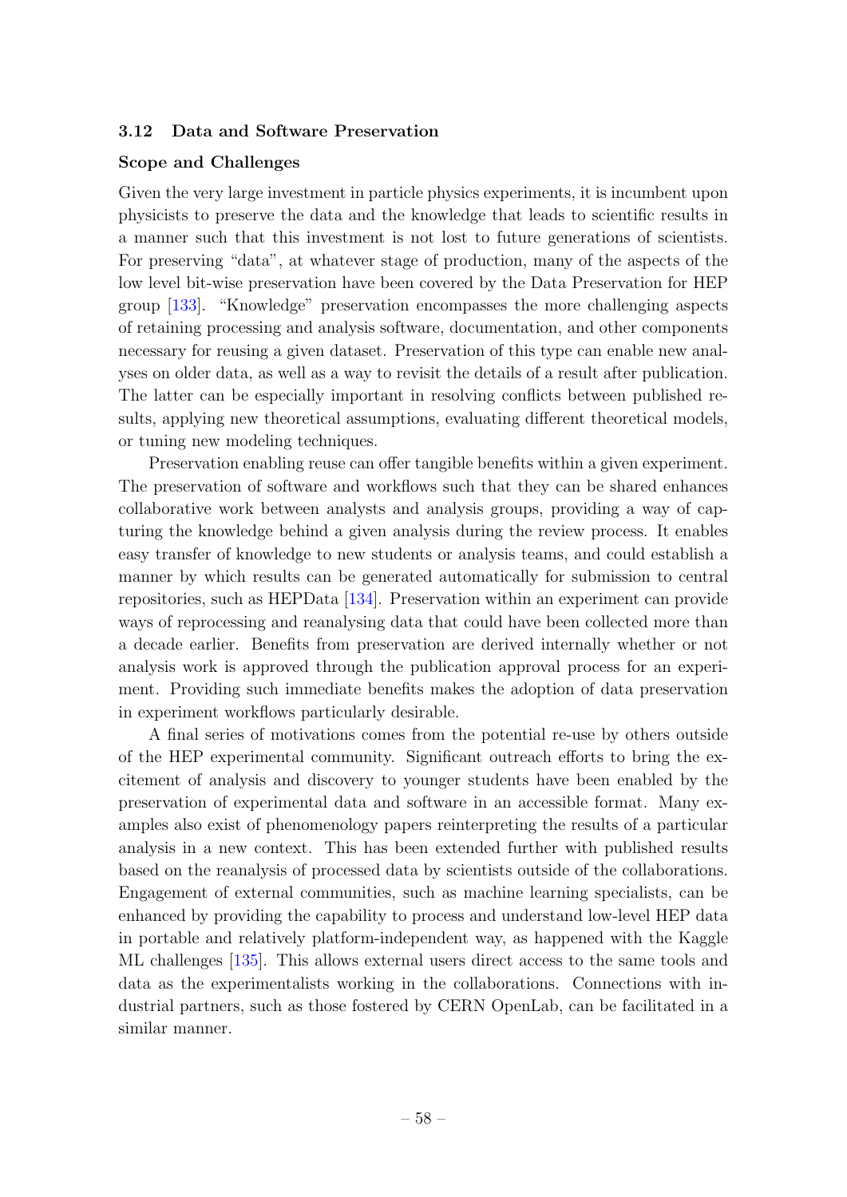### 3.12 Data and Software Preservation

#### Scope and Challenges

Given the very large investment in particle physics experiments, it is incumbent upon physicists to preserve the data and the knowledge that leads to scientific results in a manner such that this investment is not lost to future generations of scientists. For preserving "data", at whatever stage of production, many of the aspects of the low level bit-wise preservation have been covered by the Data Preservation for HEP group [133]. "Knowledge" preservation encompasses the more challenging aspects of retaining processing and analysis software, documentation, and other components necessary for reusing a given dataset. Preservation of this type can enable new analyses on older data, as well as a way to revisit the details of a result after publication. The latter can be especially important in resolving conflicts between published results, applying new theoretical assumptions, evaluating different theoretical models, or tuning new modeling techniques.

Preservation enabling reuse can offer tangible benefits within a given experiment. The preservation of software and workflows such that they can be shared enhances collaborative work between analysts and analysis groups, providing a way of capturing the knowledge behind a given analysis during the review process. It enables easy transfer of knowledge to new students or analysis teams, and could establish a manner by which results can be generated automatically for submission to central repositories, such as HEPData [134]. Preservation within an experiment can provide ways of reprocessing and reanalysing data that could have been collected more than a decade earlier. Benefits from preservation are derived internally whether or not analysis work is approved through the publication approval process for an experiment. Providing such immediate benefits makes the adoption of data preservation in experiment workflows particularly desirable.

A final series of motivations comes from the potential re-use by others outside of the HEP experimental community. Significant outreach efforts to bring the excitement of analysis and discovery to younger students have been enabled by the preservation of experimental data and software in an accessible format. Many examples also exist of phenomenology papers reinterpreting the results of a particular analysis in a new context. This has been extended further with published results based on the reanalysis of processed data by scientists outside of the collaborations. Engagement of external communities, such as machine learning specialists, can be enhanced by providing the capability to process and understand low-level HEP data in portable and relatively platform-independent way, as happened with the Kaggle ML challenges [135]. This allows external users direct access to the same tools and data as the experimentalists working in the collaborations. Connections with industrial partners, such as those fostered by CERN OpenLab, can be facilitated in a similar manner.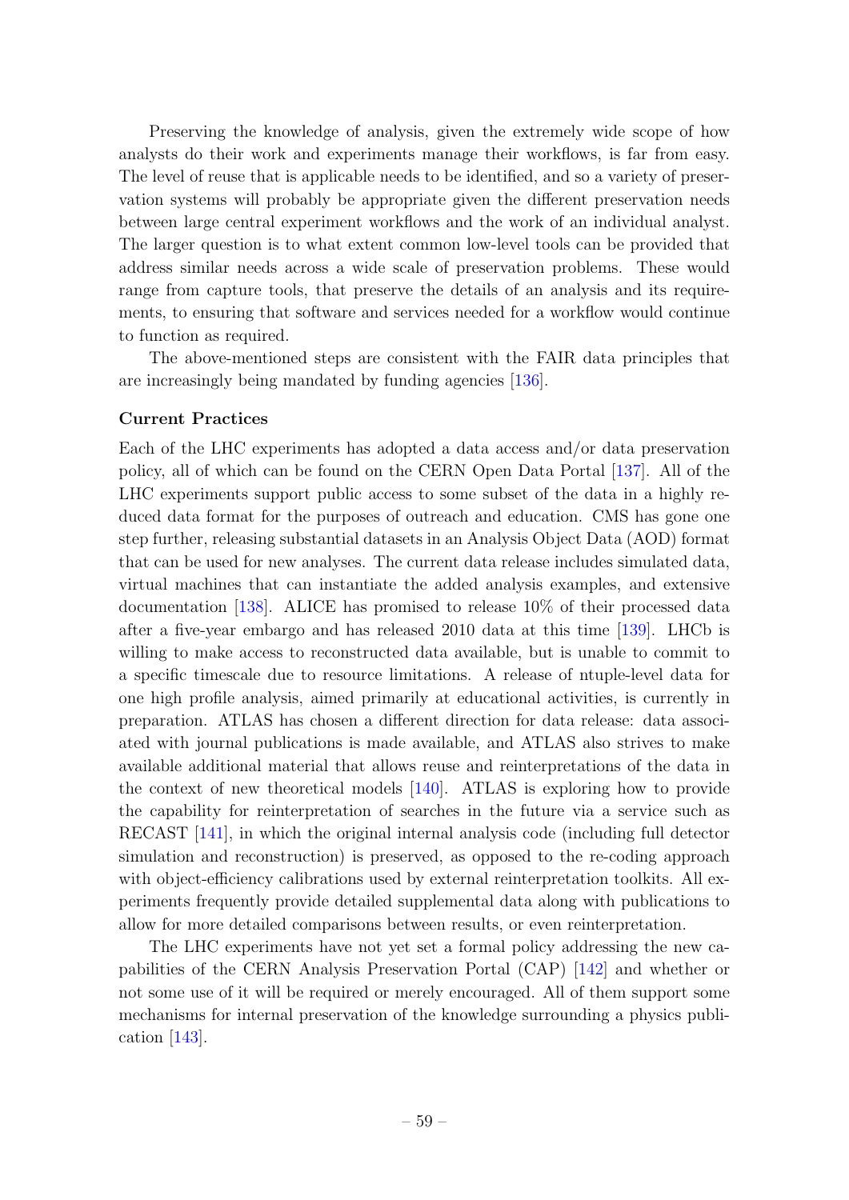Preserving the knowledge of analysis, given the extremely wide scope of how analysts do their work and experiments manage their workflows, is far from easy. The level of reuse that is applicable needs to be identified, and so a variety of preservation systems will probably be appropriate given the different preservation needs between large central experiment workflows and the work of an individual analyst. The larger question is to what extent common low-level tools can be provided that address similar needs across a wide scale of preservation problems. These would range from capture tools, that preserve the details of an analysis and its requirements, to ensuring that software and services needed for a workflow would continue to function as required.

The above-mentioned steps are consistent with the FAIR data principles that are increasingly being mandated by funding agencies [136].

#### Current Practices

Each of the LHC experiments has adopted a data access and/or data preservation policy, all of which can be found on the CERN Open Data Portal [137]. All of the LHC experiments support public access to some subset of the data in a highly reduced data format for the purposes of outreach and education. CMS has gone one step further, releasing substantial datasets in an Analysis Object Data (AOD) format that can be used for new analyses. The current data release includes simulated data, virtual machines that can instantiate the added analysis examples, and extensive documentation [138]. ALICE has promised to release 10% of their processed data after a five-year embargo and has released 2010 data at this time [139]. LHCb is willing to make access to reconstructed data available, but is unable to commit to a specific timescale due to resource limitations. A release of ntuple-level data for one high profile analysis, aimed primarily at educational activities, is currently in preparation. ATLAS has chosen a different direction for data release: data associated with journal publications is made available, and ATLAS also strives to make available additional material that allows reuse and reinterpretations of the data in the context of new theoretical models [140]. ATLAS is exploring how to provide the capability for reinterpretation of searches in the future via a service such as RECAST [141], in which the original internal analysis code (including full detector simulation and reconstruction) is preserved, as opposed to the re-coding approach with object-efficiency calibrations used by external reinterpretation toolkits. All experiments frequently provide detailed supplemental data along with publications to allow for more detailed comparisons between results, or even reinterpretation.

The LHC experiments have not yet set a formal policy addressing the new capabilities of the CERN Analysis Preservation Portal (CAP) [142] and whether or not some use of it will be required or merely encouraged. All of them support some mechanisms for internal preservation of the knowledge surrounding a physics publication [143].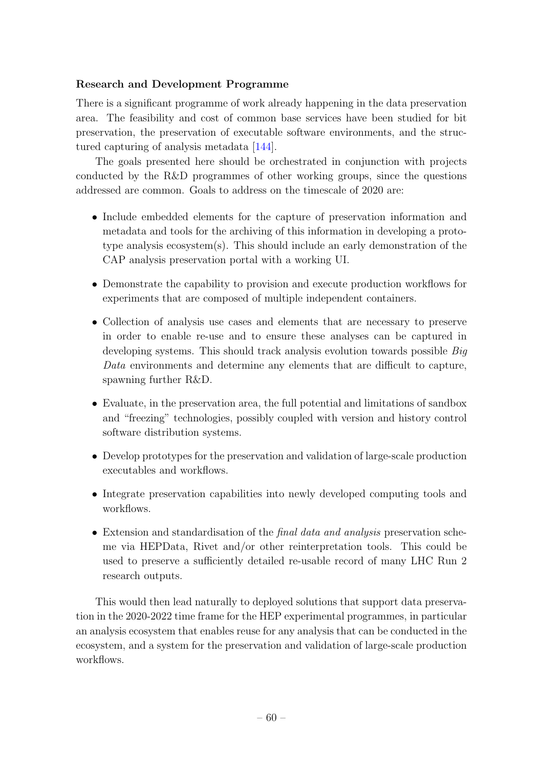**Research and Development Programme**

There is a significant programme of work already happening in the data preservation area. The feasibility and cost of common base services have been studied for bit preservation, the preservation of executable software environments, and the structured capturing of analysis metadata [144].

The goals presented here should be orchestrated in conjunction with projects conducted by the R&D programmes of other working groups, since the questions addressed are common. Goals to address on the timescale of 2020 are:

- Include embedded elements for the capture of preservation information and metadata and tools for the archiving of this information in developing a prototype analysis ecosystem(s). This should include an early demonstration of the CAP analysis preservation portal with a working UI.
- Demonstrate the capability to provision and execute production workflows for experiments that are composed of multiple independent containers.
- Collection of analysis use cases and elements that are necessary to preserve in order to enable re-use and to ensure these analyses can be captured in developing systems. This should track analysis evolution towards possible *Big Data* environments and determine any elements that are difficult to capture, spawning further R&D.
- Evaluate, in the preservation area, the full potential and limitations of sandbox and "freezing" technologies, possibly coupled with version and history control software distribution systems.
- Develop prototypes for the preservation and validation of large-scale production executables and workflows.
- Integrate preservation capabilities into newly developed computing tools and workflows.
- Extension and standardisation of the *final data and analysis* preservation scheme via HEPData, Rivet and/or other reinterpretation tools. This could be used to preserve a sufficiently detailed re-usable record of many LHC Run 2 research outputs.

This would then lead naturally to deployed solutions that support data preservation in the 2020-2022 time frame for the HEP experimental programmes, in particular an analysis ecosystem that enables reuse for any analysis that can be conducted in the ecosystem, and a system for the preservation and validation of large-scale production workflows.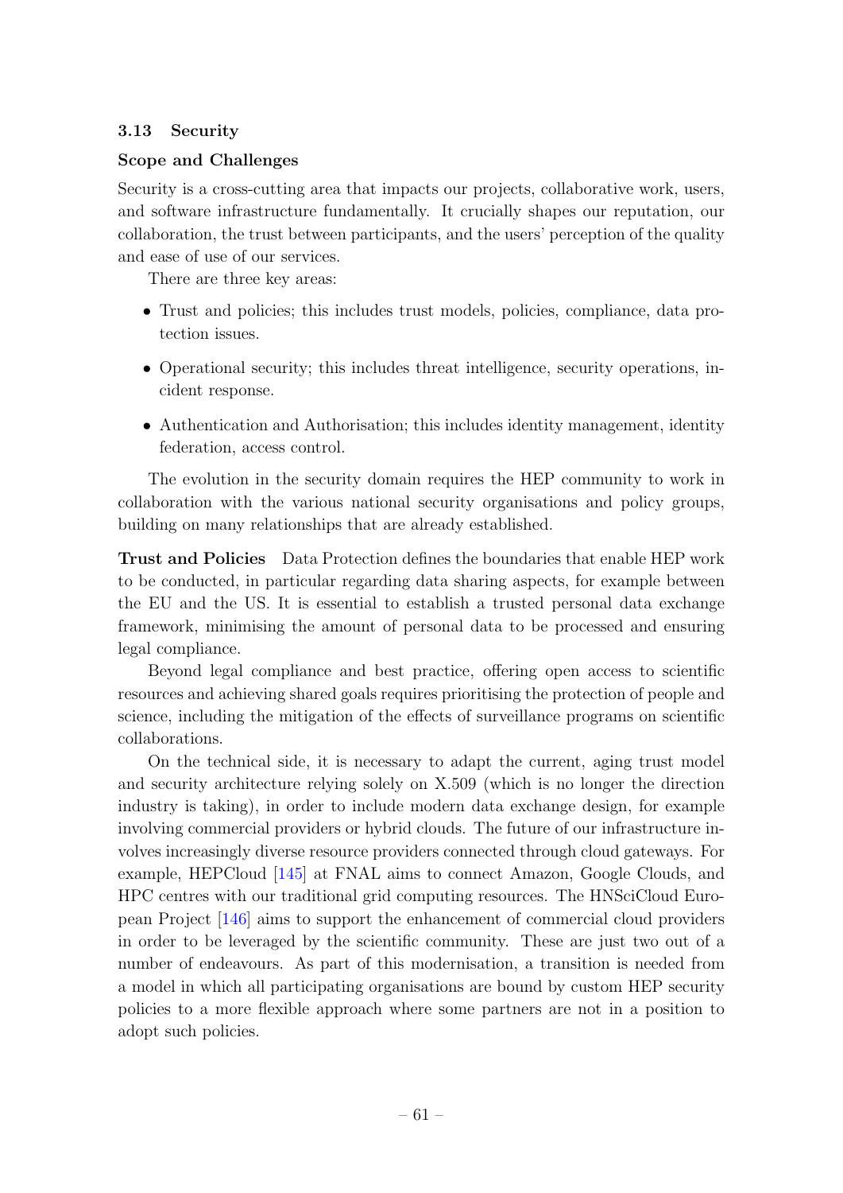### 3.13 Security

#### Scope and Challenges

Security is a cross-cutting area that impacts our projects, collaborative work, users, and software infrastructure fundamentally. It crucially shapes our reputation, our collaboration, the trust between participants, and the users' perception of the quality and ease of use of our services.

There are three key areas:

- Trust and policies; this includes trust models, policies, compliance, data protection issues.
- Operational security; this includes threat intelligence, security operations, incident response.
- Authentication and Authorisation; this includes identity management, identity federation, access control.

The evolution in the security domain requires the HEP community to work in collaboration with the various national security organisations and policy groups, building on many relationships that are already established.

**Trust and Policies** Data Protection defines the boundaries that enable HEP work to be conducted, in particular regarding data sharing aspects, for example between the EU and the US. It is essential to establish a trusted personal data exchange framework, minimising the amount of personal data to be processed and ensuring legal compliance.

Beyond legal compliance and best practice, offering open access to scientific resources and achieving shared goals requires prioritising the protection of people and science, including the mitigation of the effects of surveillance programs on scientific collaborations.

On the technical side, it is necessary to adapt the current, aging trust model and security architecture relying solely on X.509 (which is no longer the direction industry is taking), in order to include modern data exchange design, for example involving commercial providers or hybrid clouds. The future of our infrastructure involves increasingly diverse resource providers connected through cloud gateways. For example, HEPCloud [145] at FNAL aims to connect Amazon, Google Clouds, and HPC centres with our traditional grid computing resources. The HNSciCloud European Project [146] aims to support the enhancement of commercial cloud providers in order to be leveraged by the scientific community. These are just two out of a number of endeavours. As part of this modernisation, a transition is needed from a model in which all participating organisations are bound by custom HEP security policies to a more flexible approach where some partners are not in a position to adopt such policies.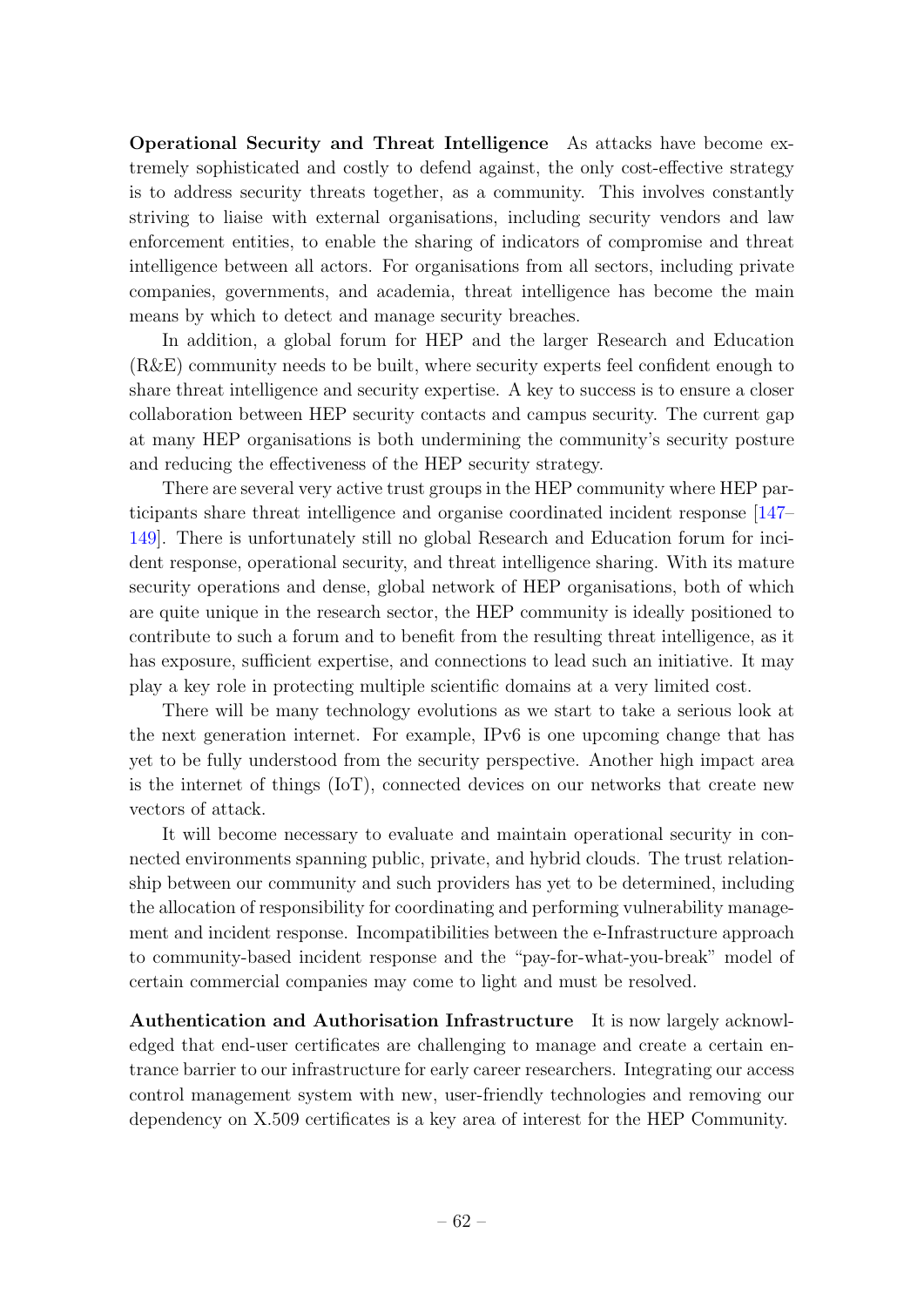**Operational Security and Threat Intelligence** As attacks have become extremely sophisticated and costly to defend against, the only cost-effective strategy is to address security threats together, as a community. This involves constantly striving to liaise with external organisations, including security vendors and law enforcement entities, to enable the sharing of indicators of compromise and threat intelligence between all actors. For organisations from all sectors, including private companies, governments, and academia, threat intelligence has become the main means by which to detect and manage security breaches.

In addition, a global forum for HEP and the larger Research and Education (R&E) community needs to be built, where security experts feel confident enough to share threat intelligence and security expertise. A key to success is to ensure a closer collaboration between HEP security contacts and campus security. The current gap at many HEP organisations is both undermining the community's security posture and reducing the effectiveness of the HEP security strategy.

There are several very active trust groups in the HEP community where HEP participants share threat intelligence and organise coordinated incident response [147–149]. There is unfortunately still no global Research and Education forum for incident response, operational security, and threat intelligence sharing. With its mature security operations and dense, global network of HEP organisations, both of which are quite unique in the research sector, the HEP community is ideally positioned to contribute to such a forum and to benefit from the resulting threat intelligence, as it has exposure, sufficient expertise, and connections to lead such an initiative. It may play a key role in protecting multiple scientific domains at a very limited cost.

There will be many technology evolutions as we start to take a serious look at the next generation internet. For example, IPv6 is one upcoming change that has yet to be fully understood from the security perspective. Another high impact area is the internet of things (IoT), connected devices on our networks that create new vectors of attack.

It will become necessary to evaluate and maintain operational security in connected environments spanning public, private, and hybrid clouds. The trust relationship between our community and such providers has yet to be determined, including the allocation of responsibility for coordinating and performing vulnerability management and incident response. Incompatibilities between the e-Infrastructure approach to community-based incident response and the "pay-for-what-you-break" model of certain commercial companies may come to light and must be resolved.

**Authentication and Authorisation Infrastructure** It is now largely acknowledged that end-user certificates are challenging to manage and create a certain entrance barrier to our infrastructure for early career researchers. Integrating our access control management system with new, user-friendly technologies and removing our dependency on X.509 certificates is a key area of interest for the HEP Community.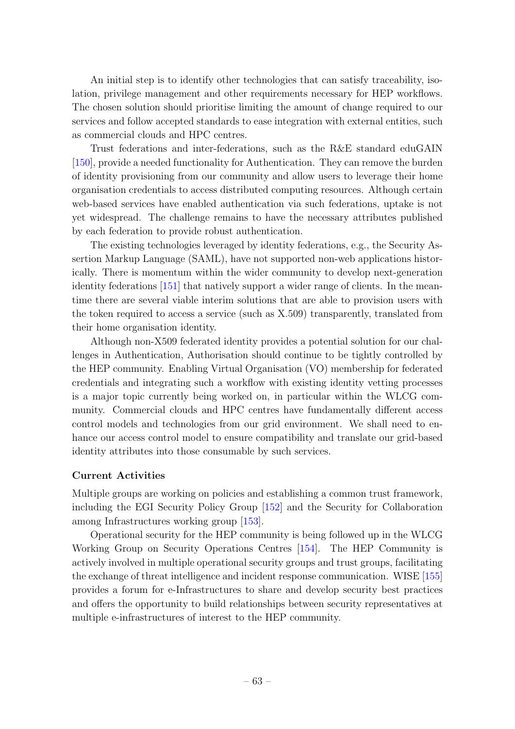An initial step is to identify other technologies that can satisfy traceability, isolation, privilege management and other requirements necessary for HEP workflows. The chosen solution should prioritise limiting the amount of change required to our services and follow accepted standards to ease integration with external entities, such as commercial clouds and HPC centres.

Trust federations and inter-federations, such as the R&E standard eduGAIN [150], provide a needed functionality for Authentication. They can remove the burden of identity provisioning from our community and allow users to leverage their home organisation credentials to access distributed computing resources. Although certain web-based services have enabled authentication via such federations, uptake is not yet widespread. The challenge remains to have the necessary attributes published by each federation to provide robust authentication.

The existing technologies leveraged by identity federations, e.g., the Security Assertion Markup Language (SAML), have not supported non-web applications historically. There is momentum within the wider community to develop next-generation identity federations [151] that natively support a wider range of clients. In the meantime there are several viable interim solutions that are able to provision users with the token required to access a service (such as X.509) transparently, translated from their home organisation identity.

Although non-X509 federated identity provides a potential solution for our challenges in Authentication, Authorisation should continue to be tightly controlled by the HEP community. Enabling Virtual Organisation (VO) membership for federated credentials and integrating such a workflow with existing identity vetting processes is a major topic currently being worked on, in particular within the WLCG community. Commercial clouds and HPC centres have fundamentally different access control models and technologies from our grid environment. We shall need to enhance our access control model to ensure compatibility and translate our grid-based identity attributes into those consumable by such services.

**Current Activities**

Multiple groups are working on policies and establishing a common trust framework, including the EGI Security Policy Group [152] and the Security for Collaboration among Infrastructures working group [153].

Operational security for the HEP community is being followed up in the WLCG Working Group on Security Operations Centres [154]. The HEP Community is actively involved in multiple operational security groups and trust groups, facilitating the exchange of threat intelligence and incident response communication. WISE [155] provides a forum for e-Infrastructures to share and develop security best practices and offers the opportunity to build relationships between security representatives at multiple e-infrastructures of interest to the HEP community.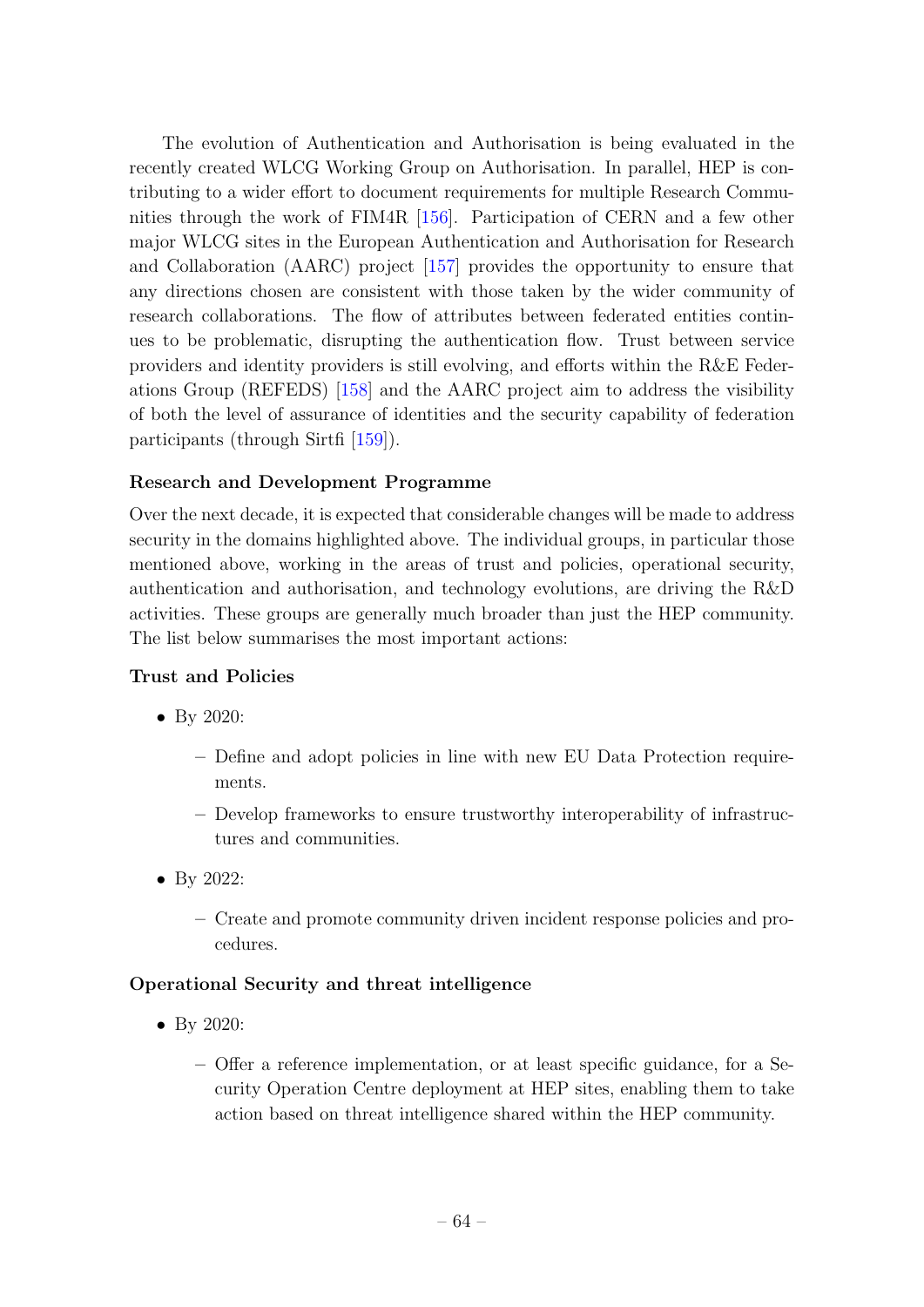The evolution of Authentication and Authorisation is being evaluated in the recently created WLCG Working Group on Authorisation. In parallel, HEP is contributing to a wider effort to document requirements for multiple Research Communities through the work of FIM4R [156]. Participation of CERN and a few other major WLCG sites in the European Authentication and Authorisation for Research and Collaboration (AARC) project [157] provides the opportunity to ensure that any directions chosen are consistent with those taken by the wider community of research collaborations. The flow of attributes between federated entities continues to be problematic, disrupting the authentication flow. Trust between service providers and identity providers is still evolving, and efforts within the R&E Federations Group (REFEDS) [158] and the AARC project aim to address the visibility of both the level of assurance of identities and the security capability of federation participants (through Sirtfi [159]).

**Research and Development Programme**

Over the next decade, it is expected that considerable changes will be made to address security in the domains highlighted above. The individual groups, in particular those mentioned above, working in the areas of trust and policies, operational security, authentication and authorisation, and technology evolutions, are driving the R&D activities. These groups are generally much broader than just the HEP community. The list below summarises the most important actions:

**Trust and Policies**

- By 2020:
  - Define and adopt policies in line with new EU Data Protection requirements.
  - Develop frameworks to ensure trustworthy interoperability of infrastructures and communities.
- By 2022:
  - Create and promote community driven incident response policies and procedures.

**Operational Security and threat intelligence**

- By 2020:
  - Offer a reference implementation, or at least specific guidance, for a Security Operation Centre deployment at HEP sites, enabling them to take action based on threat intelligence shared within the HEP community.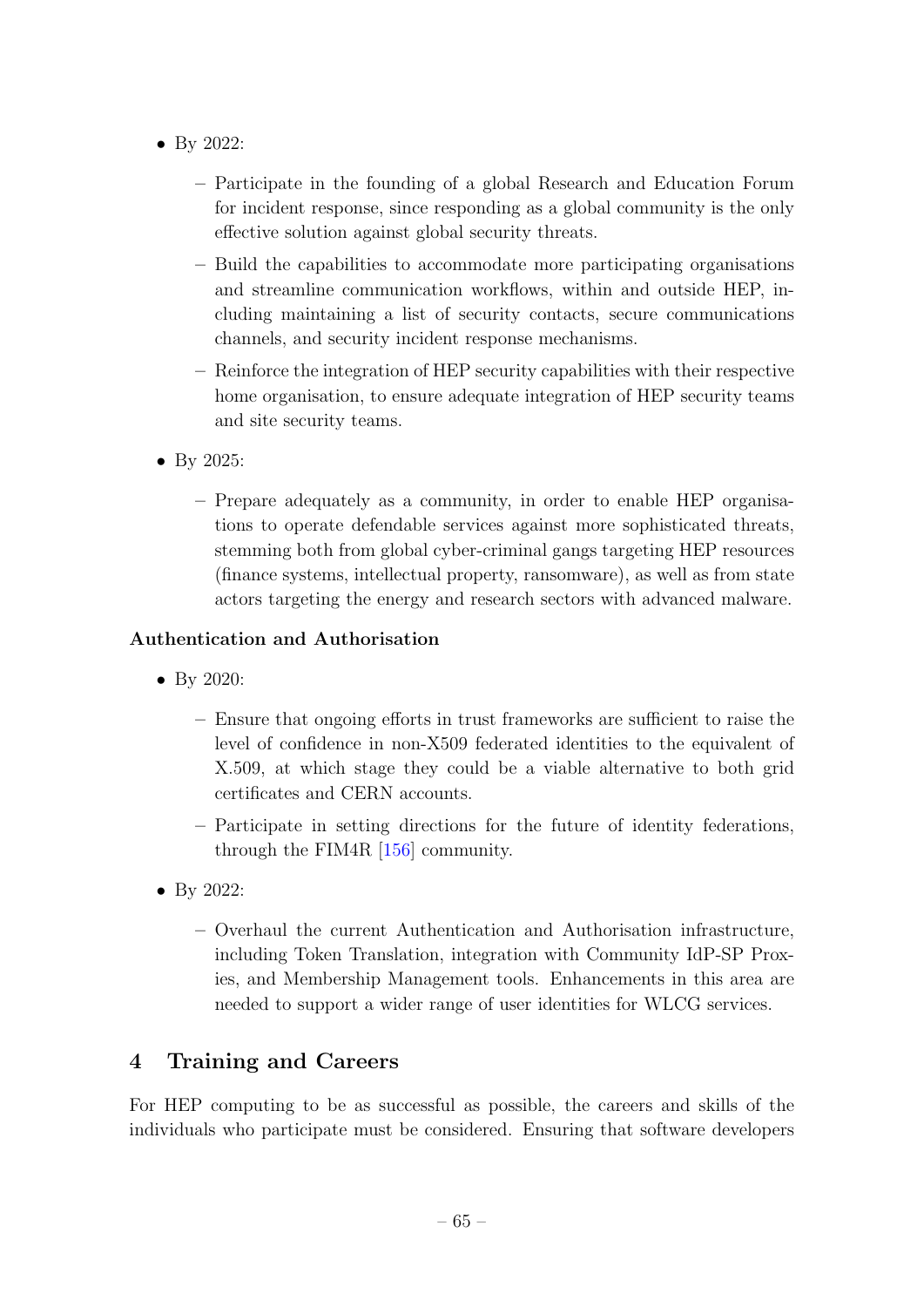- By 2022:
  - Participate in the founding of a global Research and Education Forum for incident response, since responding as a global community is the only effective solution against global security threats.
  - Build the capabilities to accommodate more participating organisations and streamline communication workflows, within and outside HEP, including maintaining a list of security contacts, secure communications channels, and security incident response mechanisms.
  - Reinforce the integration of HEP security capabilities with their respective home organisation, to ensure adequate integration of HEP security teams and site security teams.
- By 2025:
  - Prepare adequately as a community, in order to enable HEP organisations to operate defendable services against more sophisticated threats, stemming both from global cyber-criminal gangs targeting HEP resources (finance systems, intellectual property, ransomware), as well as from state actors targeting the energy and research sectors with advanced malware.

**Authentication and Authorisation**

- By 2020:
  - Ensure that ongoing efforts in trust frameworks are sufficient to raise the level of confidence in non-X509 federated identities to the equivalent of X.509, at which stage they could be a viable alternative to both grid certificates and CERN accounts.
  - Participate in setting directions for the future of identity federations, through the FIM4R [156] community.
- By 2022:
  - Overhaul the current Authentication and Authorisation infrastructure, including Token Translation, integration with Community IdP-SP Proxies, and Membership Management tools. Enhancements in this area are needed to support a wider range of user identities for WLCG services.

## 4 Training and Careers

For HEP computing to be as successful as possible, the careers and skills of the individuals who participate must be considered. Ensuring that software developers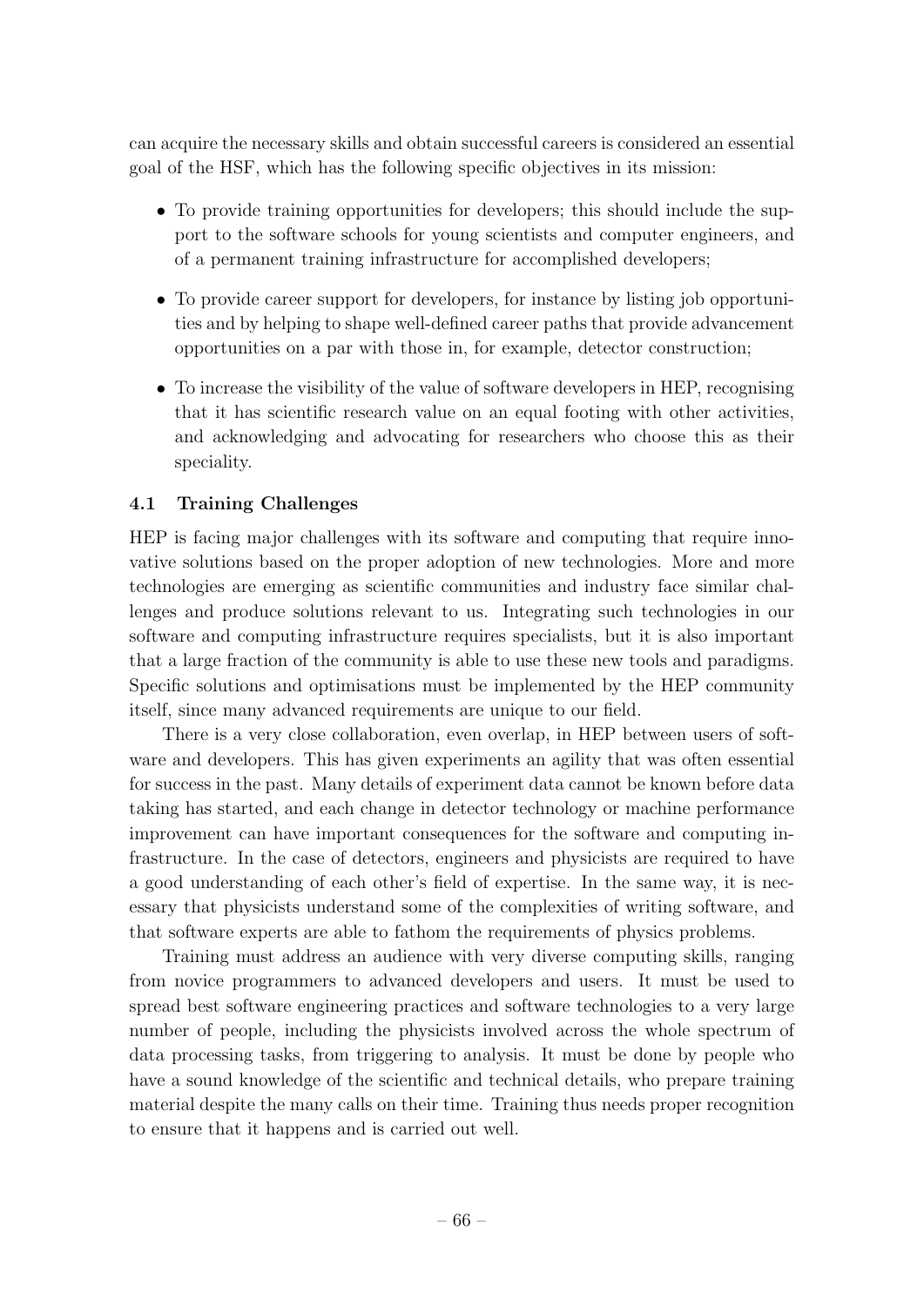can acquire the necessary skills and obtain successful careers is considered an essential goal of the HSF, which has the following specific objectives in its mission:

- To provide training opportunities for developers; this should include the support to the software schools for young scientists and computer engineers, and of a permanent training infrastructure for accomplished developers;
- To provide career support for developers, for instance by listing job opportunities and by helping to shape well-defined career paths that provide advancement opportunities on a par with those in, for example, detector construction;
- To increase the visibility of the value of software developers in HEP, recognising that it has scientific research value on an equal footing with other activities, and acknowledging and advocating for researchers who choose this as their speciality.

### 4.1 Training Challenges

HEP is facing major challenges with its software and computing that require innovative solutions based on the proper adoption of new technologies. More and more technologies are emerging as scientific communities and industry face similar challenges and produce solutions relevant to us. Integrating such technologies in our software and computing infrastructure requires specialists, but it is also important that a large fraction of the community is able to use these new tools and paradigms. Specific solutions and optimisations must be implemented by the HEP community itself, since many advanced requirements are unique to our field.

There is a very close collaboration, even overlap, in HEP between users of software and developers. This has given experiments an agility that was often essential for success in the past. Many details of experiment data cannot be known before data taking has started, and each change in detector technology or machine performance improvement can have important consequences for the software and computing infrastructure. In the case of detectors, engineers and physicists are required to have a good understanding of each other's field of expertise. In the same way, it is necessary that physicists understand some of the complexities of writing software, and that software experts are able to fathom the requirements of physics problems.

Training must address an audience with very diverse computing skills, ranging from novice programmers to advanced developers and users. It must be used to spread best software engineering practices and software technologies to a very large number of people, including the physicists involved across the whole spectrum of data processing tasks, from triggering to analysis. It must be done by people who have a sound knowledge of the scientific and technical details, who prepare training material despite the many calls on their time. Training thus needs proper recognition to ensure that it happens and is carried out well.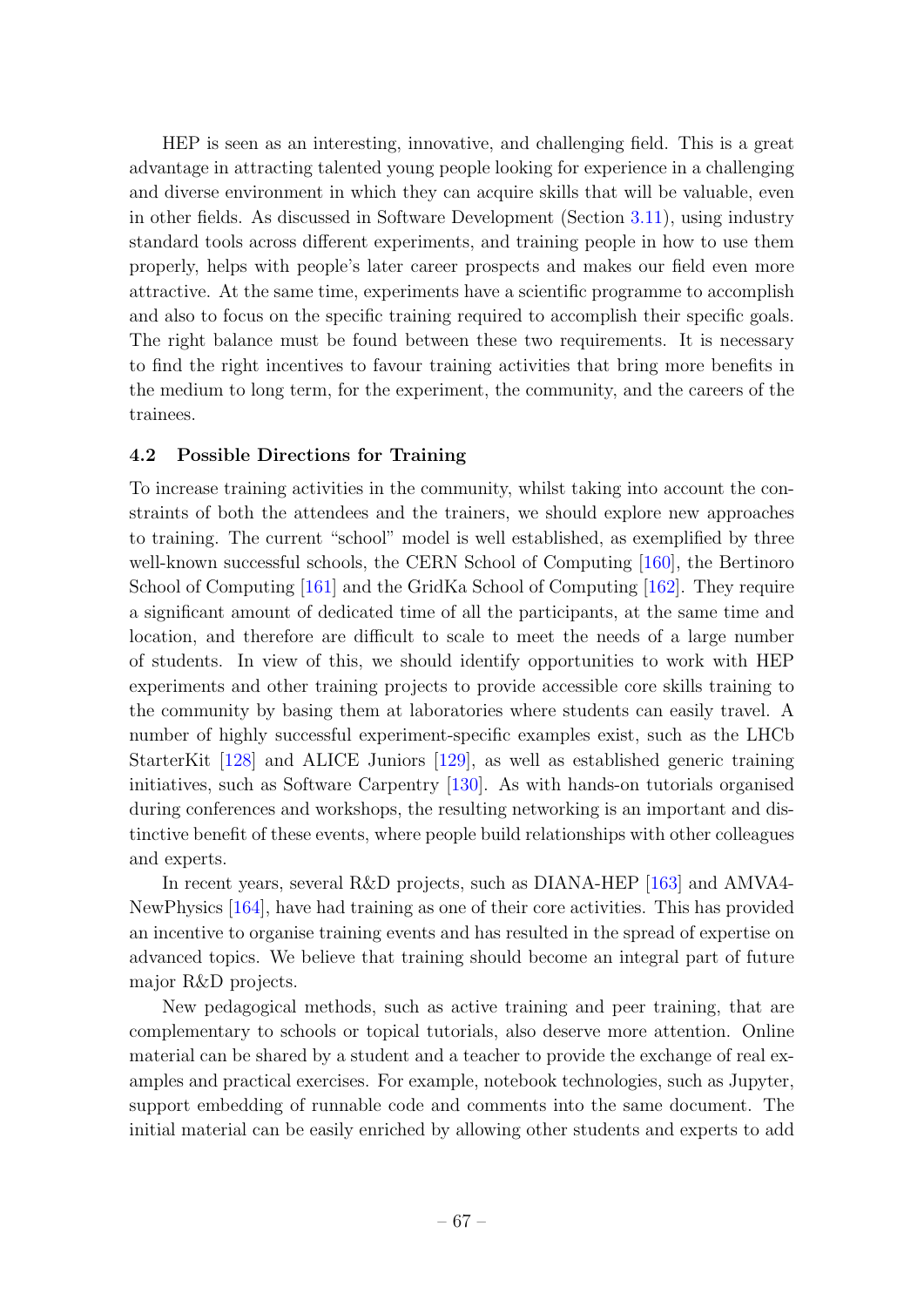HEP is seen as an interesting, innovative, and challenging field. This is a great advantage in attracting talented young people looking for experience in a challenging and diverse environment in which they can acquire skills that will be valuable, even in other fields. As discussed in Software Development (Section 3.11), using industry standard tools across different experiments, and training people in how to use them properly, helps with people's later career prospects and makes our field even more attractive. At the same time, experiments have a scientific programme to accomplish and also to focus on the specific training required to accomplish their specific goals. The right balance must be found between these two requirements. It is necessary to find the right incentives to favour training activities that bring more benefits in the medium to long term, for the experiment, the community, and the careers of the trainees.

### 4.2 Possible Directions for Training

To increase training activities in the community, whilst taking into account the constraints of both the attendees and the trainers, we should explore new approaches to training. The current "school" model is well established, as exemplified by three well-known successful schools, the CERN School of Computing [160], the Bertinoro School of Computing [161] and the GridKa School of Computing [162]. They require a significant amount of dedicated time of all the participants, at the same time and location, and therefore are difficult to scale to meet the needs of a large number of students. In view of this, we should identify opportunities to work with HEP experiments and other training projects to provide accessible core skills training to the community by basing them at laboratories where students can easily travel. A number of highly successful experiment-specific examples exist, such as the LHCb StarterKit [128] and ALICE Juniors [129], as well as established generic training initiatives, such as Software Carpentry [130]. As with hands-on tutorials organised during conferences and workshops, the resulting networking is an important and distinctive benefit of these events, where people build relationships with other colleagues and experts.

In recent years, several R&D projects, such as DIANA-HEP [163] and AMVA4-NewPhysics [164], have had training as one of their core activities. This has provided an incentive to organise training events and has resulted in the spread of expertise on advanced topics. We believe that training should become an integral part of future major R&D projects.

New pedagogical methods, such as active training and peer training, that are complementary to schools or topical tutorials, also deserve more attention. Online material can be shared by a student and a teacher to provide the exchange of real examples and practical exercises. For example, notebook technologies, such as Jupyter, support embedding of runnable code and comments into the same document. The initial material can be easily enriched by allowing other students and experts to add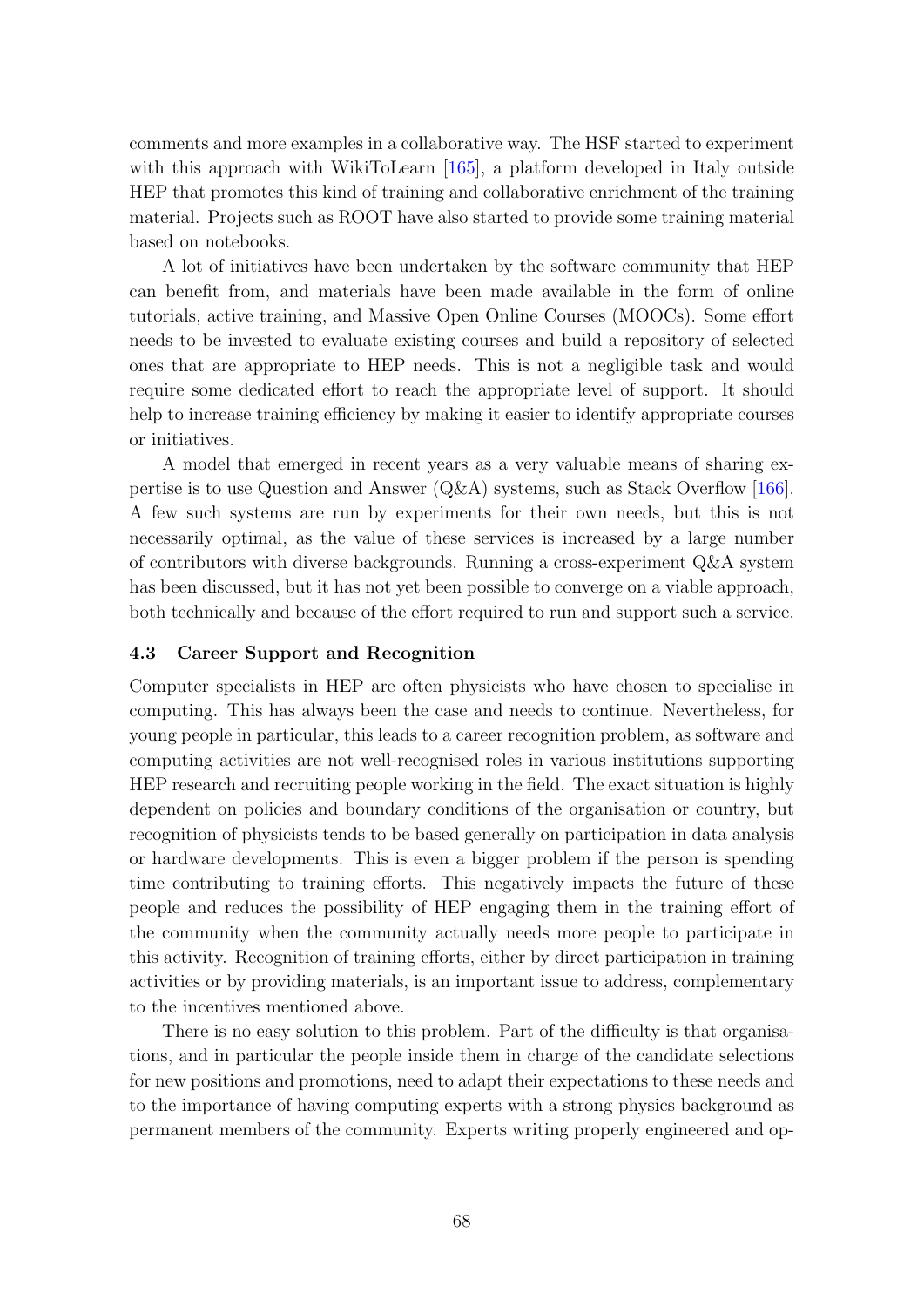comments and more examples in a collaborative way. The HSF started to experiment with this approach with WikiToLearn [165], a platform developed in Italy outside HEP that promotes this kind of training and collaborative enrichment of the training material. Projects such as ROOT have also started to provide some training material based on notebooks.

A lot of initiatives have been undertaken by the software community that HEP can benefit from, and materials have been made available in the form of online tutorials, active training, and Massive Open Online Courses (MOOCs). Some effort needs to be invested to evaluate existing courses and build a repository of selected ones that are appropriate to HEP needs. This is not a negligible task and would require some dedicated effort to reach the appropriate level of support. It should help to increase training efficiency by making it easier to identify appropriate courses or initiatives.

A model that emerged in recent years as a very valuable means of sharing expertise is to use Question and Answer (Q&A) systems, such as Stack Overflow [166]. A few such systems are run by experiments for their own needs, but this is not necessarily optimal, as the value of these services is increased by a large number of contributors with diverse backgrounds. Running a cross-experiment Q&A system has been discussed, but it has not yet been possible to converge on a viable approach, both technically and because of the effort required to run and support such a service.

### 4.3 Career Support and Recognition

Computer specialists in HEP are often physicists who have chosen to specialise in computing. This has always been the case and needs to continue. Nevertheless, for young people in particular, this leads to a career recognition problem, as software and computing activities are not well-recognised roles in various institutions supporting HEP research and recruiting people working in the field. The exact situation is highly dependent on policies and boundary conditions of the organisation or country, but recognition of physicists tends to be based generally on participation in data analysis or hardware developments. This is even a bigger problem if the person is spending time contributing to training efforts. This negatively impacts the future of these people and reduces the possibility of HEP engaging them in the training effort of the community when the community actually needs more people to participate in this activity. Recognition of training efforts, either by direct participation in training activities or by providing materials, is an important issue to address, complementary to the incentives mentioned above.

There is no easy solution to this problem. Part of the difficulty is that organisations, and in particular the people inside them in charge of the candidate selections for new positions and promotions, need to adapt their expectations to these needs and to the importance of having computing experts with a strong physics background as permanent members of the community. Experts writing properly engineered and op-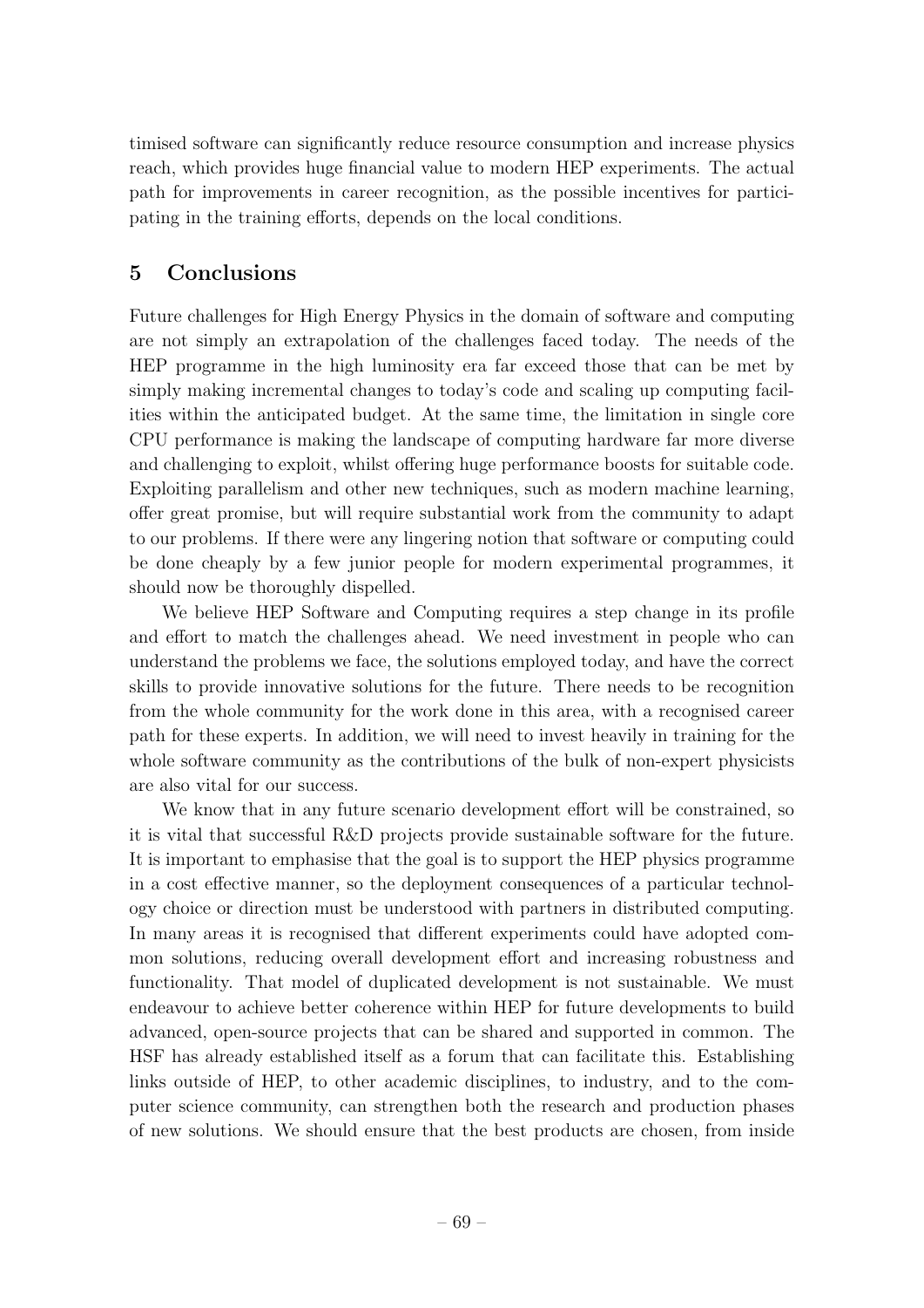timised software can significantly reduce resource consumption and increase physics reach, which provides huge financial value to modern HEP experiments. The actual path for improvements in career recognition, as the possible incentives for participating in the training efforts, depends on the local conditions.

## 5 Conclusions

Future challenges for High Energy Physics in the domain of software and computing are not simply an extrapolation of the challenges faced today. The needs of the HEP programme in the high luminosity era far exceed those that can be met by simply making incremental changes to today's code and scaling up computing facilities within the anticipated budget. At the same time, the limitation in single core CPU performance is making the landscape of computing hardware far more diverse and challenging to exploit, whilst offering huge performance boosts for suitable code. Exploiting parallelism and other new techniques, such as modern machine learning, offer great promise, but will require substantial work from the community to adapt to our problems. If there were any lingering notion that software or computing could be done cheaply by a few junior people for modern experimental programmes, it should now be thoroughly dispelled.

We believe HEP Software and Computing requires a step change in its profile and effort to match the challenges ahead. We need investment in people who can understand the problems we face, the solutions employed today, and have the correct skills to provide innovative solutions for the future. There needs to be recognition from the whole community for the work done in this area, with a recognised career path for these experts. In addition, we will need to invest heavily in training for the whole software community as the contributions of the bulk of non-expert physicists are also vital for our success.

We know that in any future scenario development effort will be constrained, so it is vital that successful R&D projects provide sustainable software for the future. It is important to emphasise that the goal is to support the HEP physics programme in a cost effective manner, so the deployment consequences of a particular technology choice or direction must be understood with partners in distributed computing. In many areas it is recognised that different experiments could have adopted common solutions, reducing overall development effort and increasing robustness and functionality. That model of duplicated development is not sustainable. We must endeavour to achieve better coherence within HEP for future developments to build advanced, open-source projects that can be shared and supported in common. The HSF has already established itself as a forum that can facilitate this. Establishing links outside of HEP, to other academic disciplines, to industry, and to the computer science community, can strengthen both the research and production phases of new solutions. We should ensure that the best products are chosen, from inside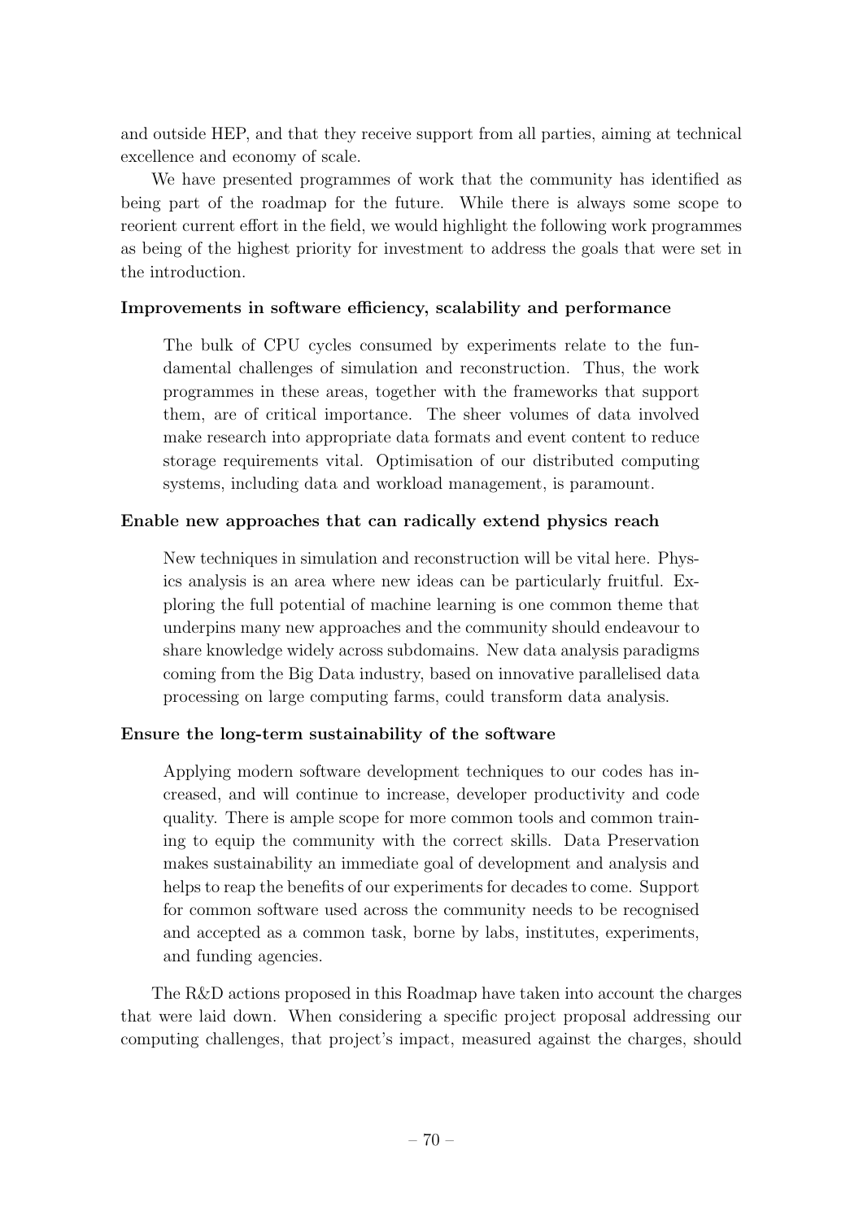and outside HEP, and that they receive support from all parties, aiming at technical excellence and economy of scale.

We have presented programmes of work that the community has identified as being part of the roadmap for the future. While there is always some scope to reorient current effort in the field, we would highlight the following work programmes as being of the highest priority for investment to address the goals that were set in the introduction.

**Improvements in software efficiency, scalability and performance**

> The bulk of CPU cycles consumed by experiments relate to the fundamental challenges of simulation and reconstruction. Thus, the work programmes in these areas, together with the frameworks that support them, are of critical importance. The sheer volumes of data involved make research into appropriate data formats and event content to reduce storage requirements vital. Optimisation of our distributed computing systems, including data and workload management, is paramount.

**Enable new approaches that can radically extend physics reach**

> New techniques in simulation and reconstruction will be vital here. Physics analysis is an area where new ideas can be particularly fruitful. Exploring the full potential of machine learning is one common theme that underpins many new approaches and the community should endeavour to share knowledge widely across subdomains. New data analysis paradigms coming from the Big Data industry, based on innovative parallelised data processing on large computing farms, could transform data analysis.

**Ensure the long-term sustainability of the software**

> Applying modern software development techniques to our codes has increased, and will continue to increase, developer productivity and code quality. There is ample scope for more common tools and common training to equip the community with the correct skills. Data Preservation makes sustainability an immediate goal of development and analysis and helps to reap the benefits of our experiments for decades to come. Support for common software used across the community needs to be recognised and accepted as a common task, borne by labs, institutes, experiments, and funding agencies.

The R&D actions proposed in this Roadmap have taken into account the charges that were laid down. When considering a specific project proposal addressing our computing challenges, that project's impact, measured against the charges, should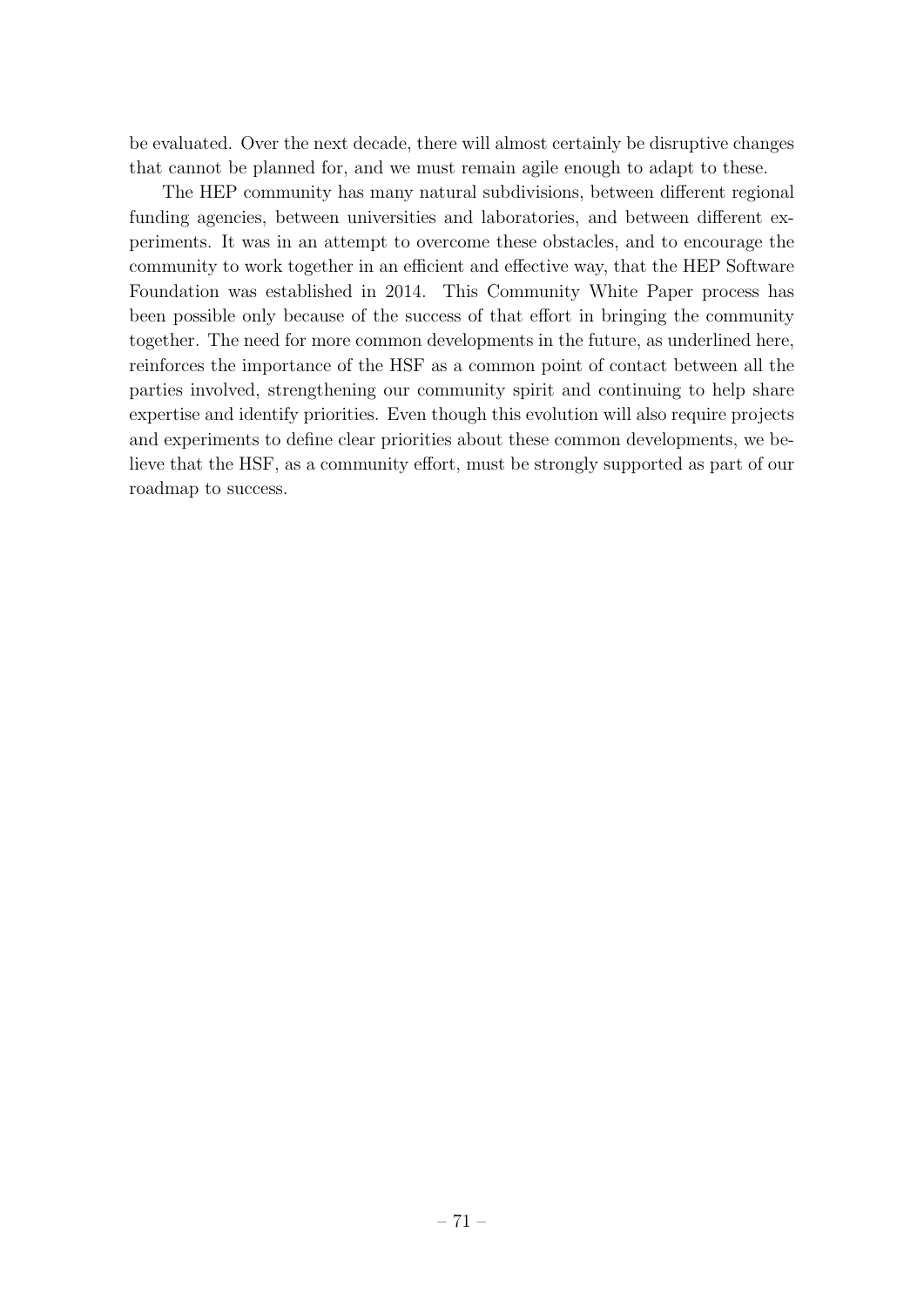be evaluated. Over the next decade, there will almost certainly be disruptive changes that cannot be planned for, and we must remain agile enough to adapt to these.

The HEP community has many natural subdivisions, between different regional funding agencies, between universities and laboratories, and between different experiments. It was in an attempt to overcome these obstacles, and to encourage the community to work together in an efficient and effective way, that the HEP Software Foundation was established in 2014. This Community White Paper process has been possible only because of the success of that effort in bringing the community together. The need for more common developments in the future, as underlined here, reinforces the importance of the HSF as a common point of contact between all the parties involved, strengthening our community spirit and continuing to help share expertise and identify priorities. Even though this evolution will also require projects and experiments to define clear priorities about these common developments, we believe that the HSF, as a community effort, must be strongly supported as part of our roadmap to success.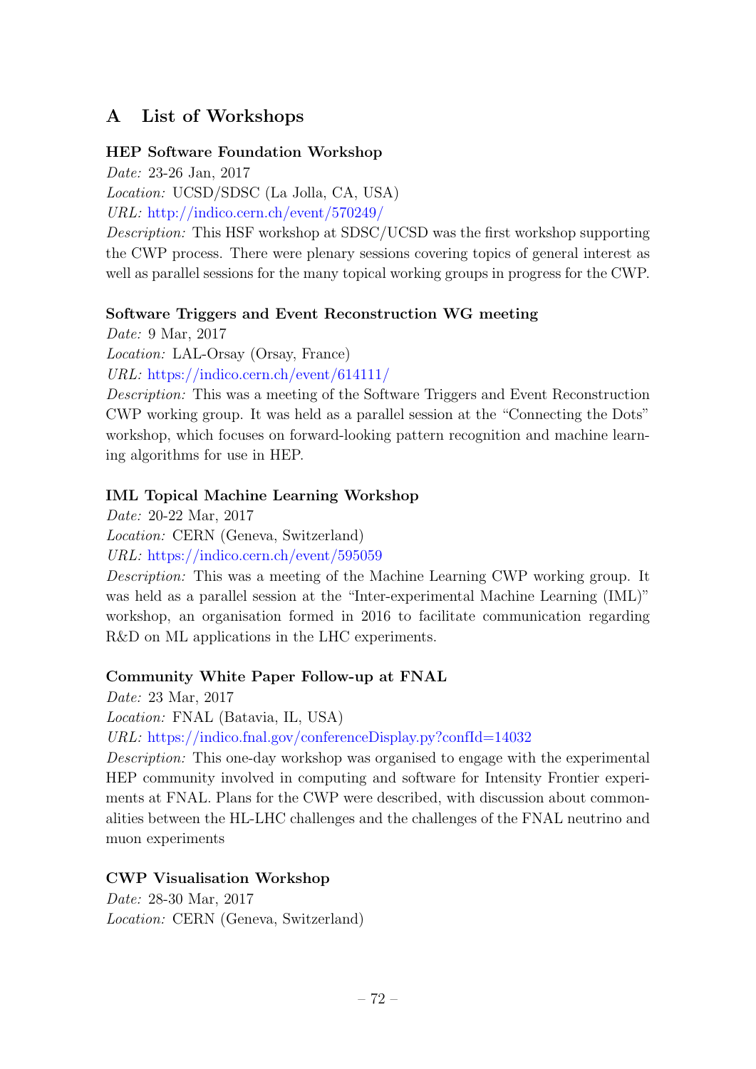# A List of Workshops

**HEP Software Foundation Workshop**

*Date:* 23-26 Jan, 2017

*Location:* UCSD/SDSC (La Jolla, CA, USA)

*URL:* http://indico.cern.ch/event/570249/

*Description:* This HSF workshop at SDSC/UCSD was the first workshop supporting the CWP process. There were plenary sessions covering topics of general interest as well as parallel sessions for the many topical working groups in progress for the CWP.

**Software Triggers and Event Reconstruction WG meeting**

*Date:* 9 Mar, 2017

*Location:* LAL-Orsay (Orsay, France)

*URL:* https://indico.cern.ch/event/614111/

*Description:* This was a meeting of the Software Triggers and Event Reconstruction CWP working group. It was held as a parallel session at the "Connecting the Dots" workshop, which focuses on forward-looking pattern recognition and machine learning algorithms for use in HEP.

**IML Topical Machine Learning Workshop**

*Date:* 20-22 Mar, 2017

*Location:* CERN (Geneva, Switzerland)

*URL:* https://indico.cern.ch/event/595059

*Description:* This was a meeting of the Machine Learning CWP working group. It was held as a parallel session at the "Inter-experimental Machine Learning (IML)" workshop, an organisation formed in 2016 to facilitate communication regarding R&D on ML applications in the LHC experiments.

**Community White Paper Follow-up at FNAL**

*Date:* 23 Mar, 2017

*Location:* FNAL (Batavia, IL, USA)

*URL:* https://indico.fnal.gov/conferenceDisplay.py?confId=14032

*Description:* This one-day workshop was organised to engage with the experimental HEP community involved in computing and software for Intensity Frontier experiments at FNAL. Plans for the CWP were described, with discussion about commonalities between the HL-LHC challenges and the challenges of the FNAL neutrino and muon experiments

**CWP Visualisation Workshop**

*Date:* 28-30 Mar, 2017

*Location:* CERN (Geneva, Switzerland)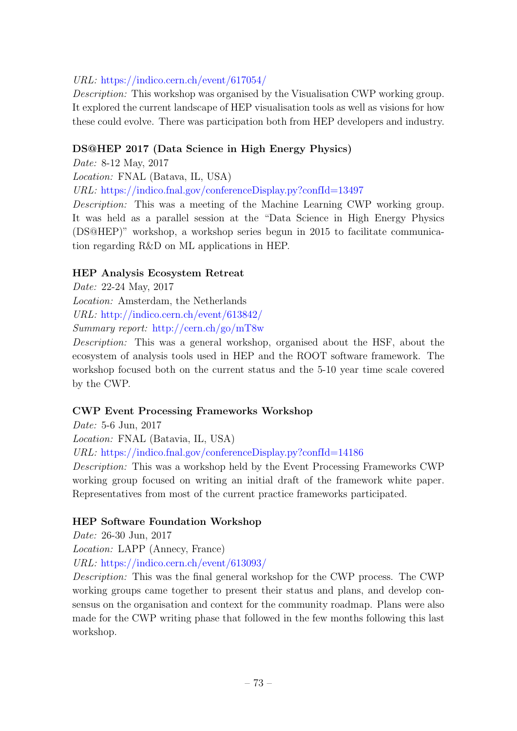*URL:* https://indico.cern.ch/event/617054/
*Description:* This workshop was organised by the Visualisation CWP working group. It explored the current landscape of HEP visualisation tools as well as visions for how these could evolve. There was participation both from HEP developers and industry.

**DS@HEP 2017 (Data Science in High Energy Physics)**
*Date:* 8-12 May, 2017
*Location:* FNAL (Batava, IL, USA)
*URL:* https://indico.fnal.gov/conferenceDisplay.py?confId=13497
*Description:* This was a meeting of the Machine Learning CWP working group. It was held as a parallel session at the "Data Science in High Energy Physics (DS@HEP)" workshop, a workshop series begun in 2015 to facilitate communication regarding R&D on ML applications in HEP.

**HEP Analysis Ecosystem Retreat**
*Date:* 22-24 May, 2017
*Location:* Amsterdam, the Netherlands
*URL:* http://indico.cern.ch/event/613842/
*Summary report:* http://cern.ch/go/mT8w
*Description:* This was a general workshop, organised about the HSF, about the ecosystem of analysis tools used in HEP and the ROOT software framework. The workshop focused both on the current status and the 5-10 year time scale covered by the CWP.

**CWP Event Processing Frameworks Workshop**
*Date:* 5-6 Jun, 2017
*Location:* FNAL (Batavia, IL, USA)
*URL:* https://indico.fnal.gov/conferenceDisplay.py?confId=14186
*Description:* This was a workshop held by the Event Processing Frameworks CWP working group focused on writing an initial draft of the framework white paper. Representatives from most of the current practice frameworks participated.

**HEP Software Foundation Workshop**
*Date:* 26-30 Jun, 2017
*Location:* LAPP (Annecy, France)
*URL:* https://indico.cern.ch/event/613093/
*Description:* This was the final general workshop for the CWP process. The CWP working groups came together to present their status and plans, and develop consensus on the organisation and context for the community roadmap. Plans were also made for the CWP writing phase that followed in the few months following this last workshop.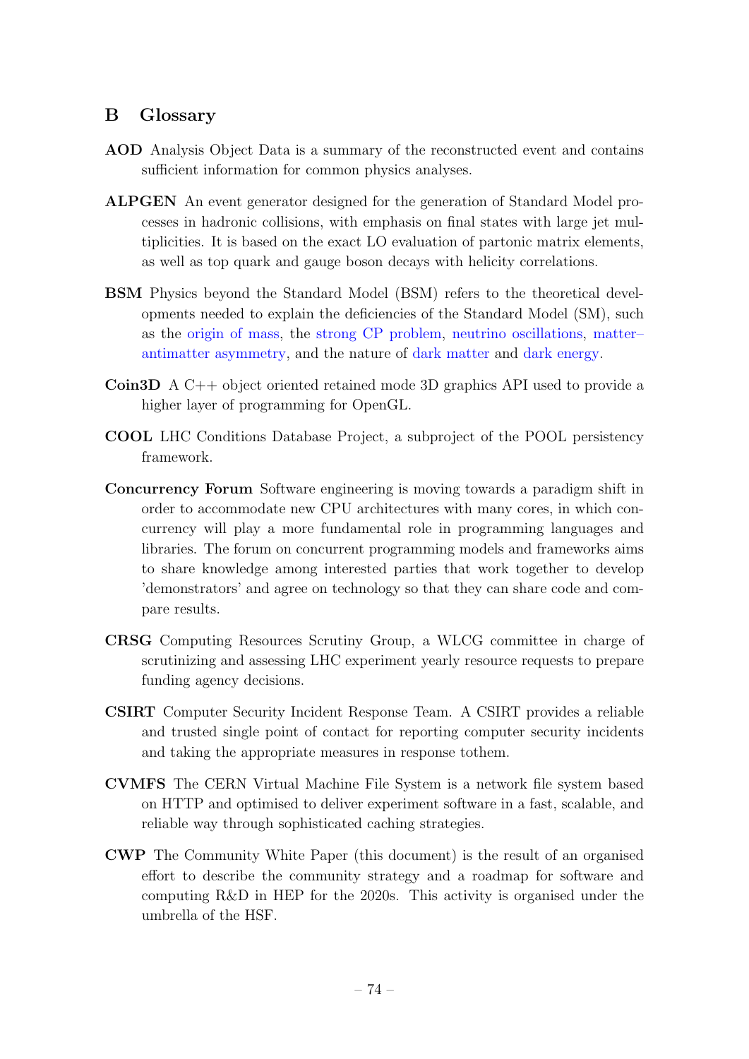## B Glossary

**AOD** Analysis Object Data is a summary of the reconstructed event and contains sufficient information for common physics analyses.

**ALPGEN** An event generator designed for the generation of Standard Model processes in hadronic collisions, with emphasis on final states with large jet multiplicities. It is based on the exact LO evaluation of partonic matrix elements, as well as top quark and gauge boson decays with helicity correlations.

**BSM** Physics beyond the Standard Model (BSM) refers to the theoretical developments needed to explain the deficiencies of the Standard Model (SM), such as the origin of mass, the strong CP problem, neutrino oscillations, matter–antimatter asymmetry, and the nature of dark matter and dark energy.

**Coin3D** A C++ object oriented retained mode 3D graphics API used to provide a higher layer of programming for OpenGL.

**COOL** LHC Conditions Database Project, a subproject of the POOL persistency framework.

**Concurrency Forum** Software engineering is moving towards a paradigm shift in order to accommodate new CPU architectures with many cores, in which concurrency will play a more fundamental role in programming languages and libraries. The forum on concurrent programming models and frameworks aims to share knowledge among interested parties that work together to develop 'demonstrators' and agree on technology so that they can share code and compare results.

**CRSG** Computing Resources Scrutiny Group, a WLCG committee in charge of scrutinizing and assessing LHC experiment yearly resource requests to prepare funding agency decisions.

**CSIRT** Computer Security Incident Response Team. A CSIRT provides a reliable and trusted single point of contact for reporting computer security incidents and taking the appropriate measures in response tothem.

**CVMFS** The CERN Virtual Machine File System is a network file system based on HTTP and optimised to deliver experiment software in a fast, scalable, and reliable way through sophisticated caching strategies.

**CWP** The Community White Paper (this document) is the result of an organised effort to describe the community strategy and a roadmap for software and computing R&D in HEP for the 2020s. This activity is organised under the umbrella of the HSF.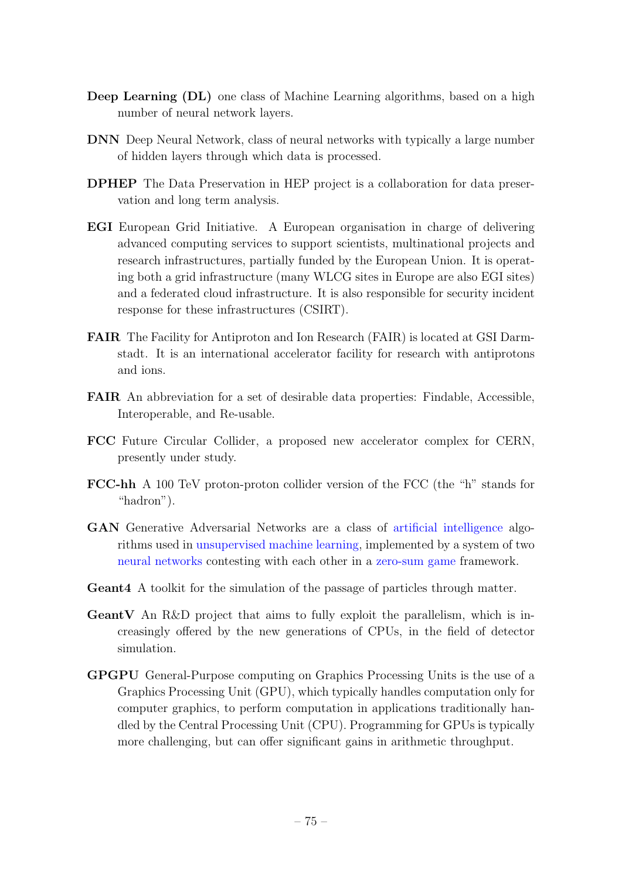**Deep Learning (DL)** one class of Machine Learning algorithms, based on a high number of neural network layers.

**DNN** Deep Neural Network, class of neural networks with typically a large number of hidden layers through which data is processed.

**DPHEP** The Data Preservation in HEP project is a collaboration for data preservation and long term analysis.

**EGI** European Grid Initiative. A European organisation in charge of delivering advanced computing services to support scientists, multinational projects and research infrastructures, partially funded by the European Union. It is operating both a grid infrastructure (many WLCG sites in Europe are also EGI sites) and a federated cloud infrastructure. It is also responsible for security incident response for these infrastructures (CSIRT).

**FAIR** The Facility for Antiproton and Ion Research (FAIR) is located at GSI Darmstadt. It is an international accelerator facility for research with antiprotons and ions.

**FAIR** An abbreviation for a set of desirable data properties: Findable, Accessible, Interoperable, and Re-usable.

**FCC** Future Circular Collider, a proposed new accelerator complex for CERN, presently under study.

**FCC-hh** A 100 TeV proton-proton collider version of the FCC (the "h" stands for "hadron").

**GAN** Generative Adversarial Networks are a class of artificial intelligence algorithms used in unsupervised machine learning, implemented by a system of two neural networks contesting with each other in a zero-sum game framework.

**Geant4** A toolkit for the simulation of the passage of particles through matter.

**GeantV** An R&D project that aims to fully exploit the parallelism, which is increasingly offered by the new generations of CPUs, in the field of detector simulation.

**GPGPU** General-Purpose computing on Graphics Processing Units is the use of a Graphics Processing Unit (GPU), which typically handles computation only for computer graphics, to perform computation in applications traditionally handled by the Central Processing Unit (CPU). Programming for GPUs is typically more challenging, but can offer significant gains in arithmetic throughput.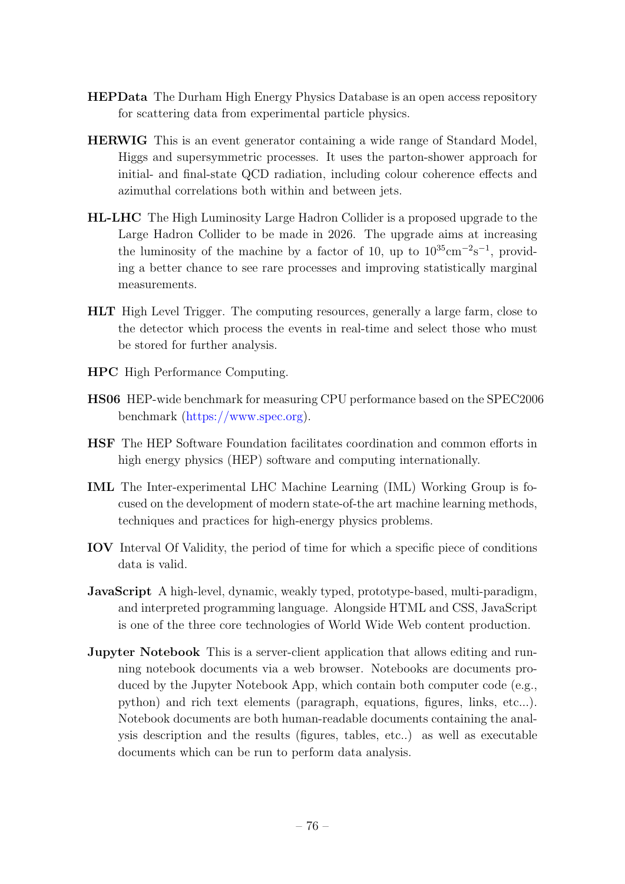**HEPData** The Durham High Energy Physics Database is an open access repository for scattering data from experimental particle physics.

**HERWIG** This is an event generator containing a wide range of Standard Model, Higgs and supersymmetric processes. It uses the parton-shower approach for initial- and final-state QCD radiation, including colour coherence effects and azimuthal correlations both within and between jets.

**HL-LHC** The High Luminosity Large Hadron Collider is a proposed upgrade to the Large Hadron Collider to be made in 2026. The upgrade aims at increasing the luminosity of the machine by a factor of 10, up to $10^{35}\text{cm}^{-2}\text{s}^{-1}$, providing a better chance to see rare processes and improving statistically marginal measurements.

**HLT** High Level Trigger. The computing resources, generally a large farm, close to the detector which process the events in real-time and select those who must be stored for further analysis.

**HPC** High Performance Computing.

**HS06** HEP-wide benchmark for measuring CPU performance based on the SPEC2006 benchmark (https://www.spec.org).

**HSF** The HEP Software Foundation facilitates coordination and common efforts in high energy physics (HEP) software and computing internationally.

**IML** The Inter-experimental LHC Machine Learning (IML) Working Group is focused on the development of modern state-of-the art machine learning methods, techniques and practices for high-energy physics problems.

**IOV** Interval Of Validity, the period of time for which a specific piece of conditions data is valid.

**JavaScript** A high-level, dynamic, weakly typed, prototype-based, multi-paradigm, and interpreted programming language. Alongside HTML and CSS, JavaScript is one of the three core technologies of World Wide Web content production.

**Jupyter Notebook** This is a server-client application that allows editing and running notebook documents via a web browser. Notebooks are documents produced by the Jupyter Notebook App, which contain both computer code (e.g., python) and rich text elements (paragraph, equations, figures, links, etc...). Notebook documents are both human-readable documents containing the analysis description and the results (figures, tables, etc..) as well as executable documents which can be run to perform data analysis.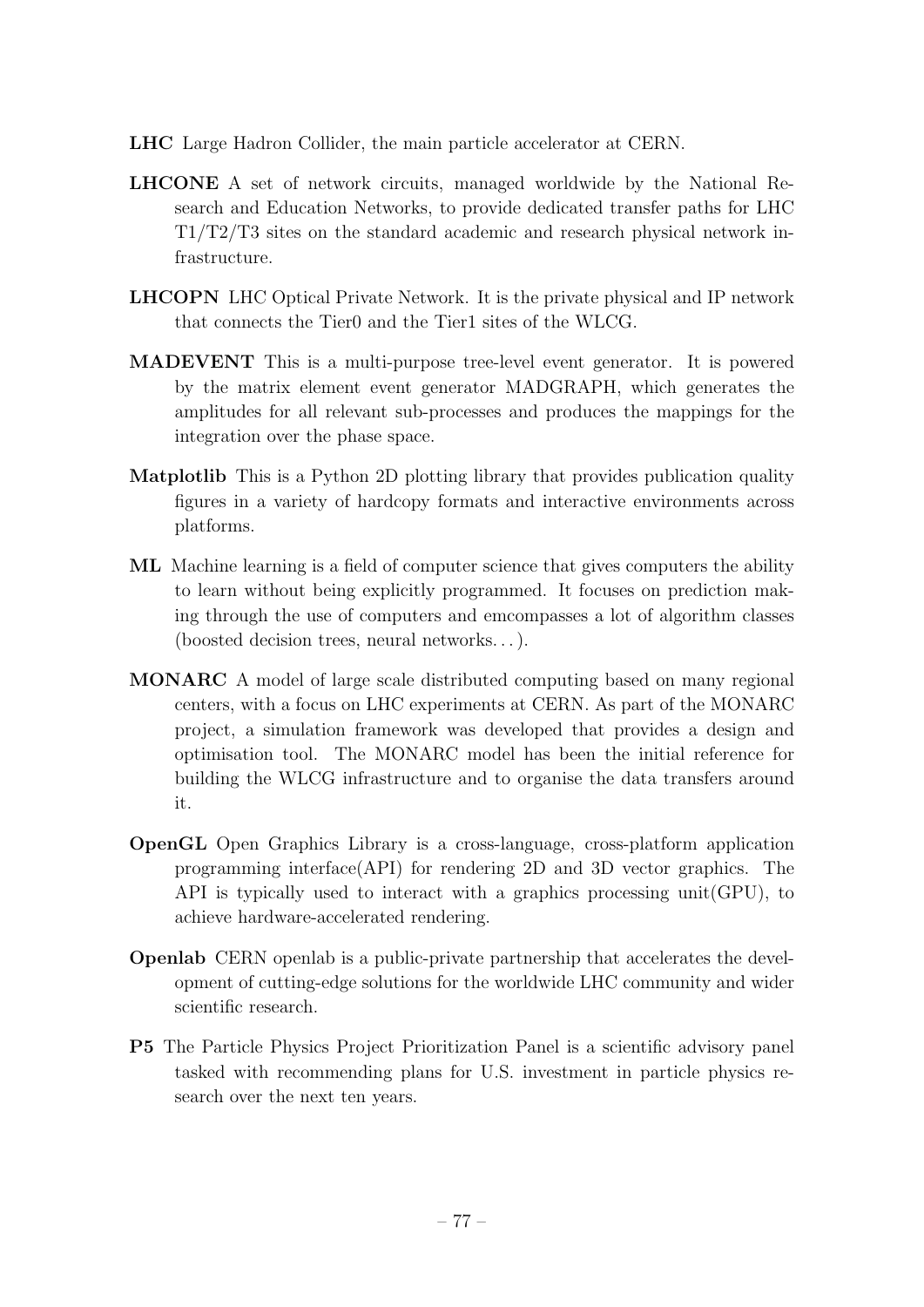**LHC** Large Hadron Collider, the main particle accelerator at CERN.

**LHCONE** A set of network circuits, managed worldwide by the National Research and Education Networks, to provide dedicated transfer paths for LHC T1/T2/T3 sites on the standard academic and research physical network infrastructure.

**LHCOPN** LHC Optical Private Network. It is the private physical and IP network that connects the Tier0 and the Tier1 sites of the WLCG.

**MADEVENT** This is a multi-purpose tree-level event generator. It is powered by the matrix element event generator MADGRAPH, which generates the amplitudes for all relevant sub-processes and produces the mappings for the integration over the phase space.

**Matplotlib** This is a Python 2D plotting library that provides publication quality figures in a variety of hardcopy formats and interactive environments across platforms.

**ML** Machine learning is a field of computer science that gives computers the ability to learn without being explicitly programmed. It focuses on prediction making through the use of computers and emcompasses a lot of algorithm classes (boosted decision trees, neural networks…).

**MONARC** A model of large scale distributed computing based on many regional centers, with a focus on LHC experiments at CERN. As part of the MONARC project, a simulation framework was developed that provides a design and optimisation tool. The MONARC model has been the initial reference for building the WLCG infrastructure and to organise the data transfers around it.

**OpenGL** Open Graphics Library is a cross-language, cross-platform application programming interface(API) for rendering 2D and 3D vector graphics. The API is typically used to interact with a graphics processing unit(GPU), to achieve hardware-accelerated rendering.

**Openlab** CERN openlab is a public-private partnership that accelerates the development of cutting-edge solutions for the worldwide LHC community and wider scientific research.

**P5** The Particle Physics Project Prioritization Panel is a scientific advisory panel tasked with recommending plans for U.S. investment in particle physics research over the next ten years.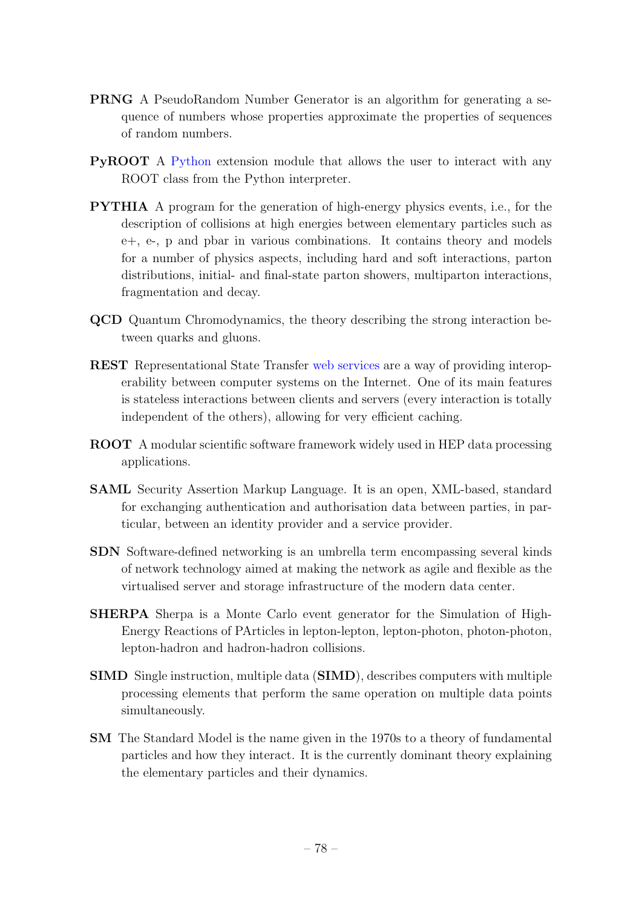**PRNG** A PseudoRandom Number Generator is an algorithm for generating a sequence of numbers whose properties approximate the properties of sequences of random numbers.

**PyROOT** A Python extension module that allows the user to interact with any ROOT class from the Python interpreter.

**PYTHIA** A program for the generation of high-energy physics events, i.e., for the description of collisions at high energies between elementary particles such as e+, e-, p and pbar in various combinations. It contains theory and models for a number of physics aspects, including hard and soft interactions, parton distributions, initial- and final-state parton showers, multiparton interactions, fragmentation and decay.

**QCD** Quantum Chromodynamics, the theory describing the strong interaction between quarks and gluons.

**REST** Representational State Transfer web services are a way of providing interoperability between computer systems on the Internet. One of its main features is stateless interactions between clients and servers (every interaction is totally independent of the others), allowing for very efficient caching.

**ROOT** A modular scientific software framework widely used in HEP data processing applications.

**SAML** Security Assertion Markup Language. It is an open, XML-based, standard for exchanging authentication and authorisation data between parties, in particular, between an identity provider and a service provider.

**SDN** Software-defined networking is an umbrella term encompassing several kinds of network technology aimed at making the network as agile and flexible as the virtualised server and storage infrastructure of the modern data center.

**SHERPA** Sherpa is a Monte Carlo event generator for the Simulation of High-Energy Reactions of PArticles in lepton-lepton, lepton-photon, photon-photon, lepton-hadron and hadron-hadron collisions.

**SIMD** Single instruction, multiple data (**SIMD**), describes computers with multiple processing elements that perform the same operation on multiple data points simultaneously.

**SM** The Standard Model is the name given in the 1970s to a theory of fundamental particles and how they interact. It is the currently dominant theory explaining the elementary particles and their dynamics.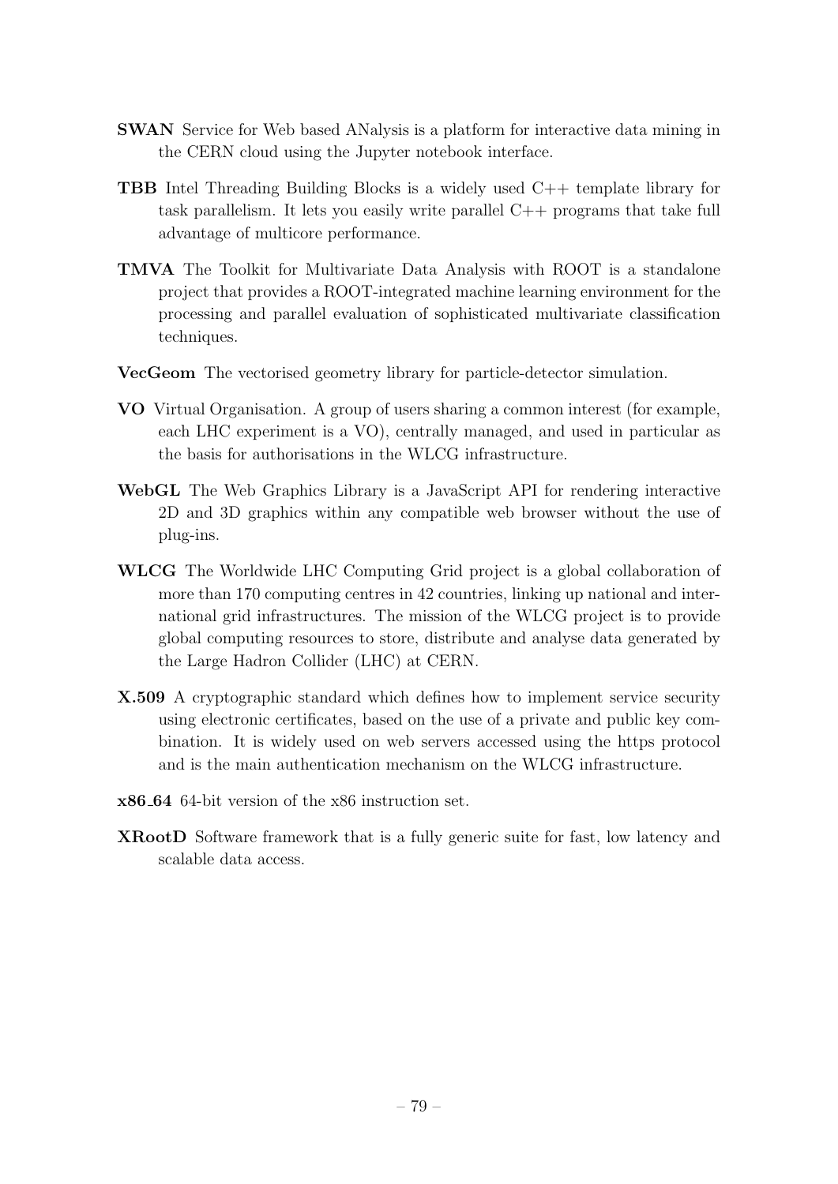**SWAN** Service for Web based ANalysis is a platform for interactive data mining in the CERN cloud using the Jupyter notebook interface.

**TBB** Intel Threading Building Blocks is a widely used C++ template library for task parallelism. It lets you easily write parallel C++ programs that take full advantage of multicore performance.

**TMVA** The Toolkit for Multivariate Data Analysis with ROOT is a standalone project that provides a ROOT-integrated machine learning environment for the processing and parallel evaluation of sophisticated multivariate classification techniques.

**VecGeom** The vectorised geometry library for particle-detector simulation.

**VO** Virtual Organisation. A group of users sharing a common interest (for example, each LHC experiment is a VO), centrally managed, and used in particular as the basis for authorisations in the WLCG infrastructure.

**WebGL** The Web Graphics Library is a JavaScript API for rendering interactive 2D and 3D graphics within any compatible web browser without the use of plug-ins.

**WLCG** The Worldwide LHC Computing Grid project is a global collaboration of more than 170 computing centres in 42 countries, linking up national and international grid infrastructures. The mission of the WLCG project is to provide global computing resources to store, distribute and analyse data generated by the Large Hadron Collider (LHC) at CERN.

**X.509** A cryptographic standard which defines how to implement service security using electronic certificates, based on the use of a private and public key combination. It is widely used on web servers accessed using the https protocol and is the main authentication mechanism on the WLCG infrastructure.

**x86_64** 64-bit version of the x86 instruction set.

**XRootD** Software framework that is a fully generic suite for fast, low latency and scalable data access.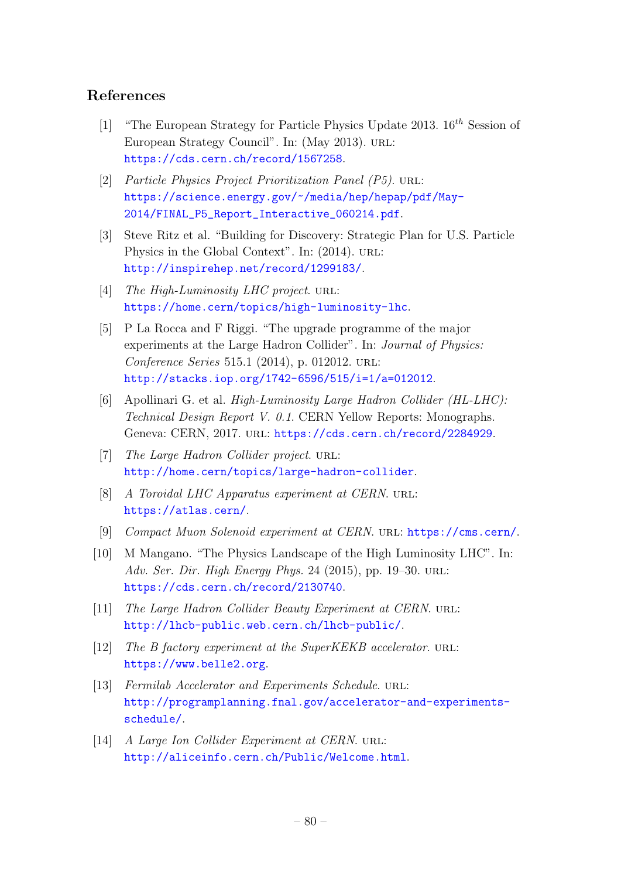## References

[1] "The European Strategy for Particle Physics Update 2013. $16^{th}$ Session of European Strategy Council". In: (May 2013). URL: https://cds.cern.ch/record/1567258.

[2] *Particle Physics Project Prioritization Panel (P5)*. URL: https://science.energy.gov/~/media/hep/hepap/pdf/May-2014/FINAL_P5_Report_Interactive_060214.pdf.

[3] Steve Ritz et al. "Building for Discovery: Strategic Plan for U.S. Particle Physics in the Global Context". In: (2014). URL: http://inspirehep.net/record/1299183/.

[4] *The High-Luminosity LHC project*. URL: https://home.cern/topics/high-luminosity-lhc.

[5] P La Rocca and F Riggi. "The upgrade programme of the major experiments at the Large Hadron Collider". In: *Journal of Physics: Conference Series* 515.1 (2014), p. 012012. URL: http://stacks.iop.org/1742-6596/515/i=1/a=012012.

[6] Apollinari G. et al. *High-Luminosity Large Hadron Collider (HL-LHC): Technical Design Report V. 0.1*. CERN Yellow Reports: Monographs. Geneva: CERN, 2017. URL: https://cds.cern.ch/record/2284929.

[7] *The Large Hadron Collider project*. URL: http://home.cern/topics/large-hadron-collider.

[8] *A Toroidal LHC Apparatus experiment at CERN*. URL: https://atlas.cern/.

[9] *Compact Muon Solenoid experiment at CERN*. URL: https://cms.cern/.

[10] M Mangano. "The Physics Landscape of the High Luminosity LHC". In: *Adv. Ser. Dir. High Energy Phys.* 24 (2015), pp. 19–30. URL: https://cds.cern.ch/record/2130740.

[11] *The Large Hadron Collider Beauty Experiment at CERN*. URL: http://lhcb-public.web.cern.ch/lhcb-public/.

[12] *The B factory experiment at the SuperKEKB accelerator*. URL: https://www.belle2.org.

[13] *Fermilab Accelerator and Experiments Schedule*. URL: http://programplanning.fnal.gov/accelerator-and-experiments-schedule/.

[14] *A Large Ion Collider Experiment at CERN*. URL: http://aliceinfo.cern.ch/Public/Welcome.html.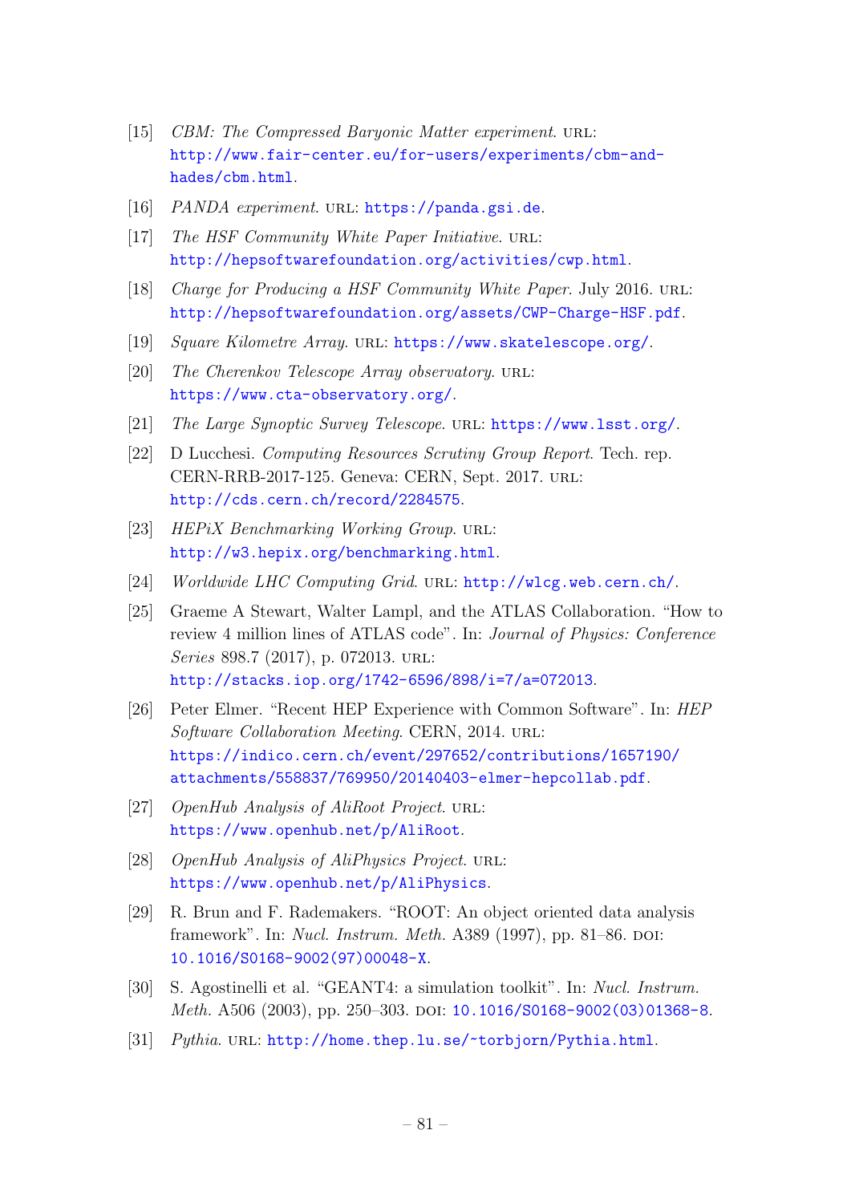[15] *CBM: The Compressed Baryonic Matter experiment*. URL: http://www.fair-center.eu/for-users/experiments/cbm-and-hades/cbm.html.

[16] *PANDA experiment*. URL: https://panda.gsi.de.

[17] *The HSF Community White Paper Initiative*. URL: http://hepsoftwarefoundation.org/activities/cwp.html.

[18] *Charge for Producing a HSF Community White Paper*. July 2016. URL: http://hepsoftwarefoundation.org/assets/CWP-Charge-HSF.pdf.

[19] *Square Kilometre Array*. URL: https://www.skatelescope.org/.

[20] *The Cherenkov Telescope Array observatory*. URL: https://www.cta-observatory.org/.

[21] *The Large Synoptic Survey Telescope*. URL: https://www.lsst.org/.

[22] D Lucchesi. *Computing Resources Scrutiny Group Report*. Tech. rep. CERN-RRB-2017-125. Geneva: CERN, Sept. 2017. URL: http://cds.cern.ch/record/2284575.

[23] *HEPiX Benchmarking Working Group*. URL: http://w3.hepix.org/benchmarking.html.

[24] *Worldwide LHC Computing Grid*. URL: http://wlcg.web.cern.ch/.

[25] Graeme A Stewart, Walter Lampl, and the ATLAS Collaboration. "How to review 4 million lines of ATLAS code". In: *Journal of Physics: Conference Series* 898.7 (2017), p. 072013. URL: http://stacks.iop.org/1742-6596/898/i=7/a=072013.

[26] Peter Elmer. "Recent HEP Experience with Common Software". In: *HEP Software Collaboration Meeting*. CERN, 2014. URL: https://indico.cern.ch/event/297652/contributions/1657190/attachments/558837/769950/20140403-elmer-hepcollab.pdf.

[27] *OpenHub Analysis of AliRoot Project*. URL: https://www.openhub.net/p/AliRoot.

[28] *OpenHub Analysis of AliPhysics Project*. URL: https://www.openhub.net/p/AliPhysics.

[29] R. Brun and F. Rademakers. "ROOT: An object oriented data analysis framework". In: *Nucl. Instrum. Meth.* A389 (1997), pp. 81–86. DOI: 10.1016/S0168-9002(97)00048-X.

[30] S. Agostinelli et al. "GEANT4: a simulation toolkit". In: *Nucl. Instrum. Meth.* A506 (2003), pp. 250–303. DOI: 10.1016/S0168-9002(03)01368-8.

[31] *Pythia*. URL: http://home.thep.lu.se/~torbjorn/Pythia.html.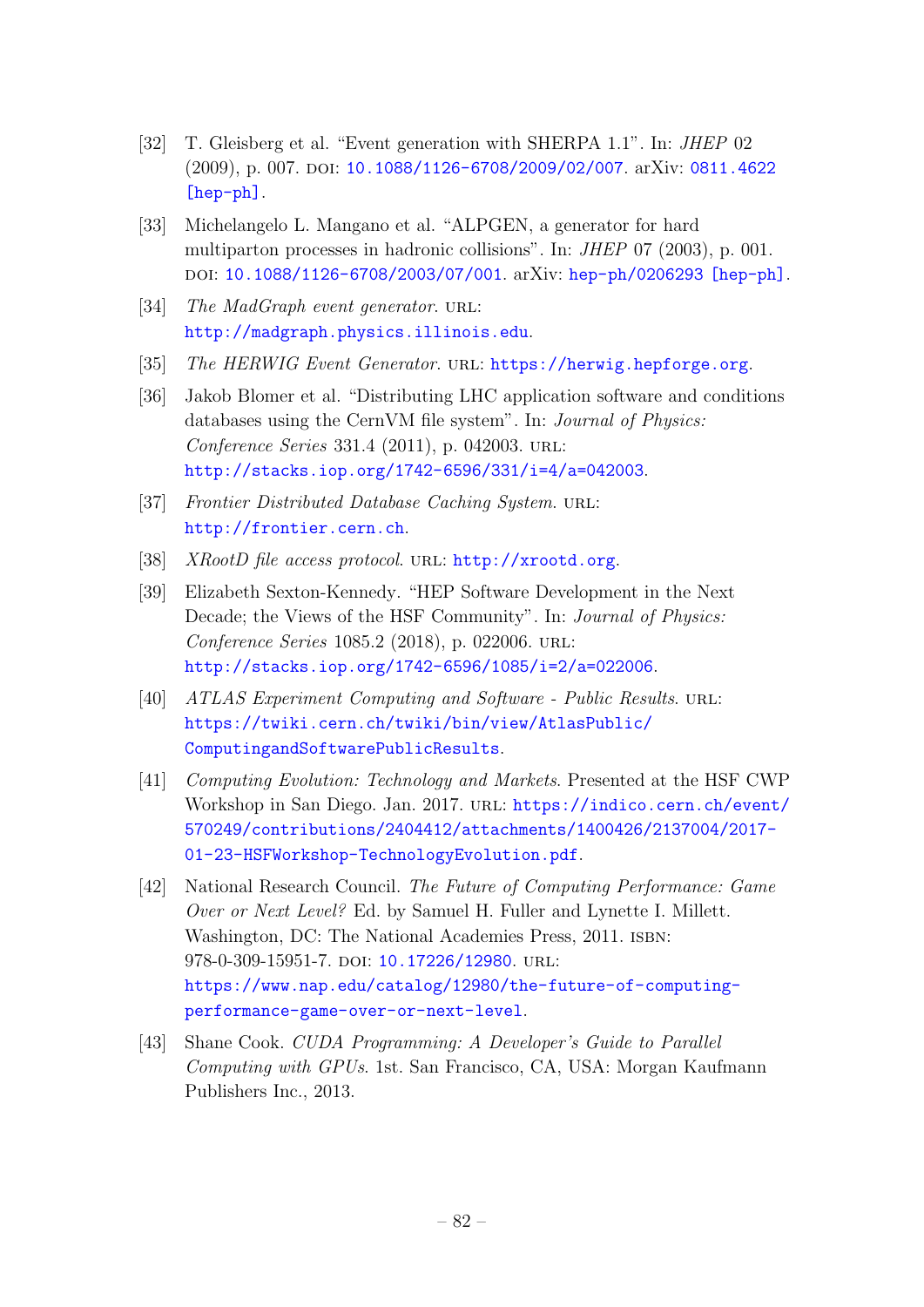[32] T. Gleisberg et al. "Event generation with SHERPA 1.1". In: *JHEP* 02 (2009), p. 007. DOI: 10.1088/1126-6708/2009/02/007. arXiv: 0811.4622 [hep-ph].

[33] Michelangelo L. Mangano et al. "ALPGEN, a generator for hard multiparton processes in hadronic collisions". In: *JHEP* 07 (2003), p. 001. DOI: 10.1088/1126-6708/2003/07/001. arXiv: hep-ph/0206293 [hep-ph].

[34] *The MadGraph event generator*. URL: http://madgraph.physics.illinois.edu.

[35] *The HERWIG Event Generator*. URL: https://herwig.hepforge.org.

[36] Jakob Blomer et al. "Distributing LHC application software and conditions databases using the CernVM file system". In: *Journal of Physics: Conference Series* 331.4 (2011), p. 042003. URL: http://stacks.iop.org/1742-6596/331/i=4/a=042003.

[37] *Frontier Distributed Database Caching System*. URL: http://frontier.cern.ch.

[38] *XRootD file access protocol*. URL: http://xrootd.org.

[39] Elizabeth Sexton-Kennedy. "HEP Software Development in the Next Decade; the Views of the HSF Community". In: *Journal of Physics: Conference Series* 1085.2 (2018), p. 022006. URL: http://stacks.iop.org/1742-6596/1085/i=2/a=022006.

[40] *ATLAS Experiment Computing and Software - Public Results*. URL: https://twiki.cern.ch/twiki/bin/view/AtlasPublic/ComputingandSoftwarePublicResults.

[41] *Computing Evolution: Technology and Markets*. Presented at the HSF CWP Workshop in San Diego. Jan. 2017. URL: https://indico.cern.ch/event/570249/contributions/2404412/attachments/1400426/2137004/2017-01-23-HSFWorkshop-TechnologyEvolution.pdf.

[42] National Research Council. *The Future of Computing Performance: Game Over or Next Level?* Ed. by Samuel H. Fuller and Lynette I. Millett. Washington, DC: The National Academies Press, 2011. ISBN: 978-0-309-15951-7. DOI: 10.17226/12980. URL: https://www.nap.edu/catalog/12980/the-future-of-computing-performance-game-over-or-next-level.

[43] Shane Cook. *CUDA Programming: A Developer's Guide to Parallel Computing with GPUs*. 1st. San Francisco, CA, USA: Morgan Kaufmann Publishers Inc., 2013.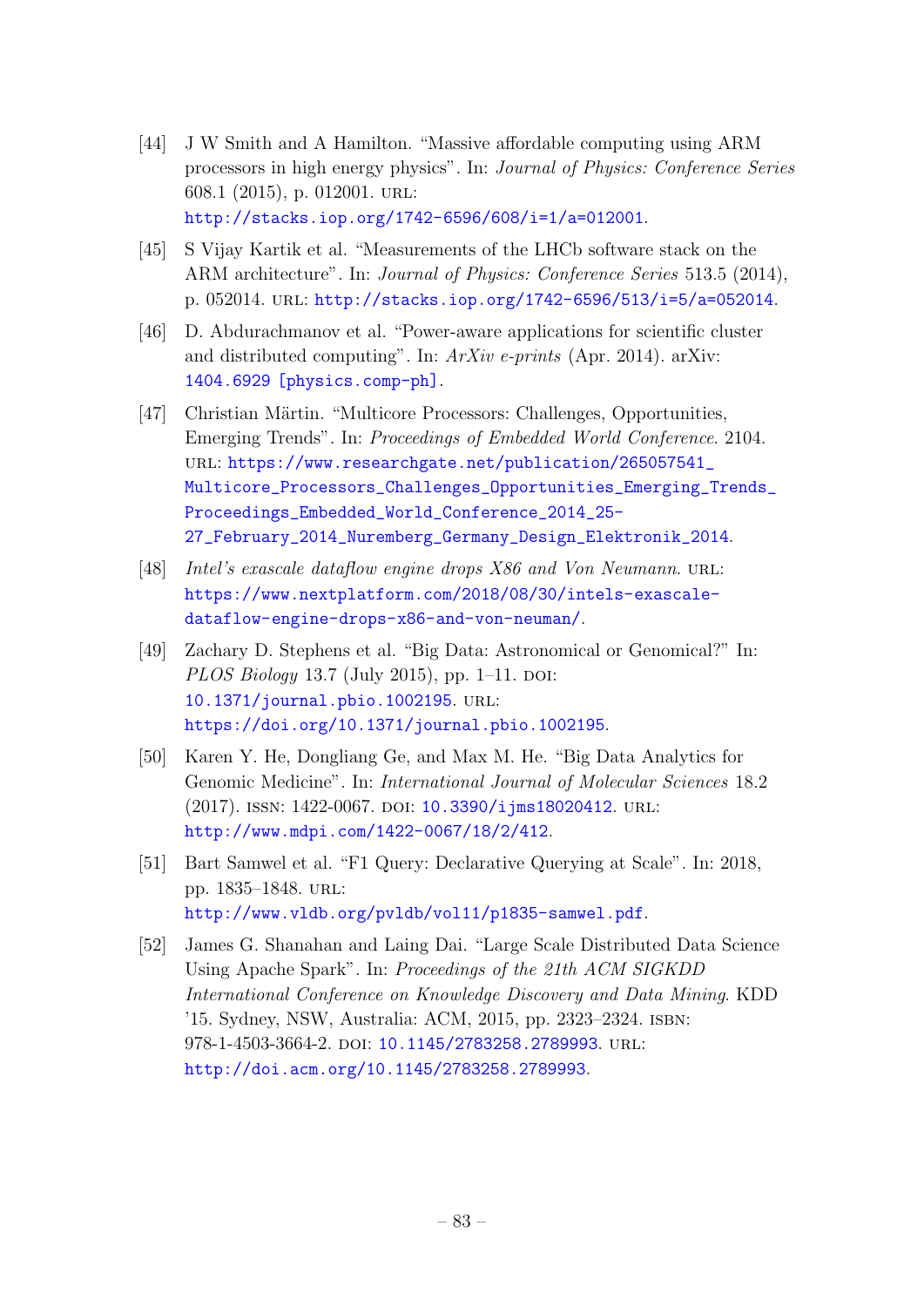[44] J W Smith and A Hamilton. "Massive affordable computing using ARM processors in high energy physics". In: *Journal of Physics: Conference Series* 608.1 (2015), p. 012001. URL: http://stacks.iop.org/1742-6596/608/i=1/a=012001.

[45] S Vijay Kartik et al. "Measurements of the LHCb software stack on the ARM architecture". In: *Journal of Physics: Conference Series* 513.5 (2014), p. 052014. URL: http://stacks.iop.org/1742-6596/513/i=5/a=052014.

[46] D. Abdurachmanov et al. "Power-aware applications for scientific cluster and distributed computing". In: *ArXiv e-prints* (Apr. 2014). arXiv: 1404.6929 [physics.comp-ph].

[47] Christian Märtin. "Multicore Processors: Challenges, Opportunities, Emerging Trends". In: *Proceedings of Embedded World Conference*. 2104. URL: https://www.researchgate.net/publication/265057541_Multicore_Processors_Challenges_Opportunities_Emerging_Trends_Proceedings_Embedded_World_Conference_2014_25-27_February_2014_Nuremberg_Germany_Design_Elektronik_2014.

[48] *Intel's exascale dataflow engine drops X86 and Von Neumann*. URL: https://www.nextplatform.com/2018/08/30/intels-exascale-dataflow-engine-drops-x86-and-von-neuman/.

[49] Zachary D. Stephens et al. "Big Data: Astronomical or Genomical?" In: *PLOS Biology* 13.7 (July 2015), pp. 1–11. DOI: 10.1371/journal.pbio.1002195. URL: https://doi.org/10.1371/journal.pbio.1002195.

[50] Karen Y. He, Dongliang Ge, and Max M. He. "Big Data Analytics for Genomic Medicine". In: *International Journal of Molecular Sciences* 18.2 (2017). ISSN: 1422-0067. DOI: 10.3390/ijms18020412. URL: http://www.mdpi.com/1422-0067/18/2/412.

[51] Bart Samwel et al. "F1 Query: Declarative Querying at Scale". In: 2018, pp. 1835–1848. URL: http://www.vldb.org/pvldb/vol11/p1835-samwel.pdf.

[52] James G. Shanahan and Laing Dai. "Large Scale Distributed Data Science Using Apache Spark". In: *Proceedings of the 21th ACM SIGKDD International Conference on Knowledge Discovery and Data Mining*. KDD '15. Sydney, NSW, Australia: ACM, 2015, pp. 2323–2324. ISBN: 978-1-4503-3664-2. DOI: 10.1145/2783258.2789993. URL: http://doi.acm.org/10.1145/2783258.2789993.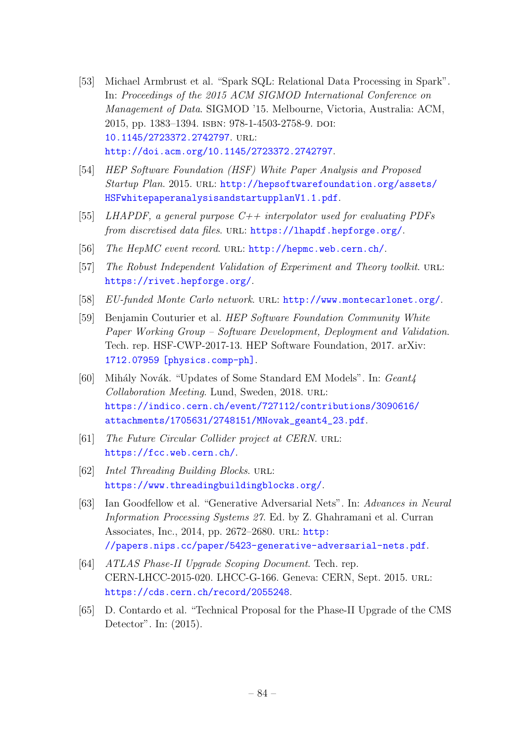[53] Michael Armbrust et al. "Spark SQL: Relational Data Processing in Spark". In: *Proceedings of the 2015 ACM SIGMOD International Conference on Management of Data*. SIGMOD '15. Melbourne, Victoria, Australia: ACM, 2015, pp. 1383–1394. ISBN: 978-1-4503-2758-9. DOI: 10.1145/2723372.2742797. URL: http://doi.acm.org/10.1145/2723372.2742797.

[54] *HEP Software Foundation (HSF) White Paper Analysis and Proposed Startup Plan*. 2015. URL: http://hepsoftwarefoundation.org/assets/HSFwhitepaperanalysisandstartupplanV1.1.pdf.

[55] *LHAPDF, a general purpose C++ interpolator used for evaluating PDFs from discretised data files*. URL: https://lhapdf.hepforge.org/.

[56] *The HepMC event record*. URL: http://hepmc.web.cern.ch/.

[57] *The Robust Independent Validation of Experiment and Theory toolkit*. URL: https://rivet.hepforge.org/.

[58] *EU-funded Monte Carlo network*. URL: http://www.montecarlonet.org/.

[59] Benjamin Couturier et al. *HEP Software Foundation Community White Paper Working Group – Software Development, Deployment and Validation*. Tech. rep. HSF-CWP-2017-13. HEP Software Foundation, 2017. arXiv: 1712.07959 [physics.comp-ph].

[60] Mihály Novák. "Updates of Some Standard EM Models". In: *Geant4 Collaboration Meeting*. Lund, Sweden, 2018. URL: https://indico.cern.ch/event/727112/contributions/3090616/attachments/1705631/2748151/MNovak_geant4_23.pdf.

[61] *The Future Circular Collider project at CERN*. URL: https://fcc.web.cern.ch/.

[62] *Intel Threading Building Blocks*. URL: https://www.threadingbuildingblocks.org/.

[63] Ian Goodfellow et al. "Generative Adversarial Nets". In: *Advances in Neural Information Processing Systems 27*. Ed. by Z. Ghahramani et al. Curran Associates, Inc., 2014, pp. 2672–2680. URL: http://papers.nips.cc/paper/5423-generative-adversarial-nets.pdf.

[64] *ATLAS Phase-II Upgrade Scoping Document*. Tech. rep. CERN-LHCC-2015-020. LHCC-G-166. Geneva: CERN, Sept. 2015. URL: https://cds.cern.ch/record/2055248.

[65] D. Contardo et al. "Technical Proposal for the Phase-II Upgrade of the CMS Detector". In: (2015).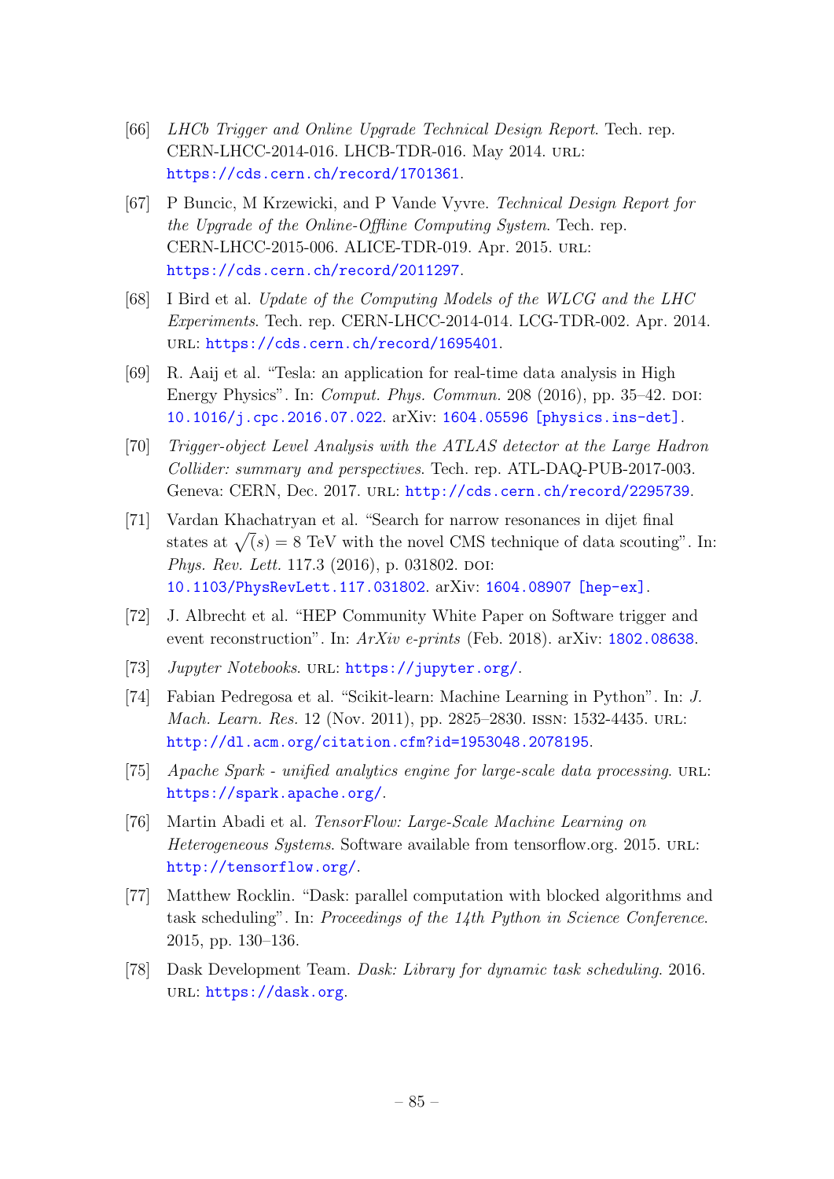[66] *LHCb Trigger and Online Upgrade Technical Design Report*. Tech. rep. CERN-LHCC-2014-016. LHCB-TDR-016. May 2014. URL: https://cds.cern.ch/record/1701361.

[67] P Buncic, M Krzewicki, and P Vande Vyvre. *Technical Design Report for the Upgrade of the Online-Offline Computing System*. Tech. rep. CERN-LHCC-2015-006. ALICE-TDR-019. Apr. 2015. URL: https://cds.cern.ch/record/2011297.

[68] I Bird et al. *Update of the Computing Models of the WLCG and the LHC Experiments*. Tech. rep. CERN-LHCC-2014-014. LCG-TDR-002. Apr. 2014. URL: https://cds.cern.ch/record/1695401.

[69] R. Aaij et al. "Tesla: an application for real-time data analysis in High Energy Physics". In: *Comput. Phys. Commun.* 208 (2016), pp. 35–42. DOI: 10.1016/j.cpc.2016.07.022. arXiv: 1604.05596 [physics.ins-det].

[70] *Trigger-object Level Analysis with the ATLAS detector at the Large Hadron Collider: summary and perspectives*. Tech. rep. ATL-DAQ-PUB-2017-003. Geneva: CERN, Dec. 2017. URL: http://cds.cern.ch/record/2295739.

[71] Vardan Khachatryan et al. "Search for narrow resonances in dijet final states at $\sqrt(s) = 8$ TeV with the novel CMS technique of data scouting". In: *Phys. Rev. Lett.* 117.3 (2016), p. 031802. DOI: 10.1103/PhysRevLett.117.031802. arXiv: 1604.08907 [hep-ex].

[72] J. Albrecht et al. "HEP Community White Paper on Software trigger and event reconstruction". In: *ArXiv e-prints* (Feb. 2018). arXiv: 1802.08638.

[73] *Jupyter Notebooks*. URL: https://jupyter.org/.

[74] Fabian Pedregosa et al. "Scikit-learn: Machine Learning in Python". In: *J. Mach. Learn. Res.* 12 (Nov. 2011), pp. 2825–2830. ISSN: 1532-4435. URL: http://dl.acm.org/citation.cfm?id=1953048.2078195.

[75] *Apache Spark - unified analytics engine for large-scale data processing*. URL: https://spark.apache.org/.

[76] Martin Abadi et al. *TensorFlow: Large-Scale Machine Learning on Heterogeneous Systems*. Software available from tensorflow.org. 2015. URL: http://tensorflow.org/.

[77] Matthew Rocklin. "Dask: parallel computation with blocked algorithms and task scheduling". In: *Proceedings of the 14th Python in Science Conference*. 2015, pp. 130–136.

[78] Dask Development Team. *Dask: Library for dynamic task scheduling*. 2016. URL: https://dask.org.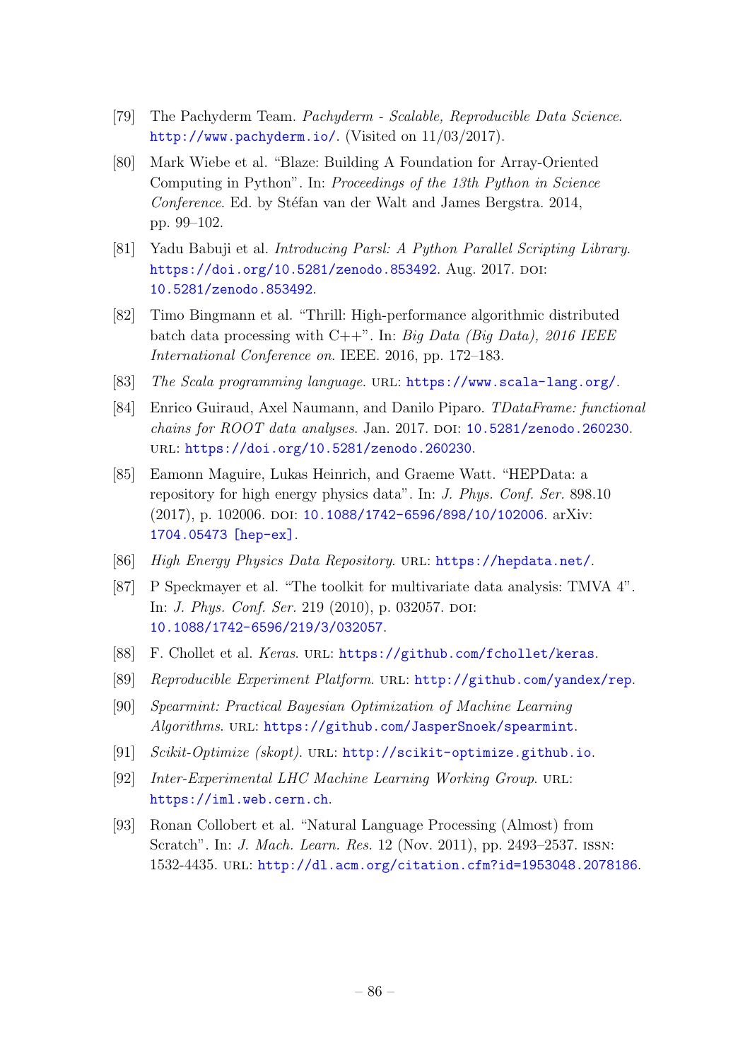[79] The Pachyderm Team. *Pachyderm - Scalable, Reproducible Data Science.* http://www.pachyderm.io/. (Visited on 11/03/2017).

[80] Mark Wiebe et al. "Blaze: Building A Foundation for Array-Oriented Computing in Python". In: *Proceedings of the 13th Python in Science Conference*. Ed. by Stéfan van der Walt and James Bergstra. 2014, pp. 99–102.

[81] Yadu Babuji et al. *Introducing Parsl: A Python Parallel Scripting Library.* https://doi.org/10.5281/zenodo.853492. Aug. 2017. DOI: 10.5281/zenodo.853492.

[82] Timo Bingmann et al. "Thrill: High-performance algorithmic distributed batch data processing with C++". In: *Big Data (Big Data), 2016 IEEE International Conference on*. IEEE. 2016, pp. 172–183.

[83] *The Scala programming language*. URL: https://www.scala-lang.org/.

[84] Enrico Guiraud, Axel Naumann, and Danilo Piparo. *TDataFrame: functional chains for ROOT data analyses*. Jan. 2017. DOI: 10.5281/zenodo.260230. URL: https://doi.org/10.5281/zenodo.260230.

[85] Eamonn Maguire, Lukas Heinrich, and Graeme Watt. "HEPData: a repository for high energy physics data". In: *J. Phys. Conf. Ser.* 898.10 (2017), p. 102006. DOI: 10.1088/1742-6596/898/10/102006. arXiv: 1704.05473 [hep-ex].

[86] *High Energy Physics Data Repository*. URL: https://hepdata.net/.

[87] P Speckmayer et al. "The toolkit for multivariate data analysis: TMVA 4". In: *J. Phys. Conf. Ser.* 219 (2010), p. 032057. DOI: 10.1088/1742-6596/219/3/032057.

[88] F. Chollet et al. *Keras*. URL: https://github.com/fchollet/keras.

[89] *Reproducible Experiment Platform*. URL: http://github.com/yandex/rep.

[90] *Spearmint: Practical Bayesian Optimization of Machine Learning Algorithms*. URL: https://github.com/JasperSnoek/spearmint.

[91] *Scikit-Optimize (skopt)*. URL: http://scikit-optimize.github.io.

[92] *Inter-Experimental LHC Machine Learning Working Group*. URL: https://iml.web.cern.ch.

[93] Ronan Collobert et al. "Natural Language Processing (Almost) from Scratch". In: *J. Mach. Learn. Res.* 12 (Nov. 2011), pp. 2493–2537. ISSN: 1532-4435. URL: http://dl.acm.org/citation.cfm?id=1953048.2078186.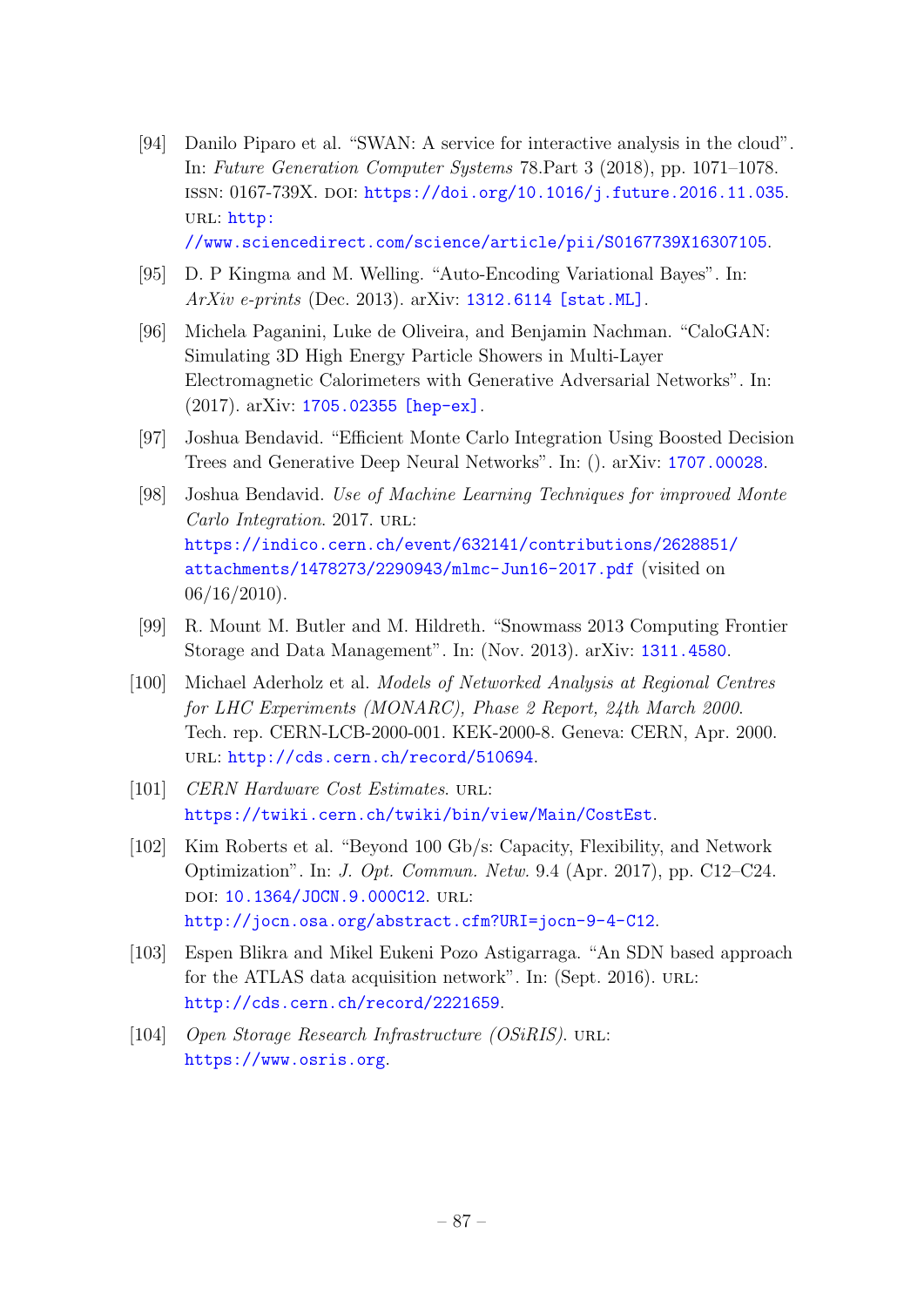[94] Danilo Piparo et al. "SWAN: A service for interactive analysis in the cloud". In: *Future Generation Computer Systems* 78.Part 3 (2018), pp. 1071–1078. ISSN: 0167-739X. DOI: https://doi.org/10.1016/j.future.2016.11.035. URL: http://www.sciencedirect.com/science/article/pii/S0167739X16307105.

[95] D. P Kingma and M. Welling. "Auto-Encoding Variational Bayes". In: *ArXiv e-prints* (Dec. 2013). arXiv: 1312.6114 [stat.ML].

[96] Michela Paganini, Luke de Oliveira, and Benjamin Nachman. "CaloGAN: Simulating 3D High Energy Particle Showers in Multi-Layer Electromagnetic Calorimeters with Generative Adversarial Networks". In: (2017). arXiv: 1705.02355 [hep-ex].

[97] Joshua Bendavid. "Efficient Monte Carlo Integration Using Boosted Decision Trees and Generative Deep Neural Networks". In: (). arXiv: 1707.00028.

[98] Joshua Bendavid. *Use of Machine Learning Techniques for improved Monte Carlo Integration*. 2017. URL: https://indico.cern.ch/event/632141/contributions/2628851/attachments/1478273/2290943/mlmc-Jun16-2017.pdf (visited on 06/16/2010).

[99] R. Mount M. Butler and M. Hildreth. "Snowmass 2013 Computing Frontier Storage and Data Management". In: (Nov. 2013). arXiv: 1311.4580.

[100] Michael Aderholz et al. *Models of Networked Analysis at Regional Centres for LHC Experiments (MONARC), Phase 2 Report, 24th March 2000*. Tech. rep. CERN-LCB-2000-001. KEK-2000-8. Geneva: CERN, Apr. 2000. URL: http://cds.cern.ch/record/510694.

[101] *CERN Hardware Cost Estimates*. URL: https://twiki.cern.ch/twiki/bin/view/Main/CostEst.

[102] Kim Roberts et al. "Beyond 100 Gb/s: Capacity, Flexibility, and Network Optimization". In: *J. Opt. Commun. Netw.* 9.4 (Apr. 2017), pp. C12–C24. DOI: 10.1364/JOCN.9.000C12. URL: http://jocn.osa.org/abstract.cfm?URI=jocn-9-4-C12.

[103] Espen Blikra and Mikel Eukeni Pozo Astigarraga. "An SDN based approach for the ATLAS data acquisition network". In: (Sept. 2016). URL: http://cds.cern.ch/record/2221659.

[104] *Open Storage Research Infrastructure (OSiRIS)*. URL: https://www.osris.org.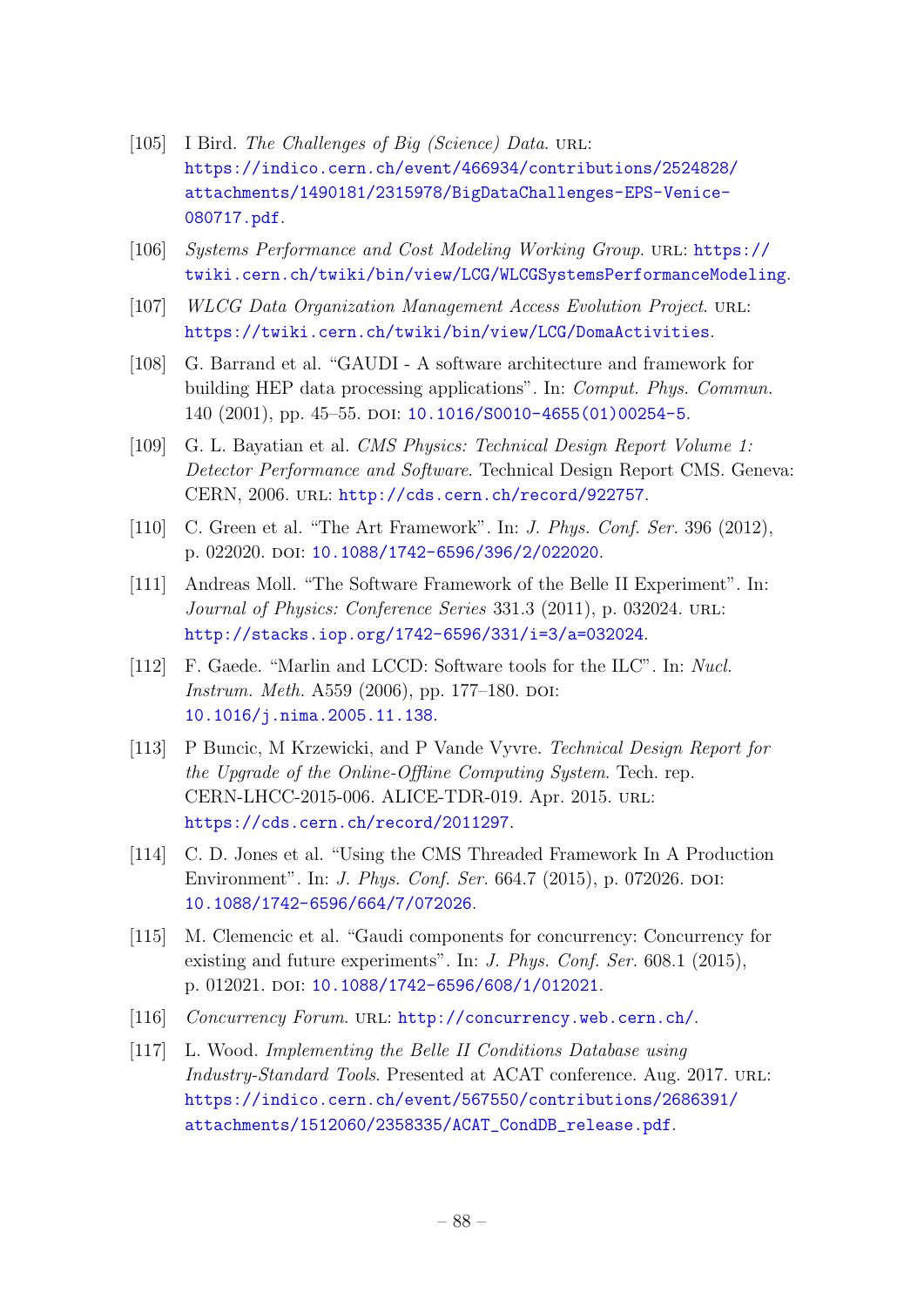[105] I Bird. *The Challenges of Big (Science) Data*. URL: https://indico.cern.ch/event/466934/contributions/2524828/attachments/1490181/2315978/BigDataChallenges-EPS-Venice-080717.pdf.

[106] *Systems Performance and Cost Modeling Working Group*. URL: https://twiki.cern.ch/twiki/bin/view/LCG/WLCGSystemsPerformanceModeling.

[107] *WLCG Data Organization Management Access Evolution Project*. URL: https://twiki.cern.ch/twiki/bin/view/LCG/DomaActivities.

[108] G. Barrand et al. "GAUDI - A software architecture and framework for building HEP data processing applications". In: *Comput. Phys. Commun.* 140 (2001), pp. 45–55. DOI: 10.1016/S0010-4655(01)00254-5.

[109] G. L. Bayatian et al. *CMS Physics: Technical Design Report Volume 1: Detector Performance and Software*. Technical Design Report CMS. Geneva: CERN, 2006. URL: http://cds.cern.ch/record/922757.

[110] C. Green et al. "The Art Framework". In: *J. Phys. Conf. Ser.* 396 (2012), p. 022020. DOI: 10.1088/1742-6596/396/2/022020.

[111] Andreas Moll. "The Software Framework of the Belle II Experiment". In: *Journal of Physics: Conference Series* 331.3 (2011), p. 032024. URL: http://stacks.iop.org/1742-6596/331/i=3/a=032024.

[112] F. Gaede. "Marlin and LCCD: Software tools for the ILC". In: *Nucl. Instrum. Meth.* A559 (2006), pp. 177–180. DOI: 10.1016/j.nima.2005.11.138.

[113] P Buncic, M Krzewicki, and P Vande Vyvre. *Technical Design Report for the Upgrade of the Online-Offline Computing System*. Tech. rep. CERN-LHCC-2015-006. ALICE-TDR-019. Apr. 2015. URL: https://cds.cern.ch/record/2011297.

[114] C. D. Jones et al. "Using the CMS Threaded Framework In A Production Environment". In: *J. Phys. Conf. Ser.* 664.7 (2015), p. 072026. DOI: 10.1088/1742-6596/664/7/072026.

[115] M. Clemencic et al. "Gaudi components for concurrency: Concurrency for existing and future experiments". In: *J. Phys. Conf. Ser.* 608.1 (2015), p. 012021. DOI: 10.1088/1742-6596/608/1/012021.

[116] *Concurrency Forum*. URL: http://concurrency.web.cern.ch/.

[117] L. Wood. *Implementing the Belle II Conditions Database using Industry-Standard Tools*. Presented at ACAT conference. Aug. 2017. URL: https://indico.cern.ch/event/567550/contributions/2686391/attachments/1512060/2358335/ACAT_CondDB_release.pdf.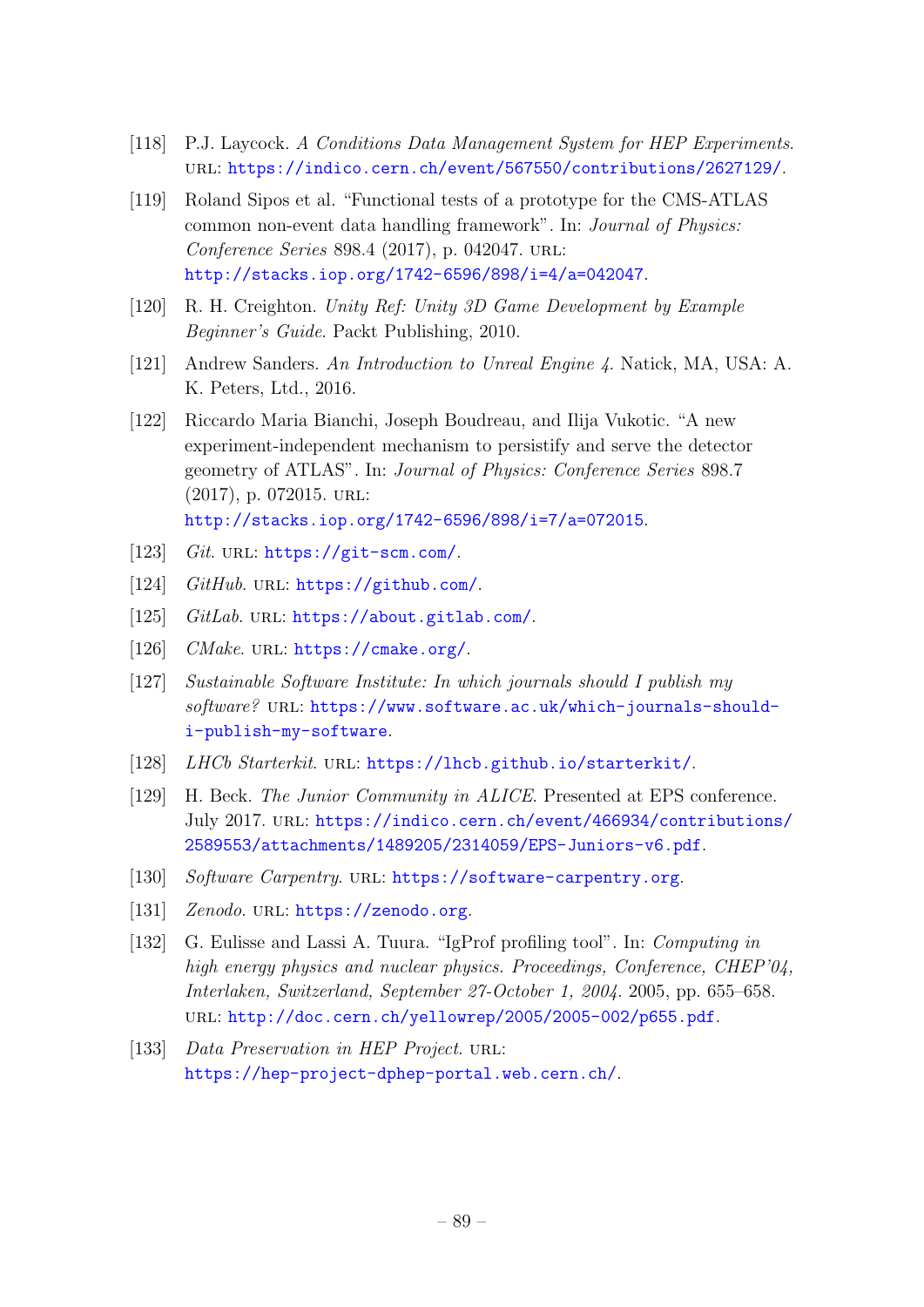[118] P.J. Laycock. *A Conditions Data Management System for HEP Experiments*. URL: https://indico.cern.ch/event/567550/contributions/2627129/.

[119] Roland Sipos et al. "Functional tests of a prototype for the CMS-ATLAS common non-event data handling framework". In: *Journal of Physics: Conference Series* 898.4 (2017), p. 042047. URL: http://stacks.iop.org/1742-6596/898/i=4/a=042047.

[120] R. H. Creighton. *Unity Ref: Unity 3D Game Development by Example Beginner's Guide*. Packt Publishing, 2010.

[121] Andrew Sanders. *An Introduction to Unreal Engine 4*. Natick, MA, USA: A. K. Peters, Ltd., 2016.

[122] Riccardo Maria Bianchi, Joseph Boudreau, and Ilija Vukotic. "A new experiment-independent mechanism to persistify and serve the detector geometry of ATLAS". In: *Journal of Physics: Conference Series* 898.7 (2017), p. 072015. URL: http://stacks.iop.org/1742-6596/898/i=7/a=072015.

[123] *Git*. URL: https://git-scm.com/.

[124] *GitHub*. URL: https://github.com/.

[125] *GitLab*. URL: https://about.gitlab.com/.

[126] *CMake*. URL: https://cmake.org/.

[127] *Sustainable Software Institute: In which journals should I publish my software?* URL: https://www.software.ac.uk/which-journals-should-i-publish-my-software.

[128] *LHCb Starterkit*. URL: https://lhcb.github.io/starterkit/.

[129] H. Beck. *The Junior Community in ALICE*. Presented at EPS conference. July 2017. URL: https://indico.cern.ch/event/466934/contributions/2589553/attachments/1489205/2314059/EPS-Juniors-v6.pdf.

[130] *Software Carpentry*. URL: https://software-carpentry.org.

[131] *Zenodo*. URL: https://zenodo.org.

[132] G. Eulisse and Lassi A. Tuura. "IgProf profiling tool". In: *Computing in high energy physics and nuclear physics. Proceedings, Conference, CHEP'04, Interlaken, Switzerland, September 27-October 1, 2004*. 2005, pp. 655–658. URL: http://doc.cern.ch/yellowrep/2005/2005-002/p655.pdf.

[133] *Data Preservation in HEP Project*. URL: https://hep-project-dphep-portal.web.cern.ch/.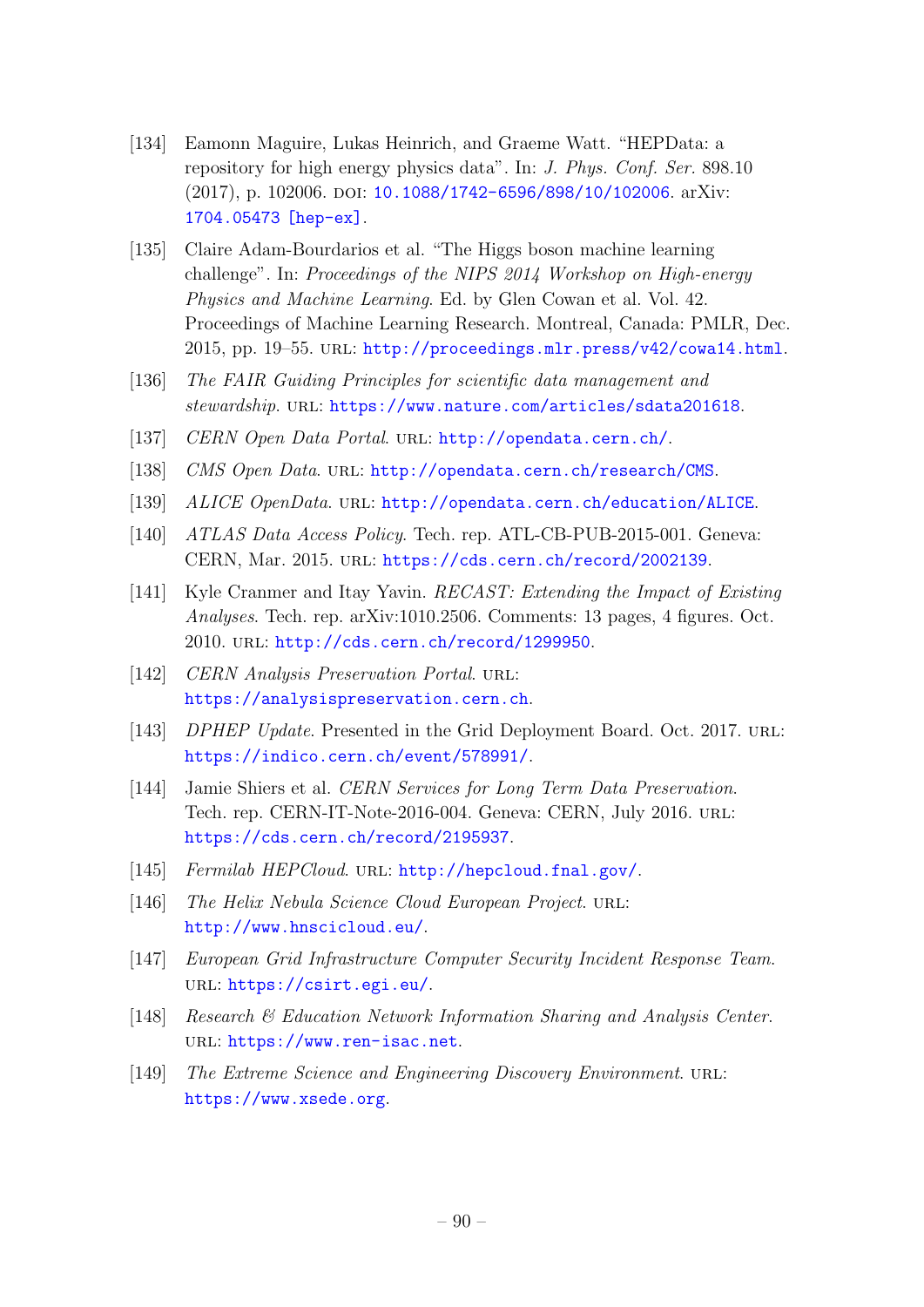[134] Eamonn Maguire, Lukas Heinrich, and Graeme Watt. "HEPData: a repository for high energy physics data". In: *J. Phys. Conf. Ser.* 898.10 (2017), p. 102006. DOI: 10.1088/1742-6596/898/10/102006. arXiv: 1704.05473 [hep-ex].

[135] Claire Adam-Bourdarios et al. "The Higgs boson machine learning challenge". In: *Proceedings of the NIPS 2014 Workshop on High-energy Physics and Machine Learning*. Ed. by Glen Cowan et al. Vol. 42. Proceedings of Machine Learning Research. Montreal, Canada: PMLR, Dec. 2015, pp. 19–55. URL: http://proceedings.mlr.press/v42/cowa14.html.

[136] *The FAIR Guiding Principles for scientific data management and stewardship*. URL: https://www.nature.com/articles/sdata201618.

[137] *CERN Open Data Portal*. URL: http://opendata.cern.ch/.

[138] *CMS Open Data*. URL: http://opendata.cern.ch/research/CMS.

[139] *ALICE OpenData*. URL: http://opendata.cern.ch/education/ALICE.

[140] *ATLAS Data Access Policy*. Tech. rep. ATL-CB-PUB-2015-001. Geneva: CERN, Mar. 2015. URL: https://cds.cern.ch/record/2002139.

[141] Kyle Cranmer and Itay Yavin. *RECAST: Extending the Impact of Existing Analyses*. Tech. rep. arXiv:1010.2506. Comments: 13 pages, 4 figures. Oct. 2010. URL: http://cds.cern.ch/record/1299950.

[142] *CERN Analysis Preservation Portal*. URL: https://analysispreservation.cern.ch.

[143] *DPHEP Update*. Presented in the Grid Deployment Board. Oct. 2017. URL: https://indico.cern.ch/event/578991/.

[144] Jamie Shiers et al. *CERN Services for Long Term Data Preservation*. Tech. rep. CERN-IT-Note-2016-004. Geneva: CERN, July 2016. URL: https://cds.cern.ch/record/2195937.

[145] *Fermilab HEPCloud*. URL: http://hepcloud.fnal.gov/.

[146] *The Helix Nebula Science Cloud European Project*. URL: http://www.hnscicloud.eu/.

[147] *European Grid Infrastructure Computer Security Incident Response Team*. URL: https://csirt.egi.eu/.

[148] *Research & Education Network Information Sharing and Analysis Center*. URL: https://www.ren-isac.net.

[149] *The Extreme Science and Engineering Discovery Environment*. URL: https://www.xsede.org.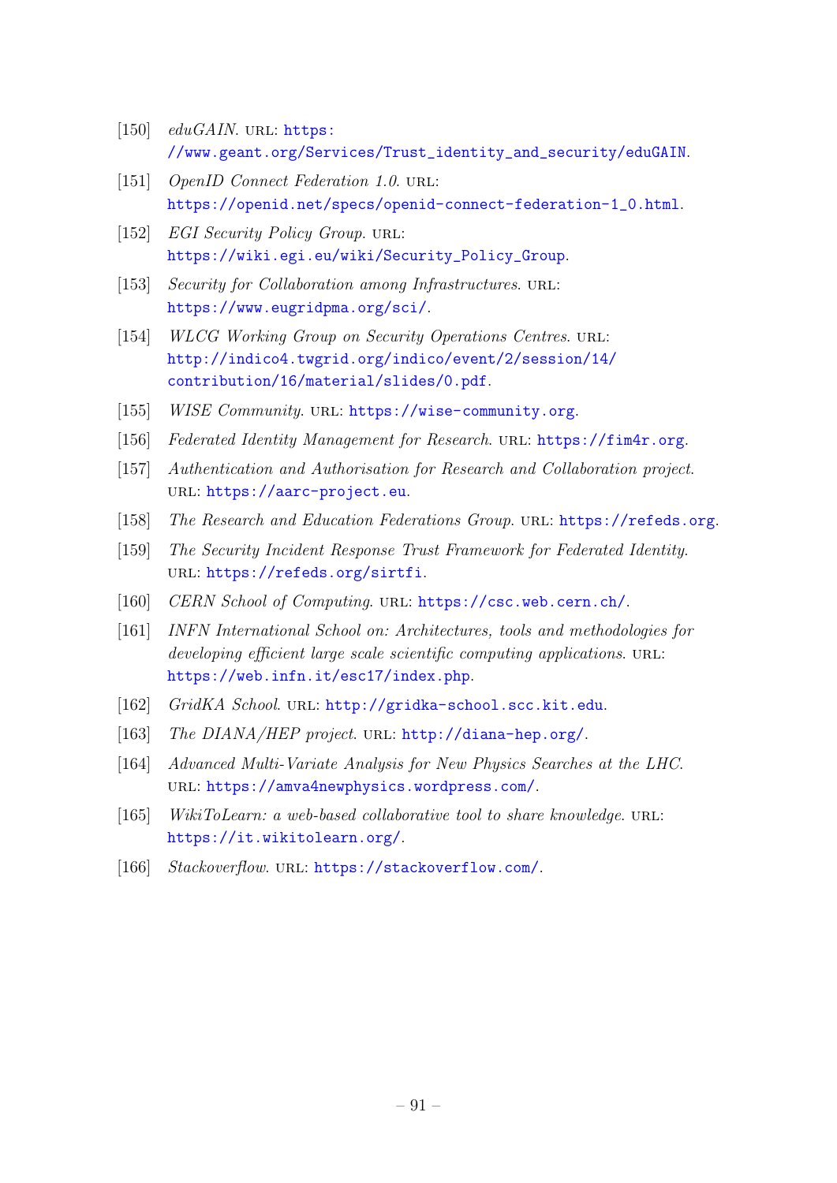[150] *eduGAIN*. URL: https://www.geant.org/Services/Trust_identity_and_security/eduGAIN.

[151] *OpenID Connect Federation 1.0*. URL: https://openid.net/specs/openid-connect-federation-1_0.html.

[152] *EGI Security Policy Group*. URL: https://wiki.egi.eu/wiki/Security_Policy_Group.

[153] *Security for Collaboration among Infrastructures*. URL: https://www.eugridpma.org/sci/.

[154] *WLCG Working Group on Security Operations Centres*. URL: http://indico4.twgrid.org/indico/event/2/session/14/contribution/16/material/slides/0.pdf.

[155] *WISE Community*. URL: https://wise-community.org.

[156] *Federated Identity Management for Research*. URL: https://fim4r.org.

[157] *Authentication and Authorisation for Research and Collaboration project*. URL: https://aarc-project.eu.

[158] *The Research and Education Federations Group*. URL: https://refeds.org.

[159] *The Security Incident Response Trust Framework for Federated Identity*. URL: https://refeds.org/sirtfi.

[160] *CERN School of Computing*. URL: https://csc.web.cern.ch/.

[161] *INFN International School on: Architectures, tools and methodologies for developing efficient large scale scientific computing applications*. URL: https://web.infn.it/esc17/index.php.

[162] *GridKA School*. URL: http://gridka-school.scc.kit.edu.

[163] *The DIANA/HEP project*. URL: http://diana-hep.org/.

[164] *Advanced Multi-Variate Analysis for New Physics Searches at the LHC*. URL: https://amva4newphysics.wordpress.com/.

[165] *WikiToLearn: a web-based collaborative tool to share knowledge*. URL: https://it.wikitolearn.org/.

[166] *Stackoverflow*. URL: https://stackoverflow.com/.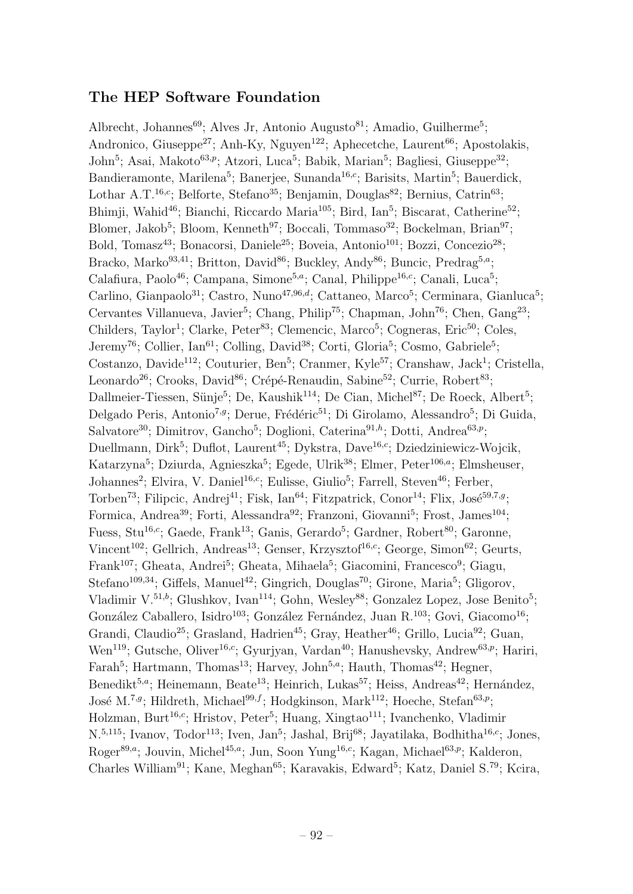### The HEP Software Foundation

Albrecht, Johannes[69]; Alves Jr, Antonio Augusto[81]; Amadio, Guilherme[5]; Andronico, Giuseppe[27]; Anh-Ky, Nguyen[122]; Aphecetche, Laurent[66]; Apostolakis, John[5]; Asai, Makoto[63,p]; Atzori, Luca[5]; Babik, Marian[5]; Bagliesi, Giuseppe[32]; Bandieramonte, Marilena[5]; Banerjee, Sunanda[16,c]; Barisits, Martin[5]; Bauerdick, Lothar A.T.[16,c]; Belforte, Stefano[35]; Benjamin, Douglas[82]; Bernius, Catrin[63]; Bhimji, Wahid[46]; Bianchi, Riccardo Maria[105]; Bird, Ian[5]; Biscarat, Catherine[52]; Blomer, Jakob[5]; Bloom, Kenneth[97]; Boccali, Tommaso[32]; Bockelman, Brian[97]; Bold, Tomasz[43]; Bonacorsi, Daniele[25]; Boveia, Antonio[101]; Bozzi, Concezio[28]; Bracko, Marko[93,41]; Britton, David[86]; Buckley, Andy[86]; Buncic, Predrag[5,a]; Calafiura, Paolo[46]; Campana, Simone[5,a]; Canal, Philippe[16,c]; Canali, Luca[5]; Carlino, Gianpaolo[31]; Castro, Nuno[47,96,d]; Cattaneo, Marco[5]; Cerminara, Gianluca[5]; Cervantes Villanueva, Javier[5]; Chang, Philip[75]; Chapman, John[76]; Chen, Gang[23]; Childers, Taylor[1]; Clarke, Peter[83]; Clemencic, Marco[5]; Cogneras, Eric[50]; Coles, Jeremy[76]; Collier, Ian[61]; Colling, David[38]; Corti, Gloria[5]; Cosmo, Gabriele[5]; Costanzo, Davide[112]; Couturier, Ben[5]; Cranmer, Kyle[57]; Cranshaw, Jack[1]; Cristella, Leonardo[26]; Crooks, David[86]; Crépé-Renaudin, Sabine[52]; Currie, Robert[83]; Dallmeier-Tiessen, Sünje[5]; De, Kaushik[114]; De Cian, Michel[87]; De Roeck, Albert[5]; Delgado Peris, Antonio[7,g]; Derue, Frédéric[51]; Di Girolamo, Alessandro[5]; Di Guida, Salvatore[30]; Dimitrov, Gancho[5]; Doglioni, Caterina[91,h]; Dotti, Andrea[63,p]; Duellmann, Dirk[5]; Duflot, Laurent[45]; Dykstra, Dave[16,c]; Dziedziniewicz-Wojcik, Katarzyna[5]; Dziurda, Agnieszka[5]; Egede, Ulrik[38]; Elmer, Peter[106,a]; Elmsheuser, Johannes[2]; Elvira, V. Daniel[16,c]; Eulisse, Giulio[5]; Farrell, Steven[46]; Ferber, Torben[73]; Filipcic, Andrej[41]; Fisk, Ian[64]; Fitzpatrick, Conor[14]; Flix, José[59,7,g]; Formica, Andrea[39]; Forti, Alessandra[92]; Franzoni, Giovanni[5]; Frost, James[104]; Fuess, Stu[16,c]; Gaede, Frank[13]; Ganis, Gerardo[5]; Gardner, Robert[80]; Garonne, Vincent[102]; Gellrich, Andreas[13]; Genser, Krzysztof[16,c]; George, Simon[62]; Geurts, Frank[107]; Gheata, Andrei[5]; Gheata, Mihaela[5]; Giacomini, Francesco[9]; Giagu, Stefano[109,34]; Giffels, Manuel[42]; Gingrich, Douglas[70]; Girone, Maria[5]; Gligorov, Vladimir V.[51,b]; Glushkov, Ivan[114]; Gohn, Wesley[88]; Gonzalez Lopez, Jose Benito[5]; González Caballero, Isidro[103]; González Fernández, Juan R.[103]; Govi, Giacomo[16]; Grandi, Claudio[25]; Grasland, Hadrien[45]; Gray, Heather[46]; Grillo, Lucia[92]; Guan, Wen[119]; Gutsche, Oliver[16,c]; Gyurjyan, Vardan[40]; Hanushevsky, Andrew[63,p]; Hariri, Farah[5]; Hartmann, Thomas[13]; Harvey, John[5,a]; Hauth, Thomas[42]; Hegner, Benedikt[5,a]; Heinemann, Beate[13]; Heinrich, Lukas[57]; Heiss, Andreas[42]; Hernández, José M.[7,g]; Hildreth, Michael[99,f]; Hodgkinson, Mark[112]; Hoeche, Stefan[63,p]; Holzman, Burt[16,c]; Hristov, Peter[5]; Huang, Xingtao[111]; Ivanchenko, Vladimir N.[5,115]; Ivanov, Todor[113]; Iven, Jan[5]; Jashal, Brij[68]; Jayatilaka, Bodhitha[16,c]; Jones, Roger[89,a]; Jouvin, Michel[45,a]; Jun, Soon Yung[16,c]; Kagan, Michael[63,p]; Kalderon, Charles William[91]; Kane, Meghan[65]; Karavakis, Edward[5]; Katz, Daniel S.[79]; Kcira,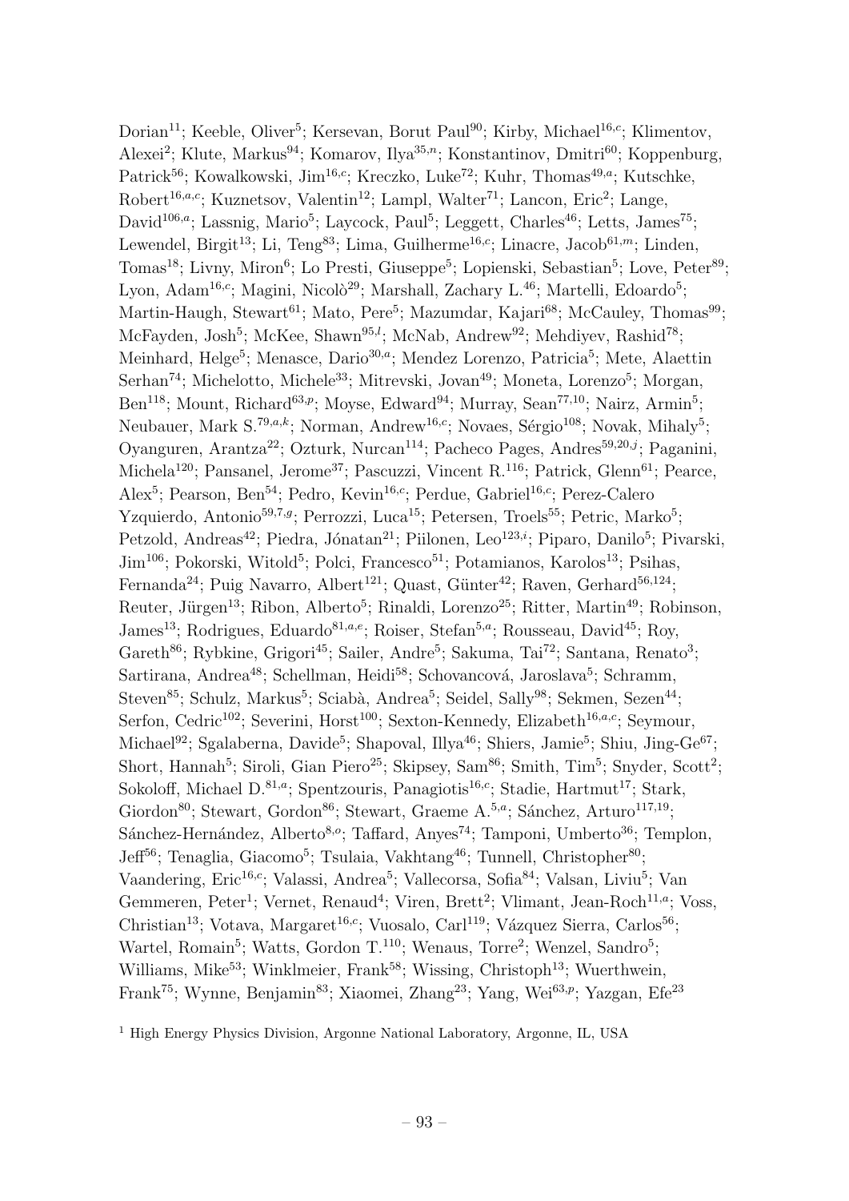Dorian[11]; Keeble, Oliver[5]; Kersevan, Borut Paul[90]; Kirby, Michael[16,c]; Klimentov, Alexei[2]; Klute, Markus[94]; Komarov, Ilya[35,n]; Konstantinov, Dmitri[60]; Koppenburg, Patrick[56]; Kowalkowski, Jim[16,c]; Kreczko, Luke[72]; Kuhr, Thomas[49,a]; Kutschke, Robert[16,a,c]; Kuznetsov, Valentin[12]; Lampl, Walter[71]; Lancon, Eric[2]; Lange, David[106,a]; Lassnig, Mario[5]; Laycock, Paul[5]; Leggett, Charles[46]; Letts, James[75]; Lewendel, Birgit[13]; Li, Teng[83]; Lima, Guilherme[16,c]; Linacre, Jacob[61,m]; Linden, Tomas[18]; Livny, Miron[6]; Lo Presti, Giuseppe[5]; Lopienski, Sebastian[5]; Love, Peter[89]; Lyon, Adam[16,c]; Magini, Nicolò[29]; Marshall, Zachary L.[46]; Martelli, Edoardo[5]; Martin-Haugh, Stewart[61]; Mato, Pere[5]; Mazumdar, Kajari[68]; McCauley, Thomas[99]; McFayden, Josh[5]; McKee, Shawn[95,l]; McNab, Andrew[92]; Mehdiyev, Rashid[78]; Meinhard, Helge[5]; Menasce, Dario[30,a]; Mendez Lorenzo, Patricia[5]; Mete, Alaettin Serhan[74]; Michelotto, Michele[33]; Mitrevski, Jovan[49]; Moneta, Lorenzo[5]; Morgan, Ben[118]; Mount, Richard[63,p]; Moyse, Edward[94]; Murray, Sean[77,10]; Nairz, Armin[5]; Neubauer, Mark S.[79,a,k]; Norman, Andrew[16,c]; Novaes, Sérgio[108]; Novak, Mihaly[5]; Oyanguren, Arantza[22]; Ozturk, Nurcan[114]; Pacheco Pages, Andres[59,20,j]; Paganini, Michela[120]; Pansanel, Jerome[37]; Pascuzzi, Vincent R.[116]; Patrick, Glenn[61]; Pearce, Alex[5]; Pearson, Ben[54]; Pedro, Kevin[16,c]; Perdue, Gabriel[16,c]; Perez-Calero Yzquierdo, Antonio[59,7,g]; Perrozzi, Luca[15]; Petersen, Troels[55]; Petric, Marko[5]; Petzold, Andreas[42]; Piedra, Jónatan[21]; Piilonen, Leo[123,i]; Piparo, Danilo[5]; Pivarski, Jim[106]; Pokorski, Witold[5]; Polci, Francesco[51]; Potamianos, Karolos[13]; Psihas, Fernanda[24]; Puig Navarro, Albert[121]; Quast, Günter[42]; Raven, Gerhard[56,124]; Reuter, Jürgen[13]; Ribon, Alberto[5]; Rinaldi, Lorenzo[25]; Ritter, Martin[49]; Robinson, James[13]; Rodrigues, Eduardo[81,a,e]; Roiser, Stefan[5,a]; Rousseau, David[45]; Roy, Gareth[86]; Rybkine, Grigori[45]; Sailer, Andre[5]; Sakuma, Tai[72]; Santana, Renato[3]; Sartirana, Andrea[48]; Schellman, Heidi[58]; Schovancová, Jaroslava[5]; Schramm, Steven[85]; Schulz, Markus[5]; Sciabà, Andrea[5]; Seidel, Sally[98]; Sekmen, Sezen[44]; Serfon, Cedric[102]; Severini, Horst[100]; Sexton-Kennedy, Elizabeth[16,a,c]; Seymour, Michael[92]; Sgalaberna, Davide[5]; Shapoval, Illya[46]; Shiers, Jamie[5]; Shiu, Jing-Ge[67]; Short, Hannah[5]; Siroli, Gian Piero[25]; Skipsey, Sam[86]; Smith, Tim[5]; Snyder, Scott[2]; Sokoloff, Michael D.[81,a]; Spentzouris, Panagiotis[16,c]; Stadie, Hartmut[17]; Stark, Giordon[80]; Stewart, Gordon[86]; Stewart, Graeme A.[5,a]; Sánchez, Arturo[117,19]; Sánchez-Hernández, Alberto[8,o]; Taffard, Anyes[74]; Tamponi, Umberto[36]; Templon, Jeff[56]; Tenaglia, Giacomo[5]; Tsulaia, Vakhtang[46]; Tunnell, Christopher[80]; Vaandering, Eric[16,c]; Valassi, Andrea[5]; Vallecorsa, Sofia[84]; Valsan, Liviu[5]; Van Gemmeren, Peter[1]; Vernet, Renaud[4]; Viren, Brett[2]; Vlimant, Jean-Roch[11,a]; Voss, Christian[13]; Votava, Margaret[16,c]; Vuosalo, Carl[119]; Vázquez Sierra, Carlos[56]; Wartel, Romain[5]; Watts, Gordon T.[110]; Wenaus, Torre[2]; Wenzel, Sandro[5]; Williams, Mike[53]; Winklmeier, Frank[58]; Wissing, Christoph[13]; Wuerthwein, Frank[75]; Wynne, Benjamin[83]; Xiaomei, Zhang[23]; Yang, Wei[63,p]; Yazgan, Efe[23]

[1] High Energy Physics Division, Argonne National Laboratory, Argonne, IL, USA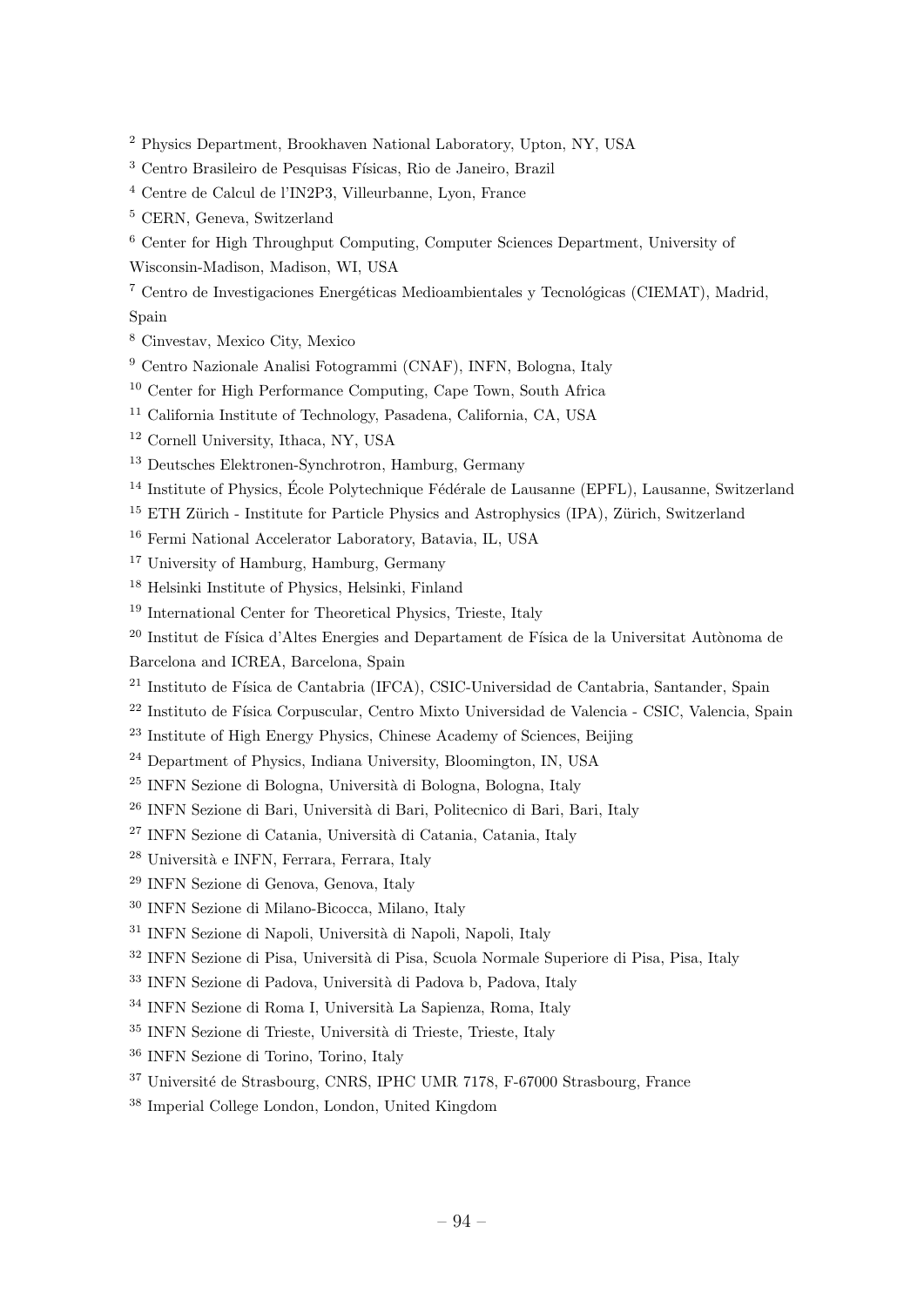[2] Physics Department, Brookhaven National Laboratory, Upton, NY, USA

[3] Centro Brasileiro de Pesquisas Físicas, Rio de Janeiro, Brazil

[4] Centre de Calcul de l'IN2P3, Villeurbanne, Lyon, France

[5] CERN, Geneva, Switzerland

[6] Center for High Throughput Computing, Computer Sciences Department, University of Wisconsin-Madison, Madison, WI, USA

[7] Centro de Investigaciones Energéticas Medioambientales y Tecnológicas (CIEMAT), Madrid, Spain

[8] Cinvestav, Mexico City, Mexico

[9] Centro Nazionale Analisi Fotogrammi (CNAF), INFN, Bologna, Italy

[10] Center for High Performance Computing, Cape Town, South Africa

[11] California Institute of Technology, Pasadena, California, CA, USA

[12] Cornell University, Ithaca, NY, USA

[13] Deutsches Elektronen-Synchrotron, Hamburg, Germany

[14] Institute of Physics, École Polytechnique Fédérale de Lausanne (EPFL), Lausanne, Switzerland

[15] ETH Zürich - Institute for Particle Physics and Astrophysics (IPA), Zürich, Switzerland

[16] Fermi National Accelerator Laboratory, Batavia, IL, USA

[17] University of Hamburg, Hamburg, Germany

[18] Helsinki Institute of Physics, Helsinki, Finland

[19] International Center for Theoretical Physics, Trieste, Italy

[20] Institut de Física d'Altes Energies and Departament de Física de la Universitat Autònoma de Barcelona and ICREA, Barcelona, Spain

[21] Instituto de Física de Cantabria (IFCA), CSIC-Universidad de Cantabria, Santander, Spain

[22] Instituto de Física Corpuscular, Centro Mixto Universidad de Valencia - CSIC, Valencia, Spain

[23] Institute of High Energy Physics, Chinese Academy of Sciences, Beijing

[24] Department of Physics, Indiana University, Bloomington, IN, USA

[25] INFN Sezione di Bologna, Università di Bologna, Bologna, Italy

[26] INFN Sezione di Bari, Università di Bari, Politecnico di Bari, Bari, Italy

[27] INFN Sezione di Catania, Università di Catania, Catania, Italy

[28] Università e INFN, Ferrara, Ferrara, Italy

[29] INFN Sezione di Genova, Genova, Italy

[30] INFN Sezione di Milano-Bicocca, Milano, Italy

[31] INFN Sezione di Napoli, Università di Napoli, Napoli, Italy

[32] INFN Sezione di Pisa, Università di Pisa, Scuola Normale Superiore di Pisa, Pisa, Italy

[33] INFN Sezione di Padova, Università di Padova b, Padova, Italy

[34] INFN Sezione di Roma I, Università La Sapienza, Roma, Italy

[35] INFN Sezione di Trieste, Università di Trieste, Trieste, Italy

[36] INFN Sezione di Torino, Torino, Italy

[37] Université de Strasbourg, CNRS, IPHC UMR 7178, F-67000 Strasbourg, France

[38] Imperial College London, London, United Kingdom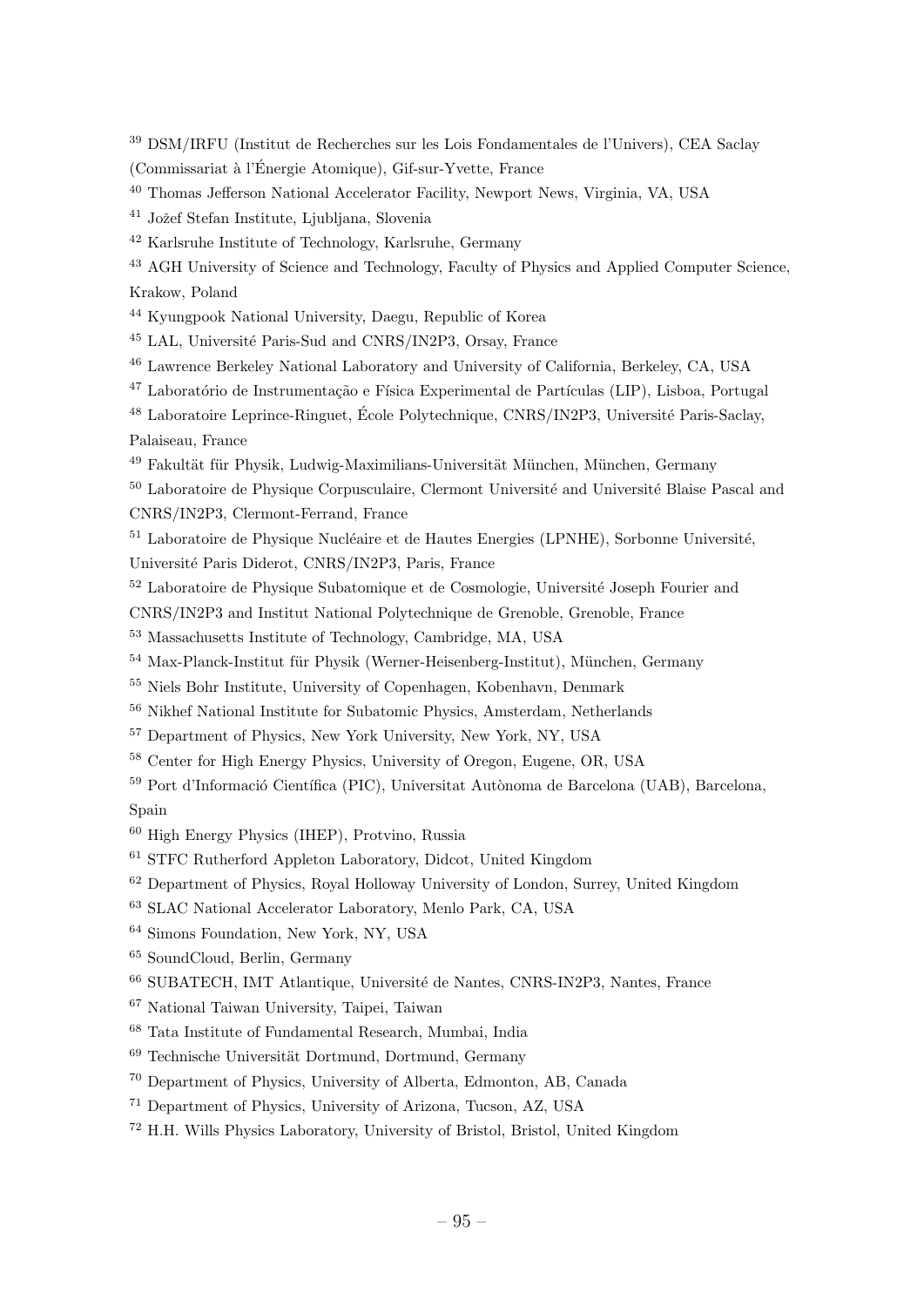[39] DSM/IRFU (Institut de Recherches sur les Lois Fondamentales de l'Univers), CEA Saclay (Commissariat à l'Énergie Atomique), Gif-sur-Yvette, France

[40] Thomas Jefferson National Accelerator Facility, Newport News, Virginia, VA, USA

[41] Jožef Stefan Institute, Ljubljana, Slovenia

[42] Karlsruhe Institute of Technology, Karlsruhe, Germany

[43] AGH University of Science and Technology, Faculty of Physics and Applied Computer Science, Krakow, Poland

[44] Kyungpook National University, Daegu, Republic of Korea

[45] LAL, Université Paris-Sud and CNRS/IN2P3, Orsay, France

[46] Lawrence Berkeley National Laboratory and University of California, Berkeley, CA, USA

[47] Laboratório de Instrumentação e Física Experimental de Partículas (LIP), Lisboa, Portugal

[48] Laboratoire Leprince-Ringuet, École Polytechnique, CNRS/IN2P3, Université Paris-Saclay, Palaiseau, France

[49] Fakultät für Physik, Ludwig-Maximilians-Universität München, München, Germany

[50] Laboratoire de Physique Corpusculaire, Clermont Université and Université Blaise Pascal and CNRS/IN2P3, Clermont-Ferrand, France

[51] Laboratoire de Physique Nucléaire et de Hautes Energies (LPNHE), Sorbonne Université, Université Paris Diderot, CNRS/IN2P3, Paris, France

[52] Laboratoire de Physique Subatomique et de Cosmologie, Université Joseph Fourier and CNRS/IN2P3 and Institut National Polytechnique de Grenoble, Grenoble, France

[53] Massachusetts Institute of Technology, Cambridge, MA, USA

[54] Max-Planck-Institut für Physik (Werner-Heisenberg-Institut), München, Germany

[55] Niels Bohr Institute, University of Copenhagen, Kobenhavn, Denmark

[56] Nikhef National Institute for Subatomic Physics, Amsterdam, Netherlands

[57] Department of Physics, New York University, New York, NY, USA

[58] Center for High Energy Physics, University of Oregon, Eugene, OR, USA

[59] Port d'Informació Científica (PIC), Universitat Autònoma de Barcelona (UAB), Barcelona, Spain

[60] High Energy Physics (IHEP), Protvino, Russia

[61] STFC Rutherford Appleton Laboratory, Didcot, United Kingdom

[62] Department of Physics, Royal Holloway University of London, Surrey, United Kingdom

[63] SLAC National Accelerator Laboratory, Menlo Park, CA, USA

[64] Simons Foundation, New York, NY, USA

[65] SoundCloud, Berlin, Germany

[66] SUBATECH, IMT Atlantique, Université de Nantes, CNRS-IN2P3, Nantes, France

[67] National Taiwan University, Taipei, Taiwan

[68] Tata Institute of Fundamental Research, Mumbai, India

[69] Technische Universität Dortmund, Dortmund, Germany

[70] Department of Physics, University of Alberta, Edmonton, AB, Canada

[71] Department of Physics, University of Arizona, Tucson, AZ, USA

[72] H.H. Wills Physics Laboratory, University of Bristol, Bristol, United Kingdom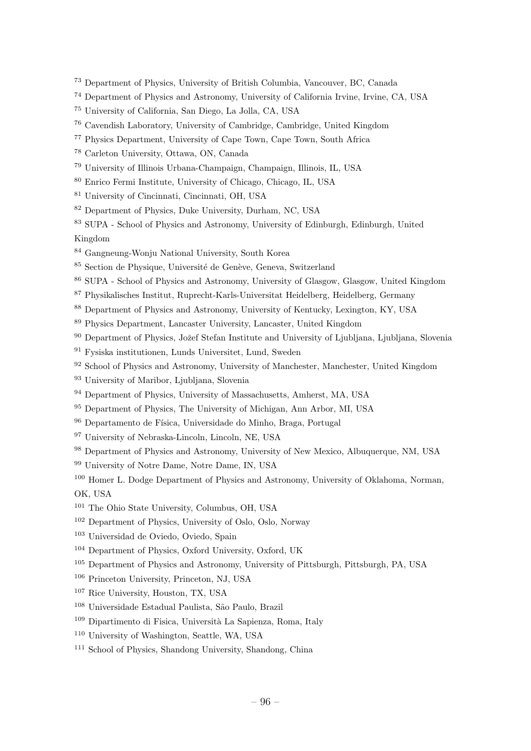[73] Department of Physics, University of British Columbia, Vancouver, BC, Canada

[74] Department of Physics and Astronomy, University of California Irvine, Irvine, CA, USA

[75] University of California, San Diego, La Jolla, CA, USA

[76] Cavendish Laboratory, University of Cambridge, Cambridge, United Kingdom

[77] Physics Department, University of Cape Town, Cape Town, South Africa

[78] Carleton University, Ottawa, ON, Canada

[79] University of Illinois Urbana-Champaign, Champaign, Illinois, IL, USA

[80] Enrico Fermi Institute, University of Chicago, Chicago, IL, USA

[81] University of Cincinnati, Cincinnati, OH, USA

[82] Department of Physics, Duke University, Durham, NC, USA

[83] SUPA - School of Physics and Astronomy, University of Edinburgh, Edinburgh, United Kingdom

[84] Gangneung-Wonju National University, South Korea

[85] Section de Physique, Université de Genève, Geneva, Switzerland

[86] SUPA - School of Physics and Astronomy, University of Glasgow, Glasgow, United Kingdom

[87] Physikalisches Institut, Ruprecht-Karls-Universitat Heidelberg, Heidelberg, Germany

[88] Department of Physics and Astronomy, University of Kentucky, Lexington, KY, USA

[89] Physics Department, Lancaster University, Lancaster, United Kingdom

[90] Department of Physics, Jožef Stefan Institute and University of Ljubljana, Ljubljana, Slovenia

[91] Fysiska institutionen, Lunds Universitet, Lund, Sweden

[92] School of Physics and Astronomy, University of Manchester, Manchester, United Kingdom

[93] University of Maribor, Ljubljana, Slovenia

[94] Department of Physics, University of Massachusetts, Amherst, MA, USA

[95] Department of Physics, The University of Michigan, Ann Arbor, MI, USA

[96] Departamento de Física, Universidade do Minho, Braga, Portugal

[97] University of Nebraska-Lincoln, Lincoln, NE, USA

[98] Department of Physics and Astronomy, University of New Mexico, Albuquerque, NM, USA

[99] University of Notre Dame, Notre Dame, IN, USA

[100] Homer L. Dodge Department of Physics and Astronomy, University of Oklahoma, Norman, OK, USA

[101] The Ohio State University, Columbus, OH, USA

[102] Department of Physics, University of Oslo, Oslo, Norway

[103] Universidad de Oviedo, Oviedo, Spain

[104] Department of Physics, Oxford University, Oxford, UK

[105] Department of Physics and Astronomy, University of Pittsburgh, Pittsburgh, PA, USA

[106] Princeton University, Princeton, NJ, USA

[107] Rice University, Houston, TX, USA

[108] Universidade Estadual Paulista, São Paulo, Brazil

[109] Dipartimento di Fisica, Università La Sapienza, Roma, Italy

[110] University of Washington, Seattle, WA, USA

[111] School of Physics, Shandong University, Shandong, China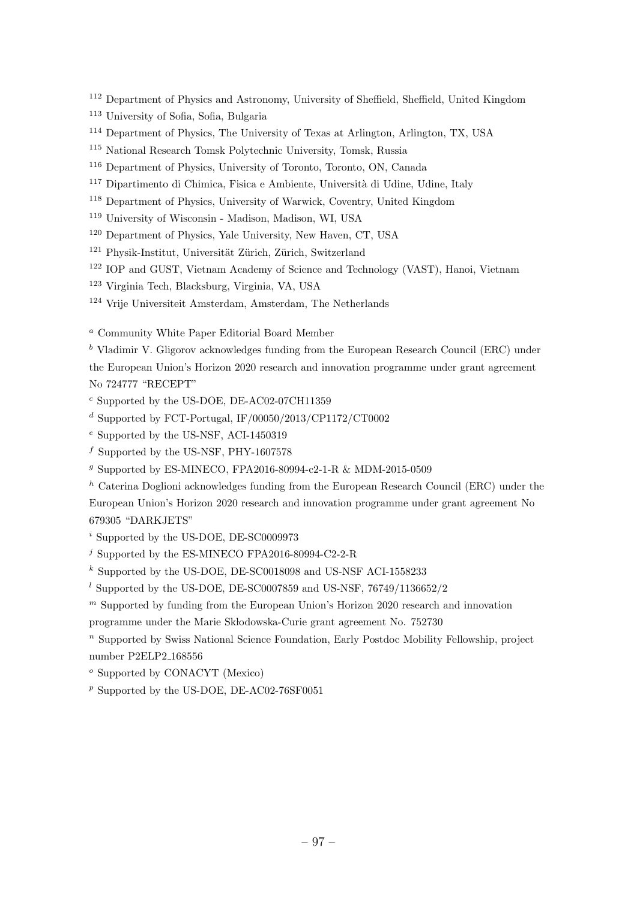[112] Department of Physics and Astronomy, University of Sheffield, Sheffield, United Kingdom
[113] University of Sofia, Sofia, Bulgaria
[114] Department of Physics, The University of Texas at Arlington, Arlington, TX, USA
[115] National Research Tomsk Polytechnic University, Tomsk, Russia
[116] Department of Physics, University of Toronto, Toronto, ON, Canada
[117] Dipartimento di Chimica, Fisica e Ambiente, Università di Udine, Udine, Italy
[118] Department of Physics, University of Warwick, Coventry, United Kingdom
[119] University of Wisconsin - Madison, Madison, WI, USA
[120] Department of Physics, Yale University, New Haven, CT, USA
[121] Physik-Institut, Universität Zürich, Zürich, Switzerland
[122] IOP and GUST, Vietnam Academy of Science and Technology (VAST), Hanoi, Vietnam
[123] Virginia Tech, Blacksburg, Virginia, VA, USA
[124] Vrije Universiteit Amsterdam, Amsterdam, The Netherlands

[a] Community White Paper Editorial Board Member
[b] Vladimir V. Gligorov acknowledges funding from the European Research Council (ERC) under the European Union's Horizon 2020 research and innovation programme under grant agreement No 724777 "RECEPT"
[c] Supported by the US-DOE, DE-AC02-07CH11359
[d] Supported by FCT-Portugal, IF/00050/2013/CP1172/CT0002
[e] Supported by the US-NSF, ACI-1450319
[f] Supported by the US-NSF, PHY-1607578
[g] Supported by ES-MINECO, FPA2016-80994-c2-1-R & MDM-2015-0509
[h] Caterina Doglioni acknowledges funding from the European Research Council (ERC) under the European Union's Horizon 2020 research and innovation programme under grant agreement No 679305 "DARKJETS"
[i] Supported by the US-DOE, DE-SC0009973
[j] Supported by the ES-MINECO FPA2016-80994-C2-2-R
[k] Supported by the US-DOE, DE-SC0018098 and US-NSF ACI-1558233
[l] Supported by the US-DOE, DE-SC0007859 and US-NSF, 76749/1136652/2
[m] Supported by funding from the European Union's Horizon 2020 research and innovation programme under the Marie Skłodowska-Curie grant agreement No. 752730
[n] Supported by Swiss National Science Foundation, Early Postdoc Mobility Fellowship, project number P2ELP2_168556
[o] Supported by CONACYT (Mexico)
[p] Supported by the US-DOE, DE-AC02-76SF0051